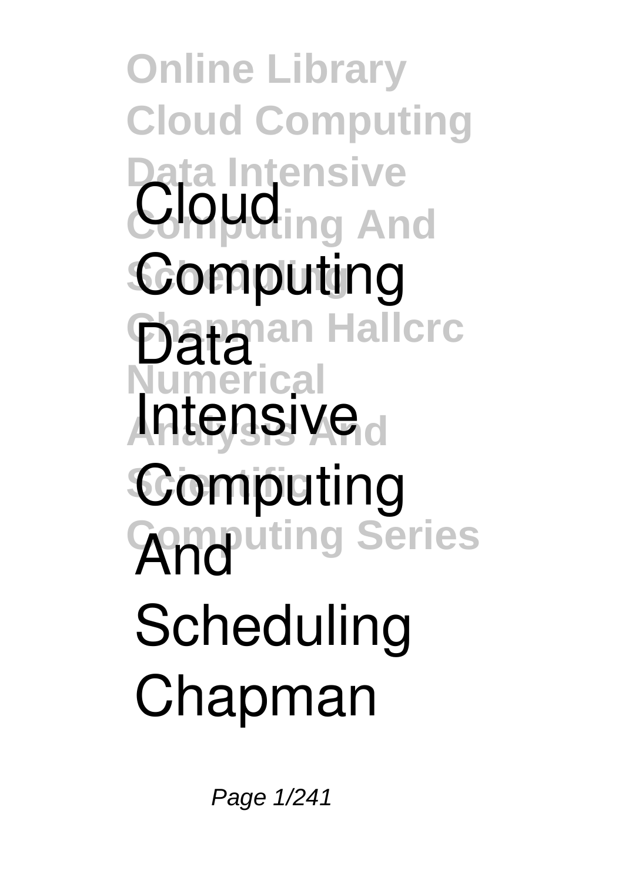# Cloud Computing Data Intensive Computing And Scheduling Chapman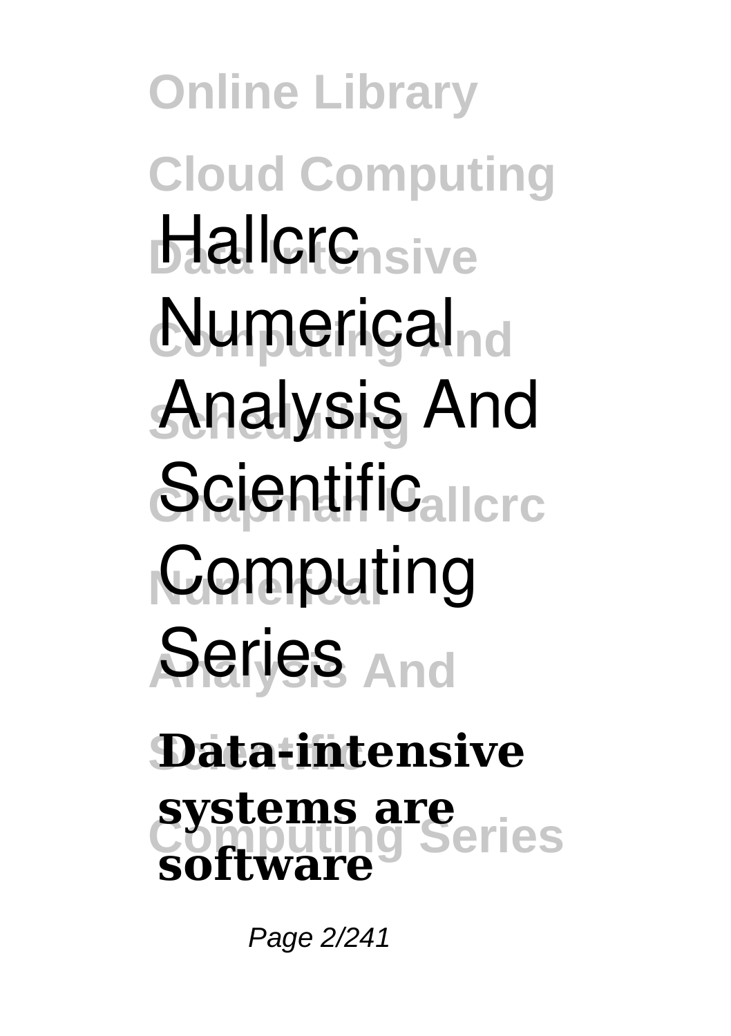# Hallcrc Numerical Analysis And Scientific Computing Series

**Data-intensive systems are software**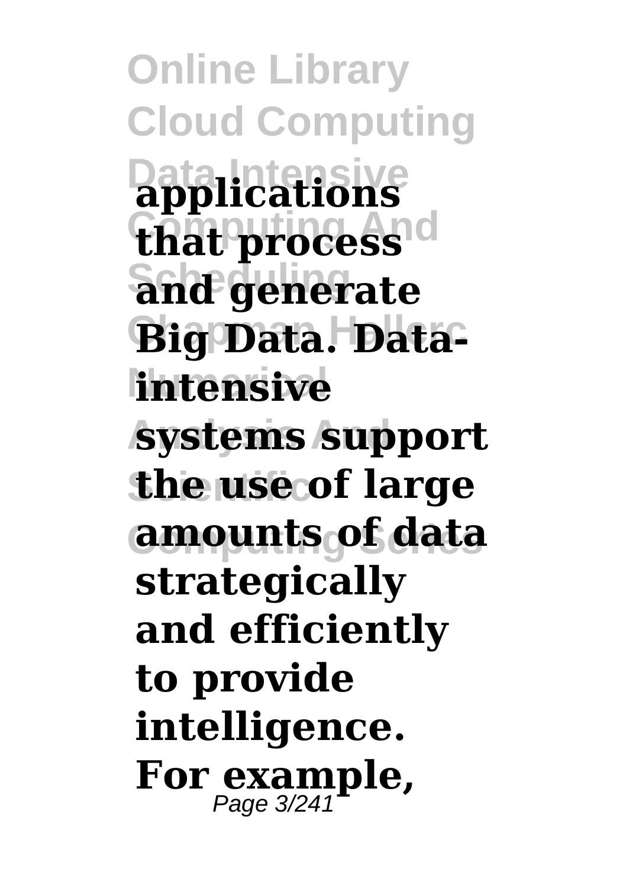**applications that process and generate Big Data. Data-intensive systems support the use of large amounts of data strategically and efficiently to provide intelligence. For example,**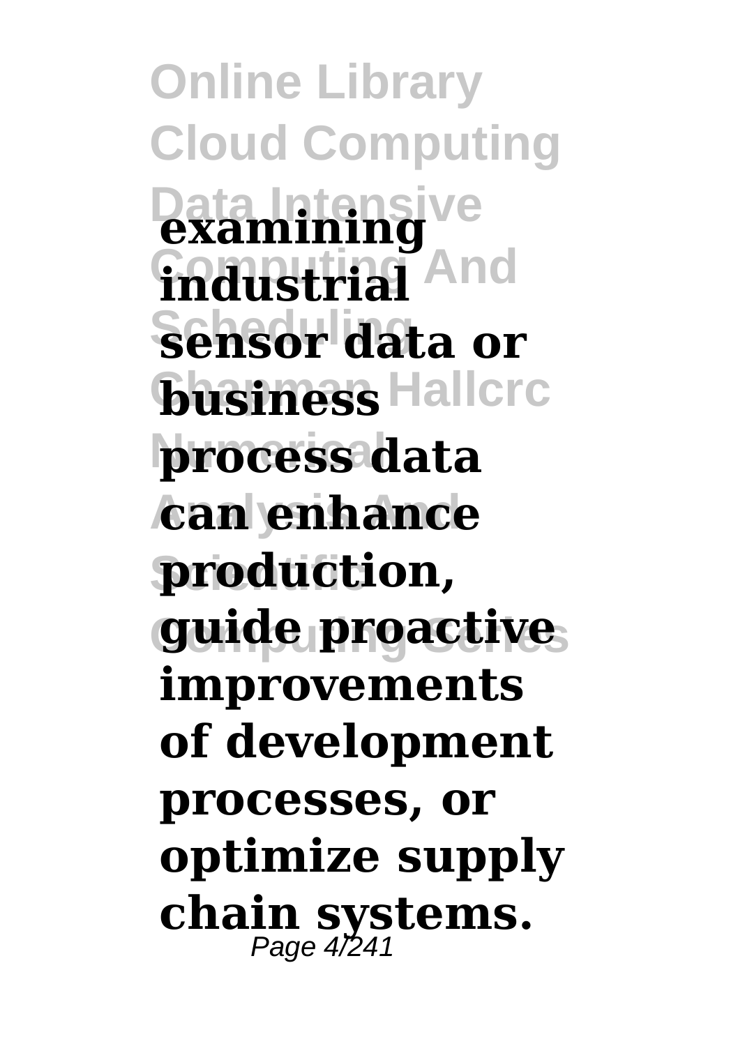**examining industrial sensor data or business process data can enhance production, guide proactive improvements of development processes, or optimize supply chain systems.**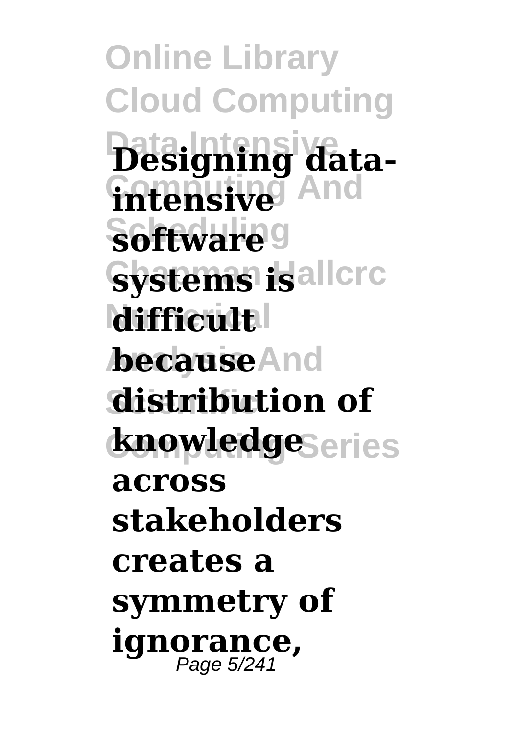**Designing data-intensive software systems is difficult because distribution of knowledge across stakeholders creates a symmetry of ignorance,**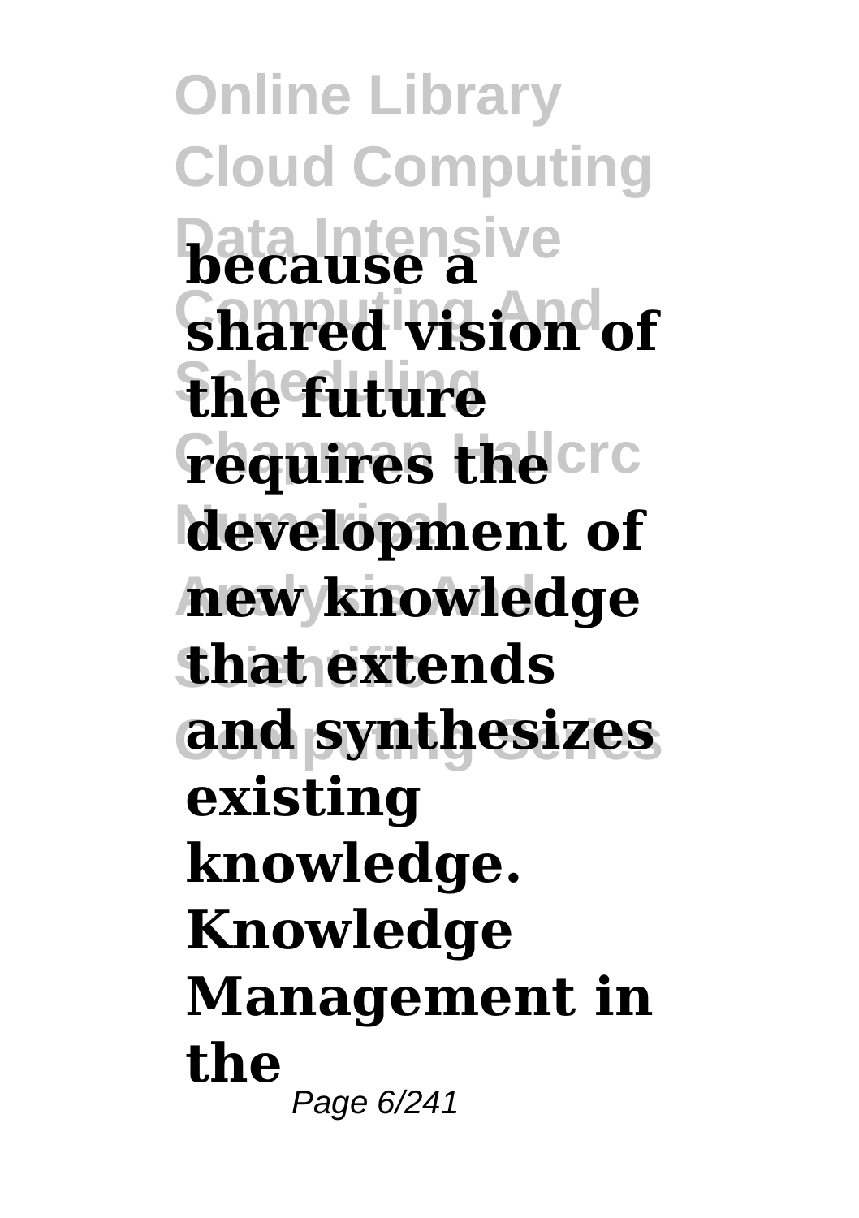**because a shared vision of the future requires the development of new knowledge that extends and synthesizes existing knowledge. Knowledge Management in the**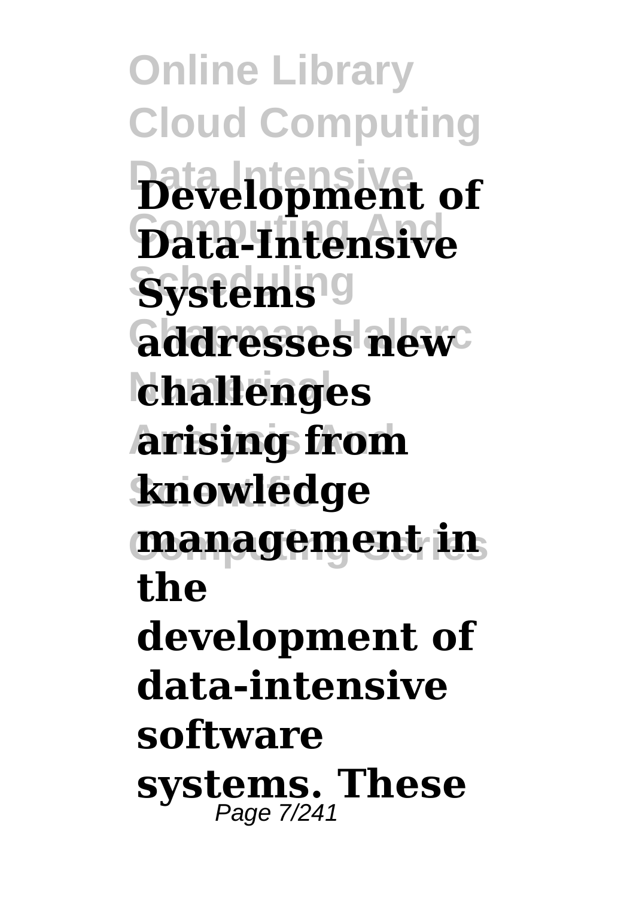**Development of Data-Intensive Systems addresses new challenges arising from knowledge management in the development of data-intensive software systems. These**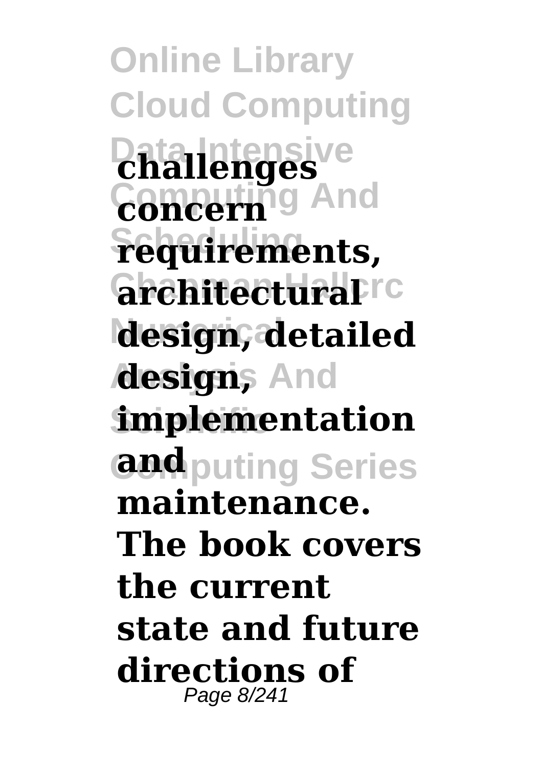**challenges concern requirements, architectural design, detailed design, implementation and maintenance. The book covers the current state and future directions of**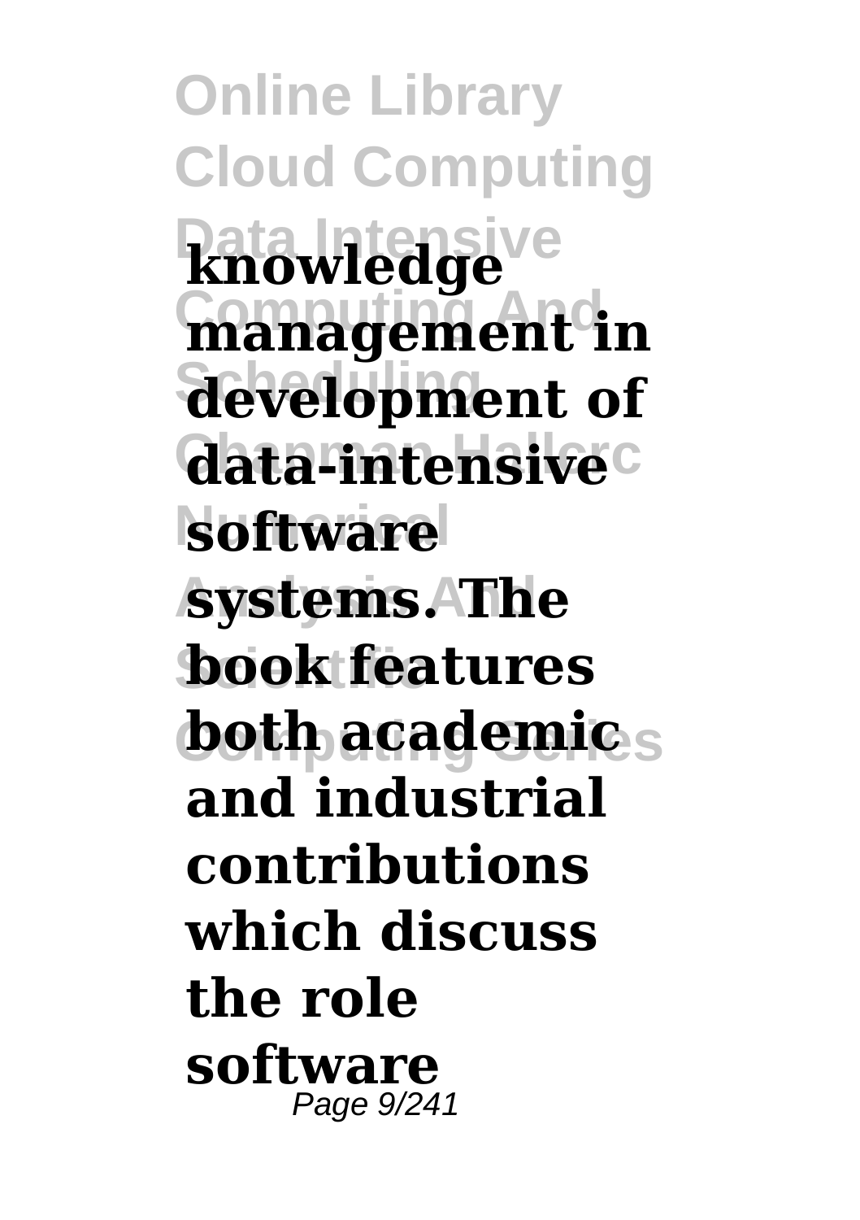**knowledge management in development of data-intensive software systems. The book features both academic and industrial contributions which discuss the role software**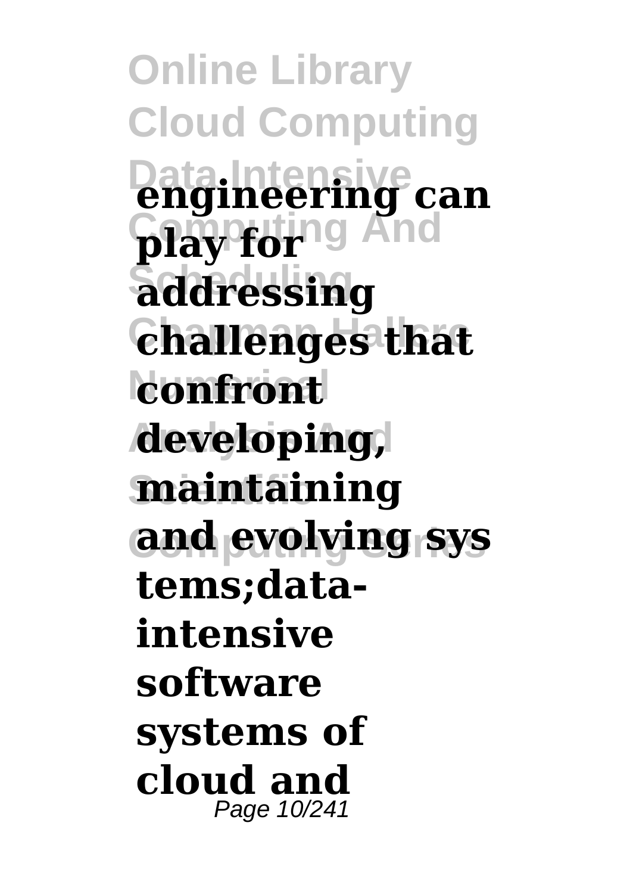**engineering can play for addressing challenges that confront developing, maintaining and evolving sys tems;data-intensive software systems of cloud and**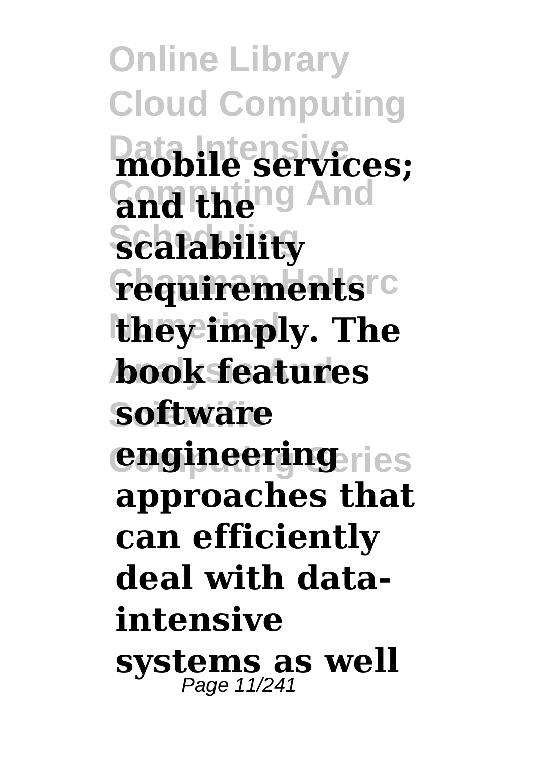**mobile services; and the scalability requirements they imply. The book features software engineering approaches that can efficiently deal with data-intensive systems as well**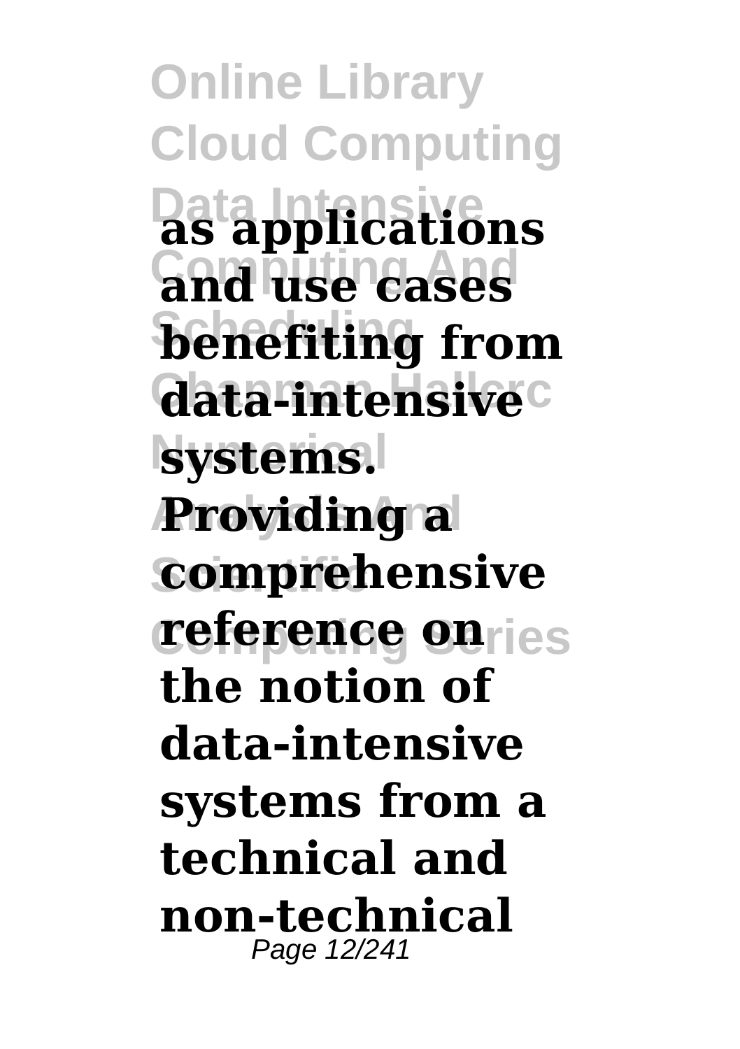**as applications and use cases benefiting from data-intensive systems. Providing a comprehensive reference on the notion of data-intensive systems from a technical and non-technical**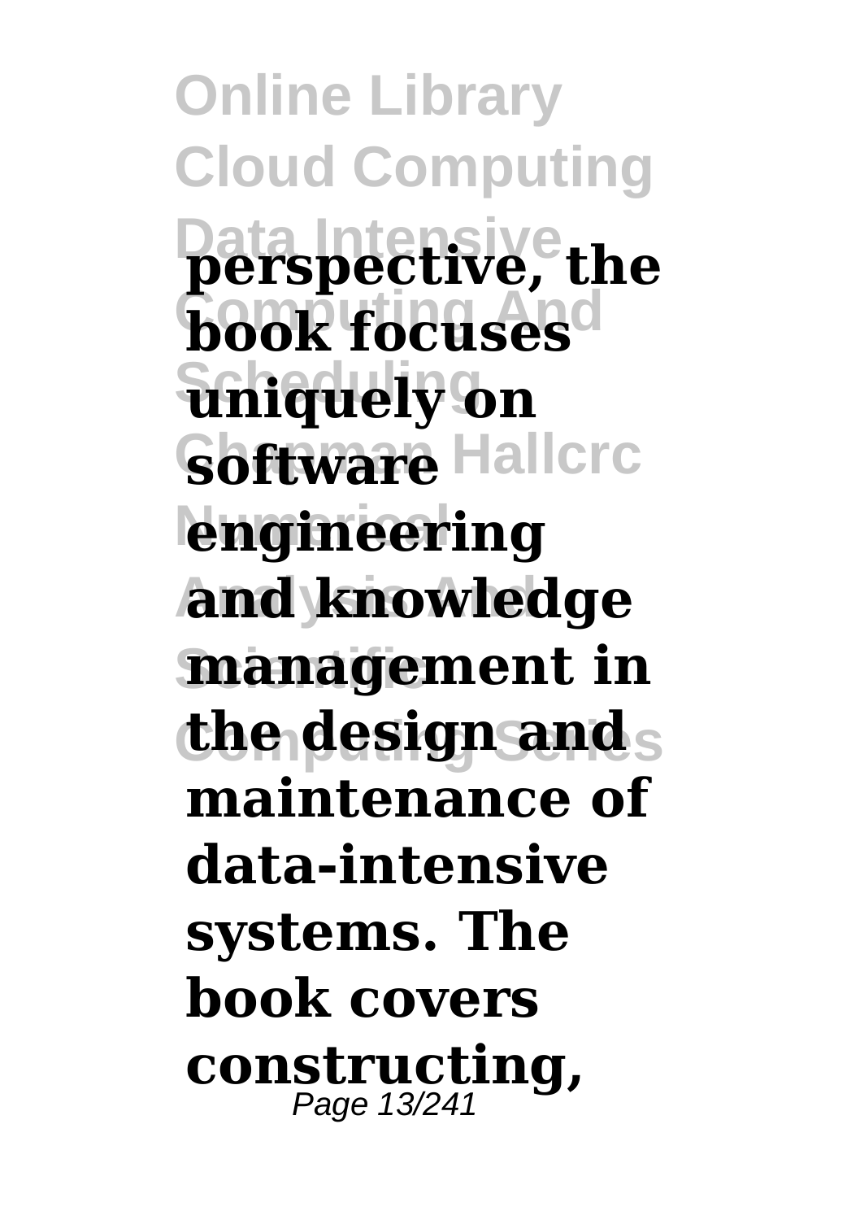**perspective, the book focuses uniquely on software engineering and knowledge management in the design and maintenance of data-intensive systems. The book covers constructing,**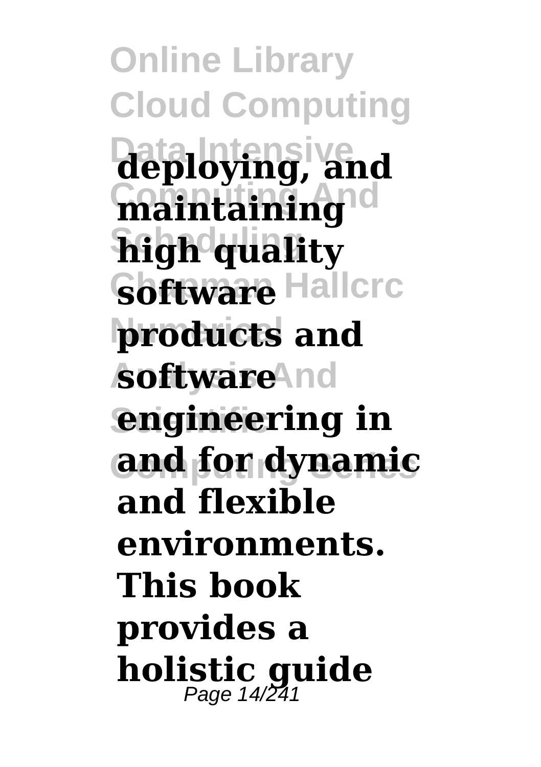**deploying, and maintaining high quality software products and software engineering in and for dynamic and flexible environments. This book provides a holistic guide**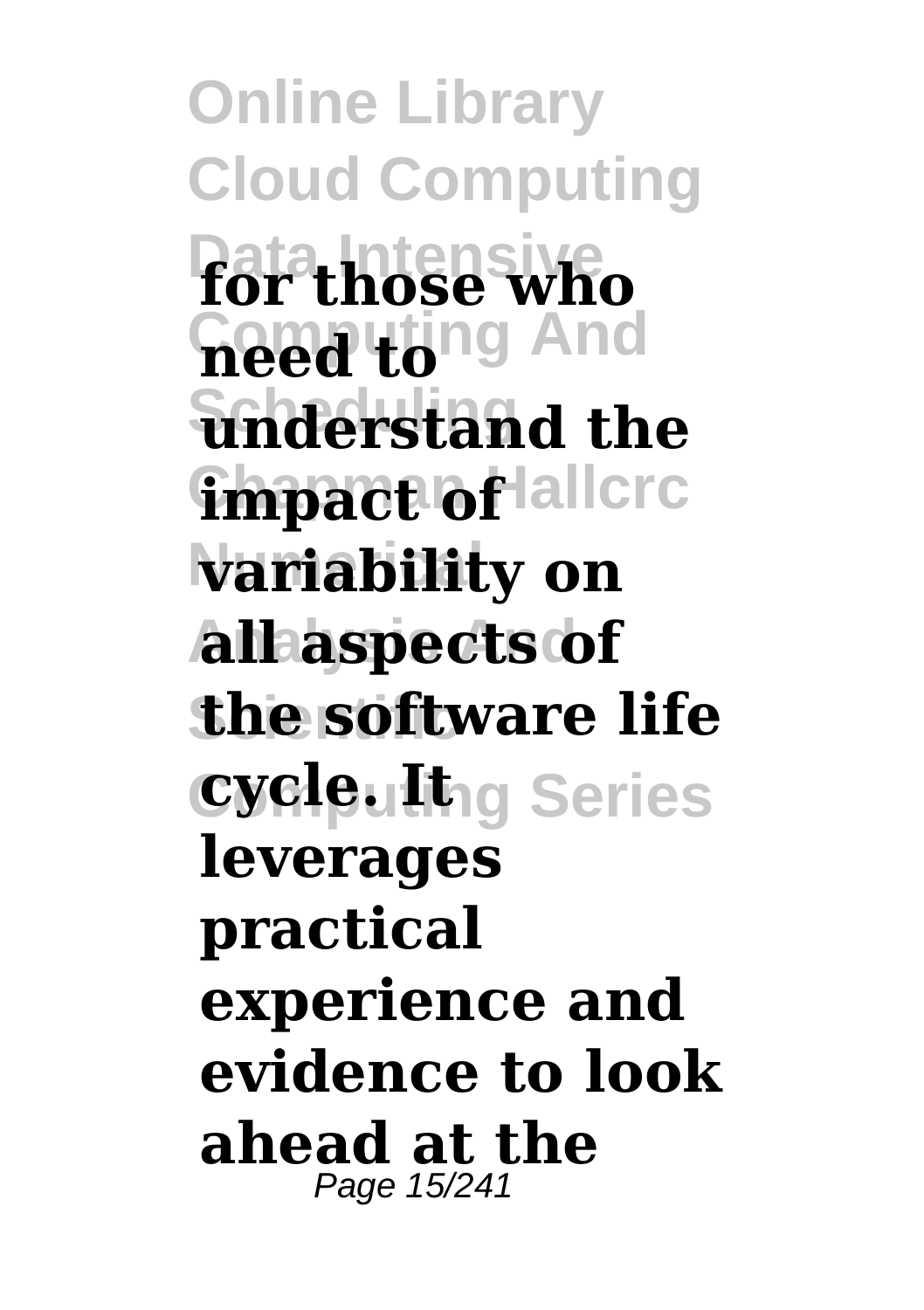**for those who need to understand the impact of variability on all aspects of the software life cycle. It leverages practical experience and evidence to look ahead at the**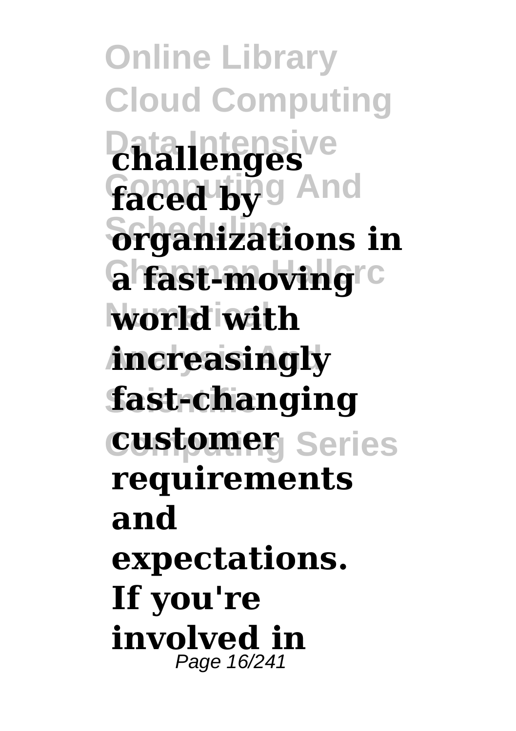**challenges faced by organizations in a fast-moving world with increasingly fast-changing customer requirements and expectations. If you're involved in**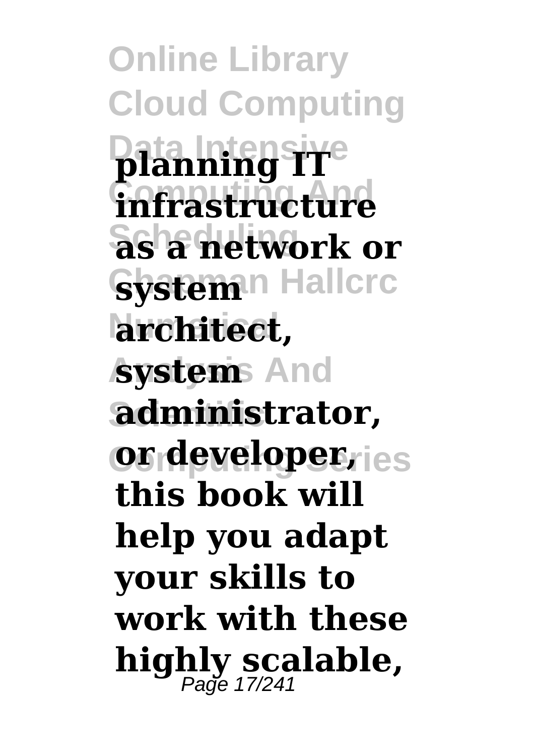**planning IT infrastructure as a network or system architect, system administrator, or developer, this book will help you adapt your skills to work with these highly scalable,**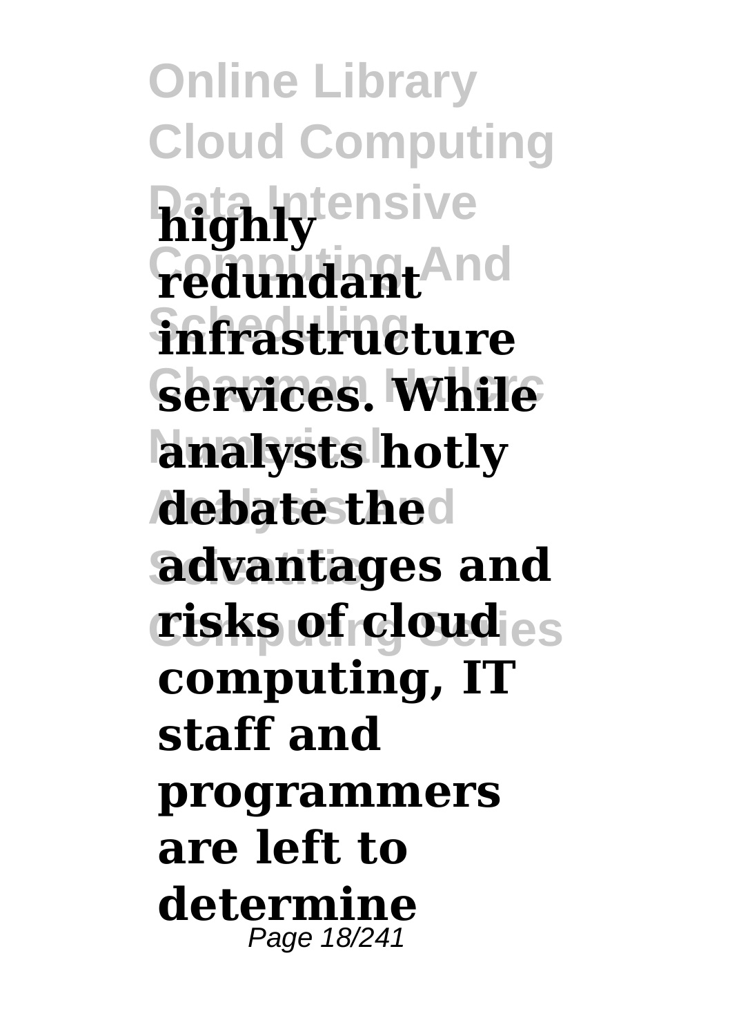**highly redundant infrastructure services. While analysts hotly debate the advantages and risks of cloud computing, IT staff and programmers are left to determine**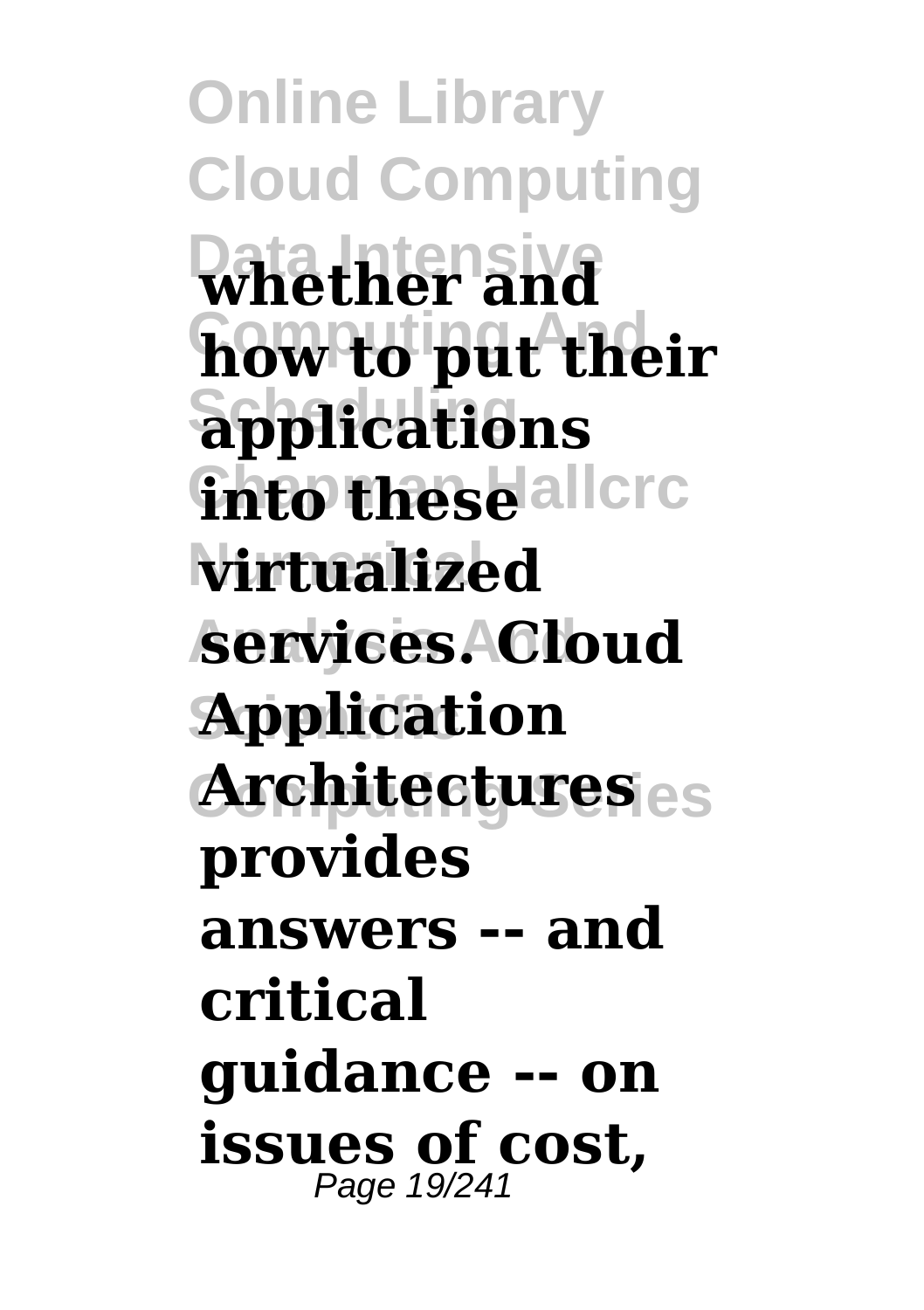**whether and how to put their applications into these virtualized services. Cloud Application Architectures provides answers -- and critical guidance -- on issues of cost,**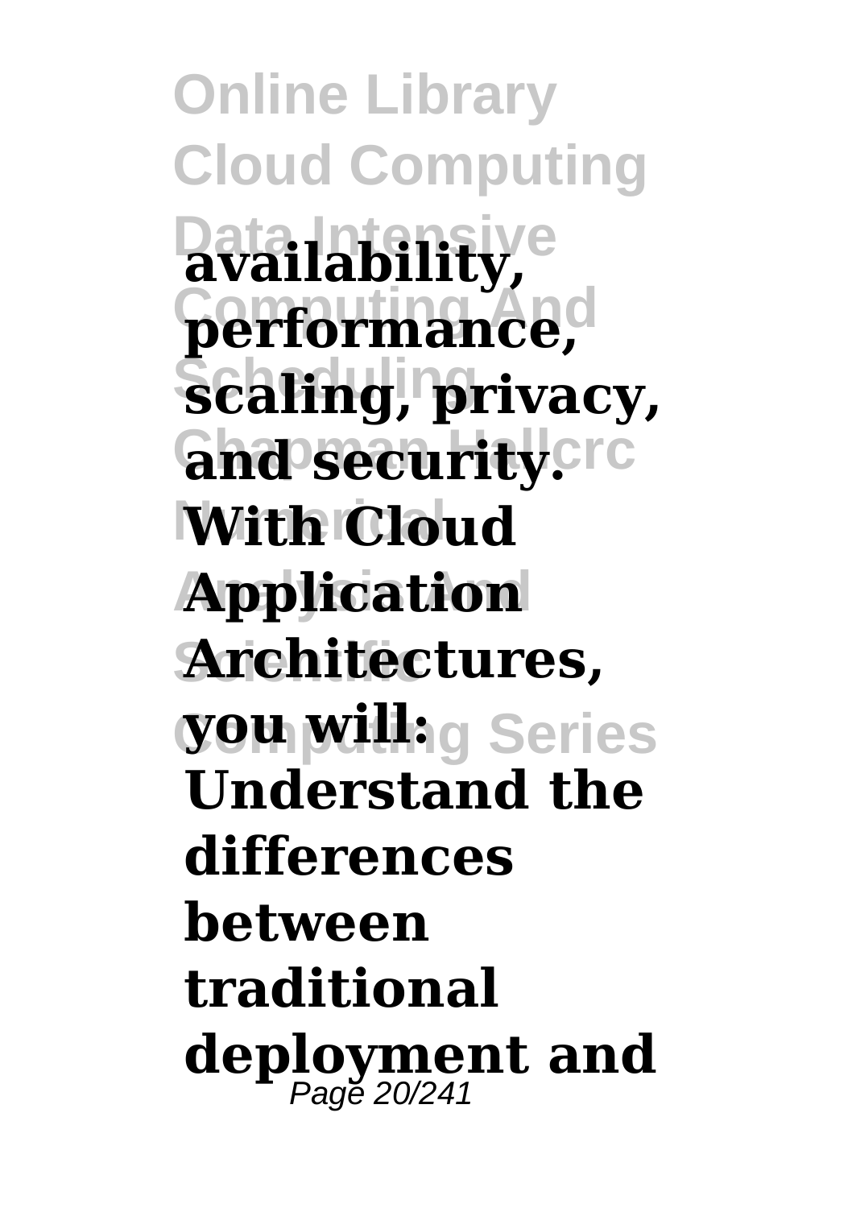**availability, performance, scaling, privacy, and security. With Cloud Application Architectures, you will: Understand the differences between traditional deployment and**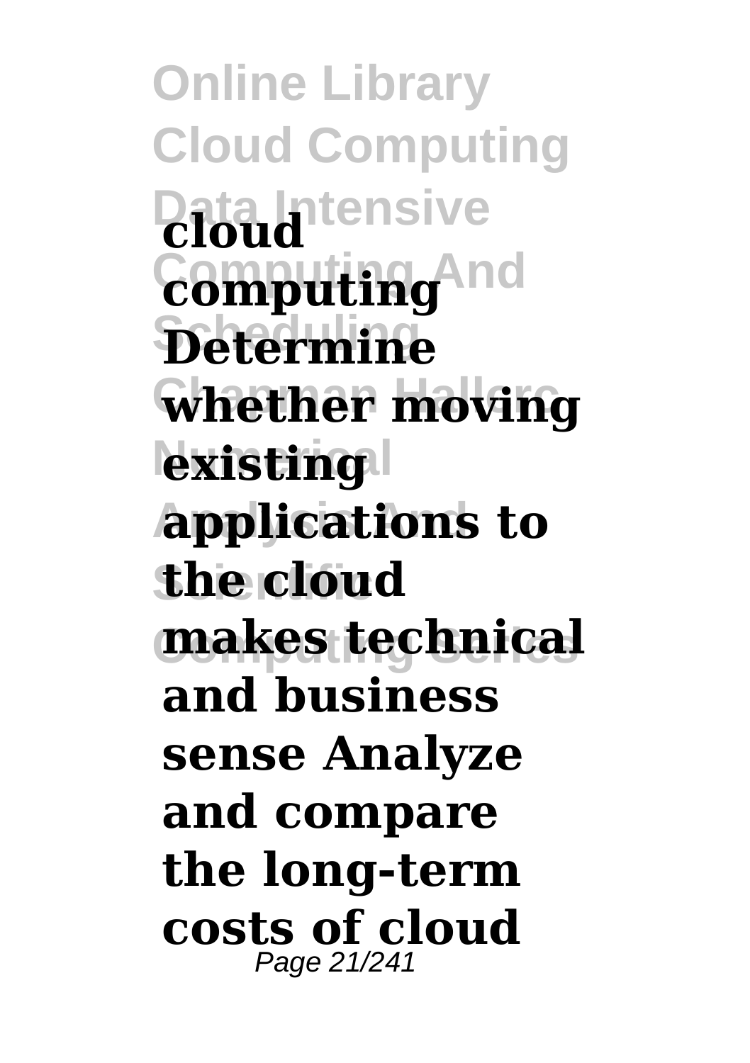**cloud computing Determine whether moving existing applications to the cloud makes technical and business sense Analyze and compare the long-term costs of cloud**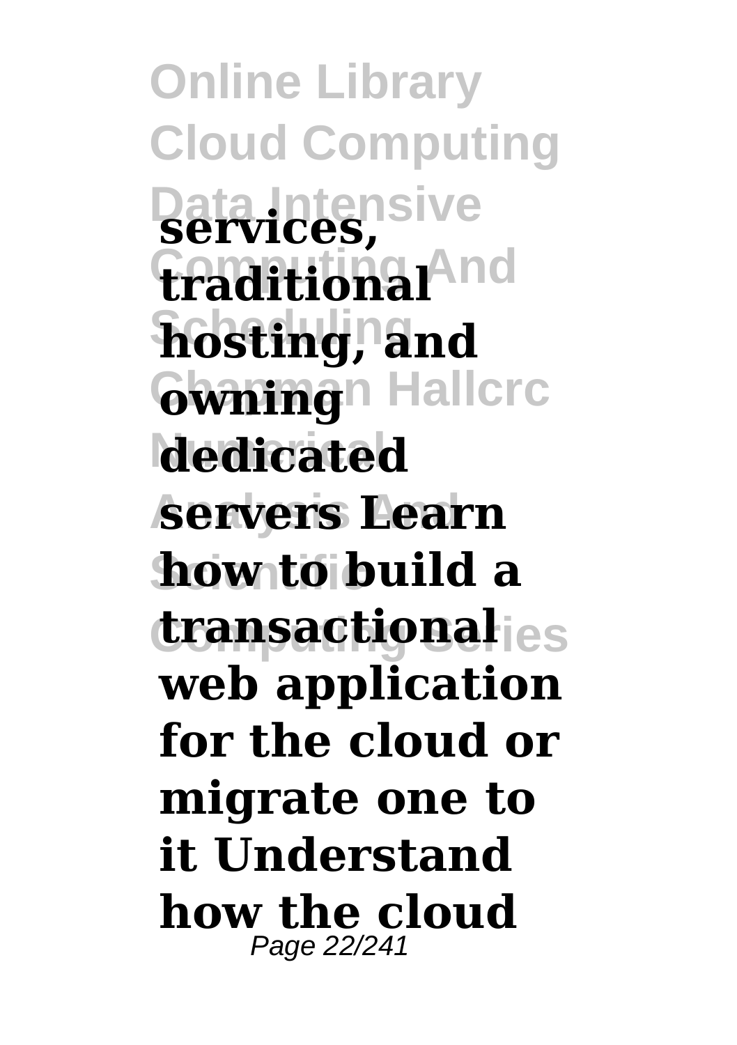**services, traditional hosting, and owning dedicated servers Learn how to build a transactional web application for the cloud or migrate one to it Understand how the cloud**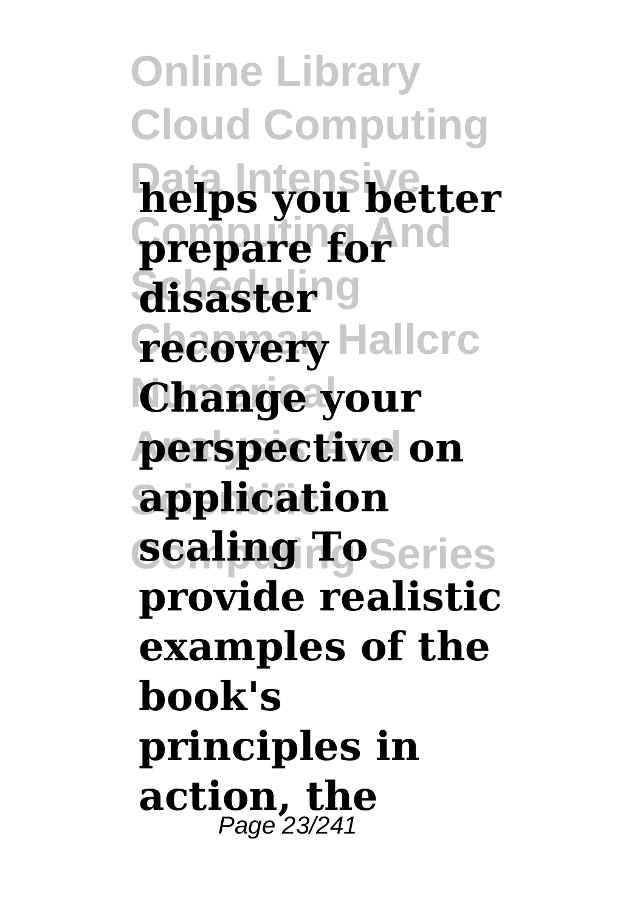**helps you better prepare for disaster recovery Change your perspective on application scaling To provide realistic examples of the book's principles in action, the**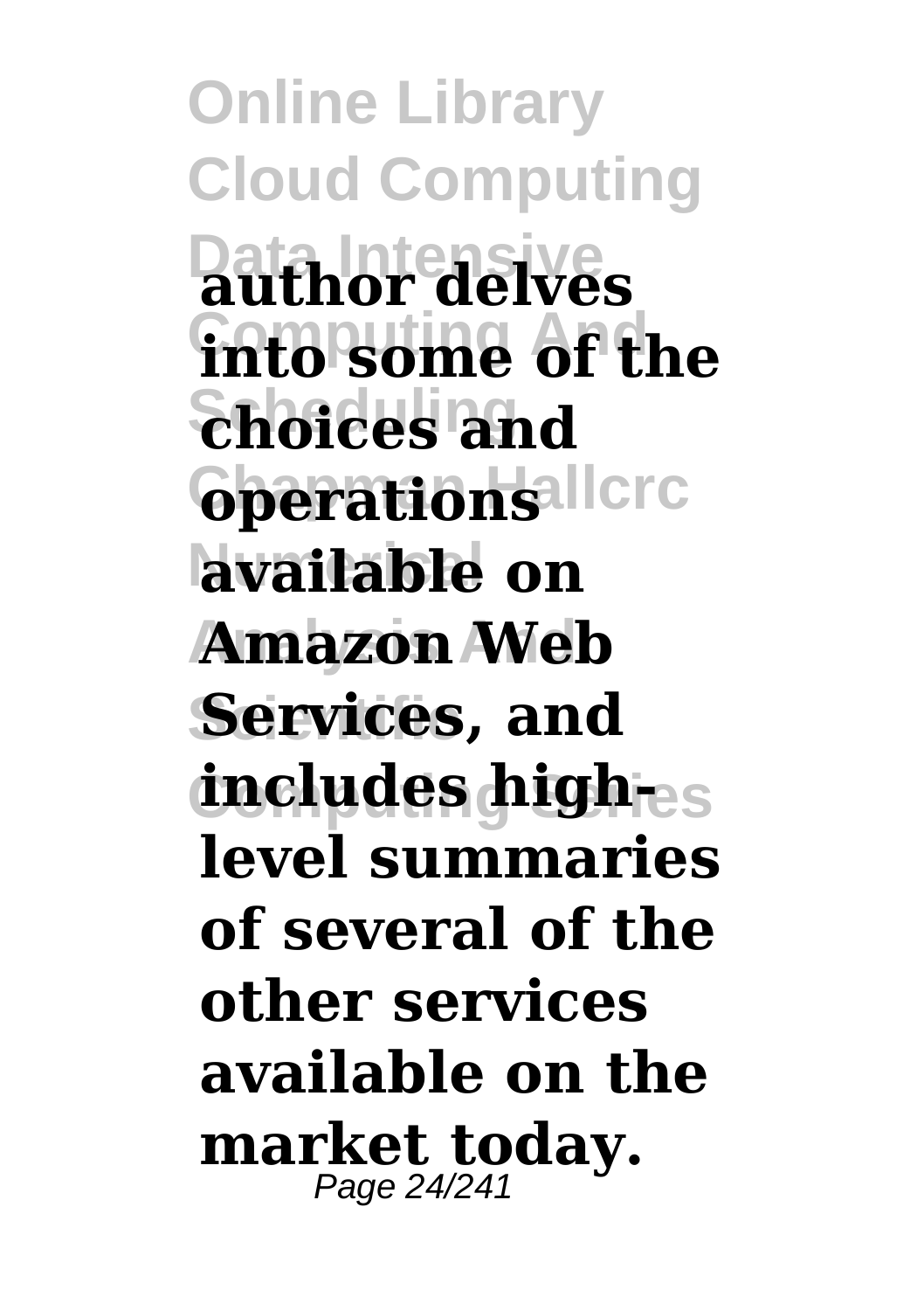**author delves into some of the choices and operations available on Amazon Web Services, and includes high-level summaries of several of the other services available on the market today.**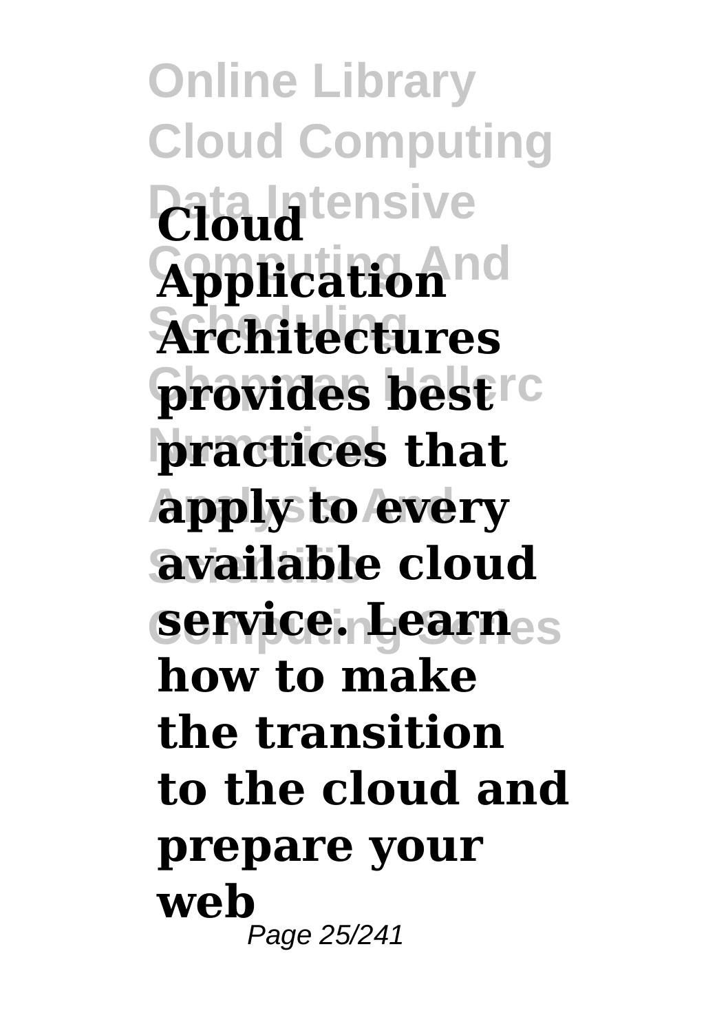**Cloud Application Architectures provides best practices that apply to every available cloud service. Learn how to make the transition to the cloud and prepare your web**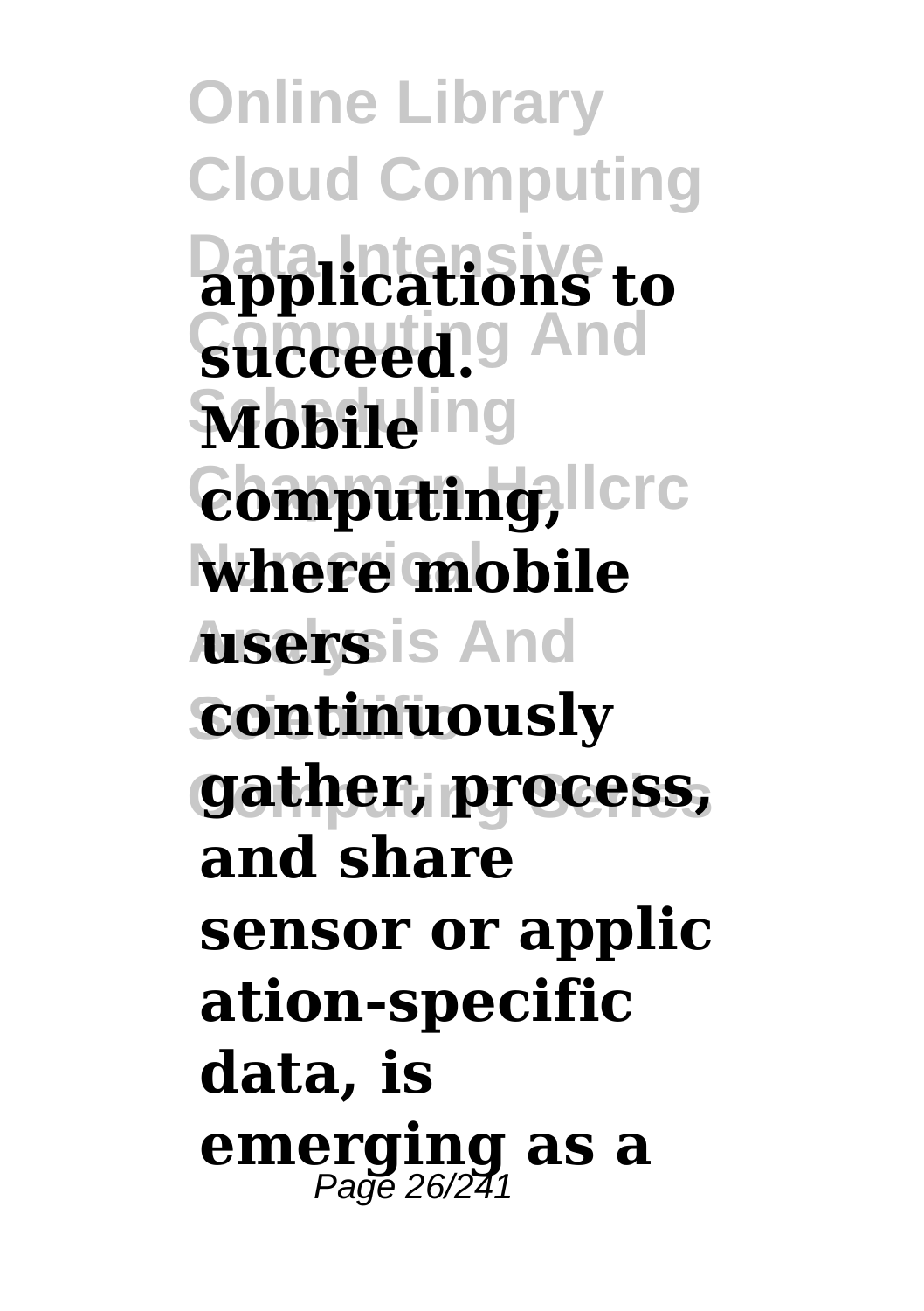**applications to succeed. Mobile computing, where mobile users continuously gather, process, and share sensor or application-specific data, is emerging as a**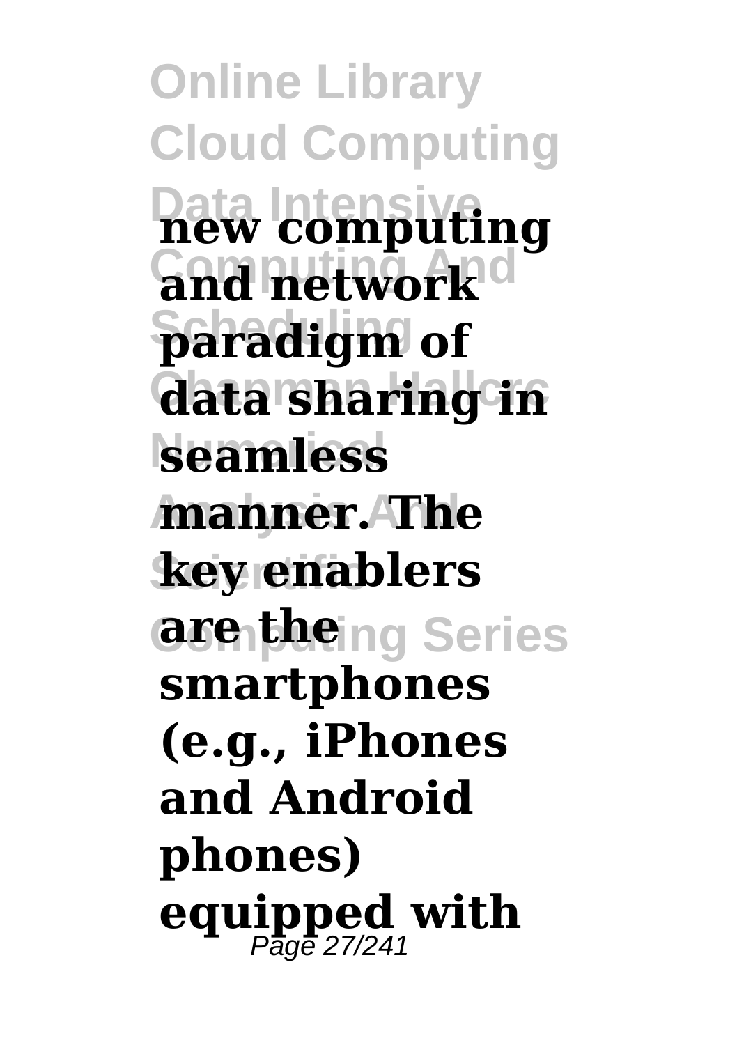**new computing and network paradigm of data sharing in seamless manner. The key enablers are the smartphones (e.g., iPhones and Android phones) equipped with**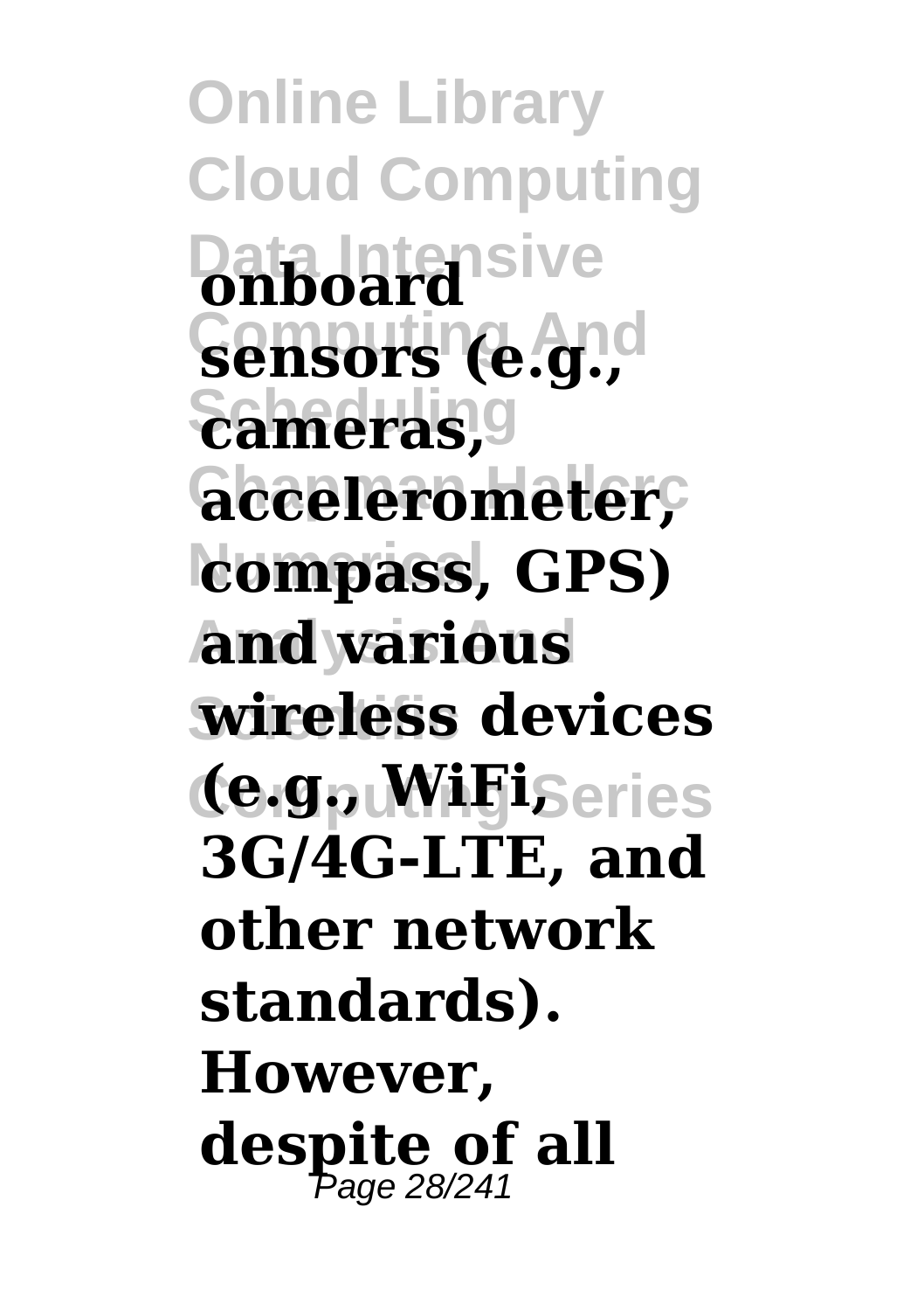**onboard sensors (e.g., cameras, accelerometer, compass, GPS) and various wireless devices (e.g., WiFi, 3G/4G-LTE, and other network standards). However, despite of all**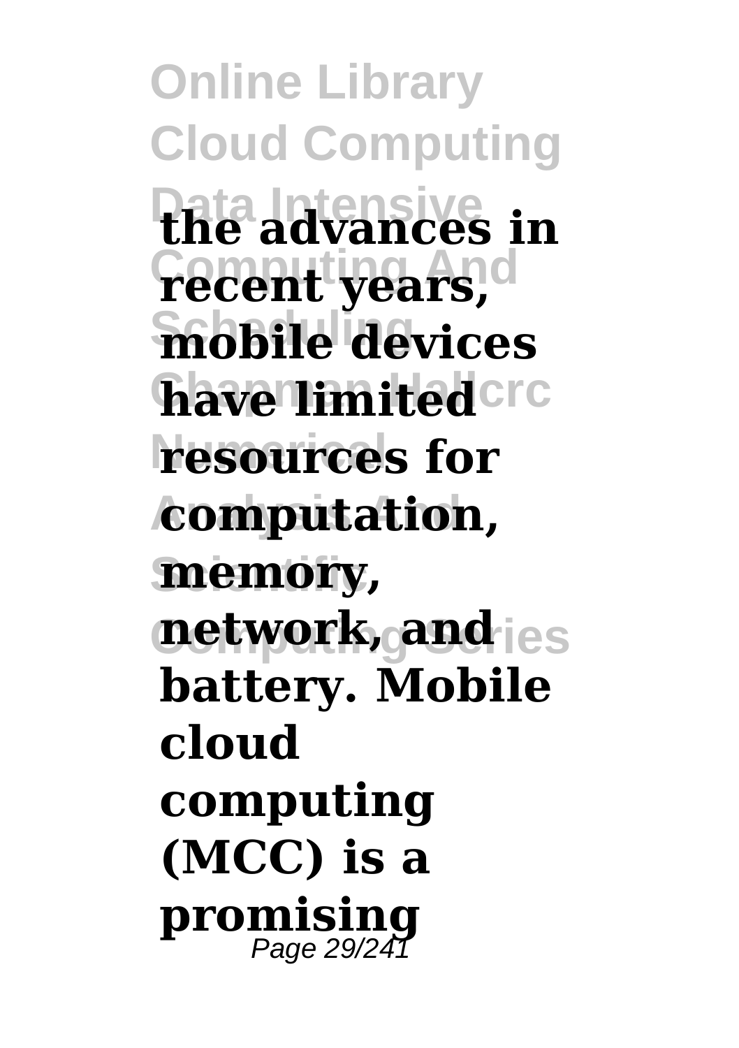**the advances in recent years, mobile devices have limited resources for computation, memory, network, and battery. Mobile cloud computing (MCC) is a promising**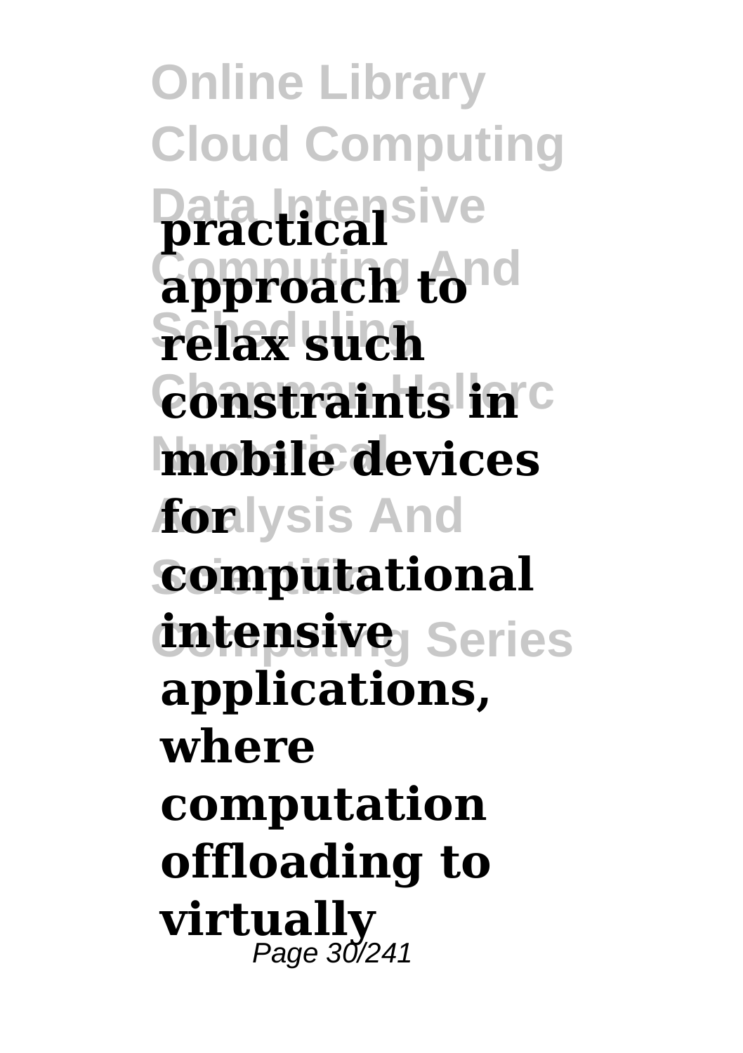**practical approach to relax such constraints in mobile devices for computational intensive applications, where computation offloading to virtually**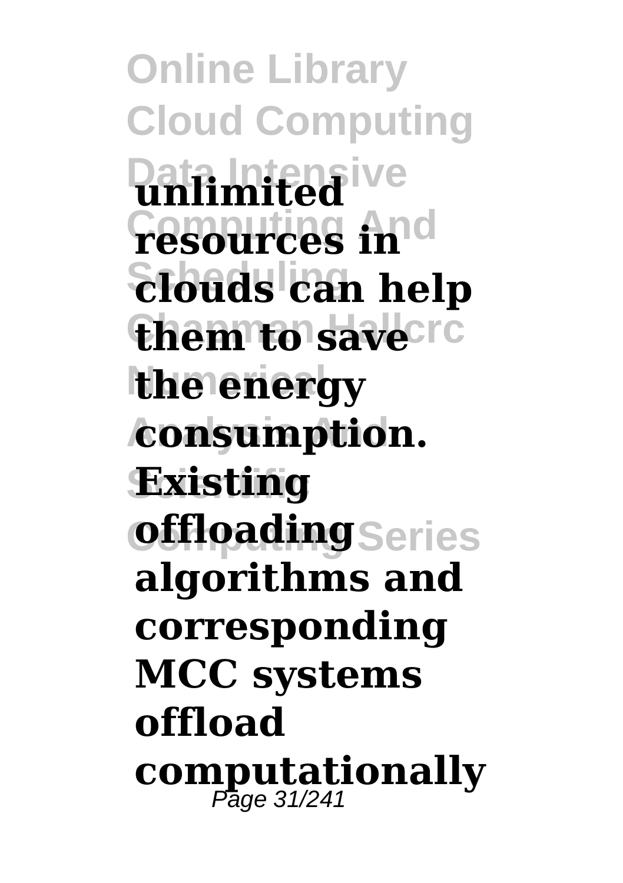**unlimited resources in clouds can help them to save the energy consumption. Existing offloading algorithms and corresponding MCC systems offload computationally**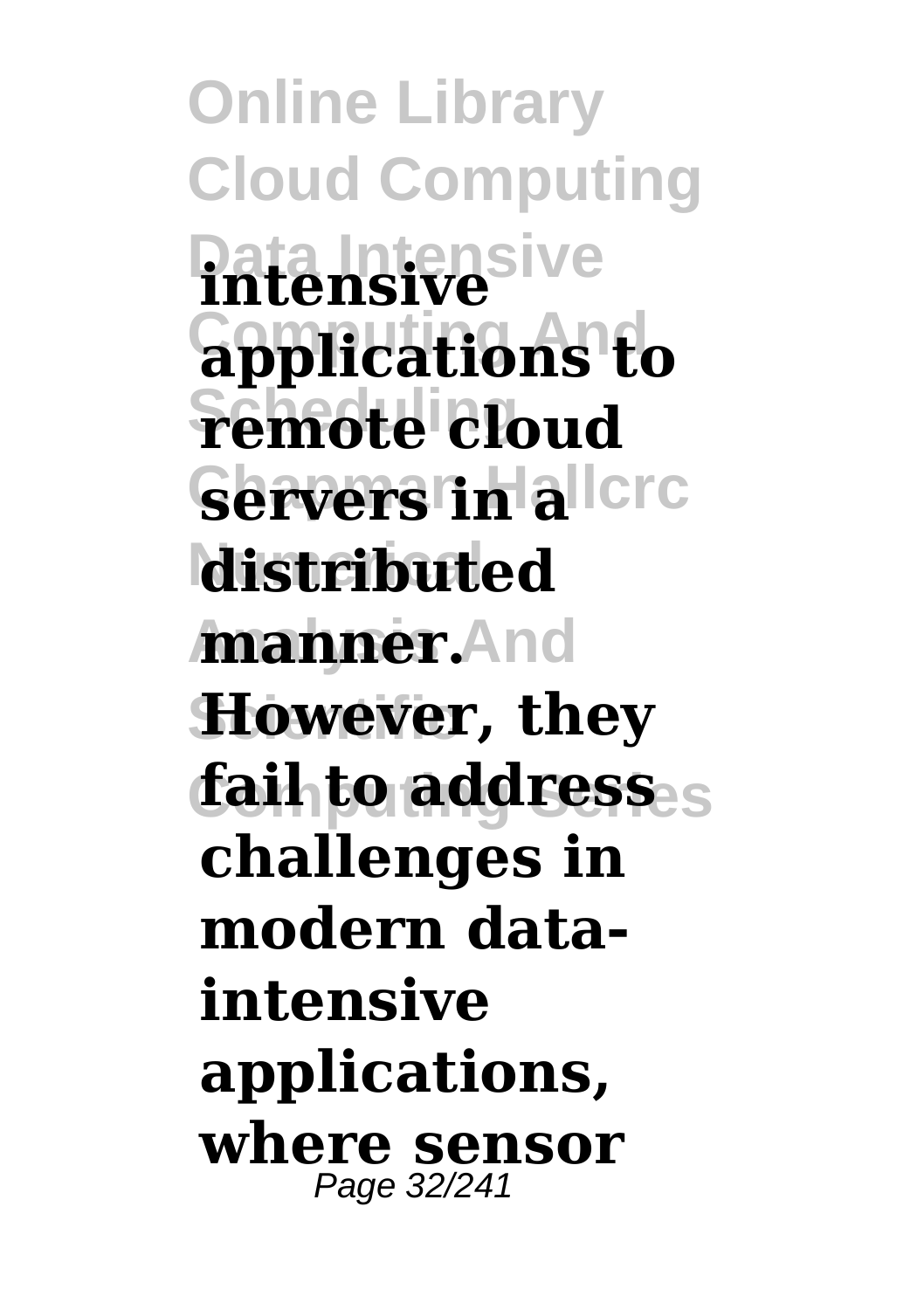**intensive applications to remote cloud servers in a distributed manner. However, they fail to address challenges in modern data-intensive applications, where sensor**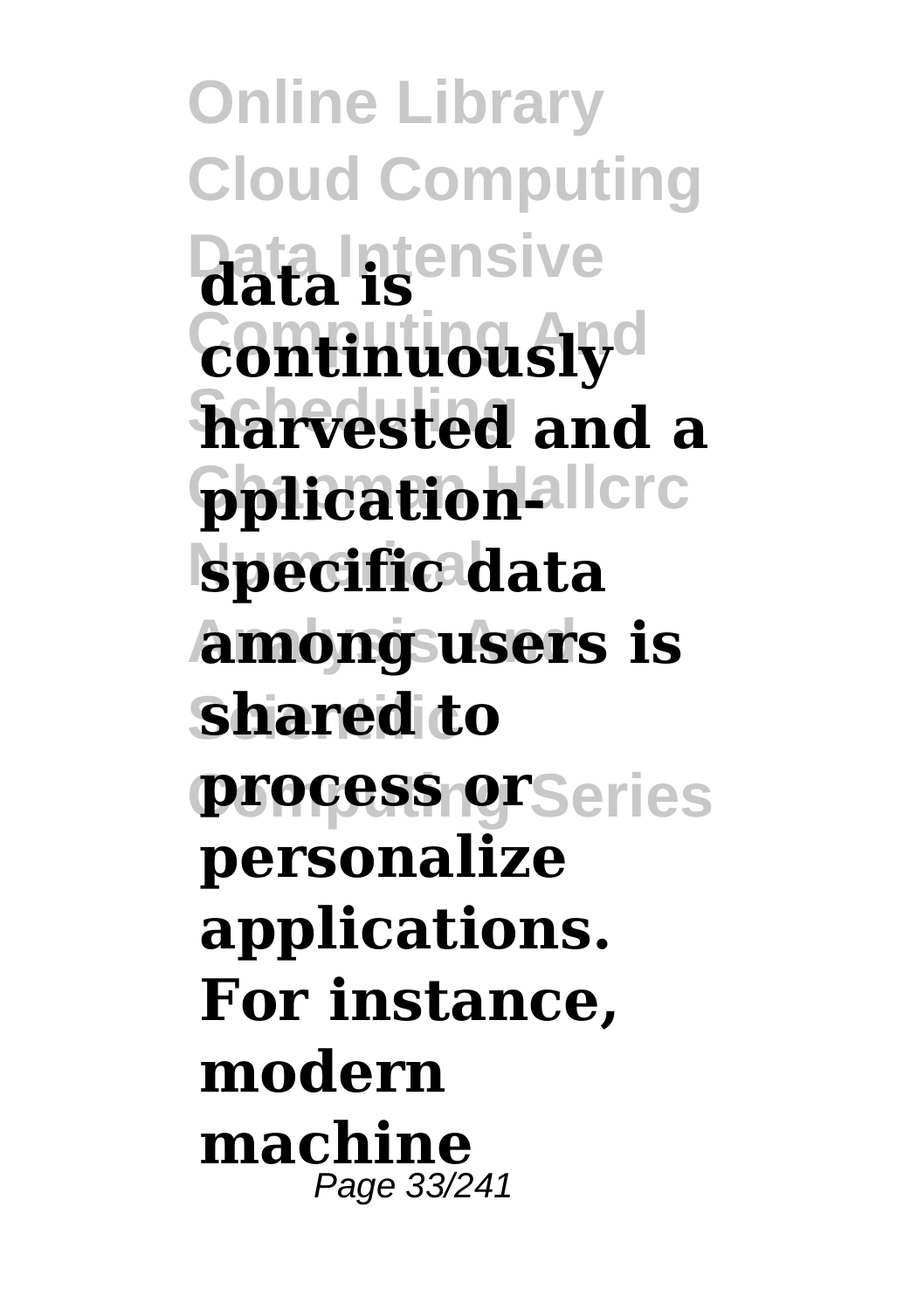**data is continuously harvested and a pplication-specific data among users is shared to process or personalize applications. For instance, modern machine**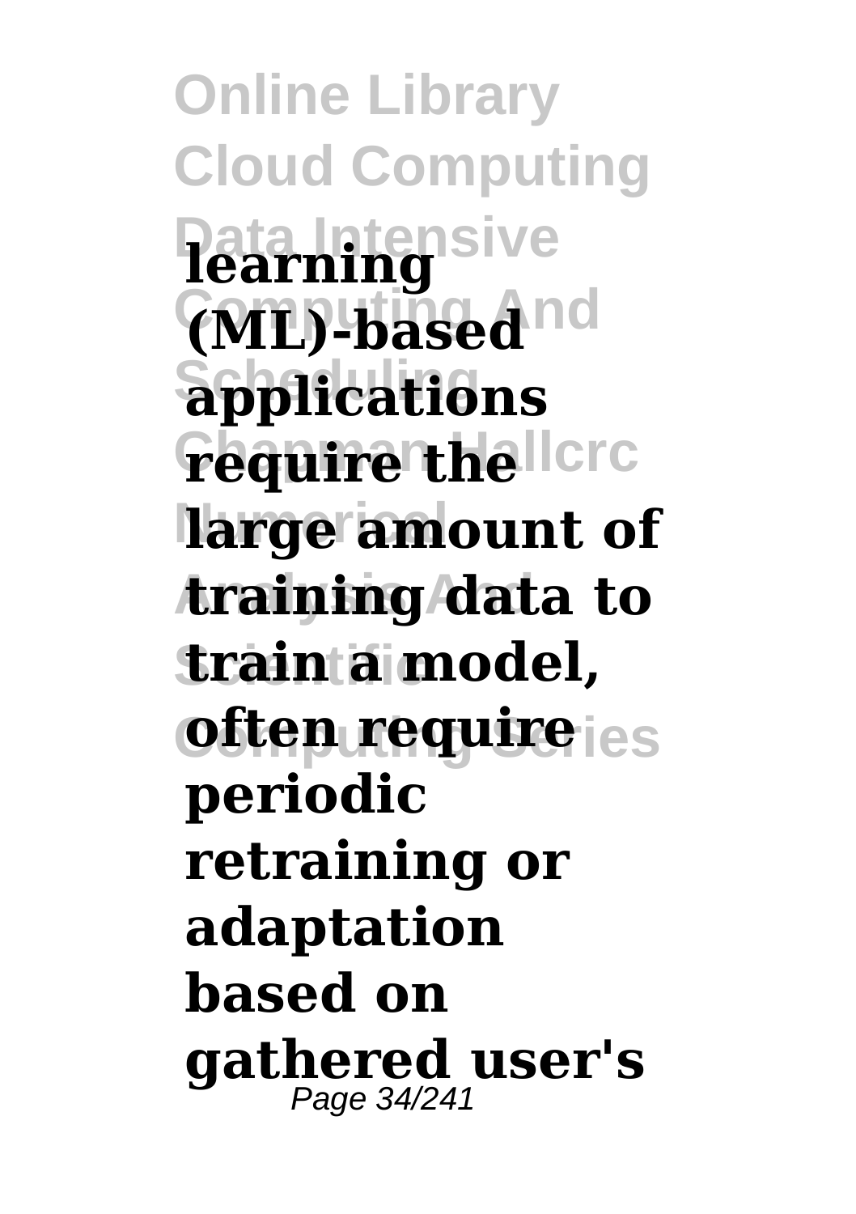**learning (ML)-based applications require the large amount of training data to train a model, often require periodic retraining or adaptation based on gathered user's**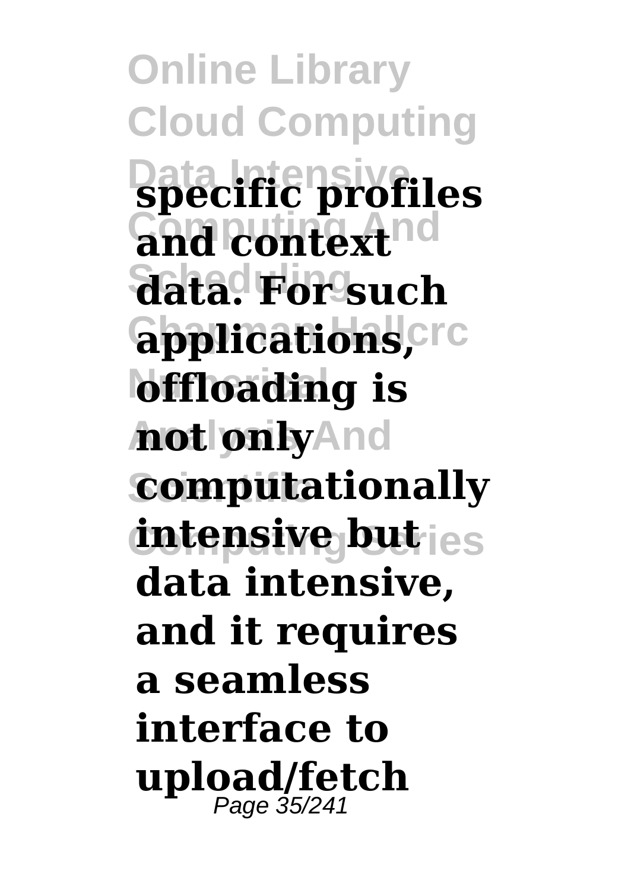**specific profiles and context data. For such applications, offloading is not only computationally intensive but data intensive, and it requires a seamless interface to upload/fetch**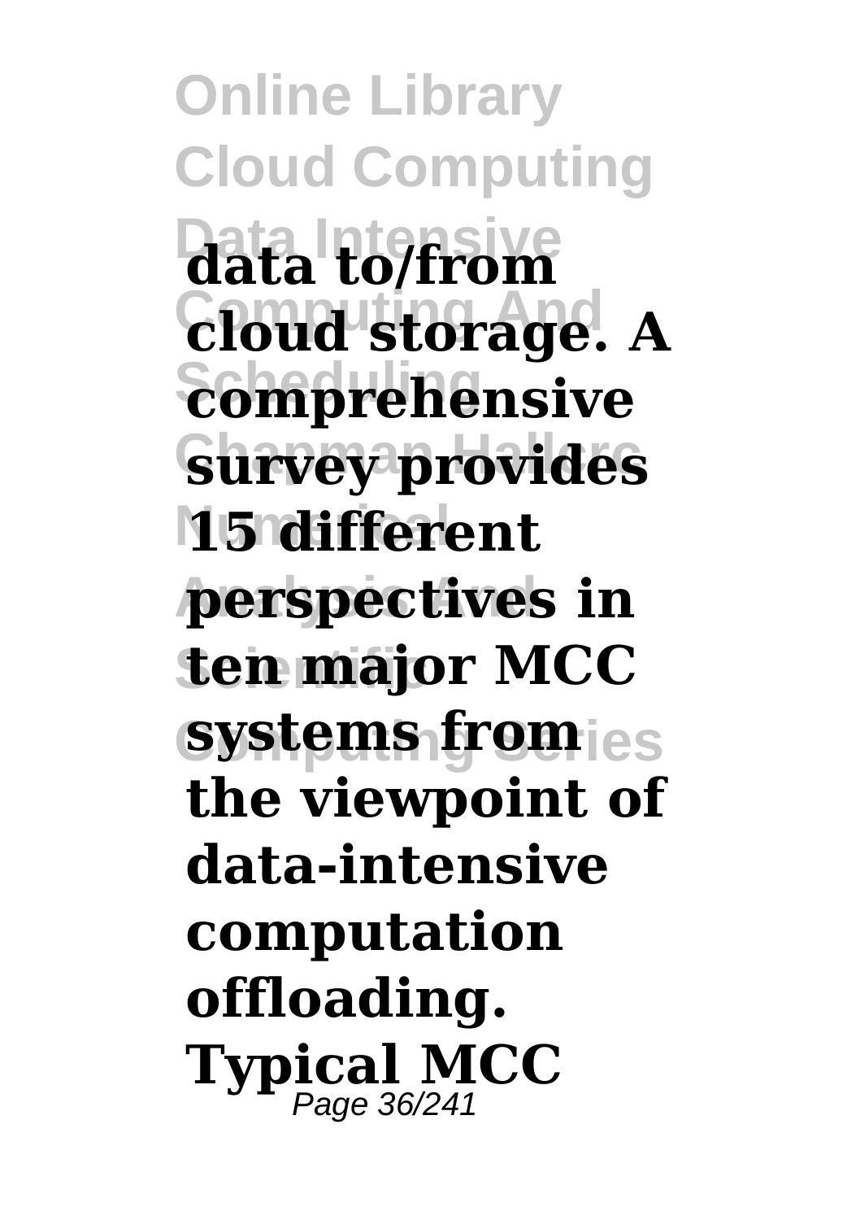**data to/from cloud storage. A comprehensive survey provides 15 different perspectives in ten major MCC systems from the viewpoint of data-intensive computation offloading. Typical MCC**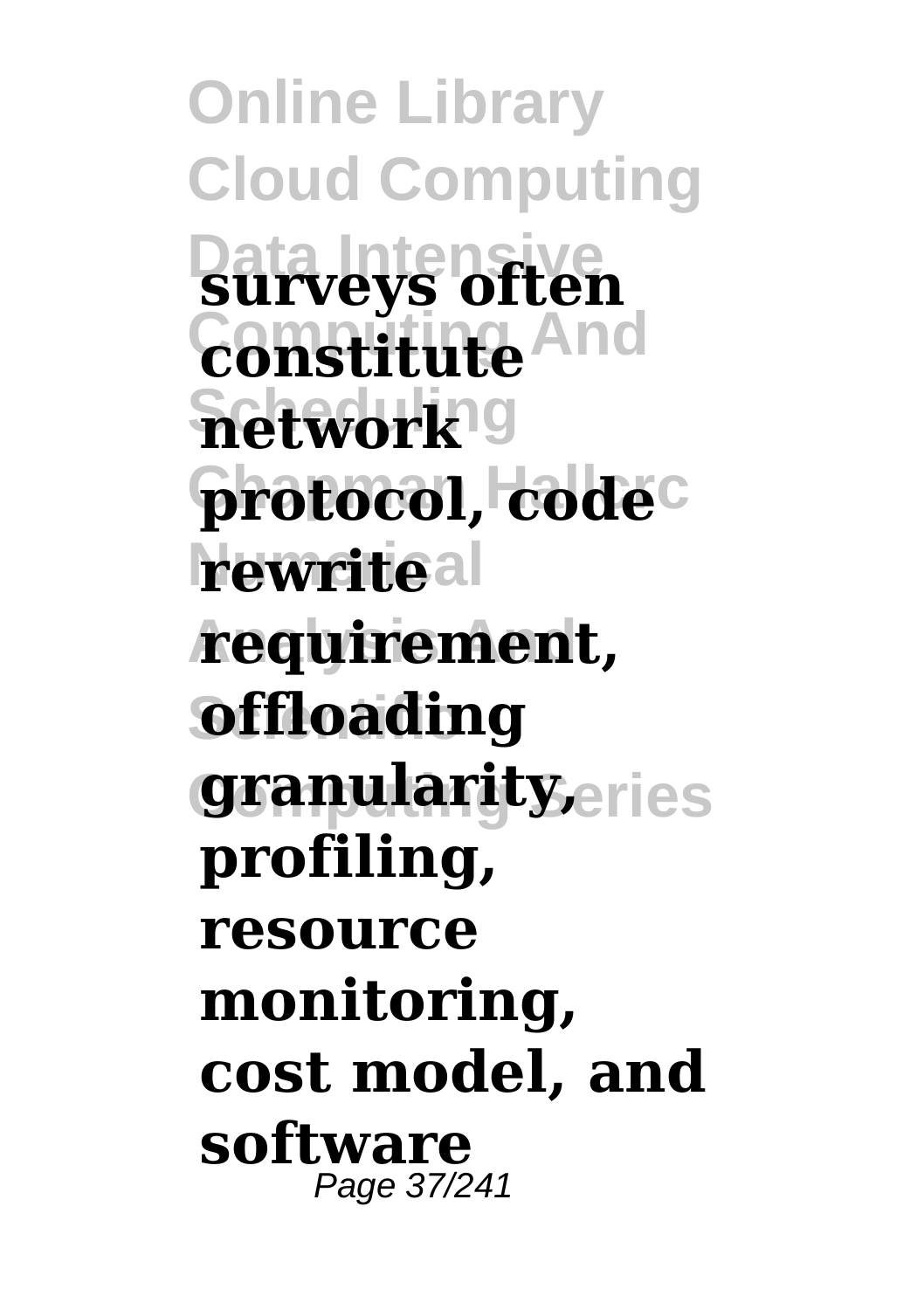**surveys often constitute network protocol, code rewrite requirement, offloading granularity, profiling, resource monitoring, cost model, and software**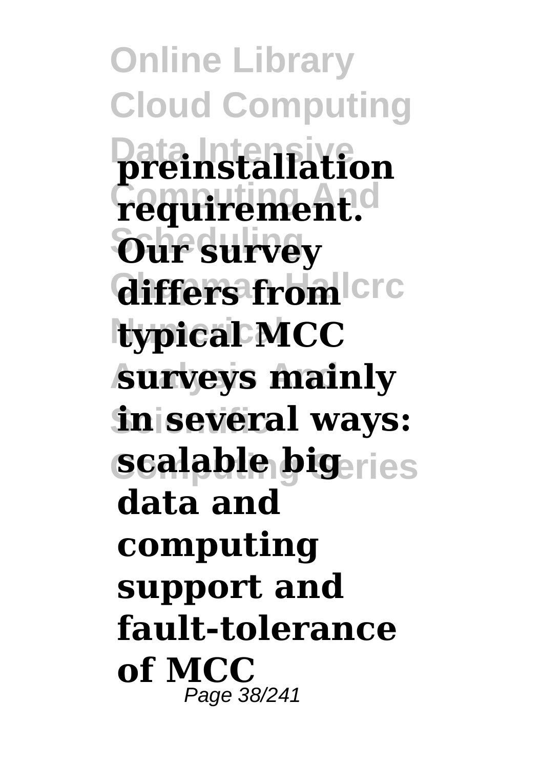**preinstallation requirement. Our survey differs from typical MCC surveys mainly in several ways: scalable big data and computing support and fault-tolerance of MCC**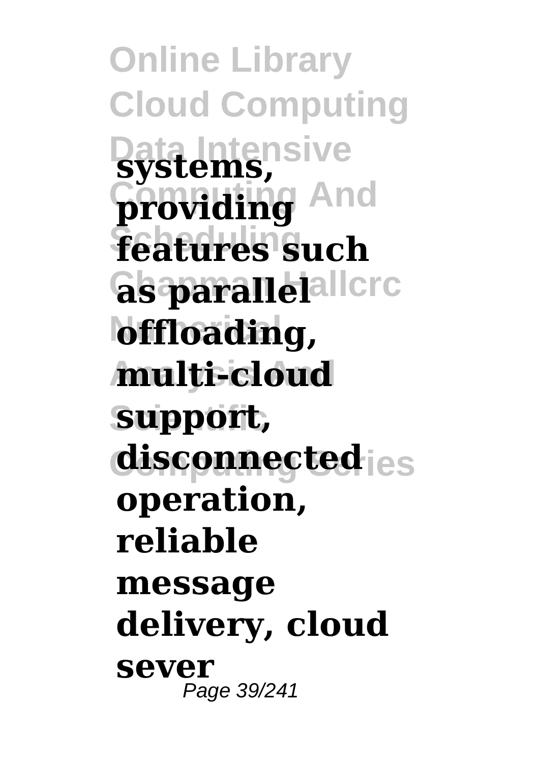**systems, providing features such as parallel offloading, multi-cloud support, disconnected operation, reliable message delivery, cloud sever**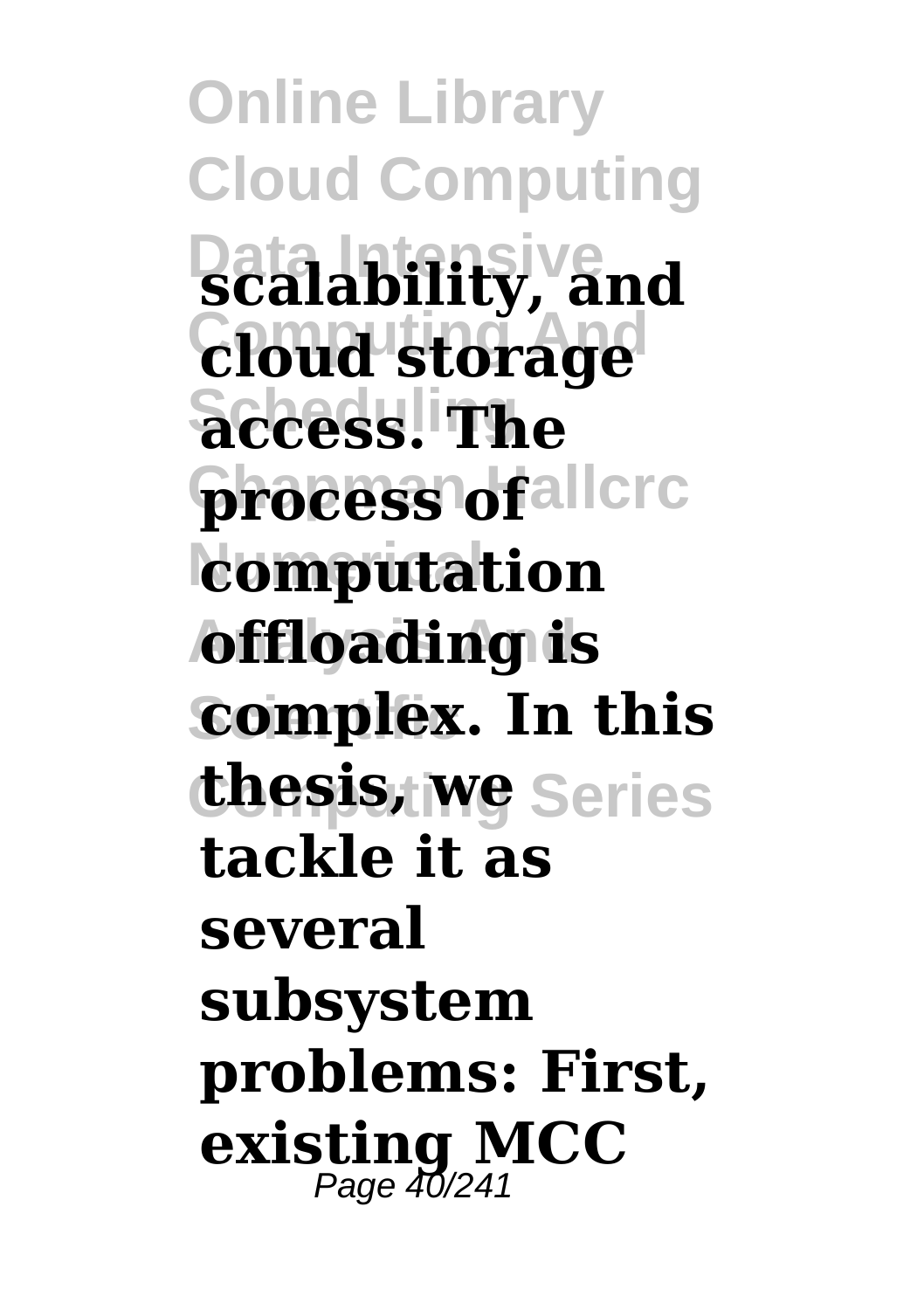**scalability, and cloud storage access. The process of computation offloading is complex. In this thesis, we tackle it as several subsystem problems: First, existing MCC**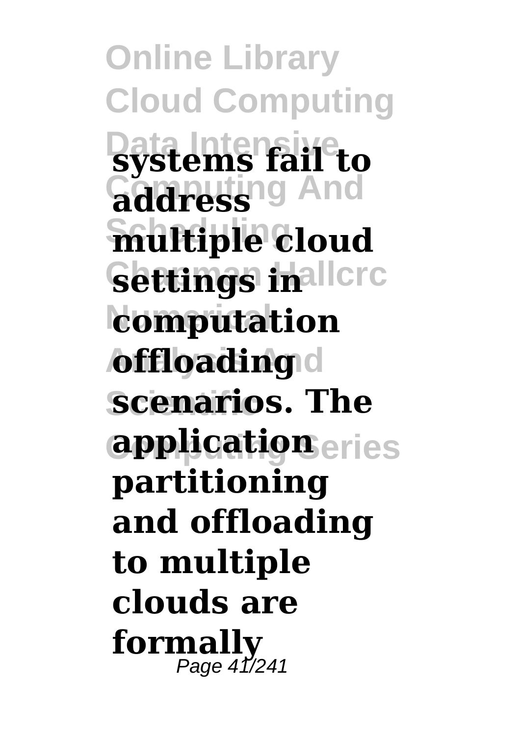**systems fail to address multiple cloud settings in computation offloading scenarios. The application partitioning and offloading to multiple clouds are formally**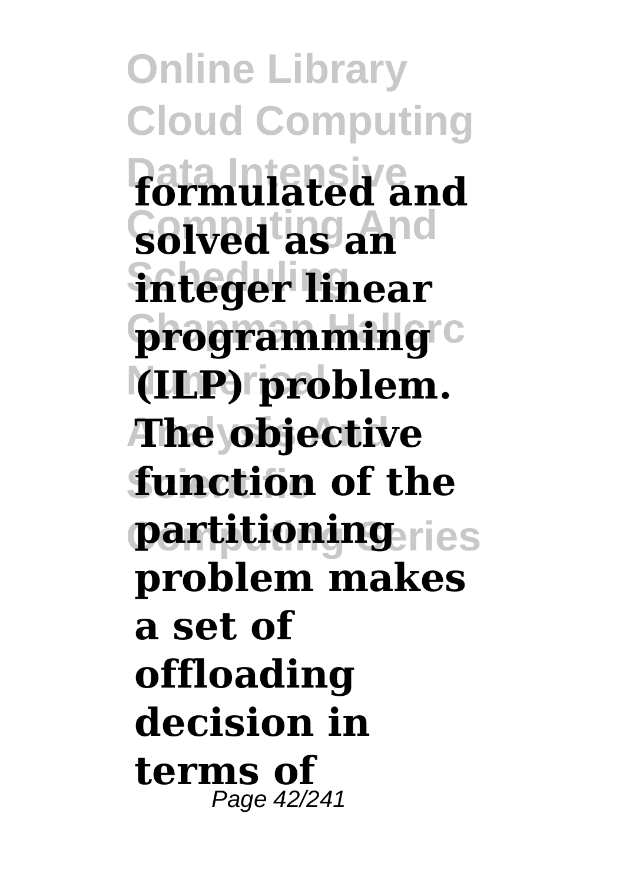**formulated and solved as an integer linear programming (ILP) problem. The objective function of the partitioning problem makes a set of offloading decision in terms of**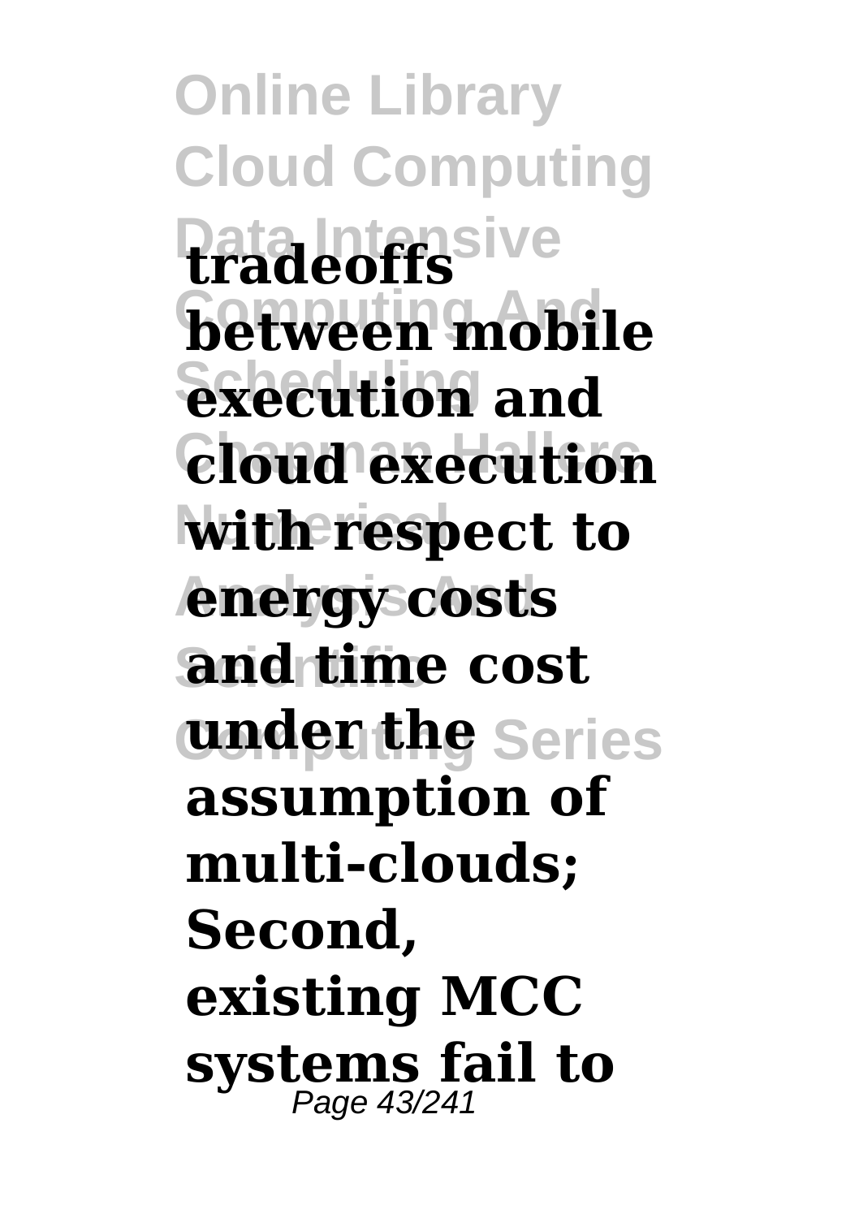**tradeoffs between mobile execution and cloud execution with respect to energy costs and time cost under the assumption of multi-clouds; Second, existing MCC systems fail to**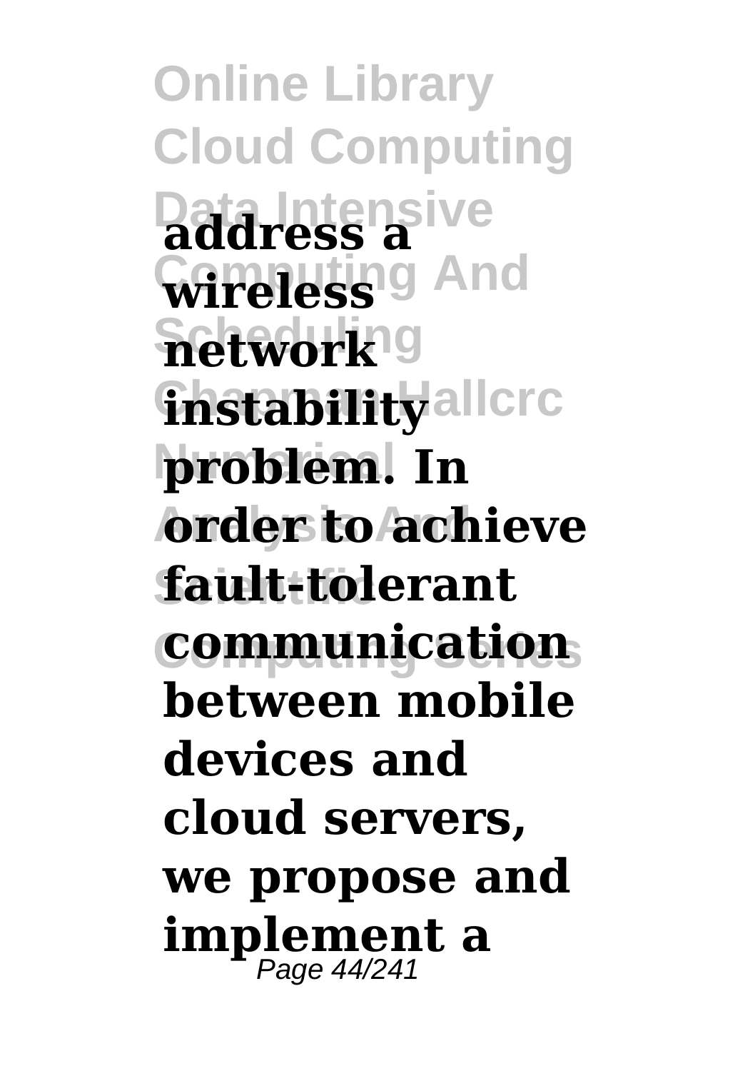**address a wireless network instability problem. In order to achieve fault-tolerant communication between mobile devices and cloud servers, we propose and implement a**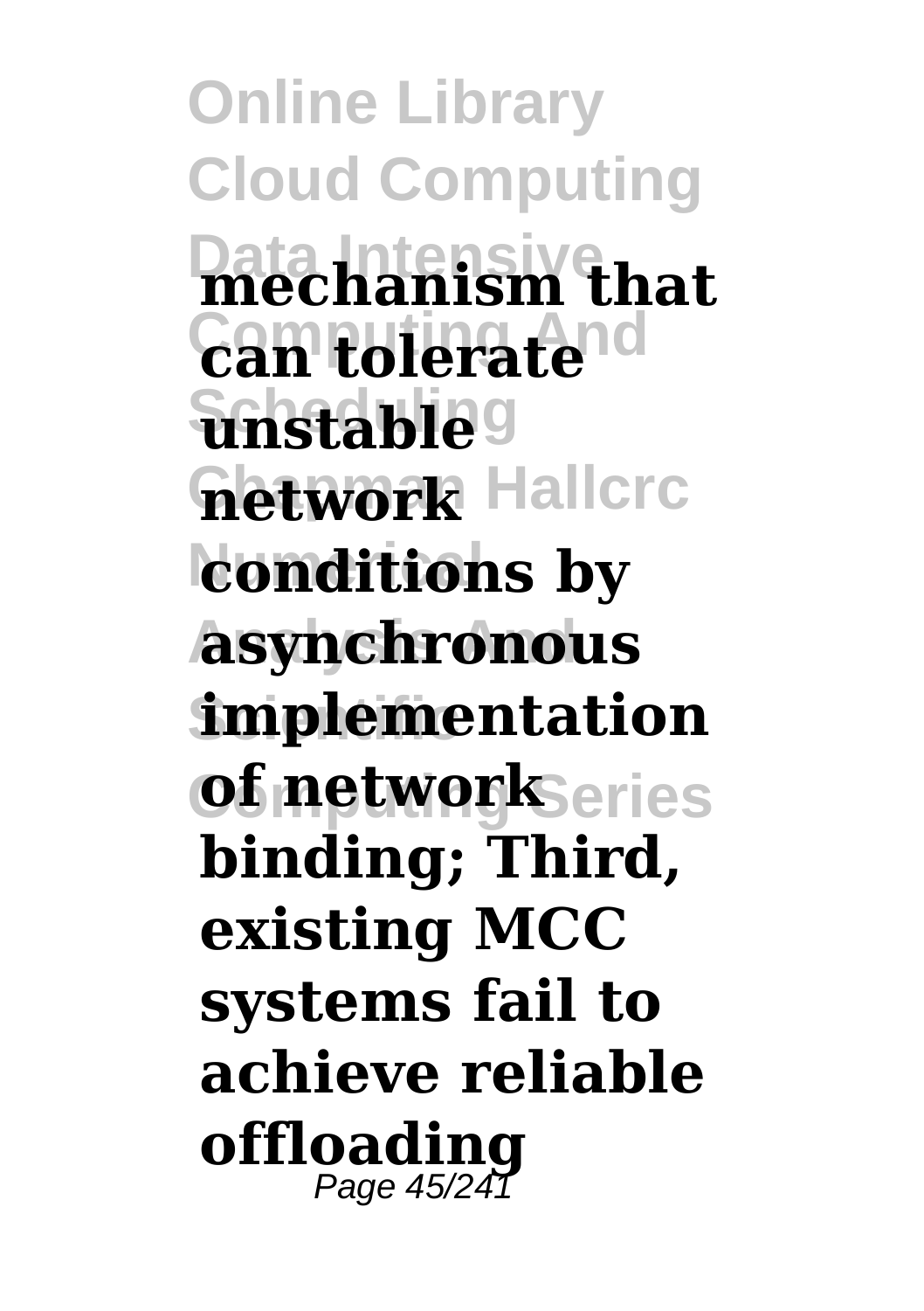**mechanism that can tolerate unstable network conditions by asynchronous implementation of network binding; Third, existing MCC systems fail to achieve reliable offloading**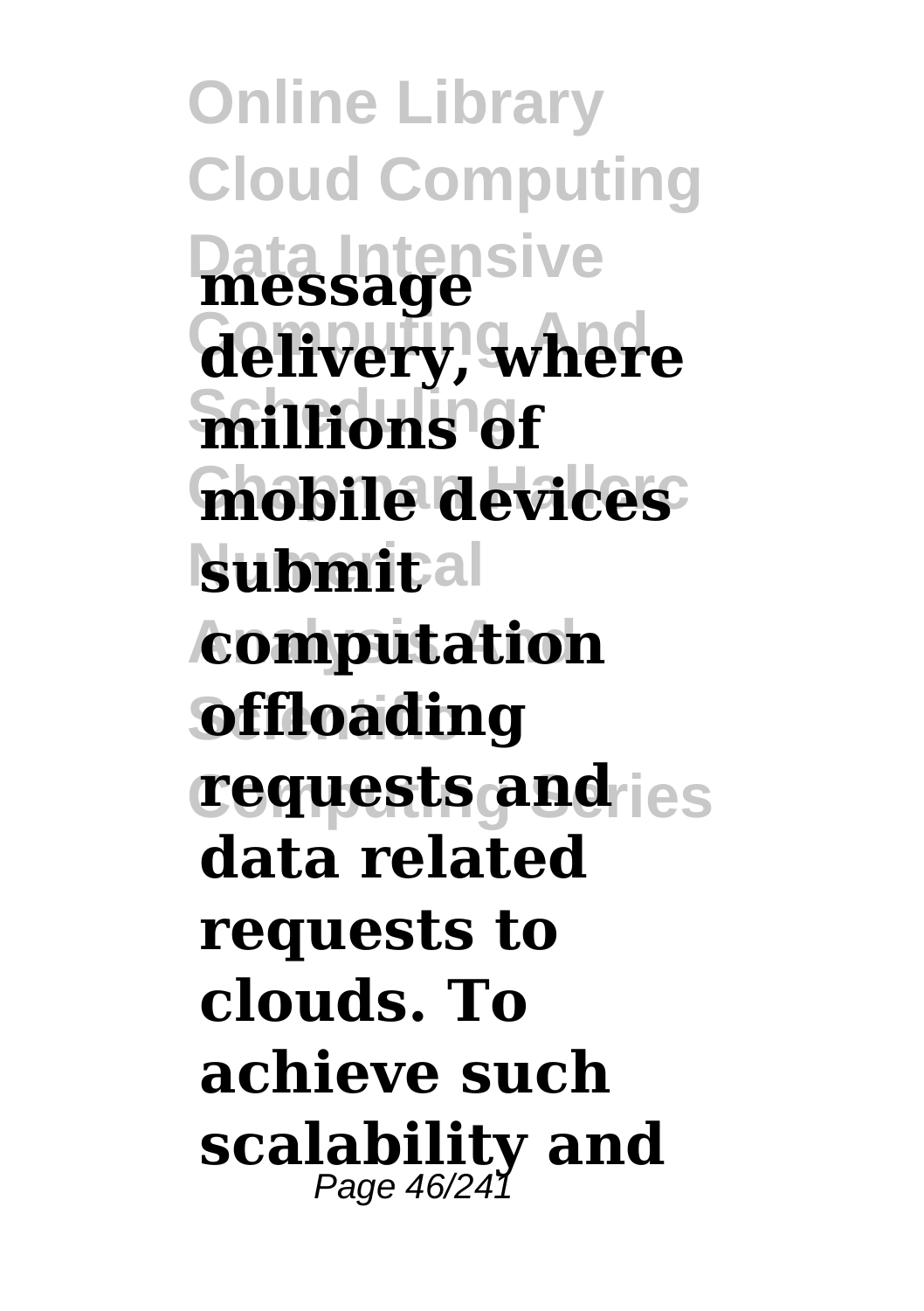**message delivery, where millions of mobile devices submit computation offloading requests and data related requests to clouds. To achieve such scalability and**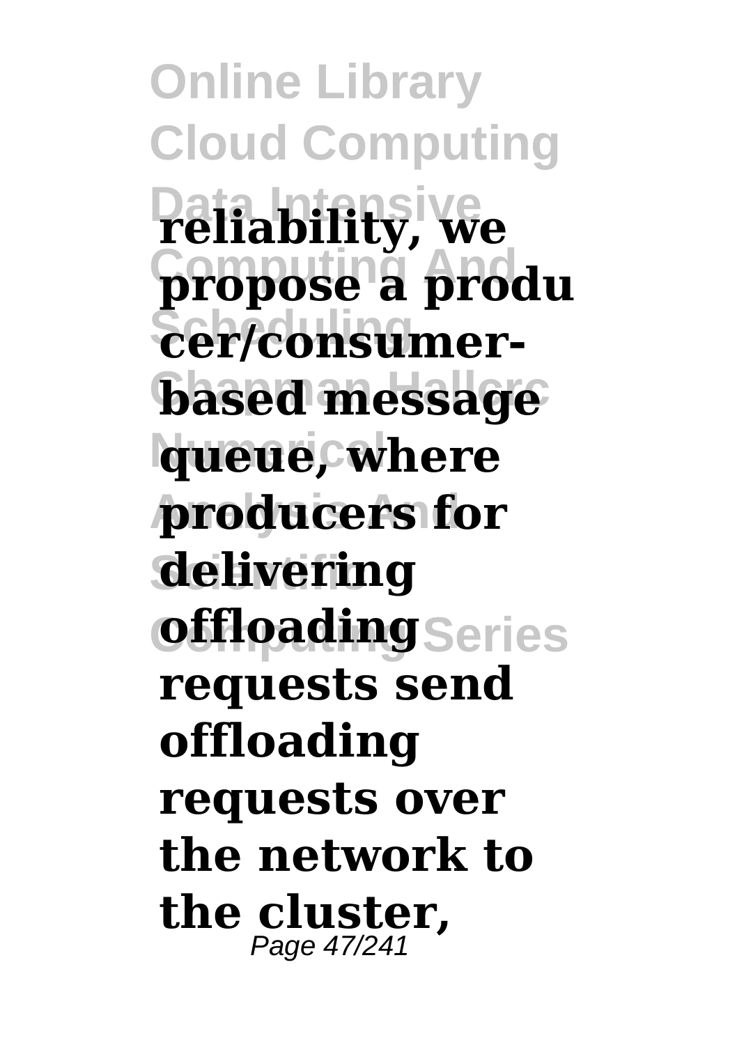**reliability, we propose a producer/consumer-based message queue, where producers for delivering offloading requests send offloading requests over the network to the cluster,**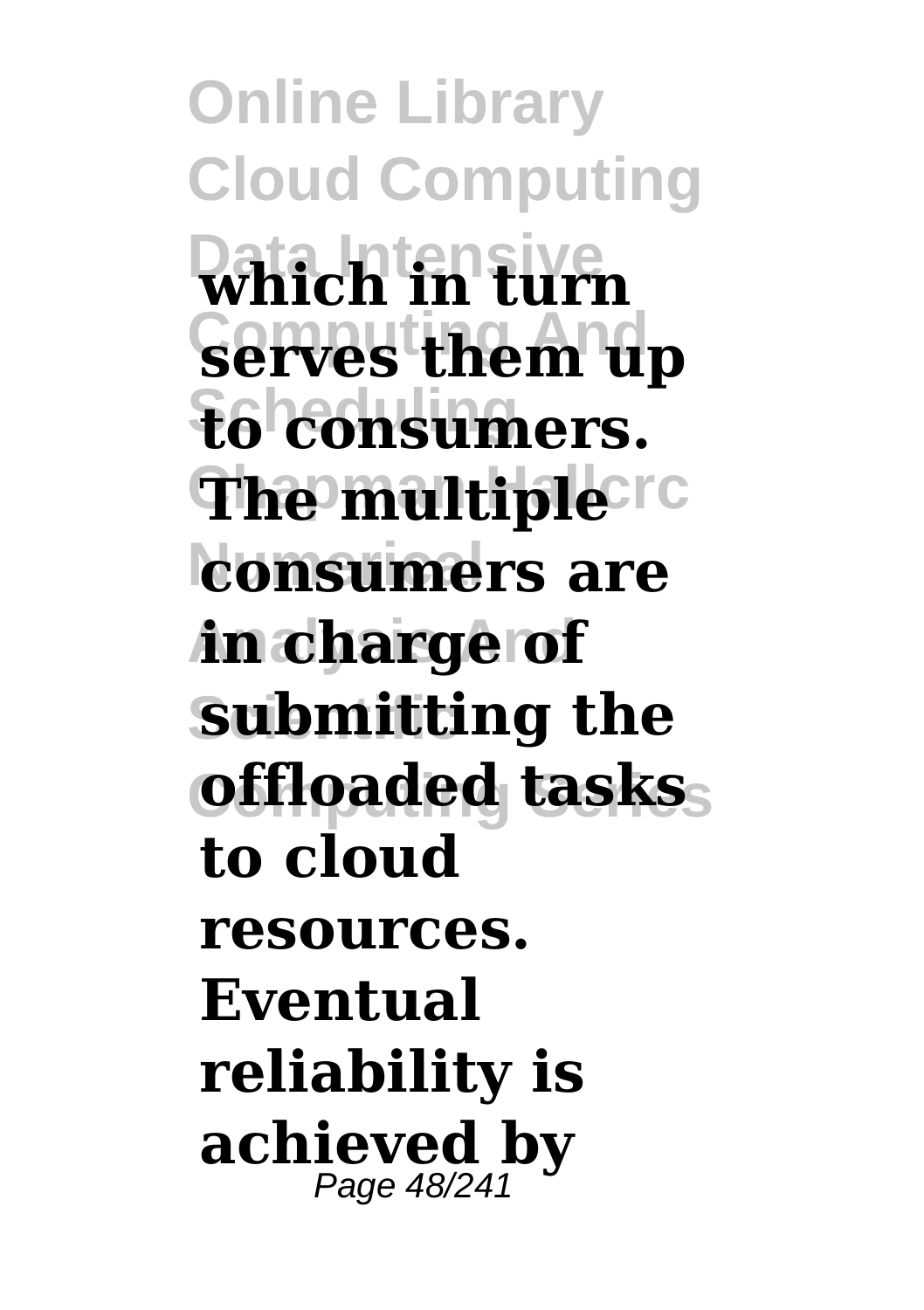**which in turn serves them up to consumers. The multiple consumers are in charge of submitting the offloaded tasks to cloud resources. Eventual reliability is achieved by**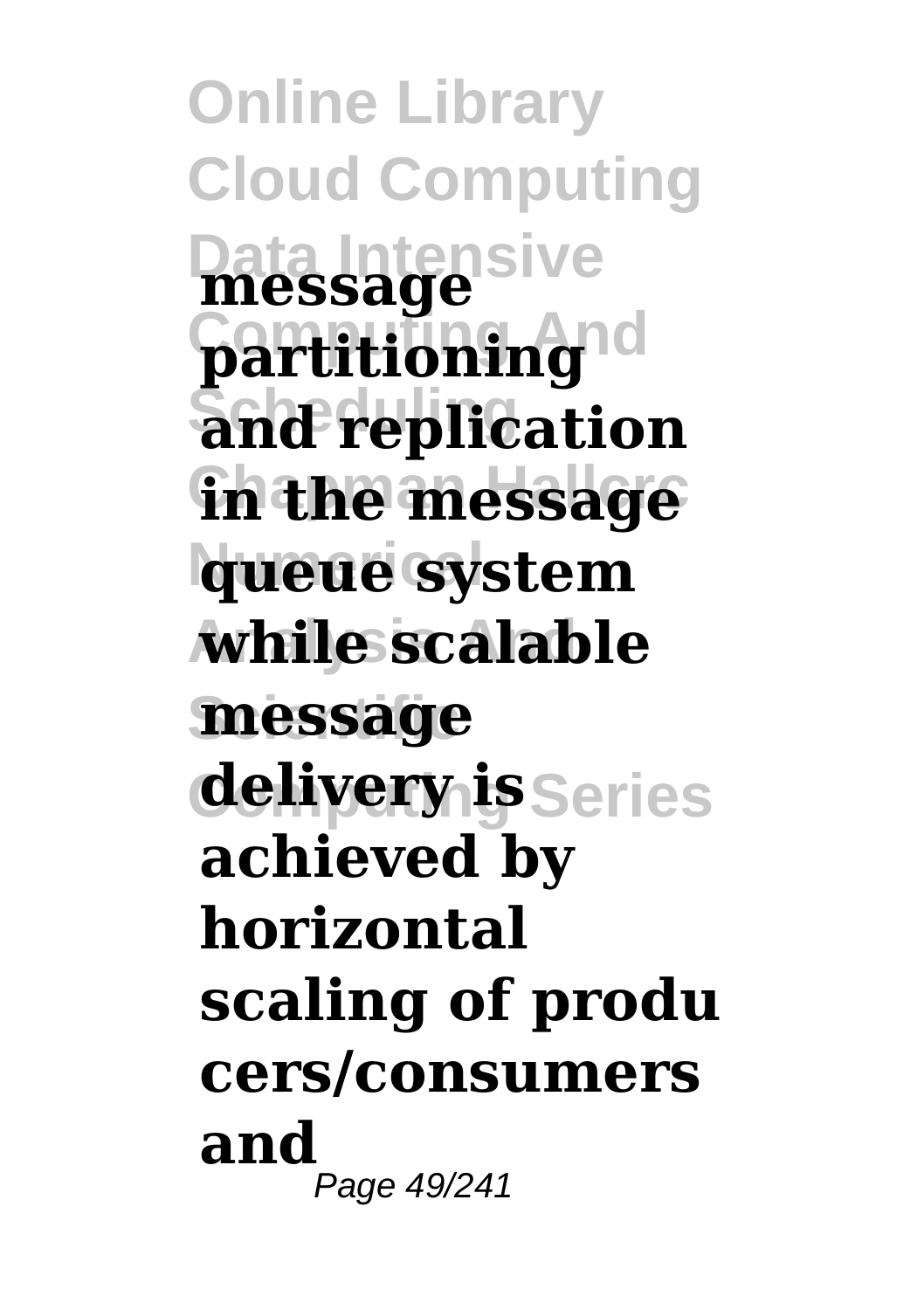**message partitioning and replication in the message queue system while scalable message delivery is achieved by horizontal scaling of producers/consumers and**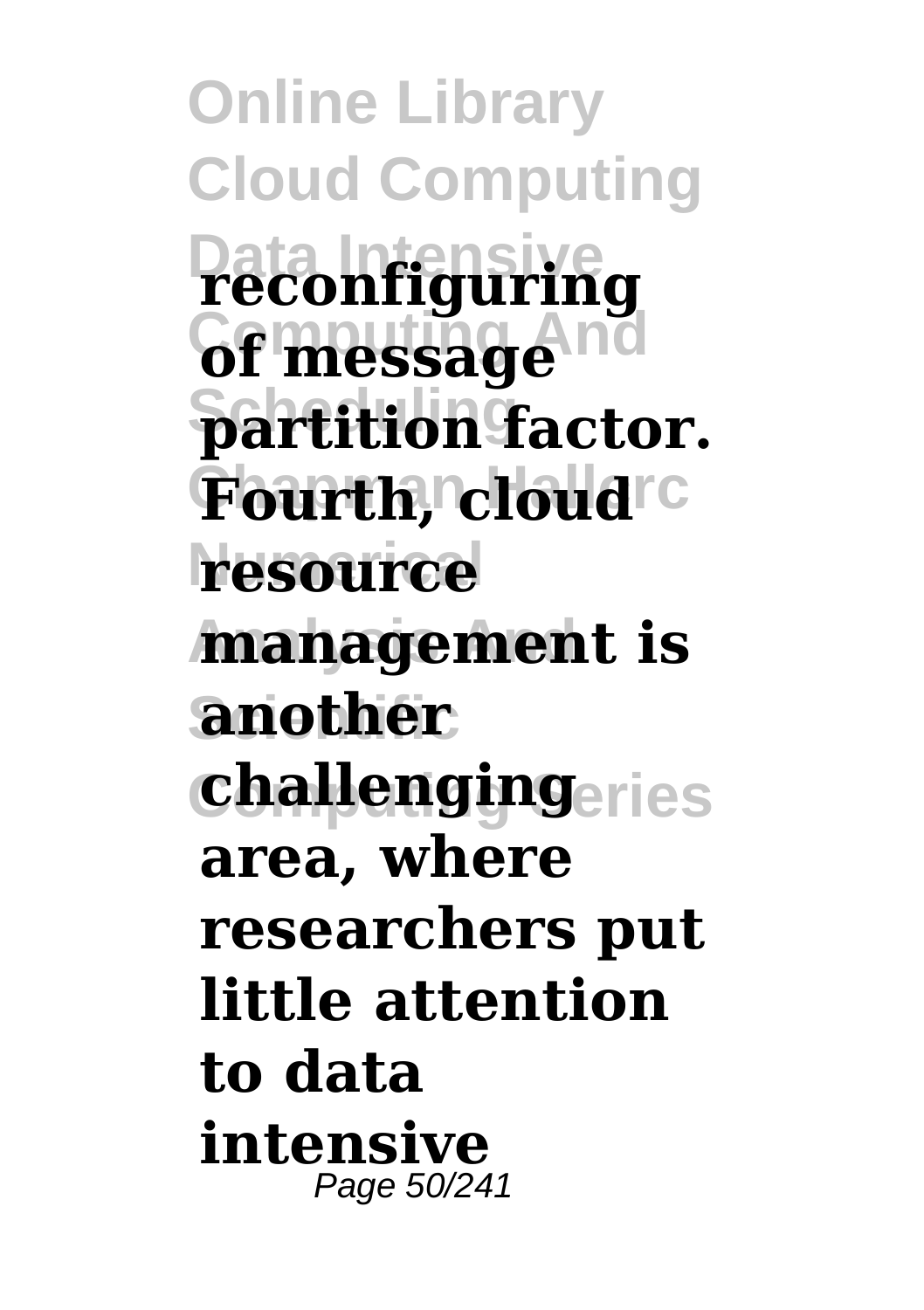**reconfiguring of message partition factor. Fourth, cloud resource management is another challenging area, where researchers put little attention to data intensive**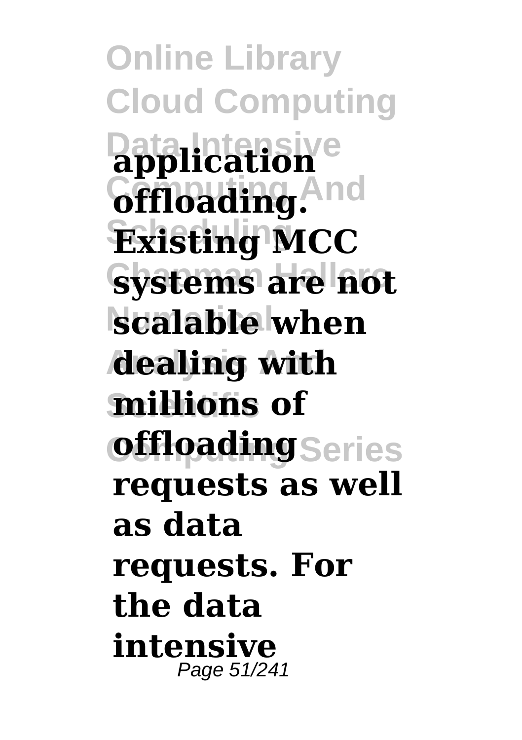**application offloading. Existing MCC systems are not scalable when dealing with millions of offloading requests as well as data requests. For the data intensive**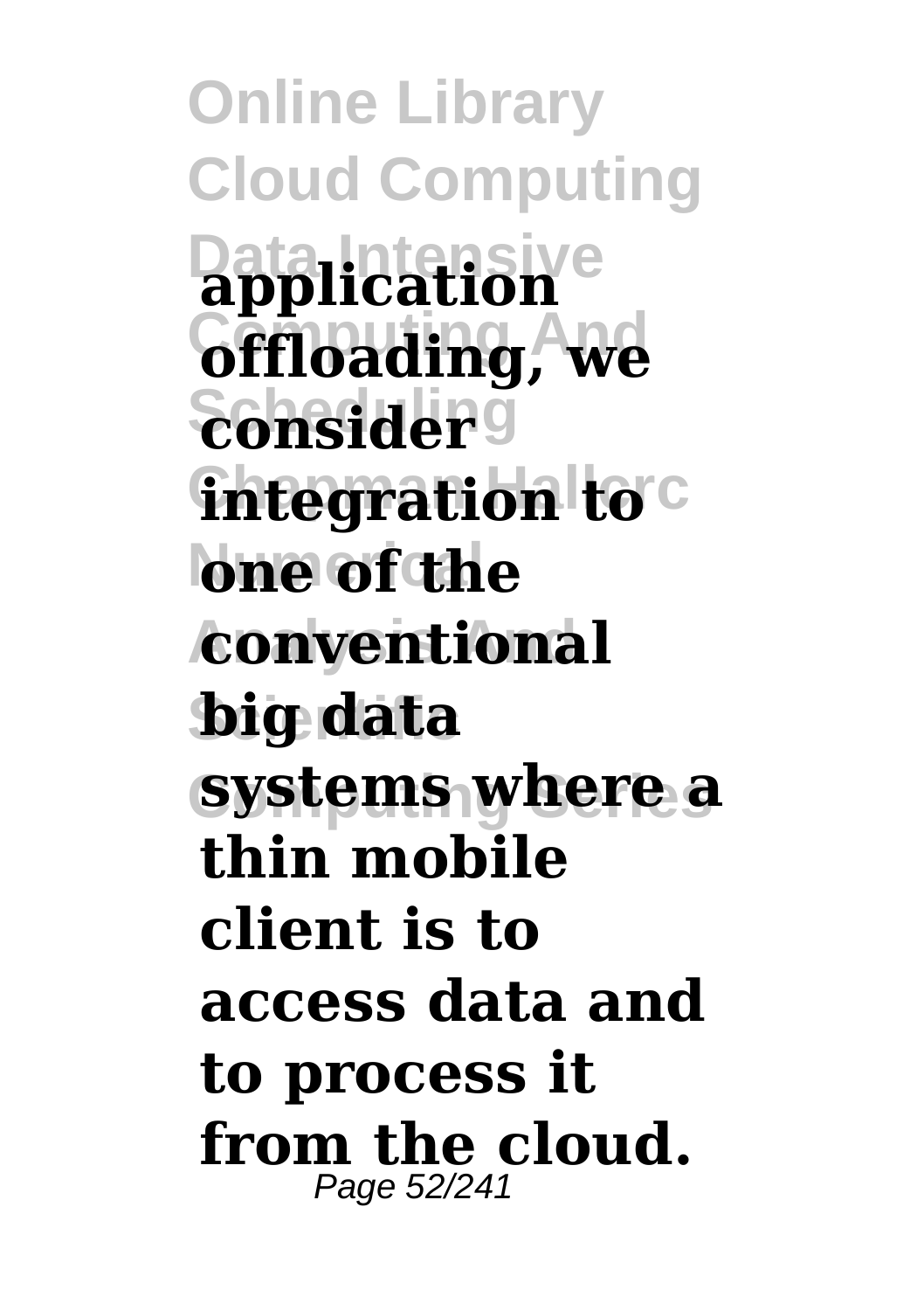**application offloading, we consider integration to one of the conventional big data systems where a thin mobile client is to access data and to process it from the cloud.**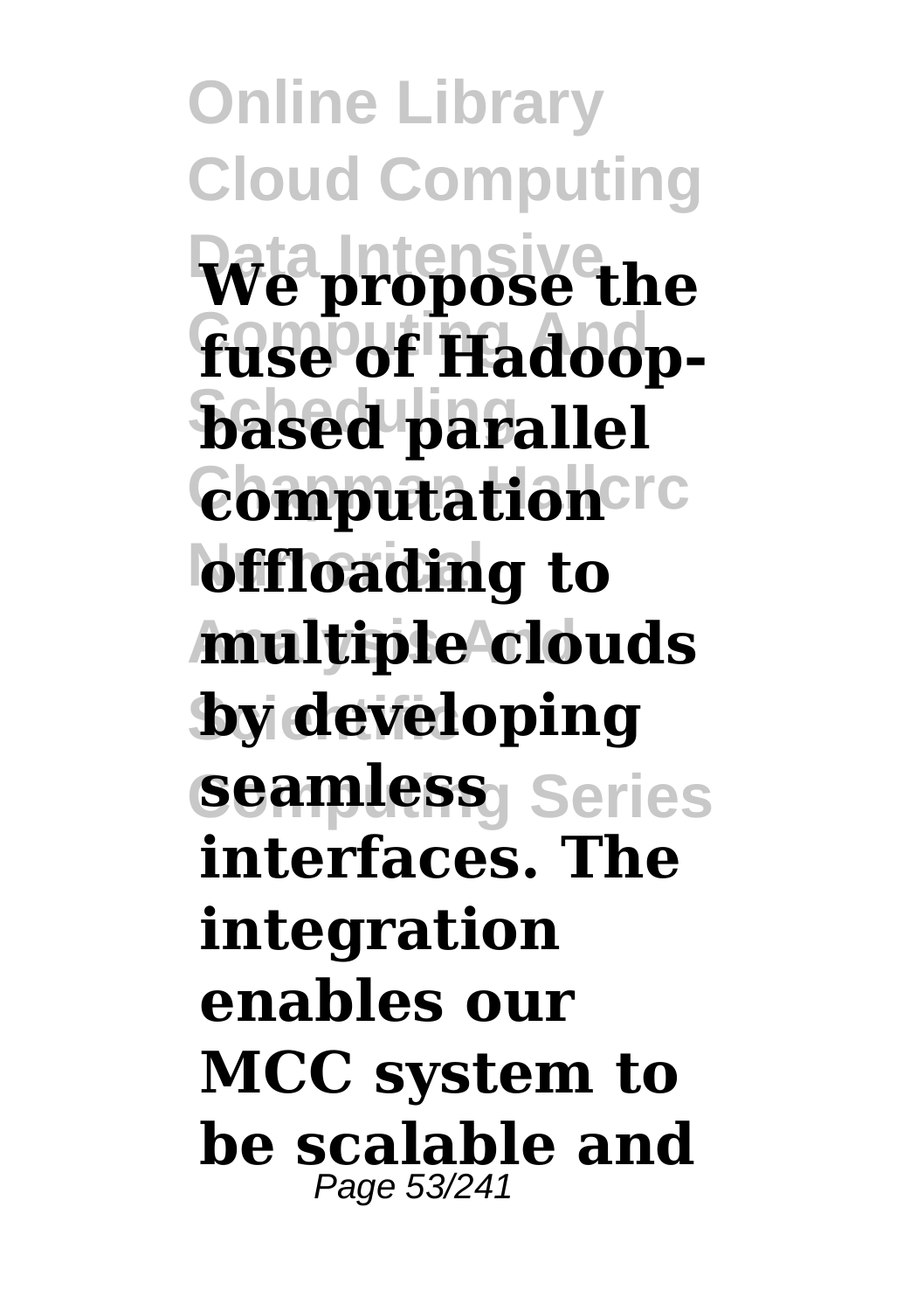**We propose the fuse of Hadoop-based parallel computation offloading to multiple clouds by developing seamless interfaces. The integration enables our MCC system to be scalable and**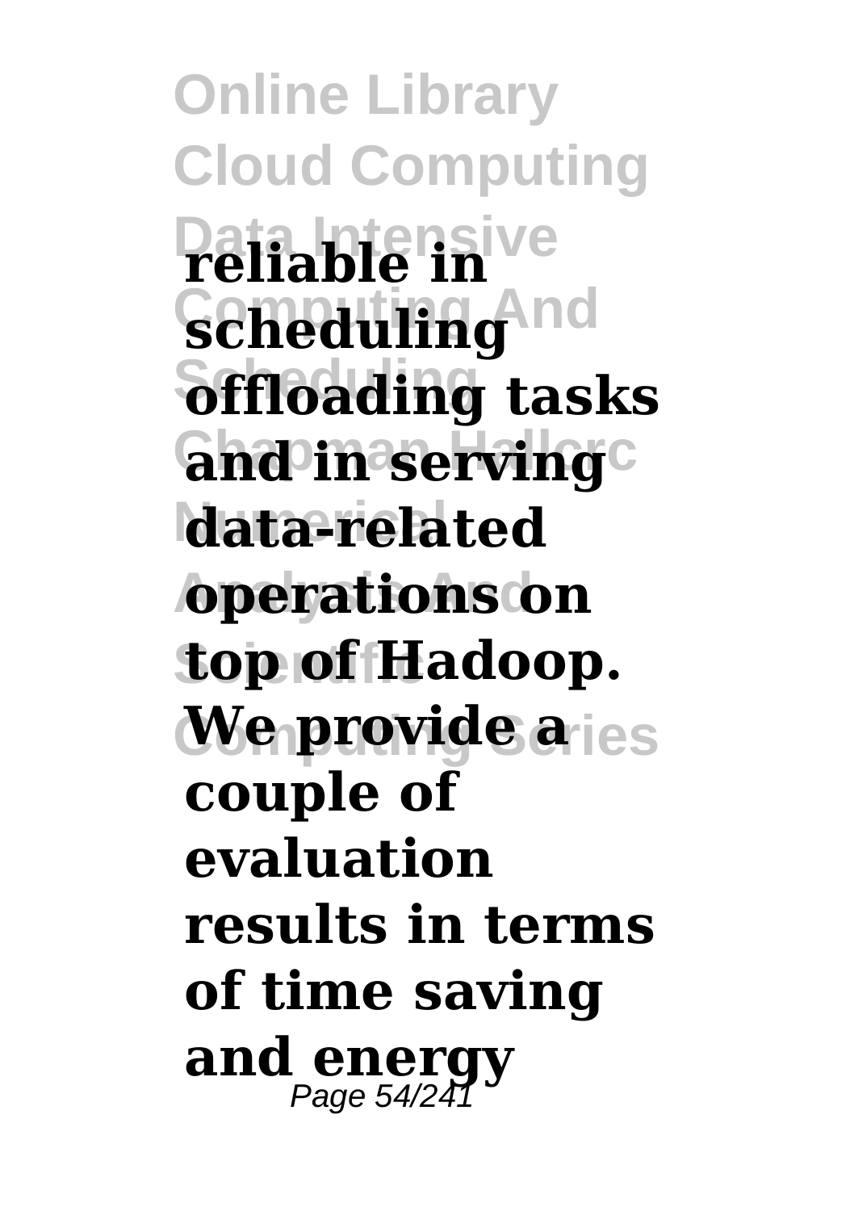**reliable in scheduling offloading tasks and in serving data-related operations on top of Hadoop. We provide a couple of evaluation results in terms of time saving and energy**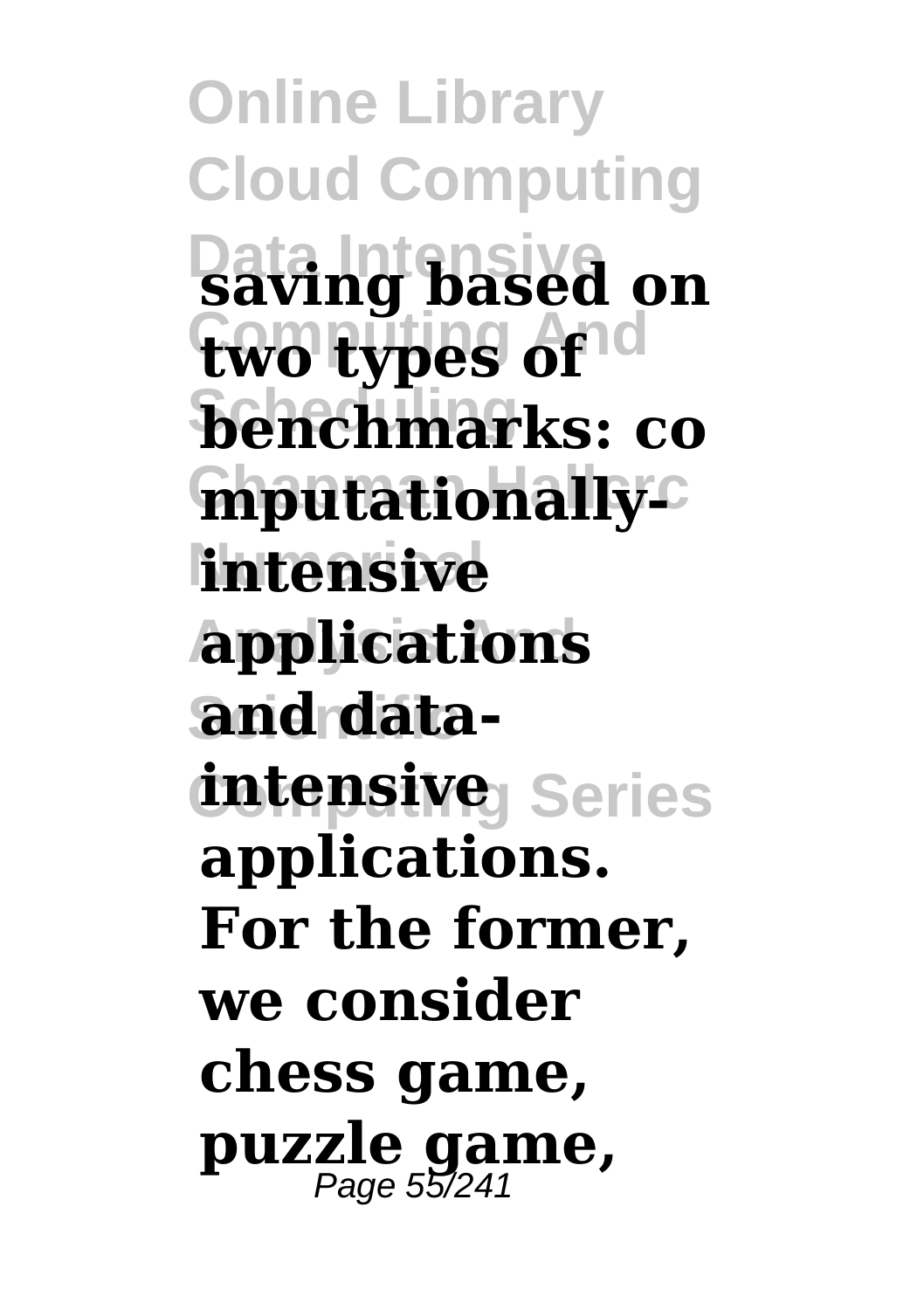**saving based on two types of benchmarks: computationally-intensive applications and data-intensive applications. For the former, we consider chess game, puzzle game,**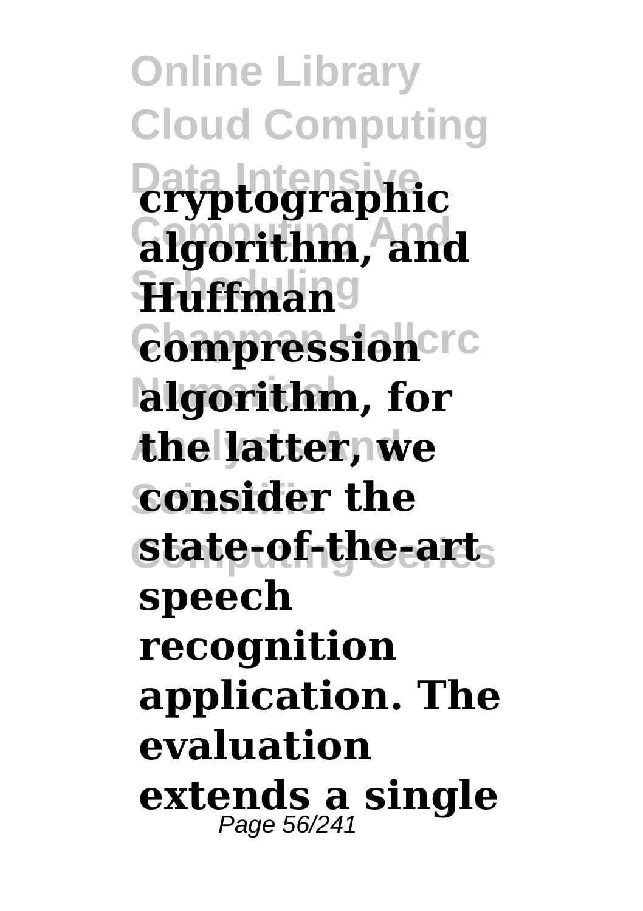**cryptographic algorithm, and Huffman compression algorithm, for the latter, we consider the state-of-the-art speech recognition application. The evaluation extends a single**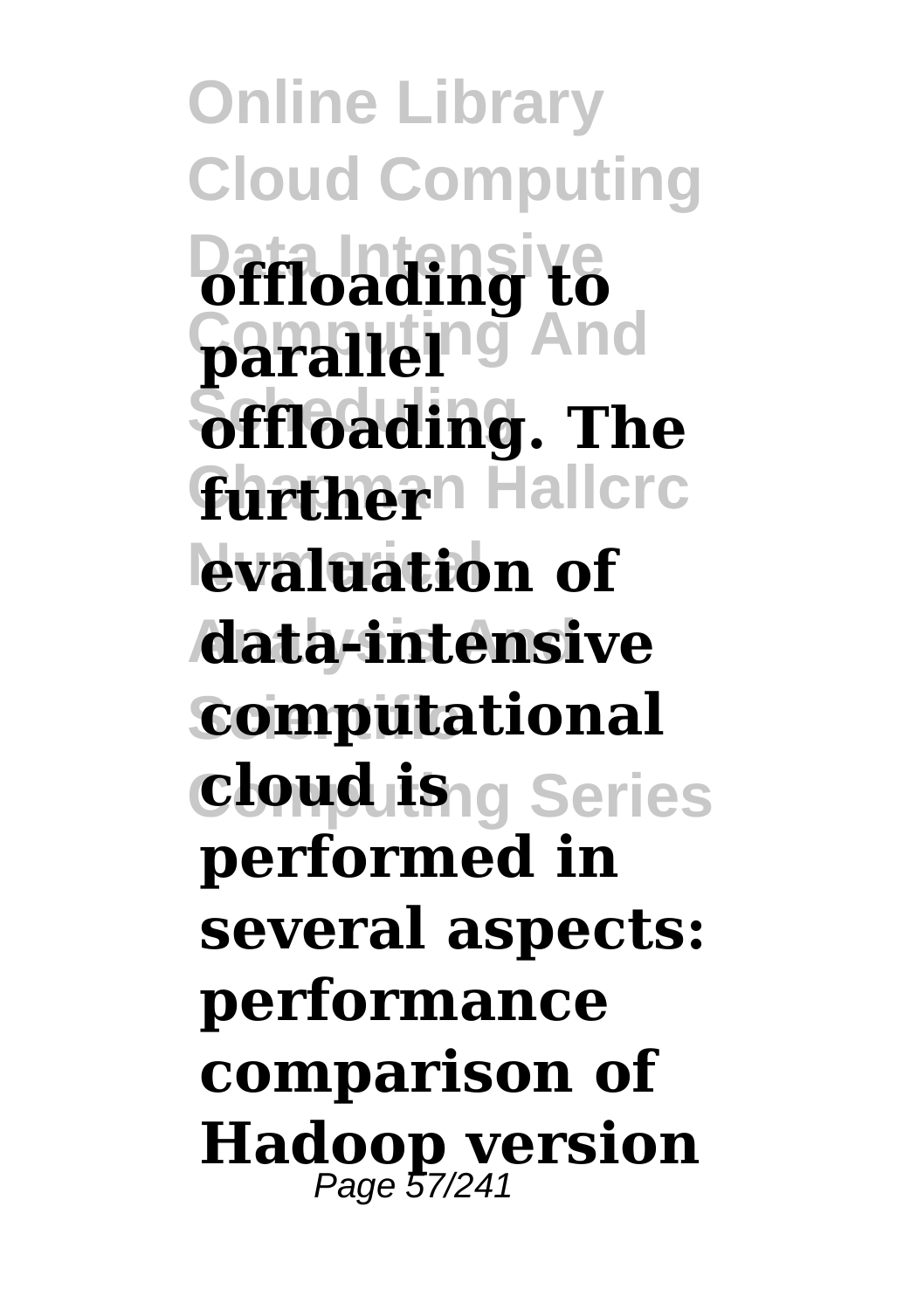**offloading to parallel offloading. The further evaluation of data-intensive computational cloud is performed in several aspects: performance comparison of Hadoop version**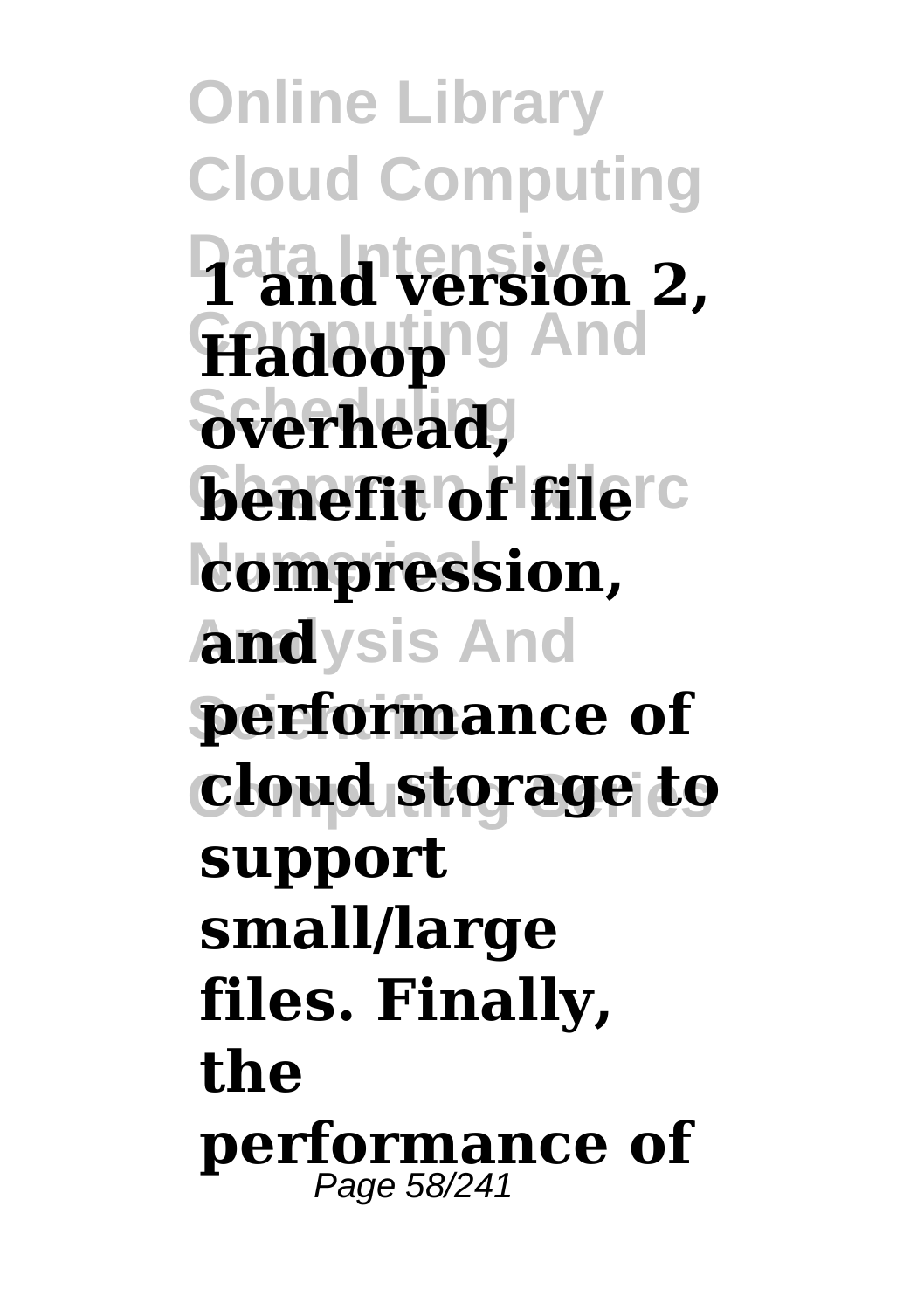**1 and version 2, Hadoop overhead, benefit of file compression, and performance of cloud storage to support small/large files. Finally, the performance of**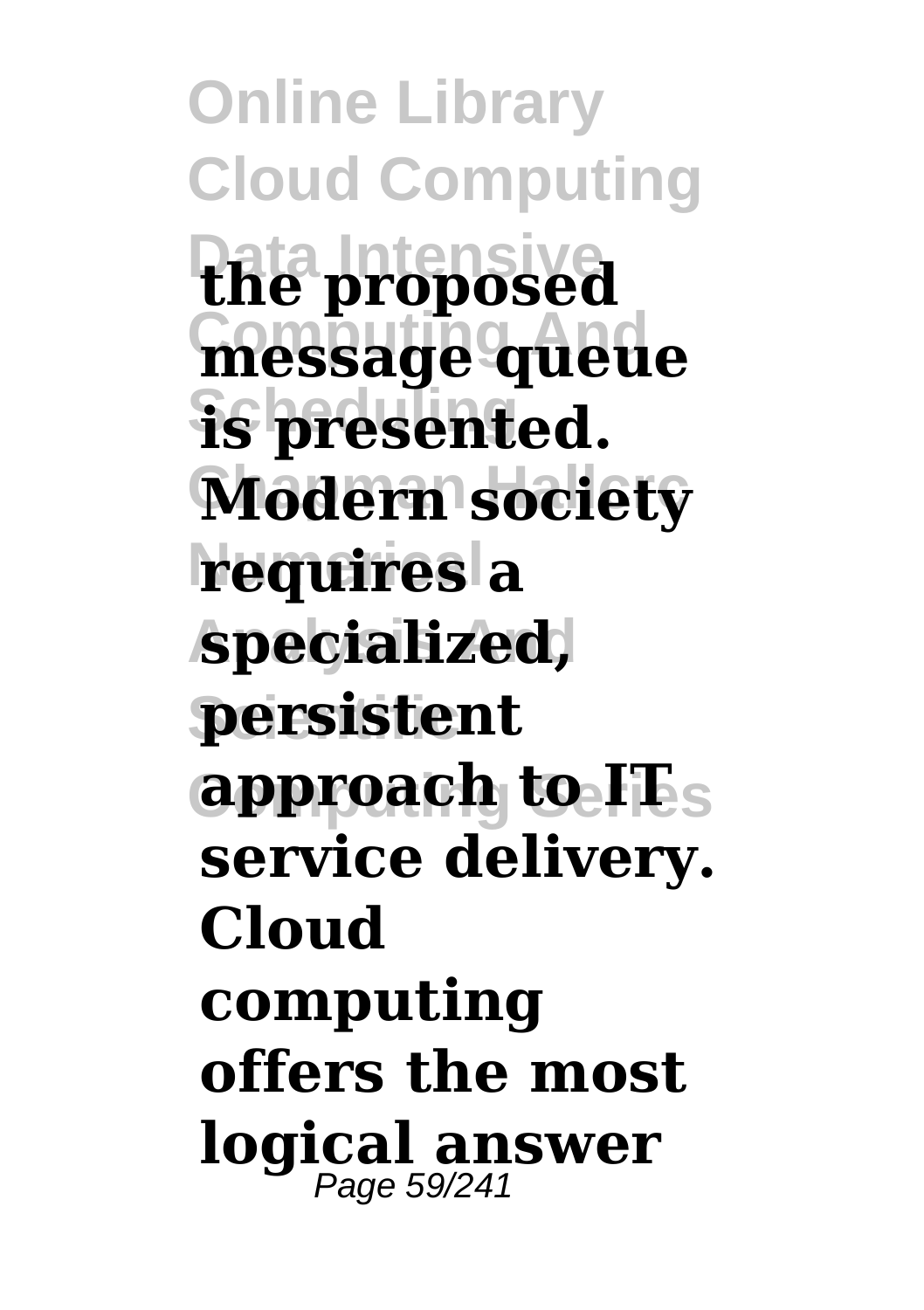**the proposed message queue is presented. Modern society requires a specialized, persistent approach to IT service delivery. Cloud computing offers the most logical answer**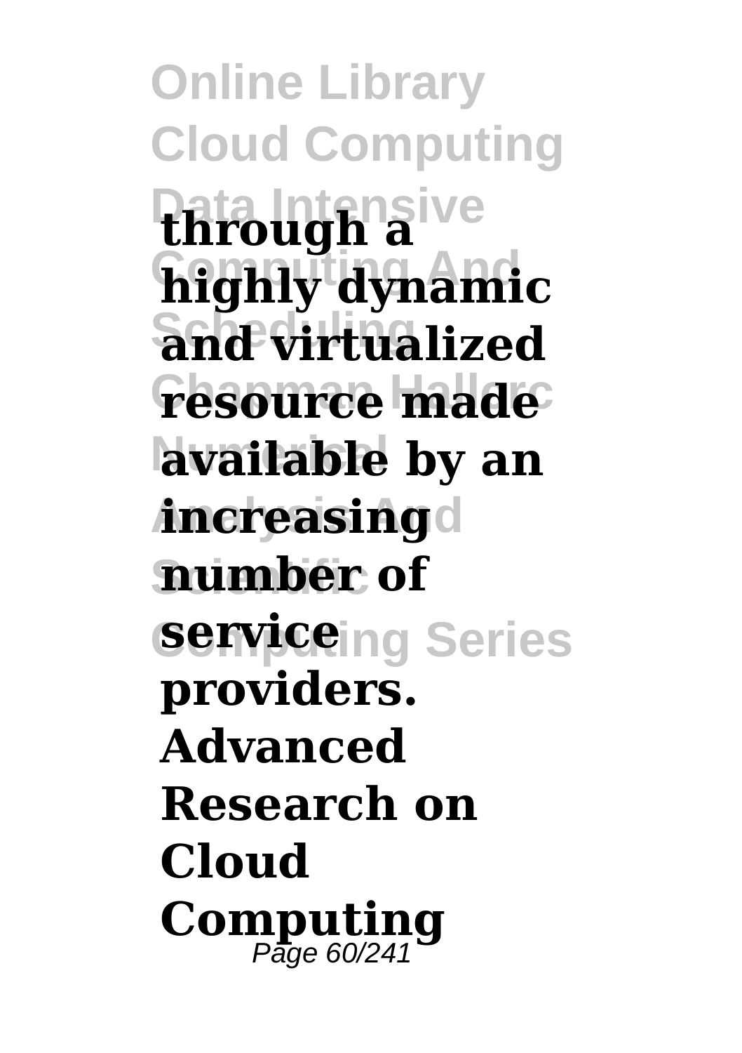**through a highly dynamic and virtualized resource made available by an increasing number of service providers.**

**Advanced Research on Cloud Computing**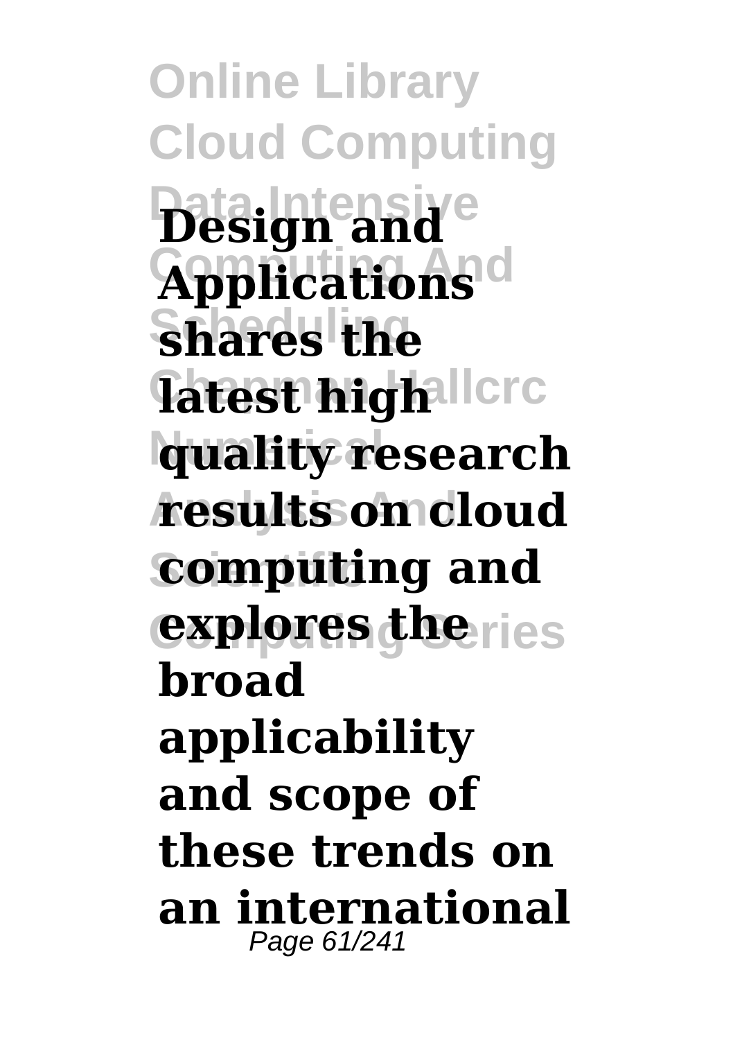**Design and Applications shares the latest high quality research results on cloud computing and explores the broad applicability and scope of these trends on an international**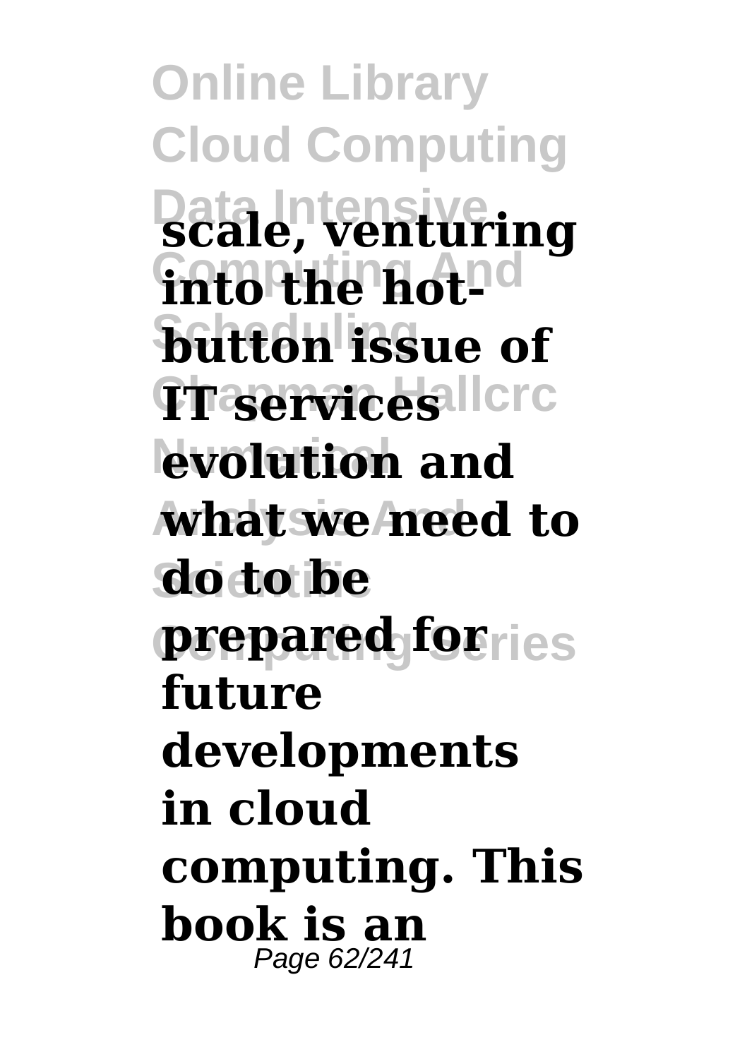**scale, venturing into the hot-button issue of IT services evolution and what we need to do to be prepared for future developments in cloud computing. This book is an**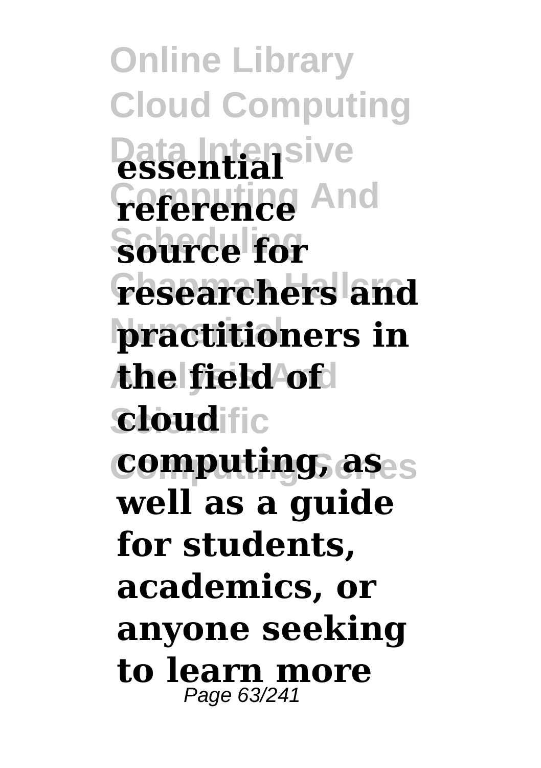**essential reference source for researchers and practitioners in the field of cloud computing, as well as a guide for students, academics, or anyone seeking to learn more**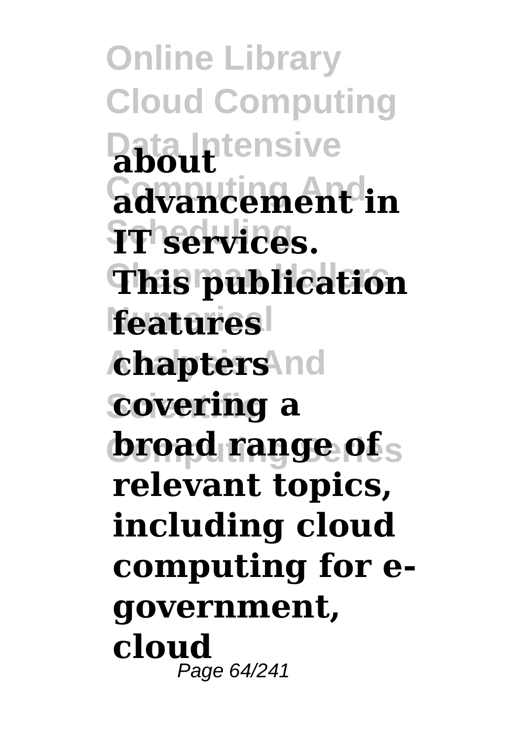**about advancement in IT services. This publication features chapters covering a broad range of relevant topics, including cloud computing for e-government, cloud**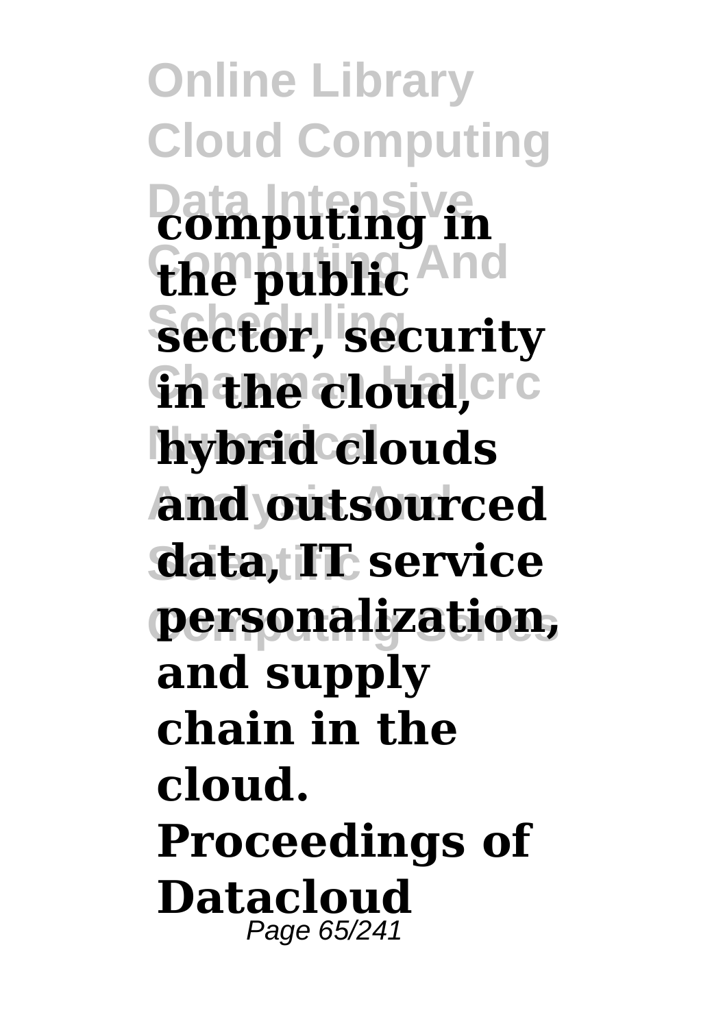**computing in the public sector, security in the cloud, hybrid clouds and outsourced data, IT service personalization, and supply chain in the cloud. Proceedings of Datacloud**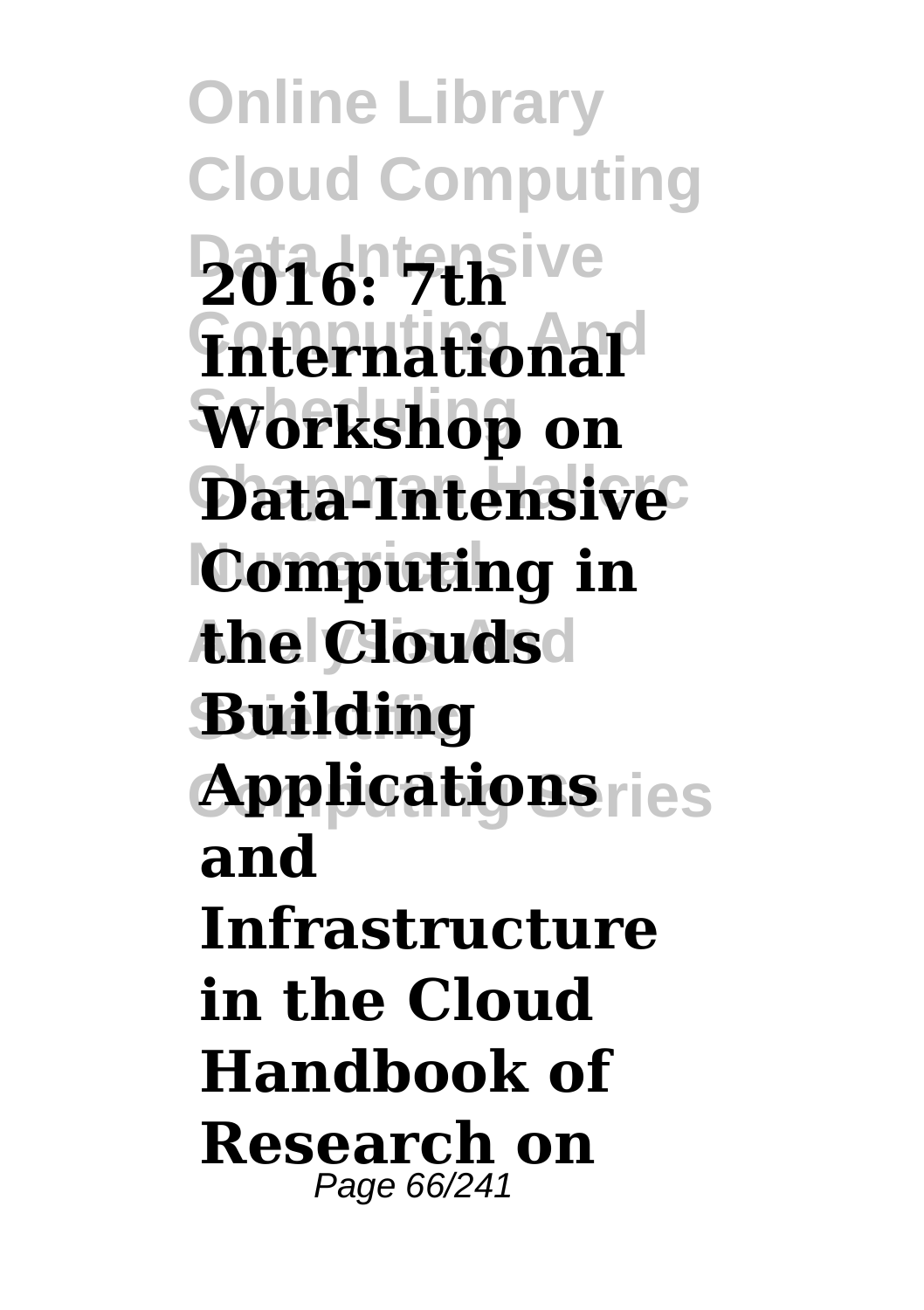**2016: 7th International Workshop on Data-Intensive Computing in the Clouds Building Applications and Infrastructure in the Cloud Handbook of Research on**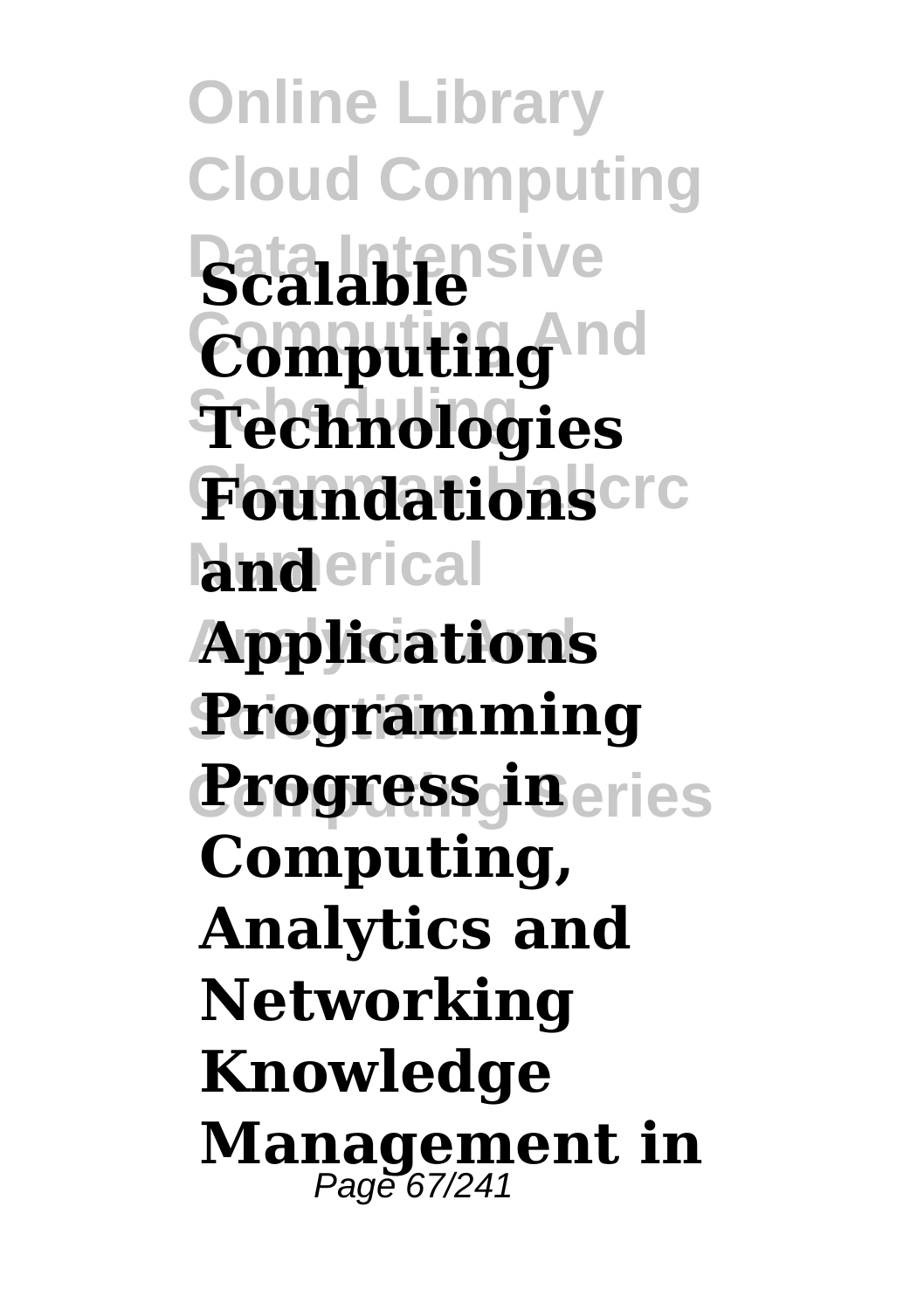**Scalable Computing Technologies Foundations and Applications Programming Progress in Computing, Analytics and Networking Knowledge Management in**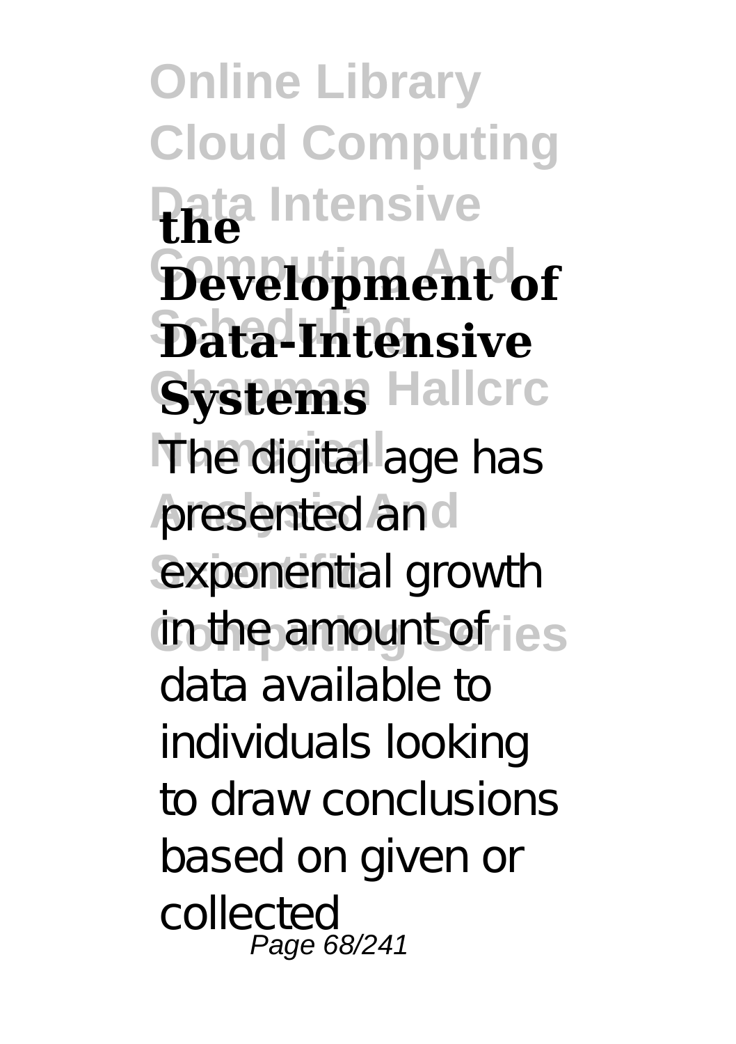**the Development of Data-Intensive Systems**

The digital age has presented an exponential growth in the amount of data available to individuals looking to draw conclusions based on given or collected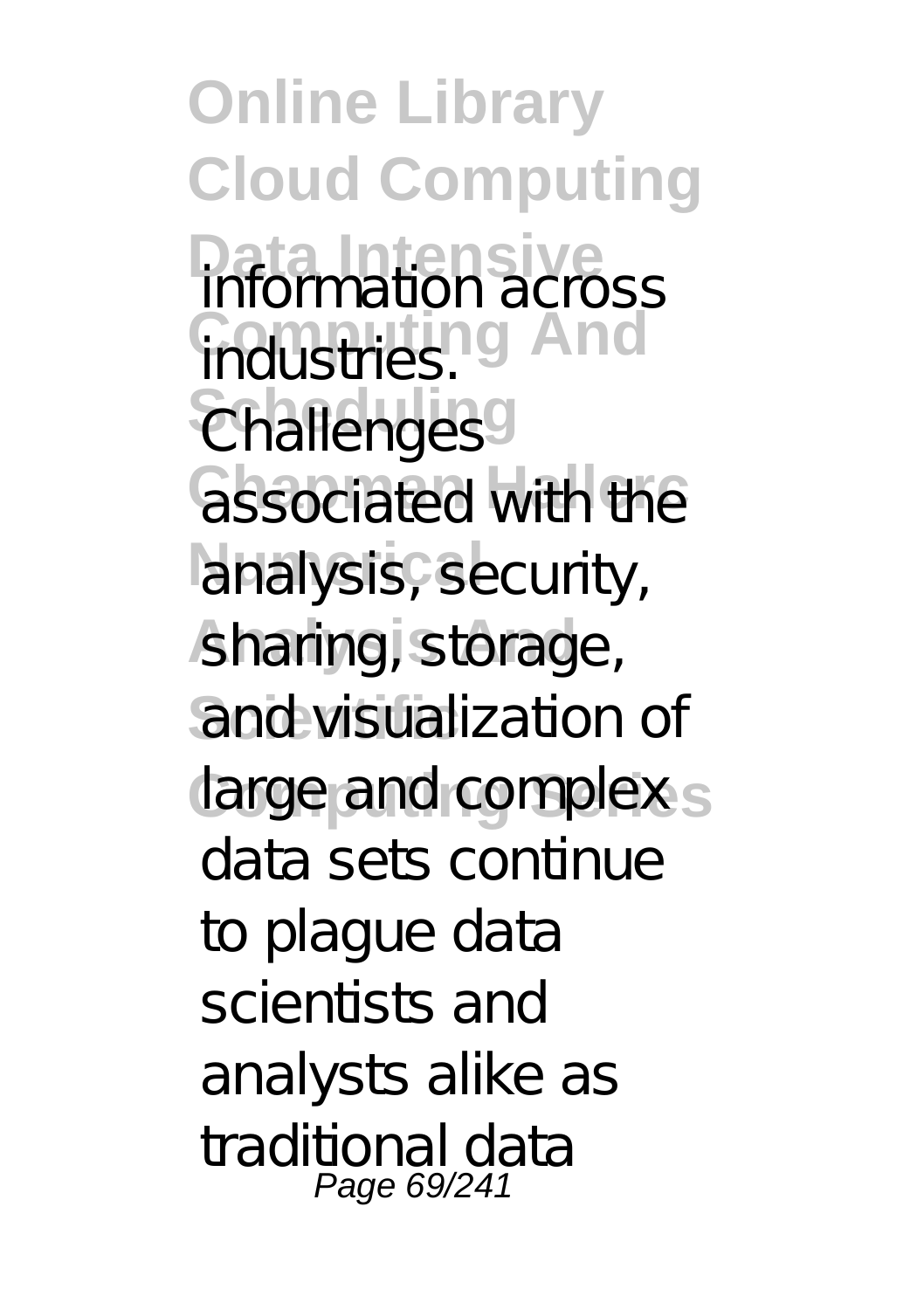information across industries. Challenges associated with the analysis, security, sharing, storage, and visualization of large and complex data sets continue to plague data scientists and analysts alike as traditional data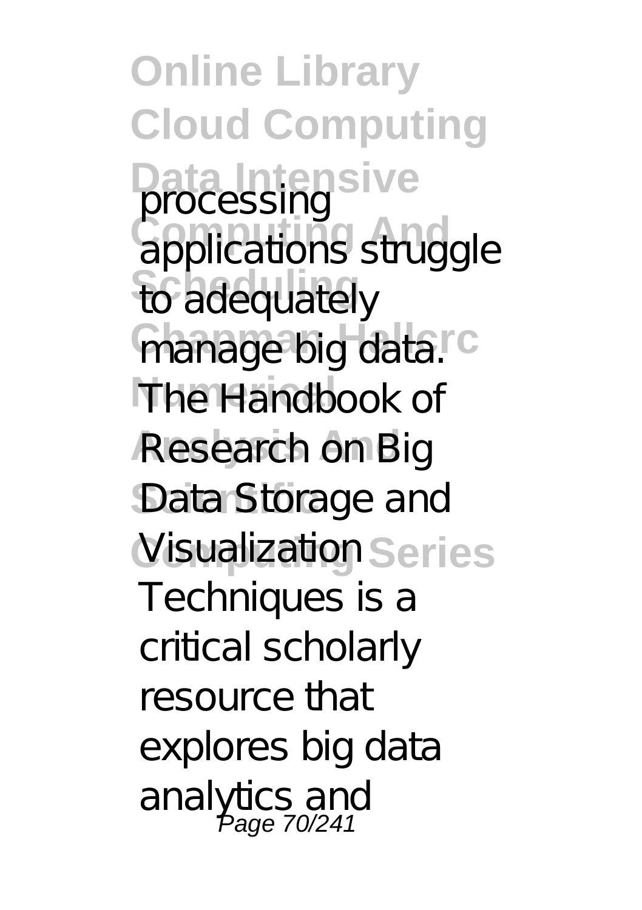processing applications struggle to adequately manage big data. The Handbook of Research on Big Data Storage and Visualization Techniques is a critical scholarly resource that explores big data analytics and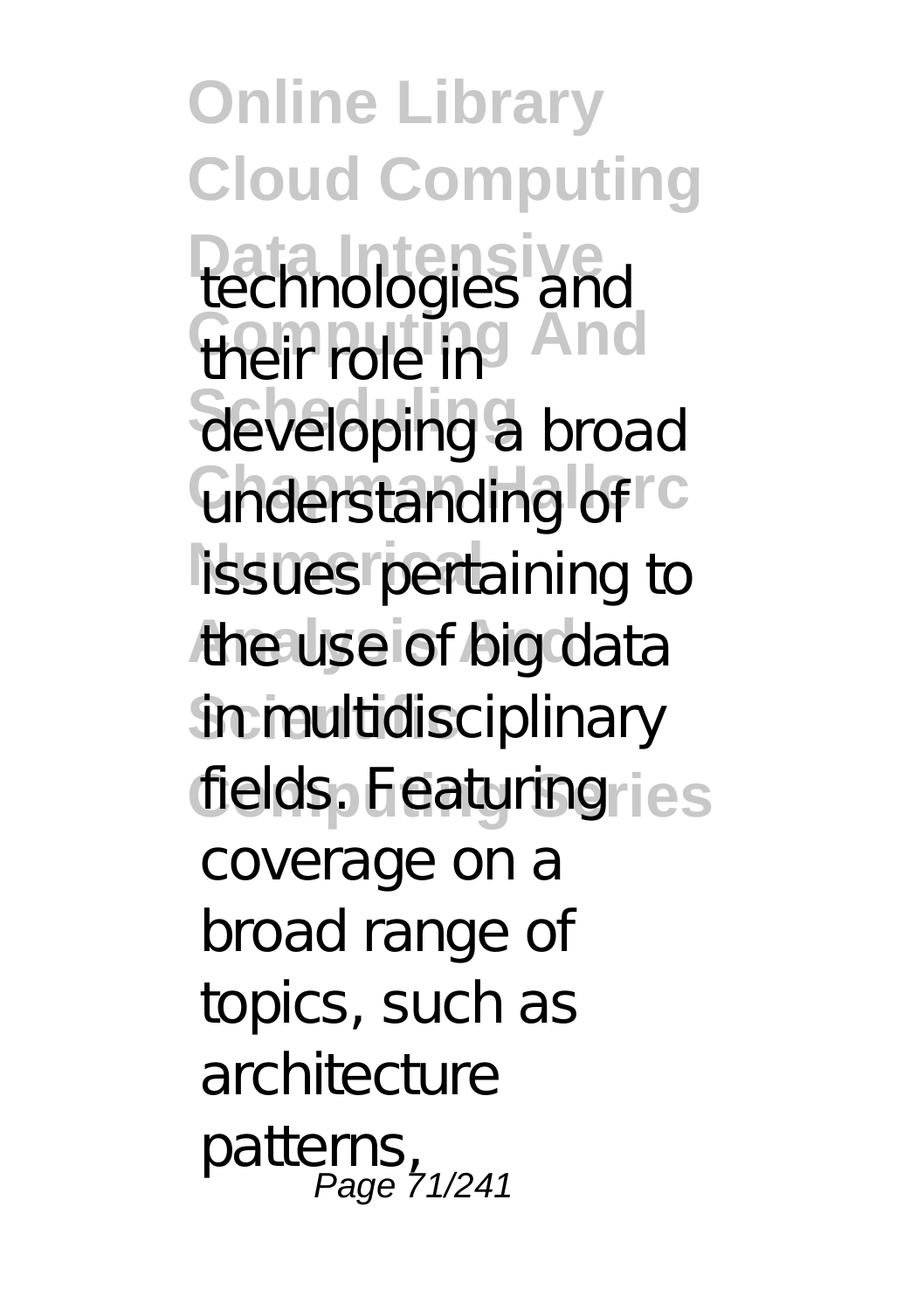technologies and their role in developing a broad understanding of issues pertaining to the use of big data in multidisciplinary fields. Featuring coverage on a broad range of topics, such as architecture patterns,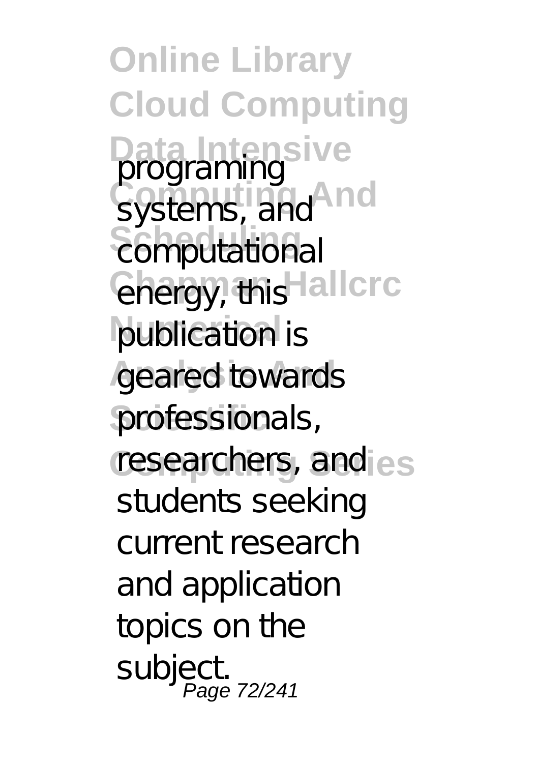programing systems, and computational energy, this publication is geared towards professionals, researchers, and students seeking current research and application topics on the subject.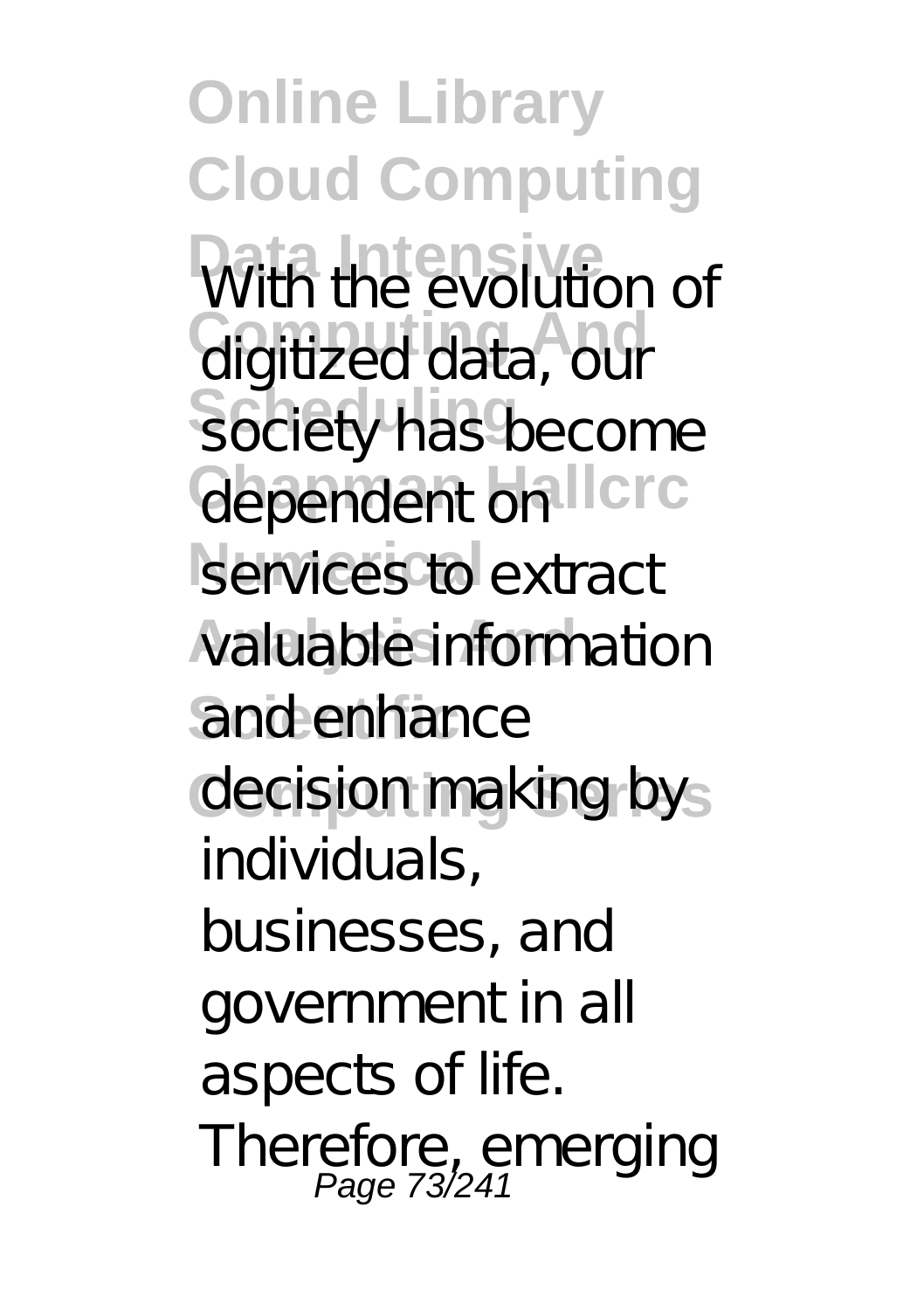With the evolution of digitized data, our society has become dependent on services to extract valuable information and enhance decision making by individuals, businesses, and government in all aspects of life. Therefore, emerging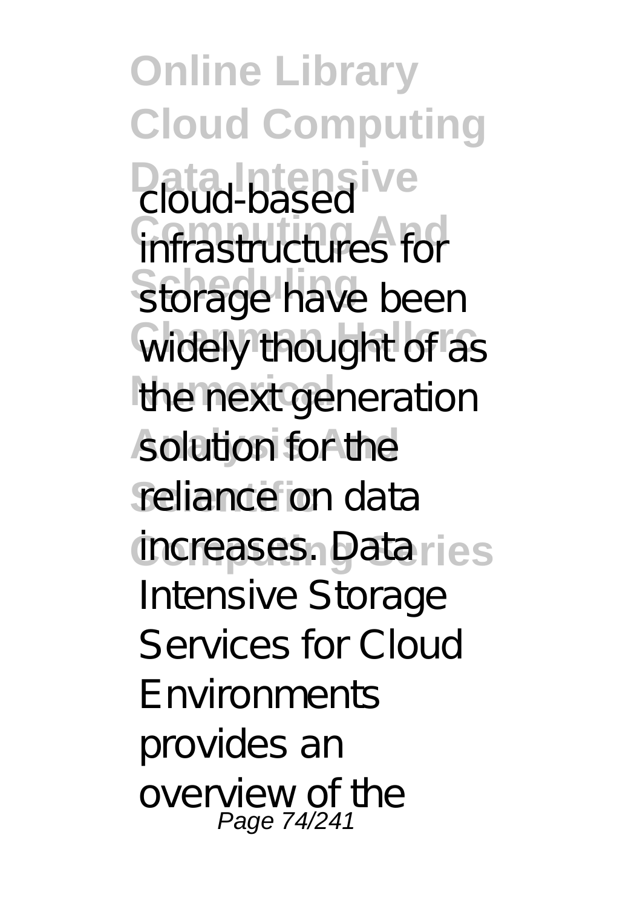cloud-based infrastructures for storage have been widely thought of as the next generation solution for the reliance on data increases. Data Intensive Storage Services for Cloud Environments provides an overview of the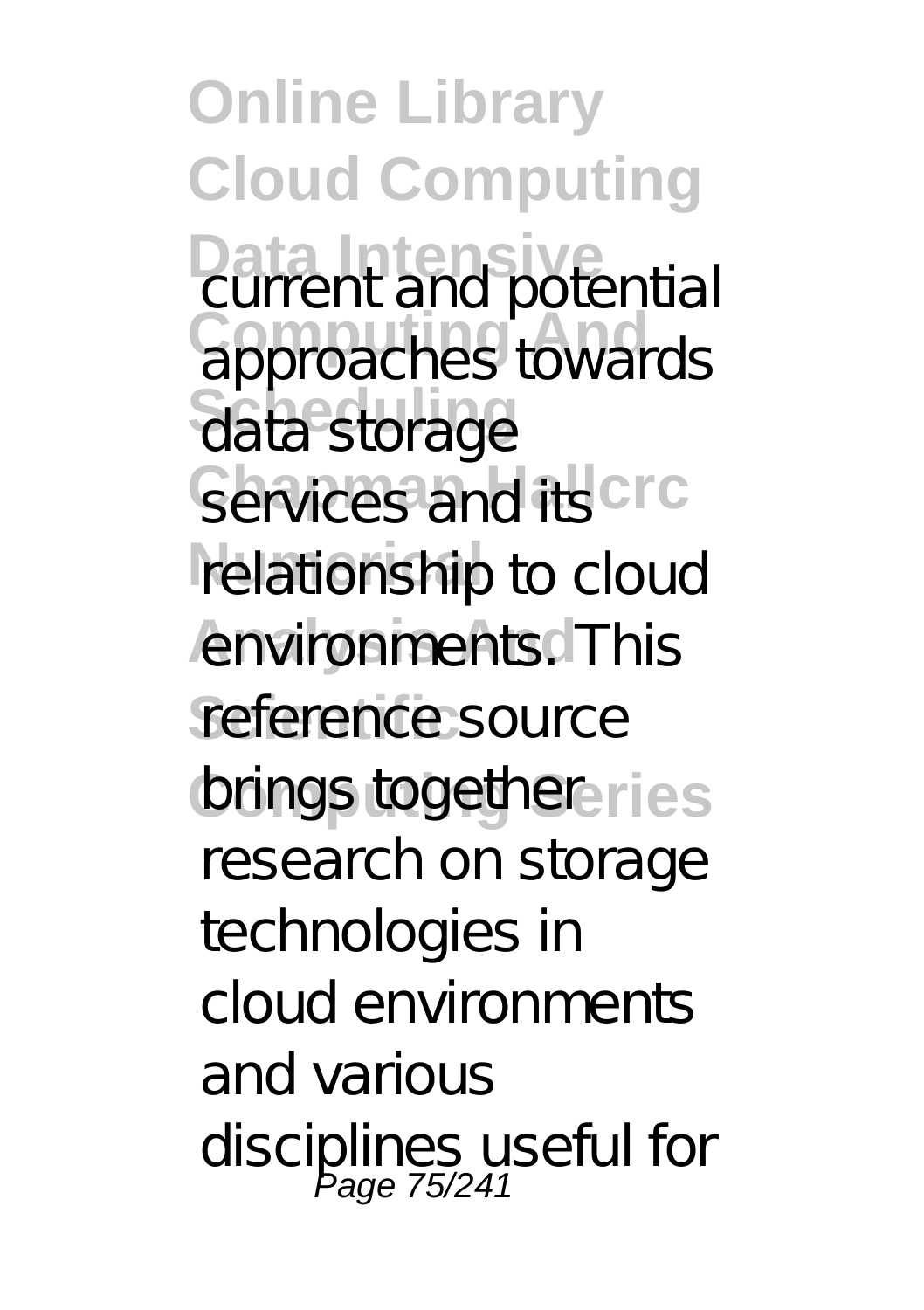current and potential approaches towards data storage services and its relationship to cloud environments. This reference source brings together research on storage technologies in cloud environments and various disciplines useful for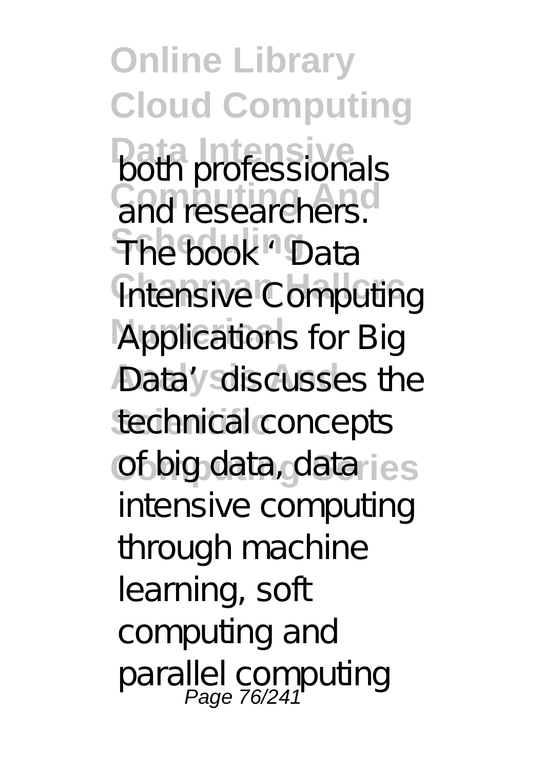both professionals and researchers. The book 'Data Intensive Computing Applications for Big Data' discusses the technical concepts of big data, data intensive computing through machine learning, soft computing and parallel computing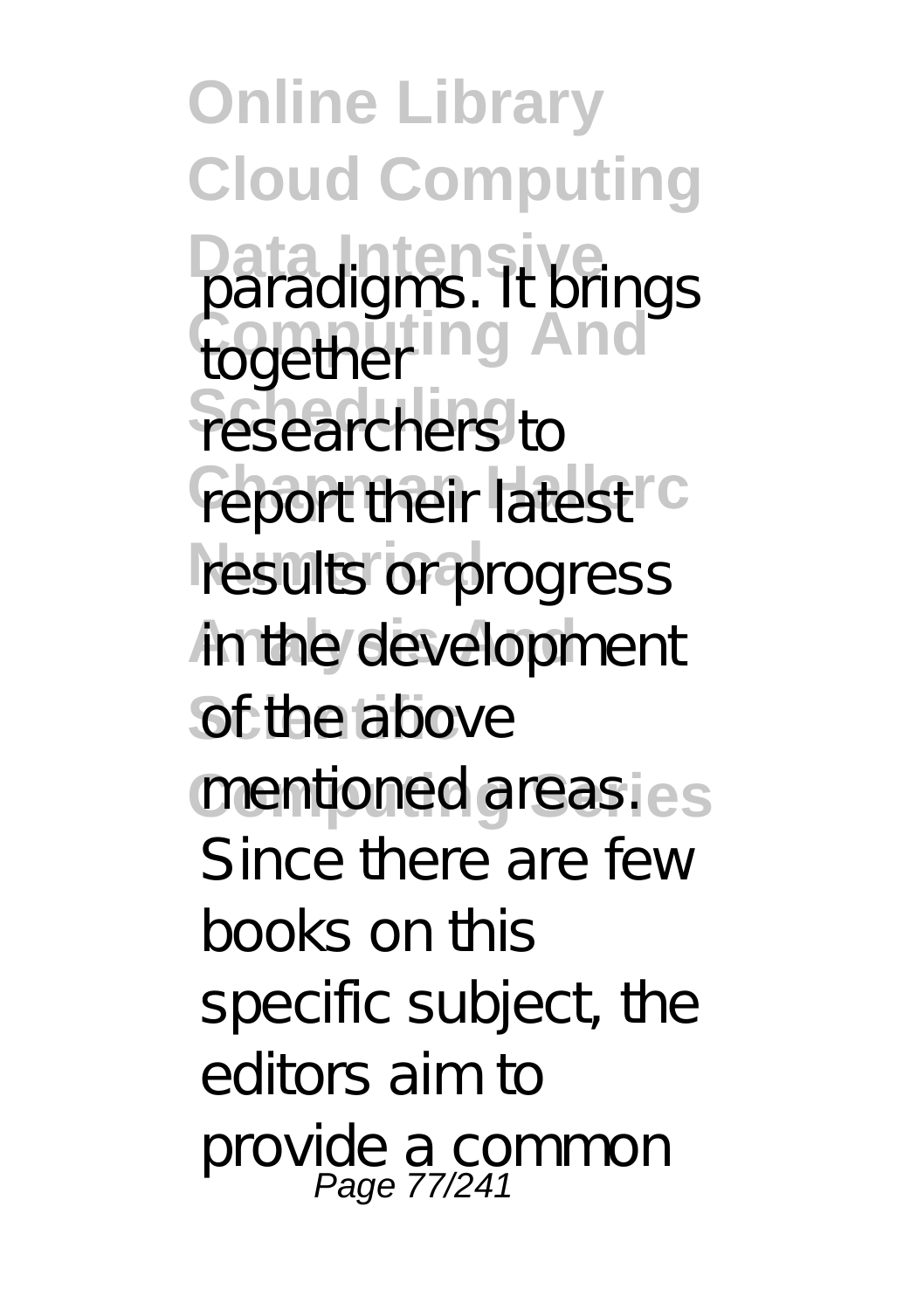paradigms. It brings together researchers to report their latest results or progress in the development of the above mentioned areas. Since there are few books on this specific subject, the editors aim to provide a common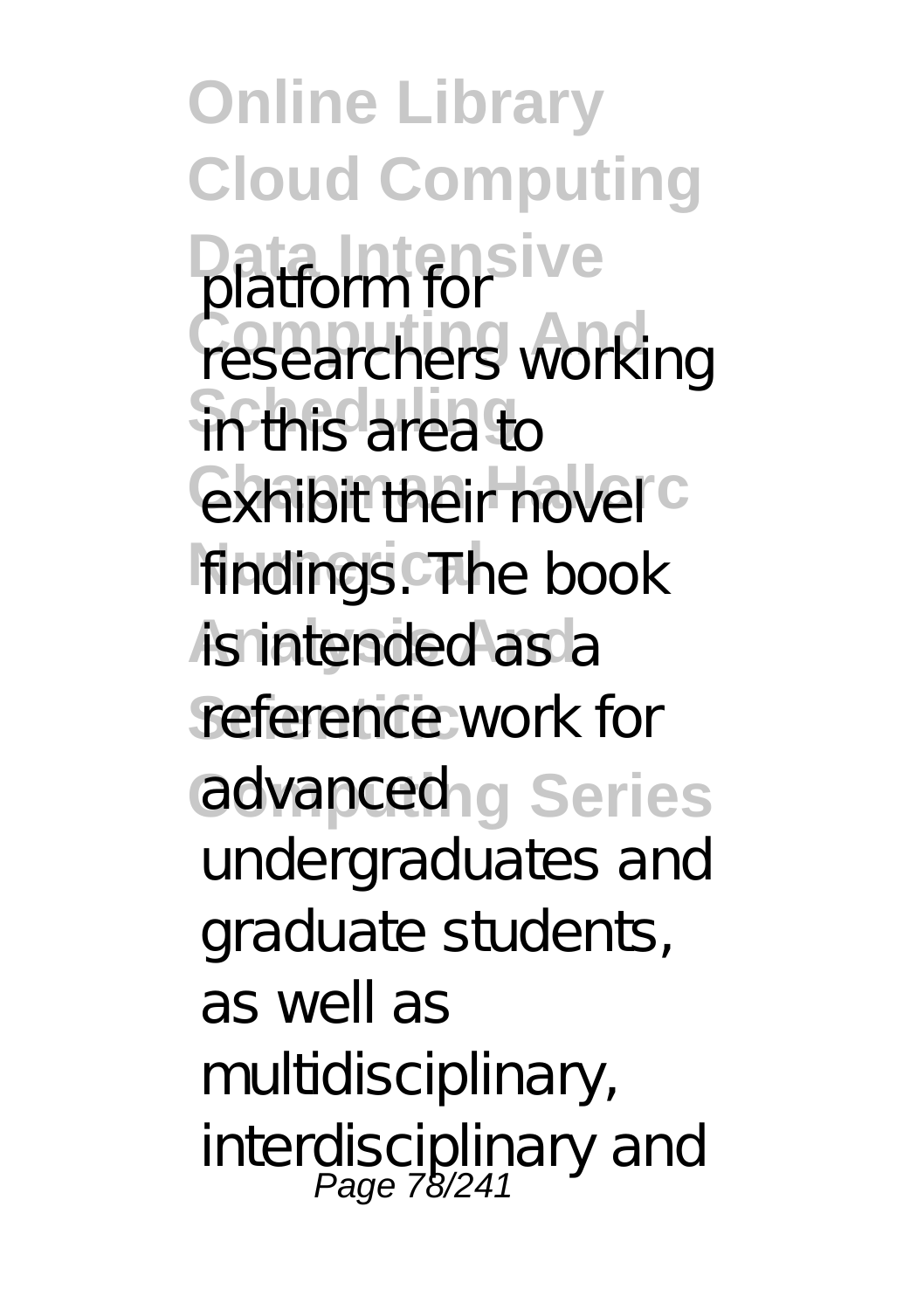platform for researchers working in this area to exhibit their novel findings. The book is intended as a reference work for advanced undergraduates and graduate students, as well as multidisciplinary, interdisciplinary and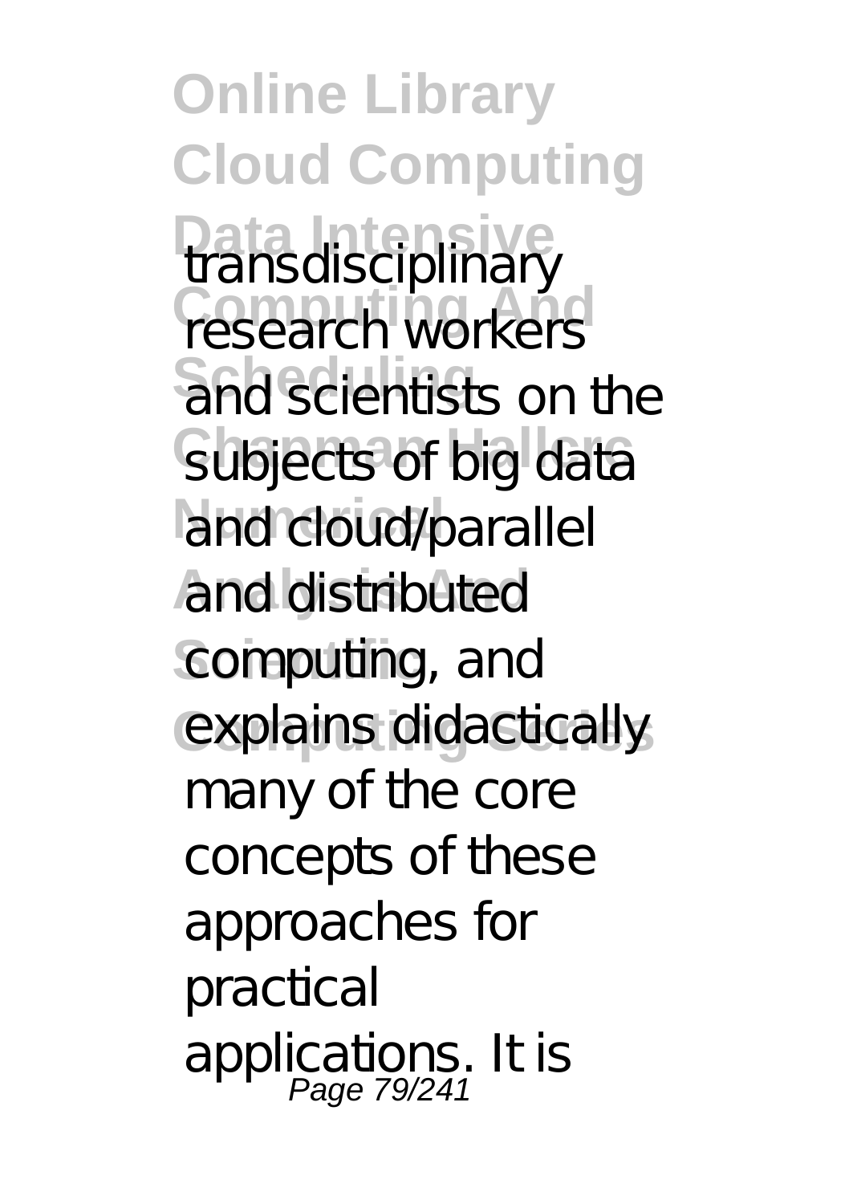transdisciplinary research workers and scientists on the subjects of big data and cloud/parallel and distributed computing, and explains didactically many of the core concepts of these approaches for practical applications. It is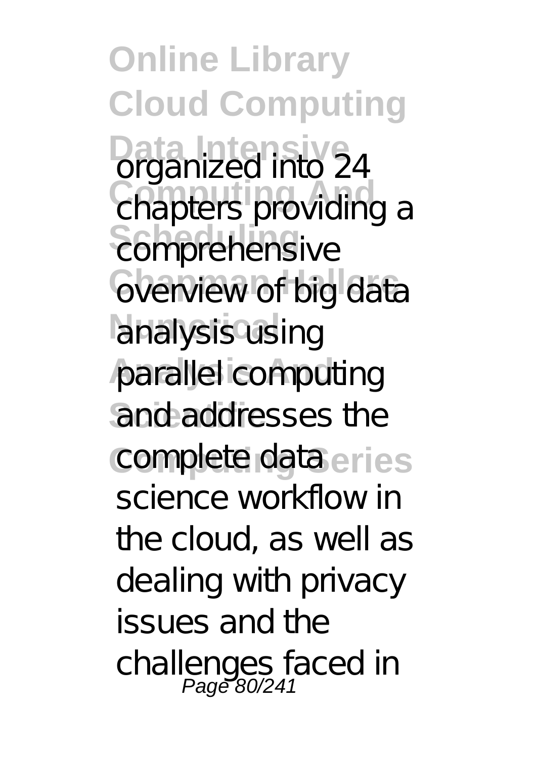organized into 24 chapters providing a comprehensive overview of big data analysis using parallel computing and addresses the complete data science workflow in the cloud, as well as dealing with privacy issues and the challenges faced in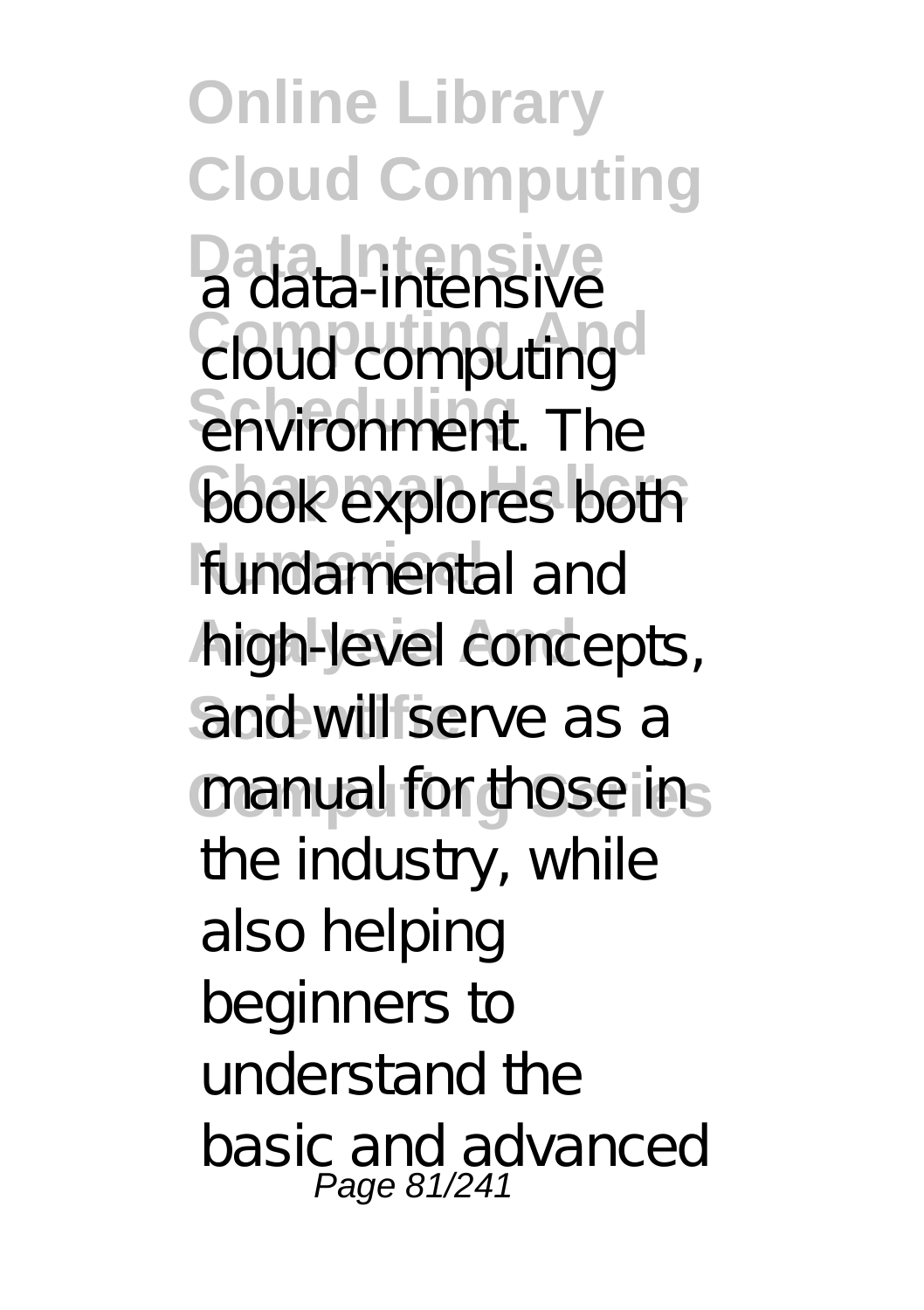a data-intensive cloud computing environment. The book explores both fundamental and high-level concepts, and will serve as a manual for those in the industry, while also helping beginners to understand the basic and advanced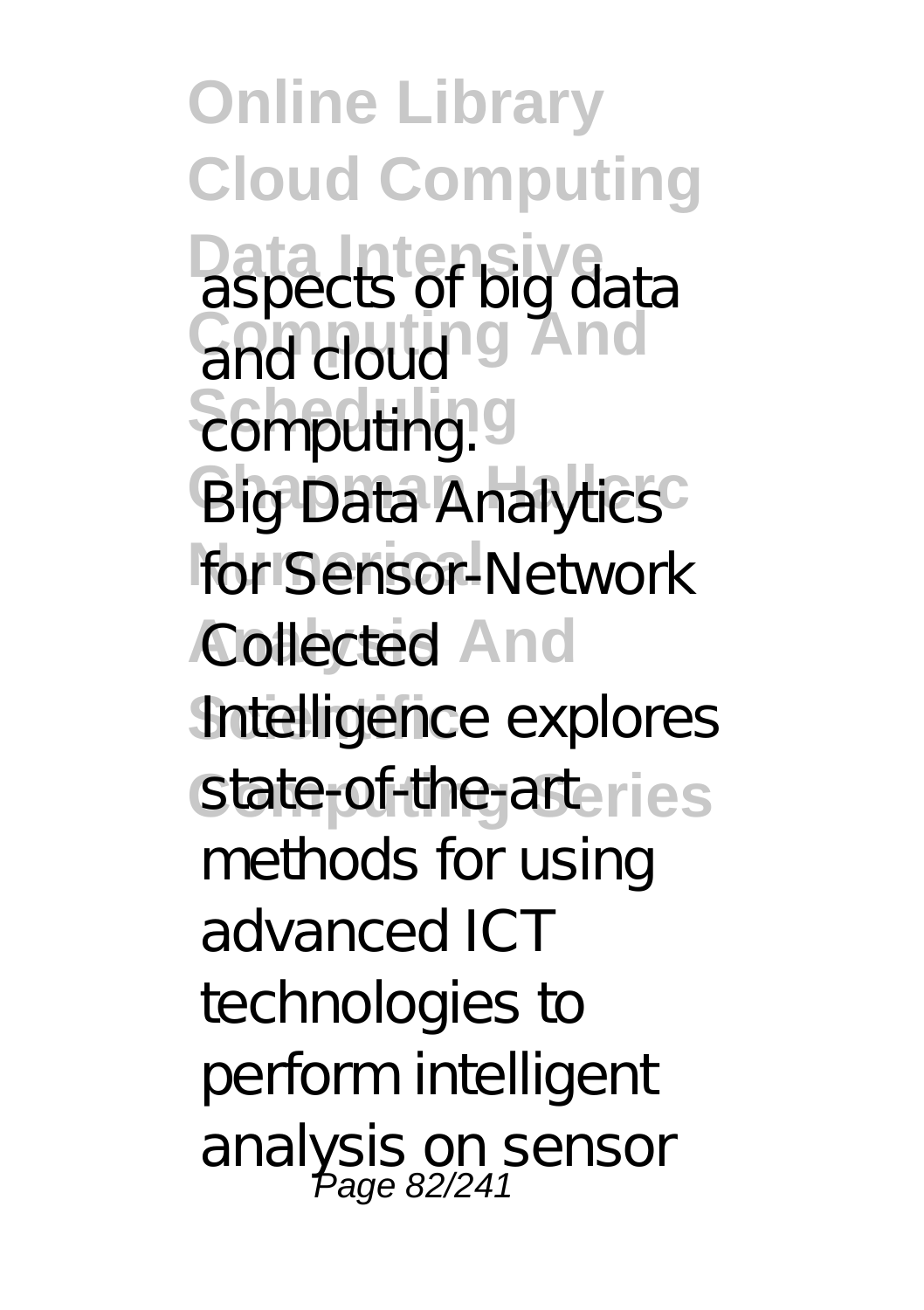aspects of big data and cloud computing.

Big Data Analytics for Sensor-Network Collected Intelligence explores state-of-the-art methods for using advanced ICT technologies to perform intelligent analysis on sensor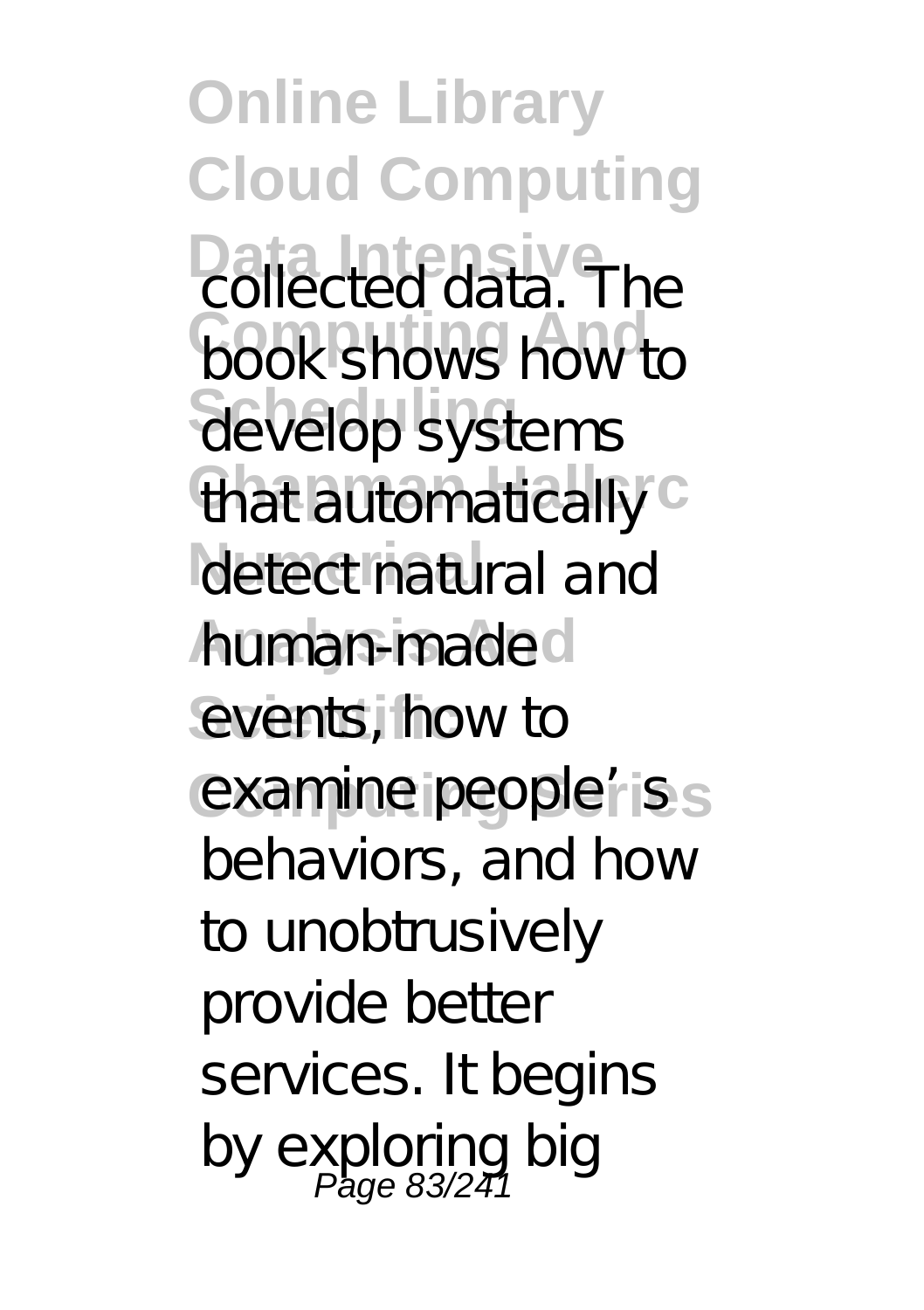collected data. The book shows how to develop systems that automatically detect natural and human-made events, how to examine people's behaviors, and how to unobtrusively provide better services. It begins by exploring big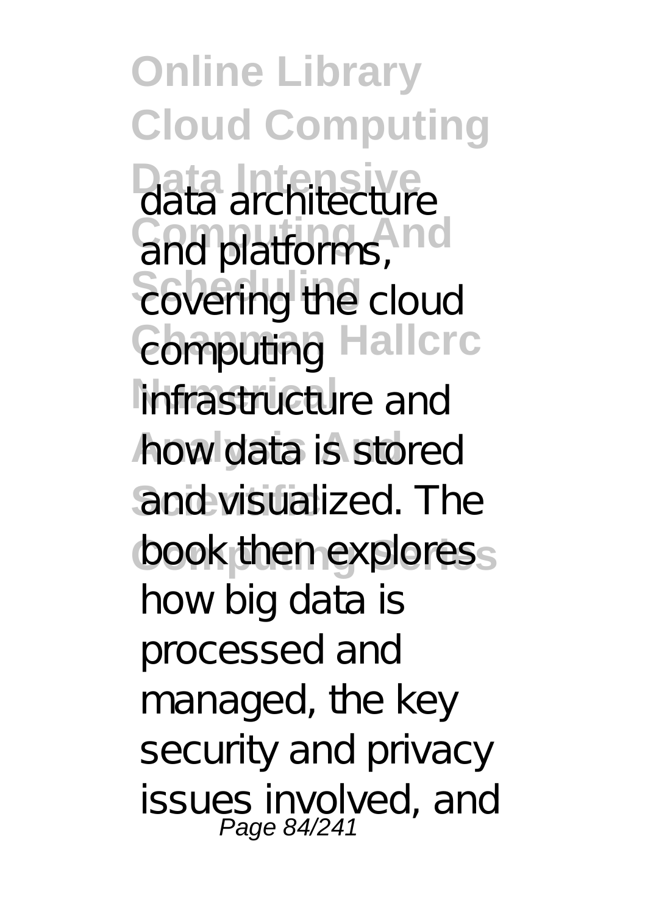data architecture and platforms, covering the cloud computing infrastructure and how data is stored and visualized. The book then explores how big data is processed and managed, the key security and privacy issues involved, and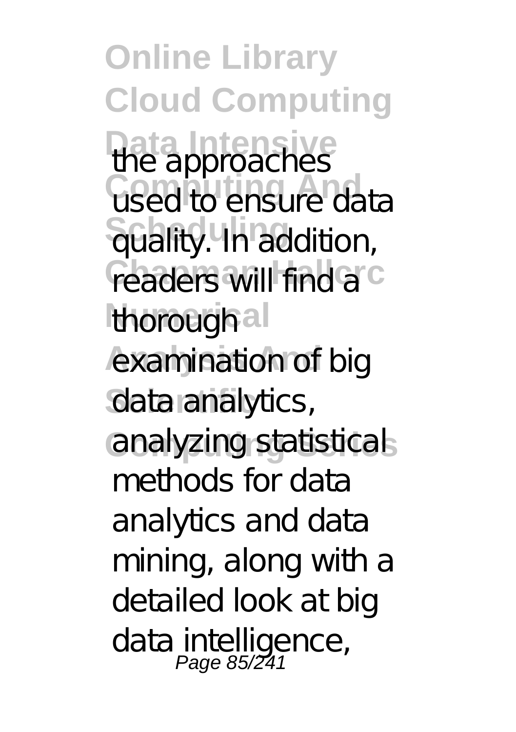the approaches used to ensure data quality. In addition, readers will find a thorough examination of big data analytics, analyzing statistical methods for data analytics and data mining, along with a detailed look at big data intelligence,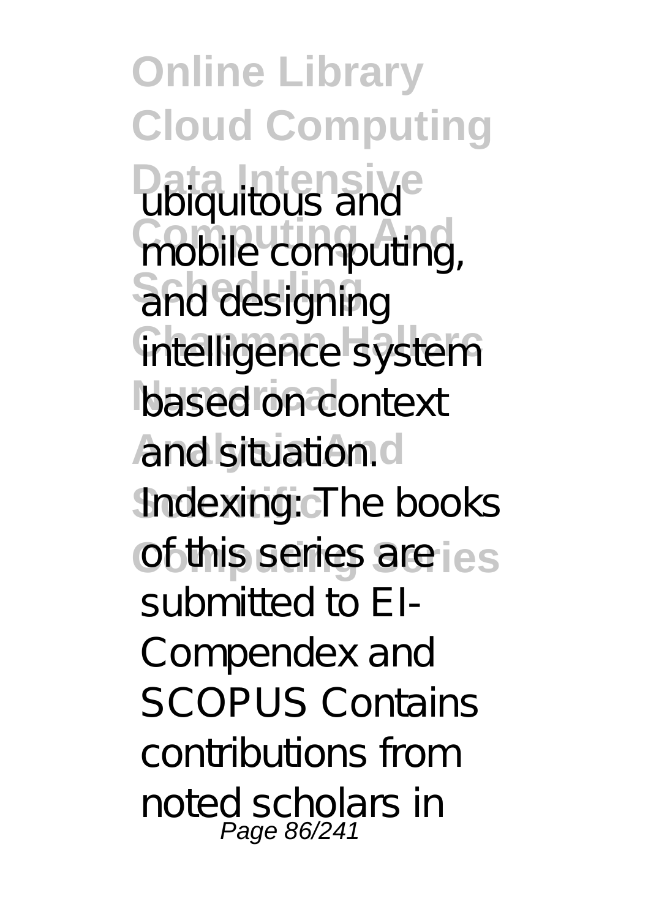ubiquitous and mobile computing, and designing intelligence system based on context and situation. Indexing: The books of this series are submitted to EI-Compendex and SCOPUS Contains contributions from noted scholars in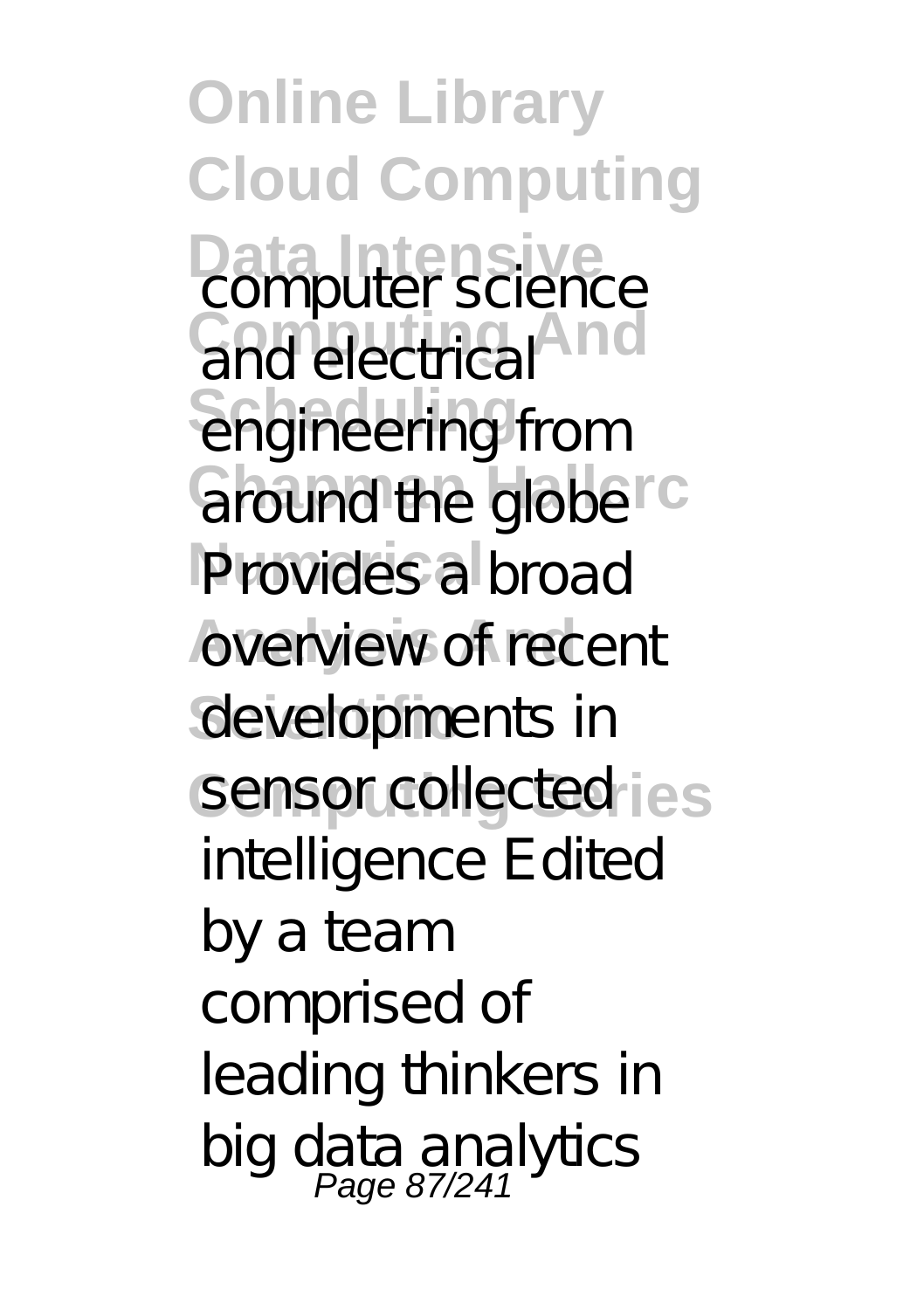computer science and electrical engineering from around the globe Provides a broad overview of recent developments in sensor collected intelligence Edited by a team comprised of leading thinkers in big data analytics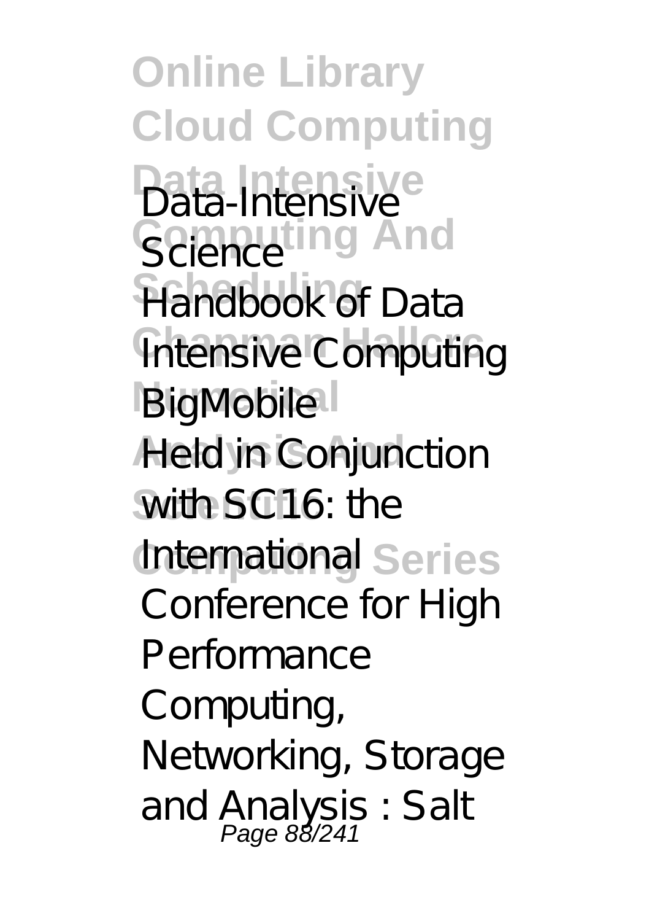Data-Intensive Science

Handbook of Data Intensive Computing

BigMobile

Held in Conjunction with SC16: the International Conference for High Performance Computing, Networking, Storage and Analysis : Salt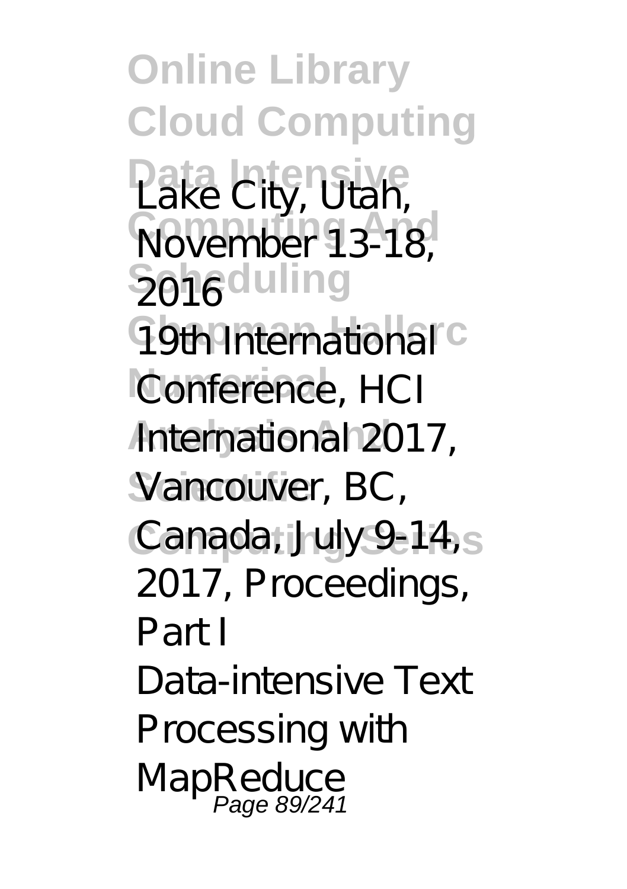Lake City, Utah, November 13-18, 2016

19th International Conference, HCI International 2017, Vancouver, BC, Canada, July 9-14, 2017, Proceedings, Part I

Data-intensive Text Processing with MapReduce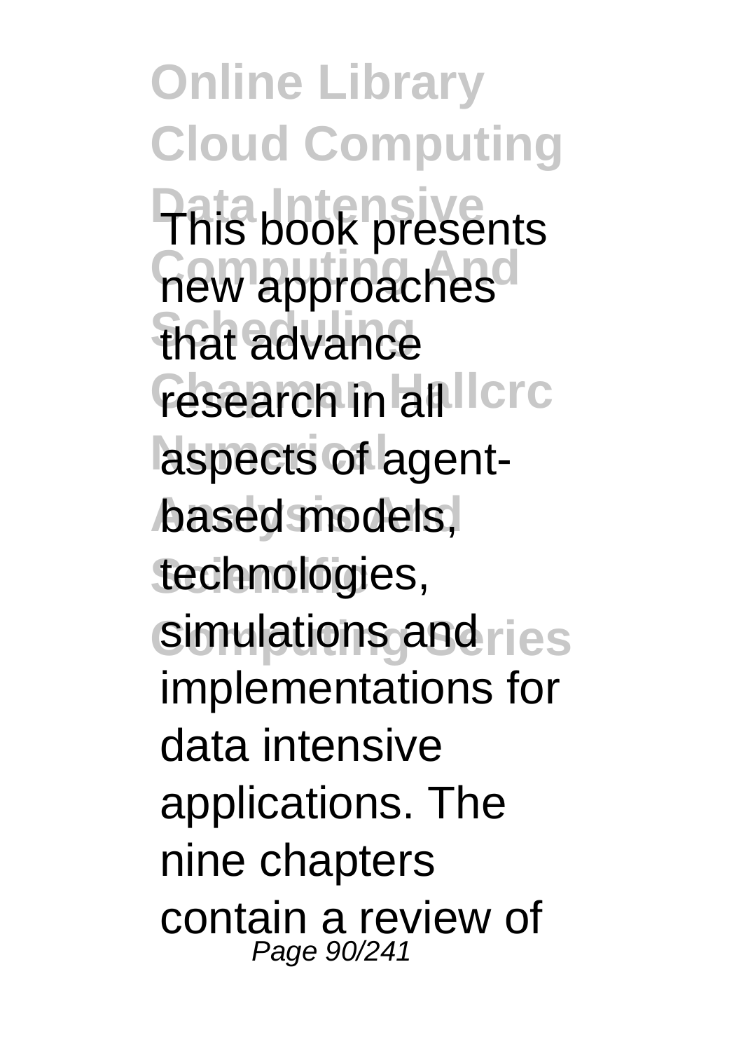This book presents new approaches that advance research in all aspects of agent-based models, technologies, simulations and implementations for data intensive applications. The nine chapters contain a review of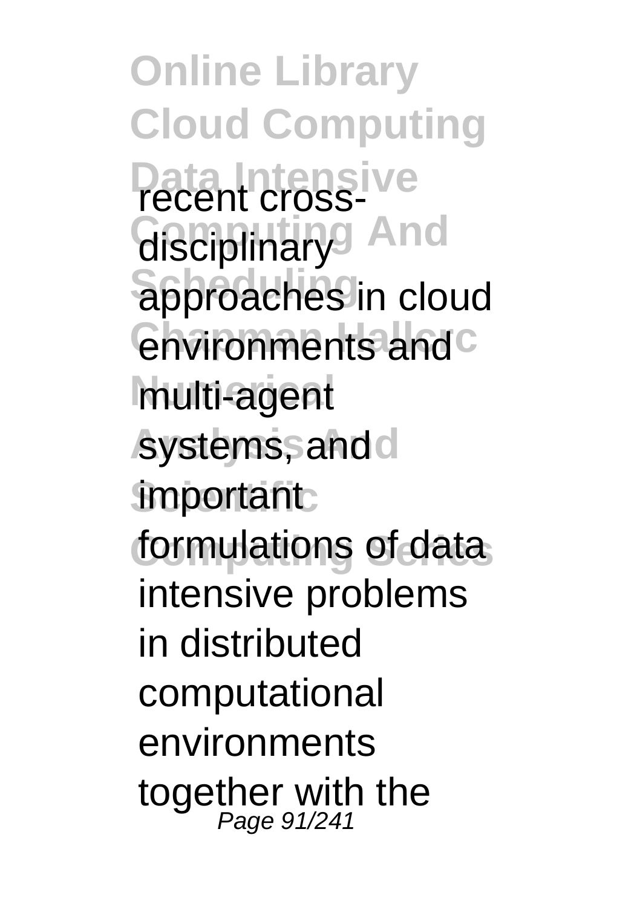recent cross-disciplinary approaches in cloud environments and multi-agent systems, and important formulations of data intensive problems in distributed computational environments together with the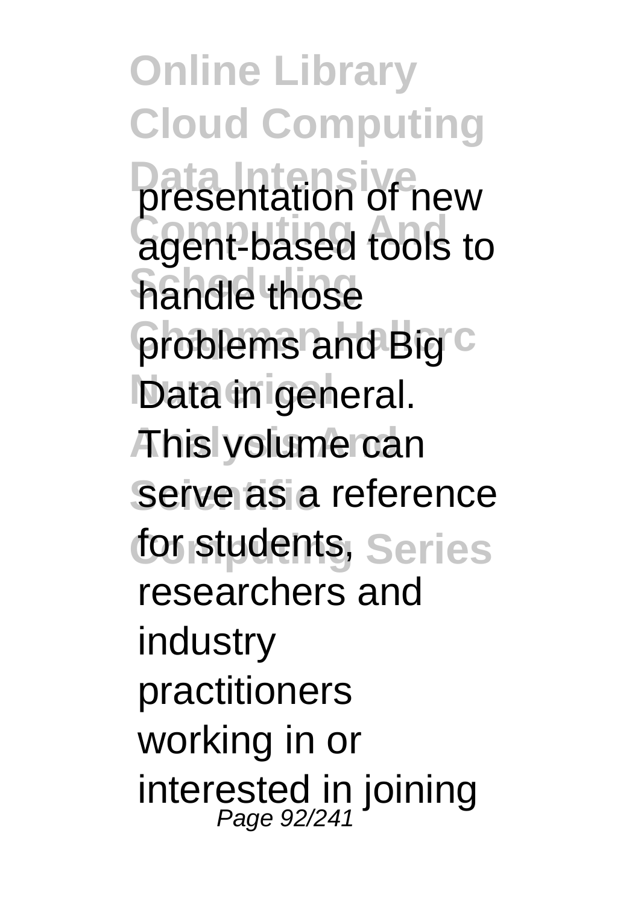presentation of new agent-based tools to handle those problems and Big Data in general. This volume can serve as a reference for students, researchers and industry practitioners working in or interested in joining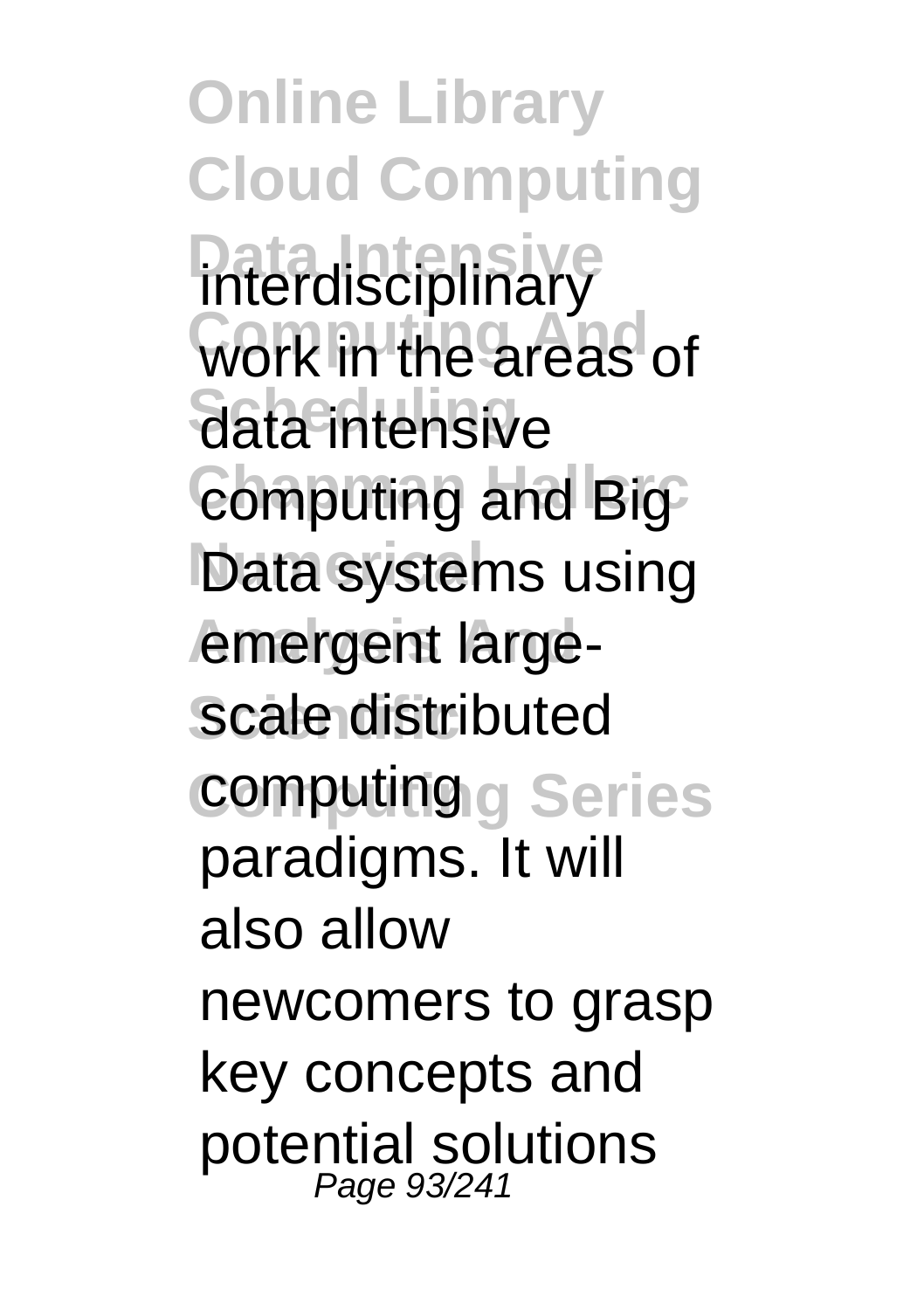interdisciplinary work in the areas of data intensive computing and Big Data systems using emergent large-scale distributed computing paradigms. It will also allow newcomers to grasp key concepts and potential solutions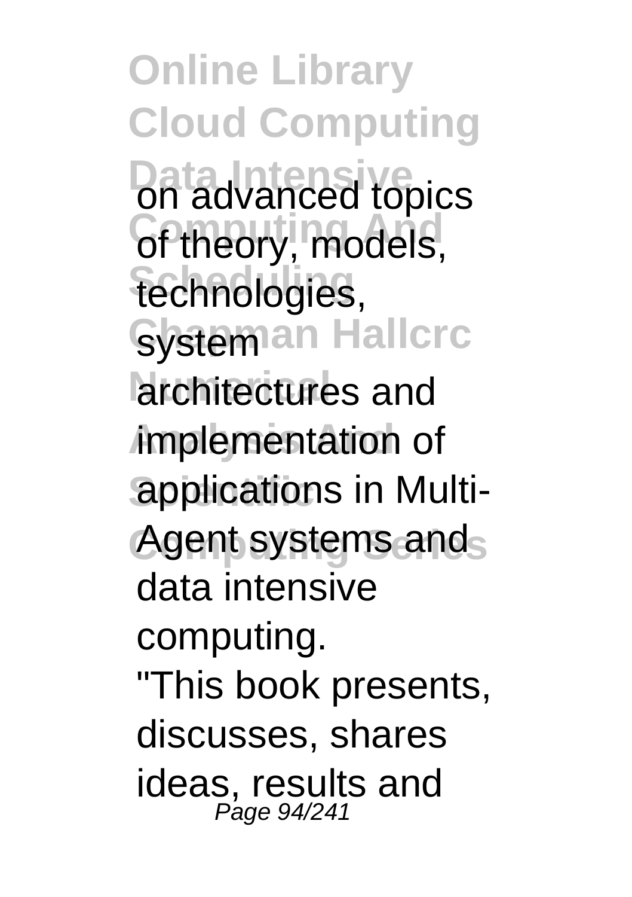on advanced topics of theory, models, technologies, system architectures and implementation of applications in Multi-Agent systems and data intensive computing.

"This book presents, discusses, shares ideas, results and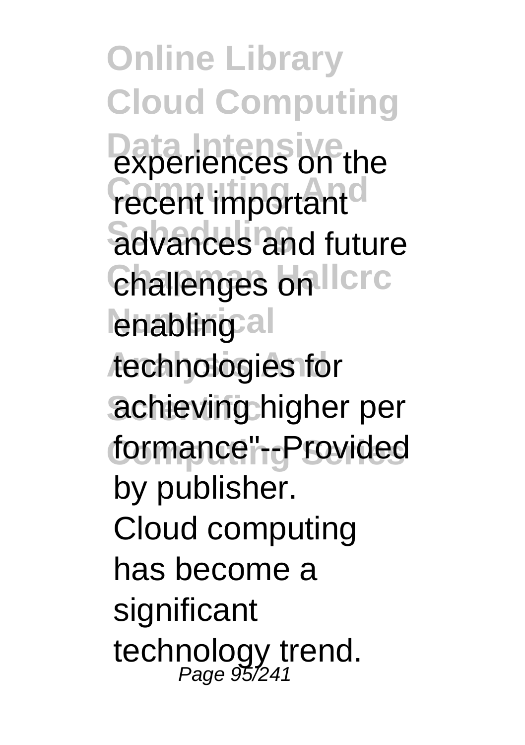experiences on the recent important advances and future challenges on enabling technologies for achieving higher per formance"--Provided by publisher.

Cloud computing has become a significant technology trend.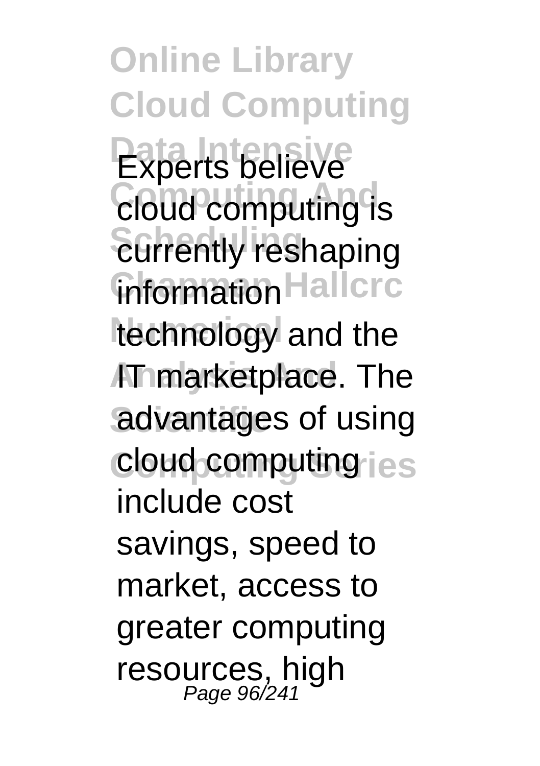Experts believe cloud computing is currently reshaping information technology and the IT marketplace. The advantages of using cloud computing include cost savings, speed to market, access to greater computing resources, high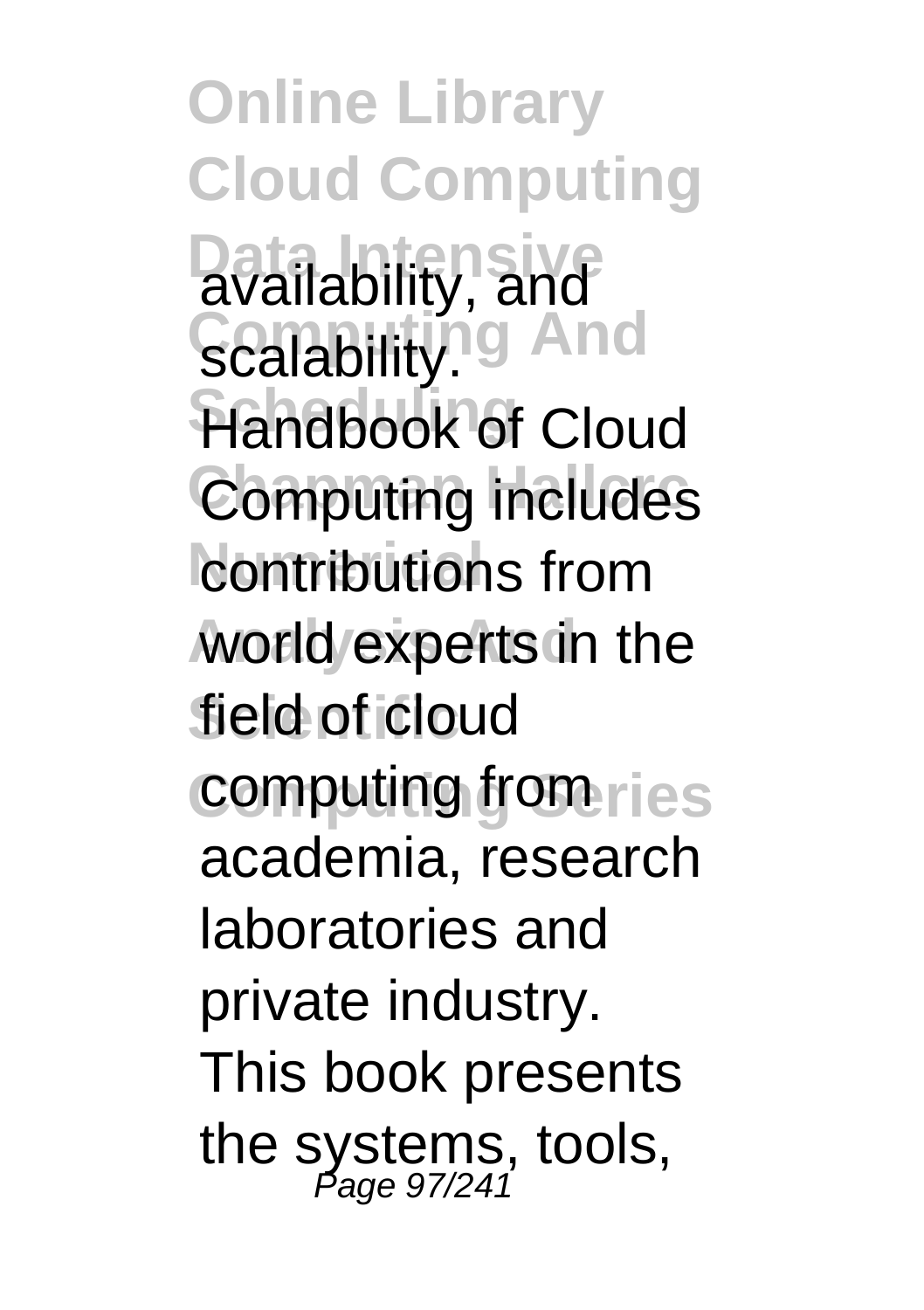availability, and scalability. Handbook of Cloud Computing includes contributions from world experts in the field of cloud computing from academia, research laboratories and private industry. This book presents the systems, tools,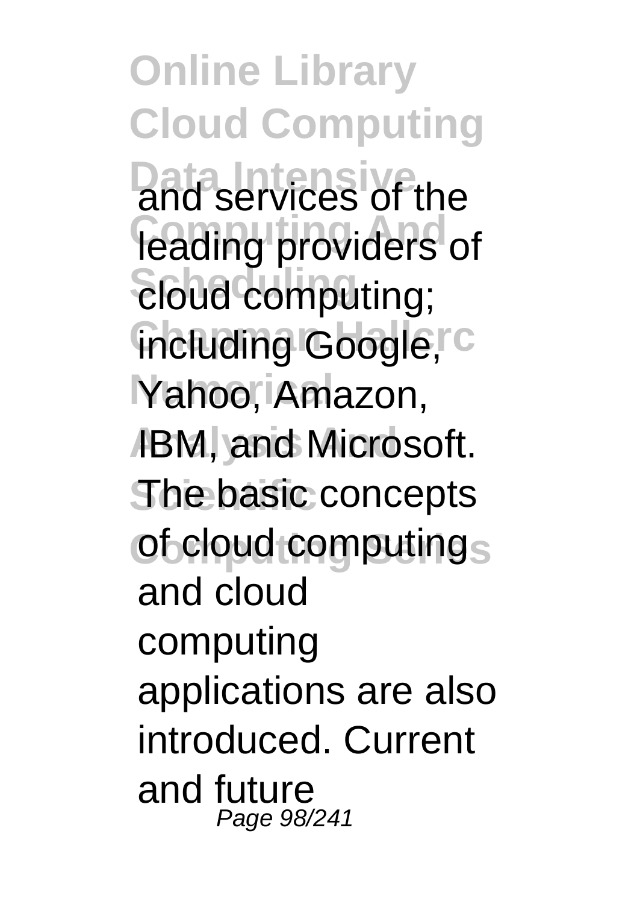and services of the leading providers of cloud computing; including Google, Yahoo, Amazon, IBM, and Microsoft. The basic concepts of cloud computing and cloud computing applications are also introduced. Current and future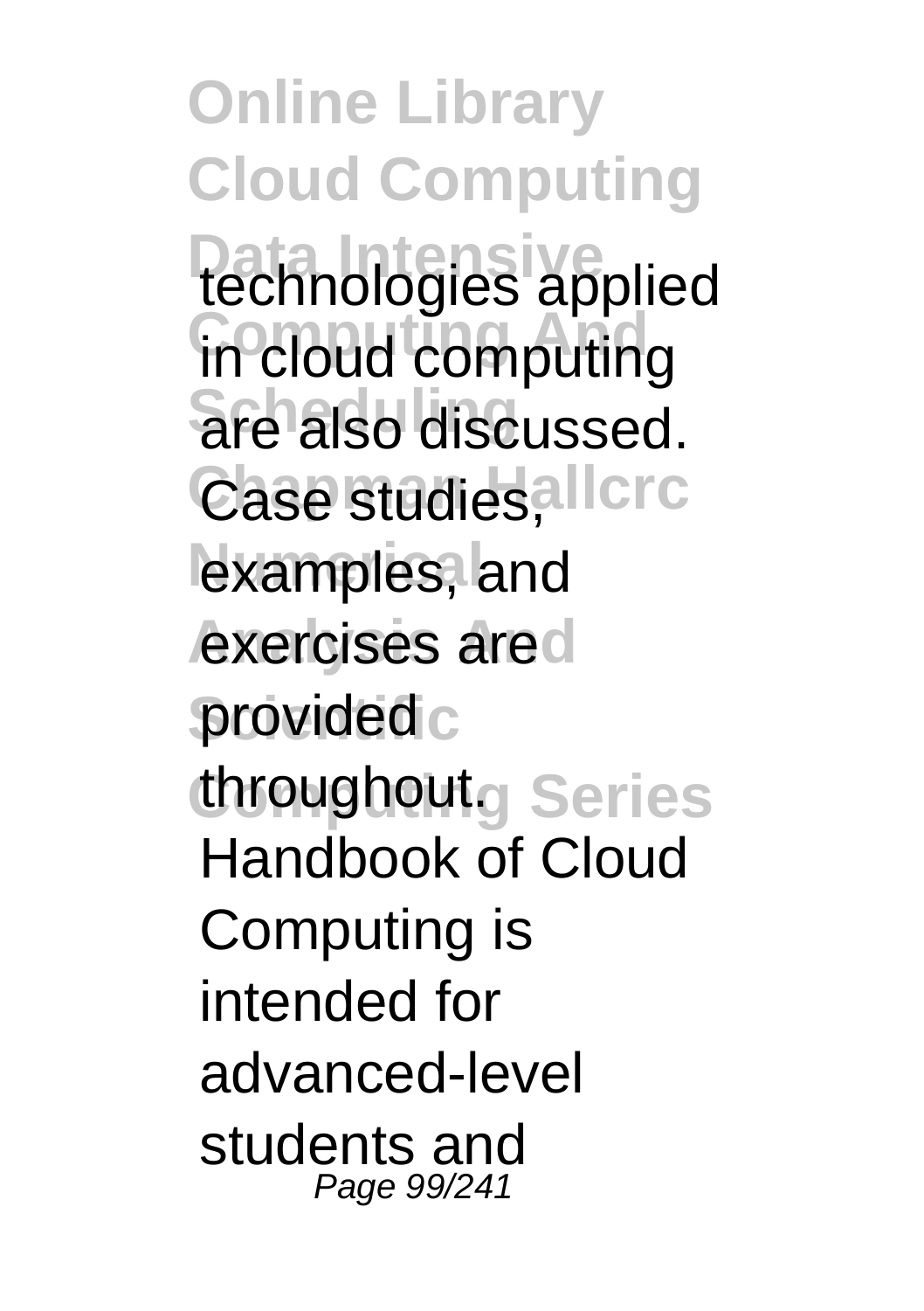technologies applied in cloud computing are also discussed. Case studies, examples, and exercises are provided throughout. Handbook of Cloud Computing is intended for advanced-level students and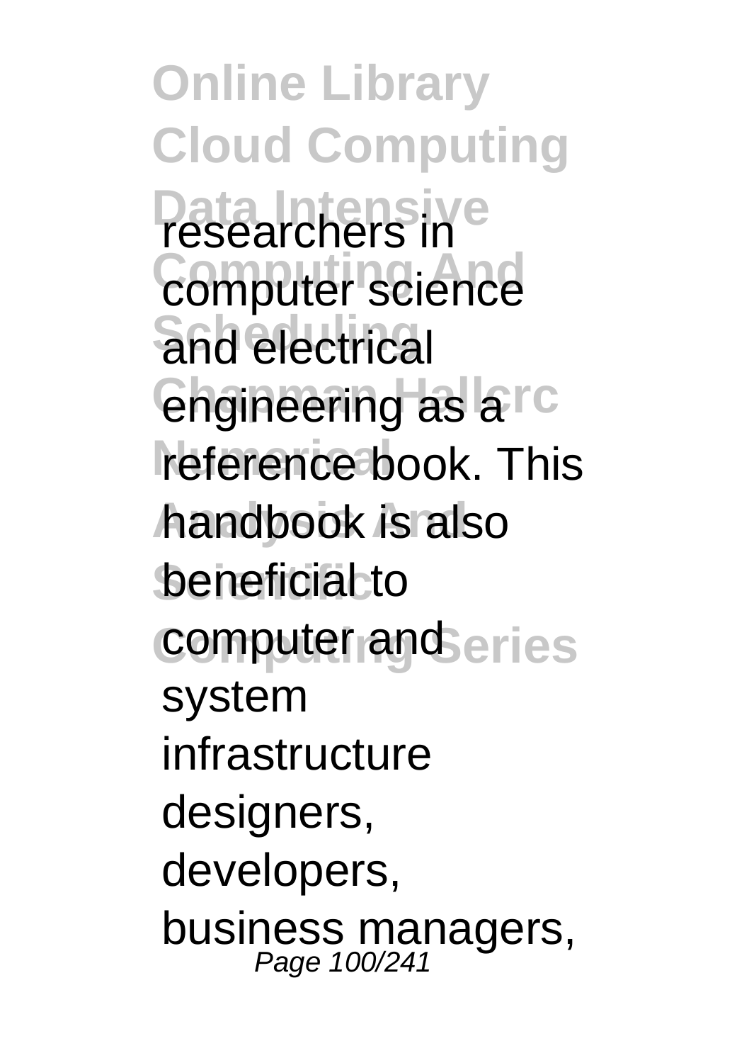researchers in computer science and electrical engineering as a reference book. This handbook is also beneficial to computer and system infrastructure designers, developers, business managers,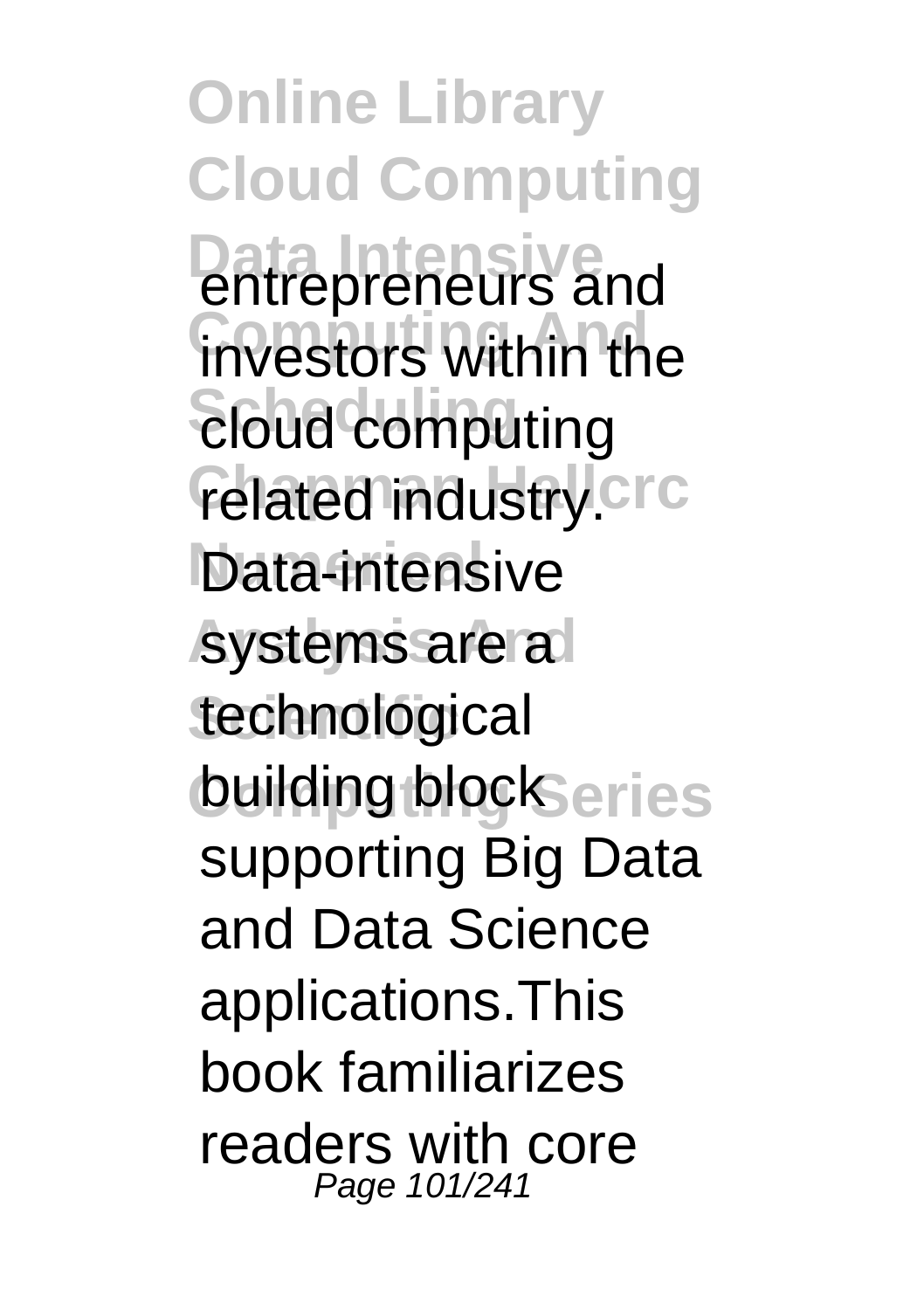entrepreneurs and investors within the cloud computing related industry.

Data-intensive systems are a technological building block supporting Big Data and Data Science applications.This book familiarizes readers with core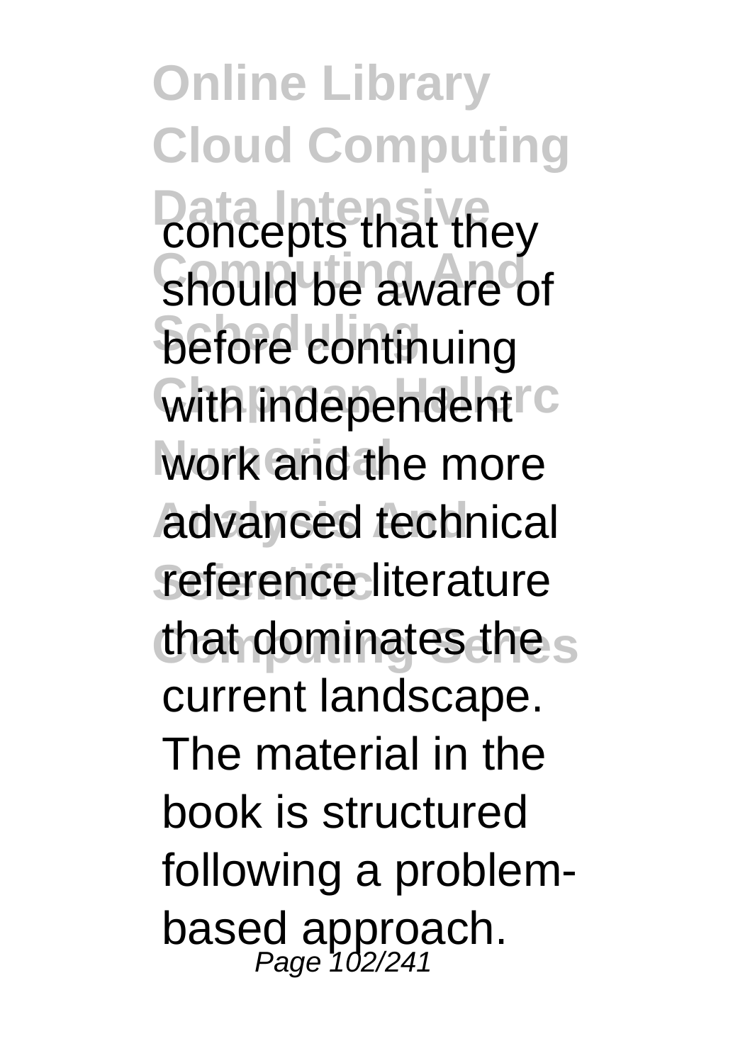concepts that they should be aware of before continuing with independent work and the more advanced technical reference literature that dominates the current landscape. The material in the book is structured following a problem-based approach.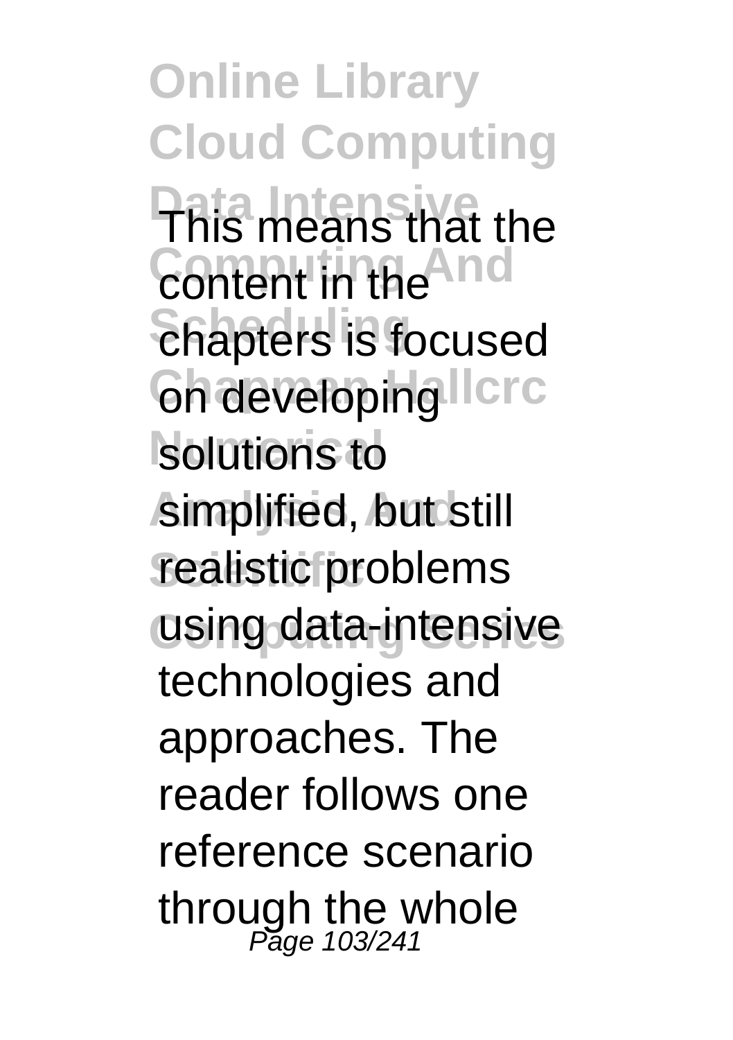This means that the content in the chapters is focused on developing solutions to simplified, but still realistic problems using data-intensive technologies and approaches. The reader follows one reference scenario through the whole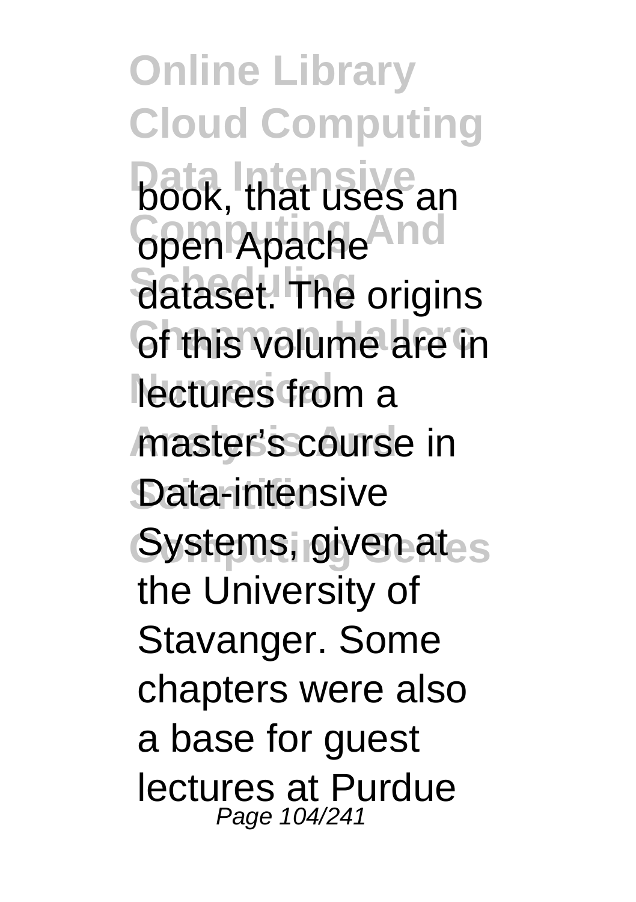book, that uses an open Apache dataset. The origins of this volume are in lectures from a master's course in Data-intensive Systems, given at the University of Stavanger. Some chapters were also a base for guest lectures at Purdue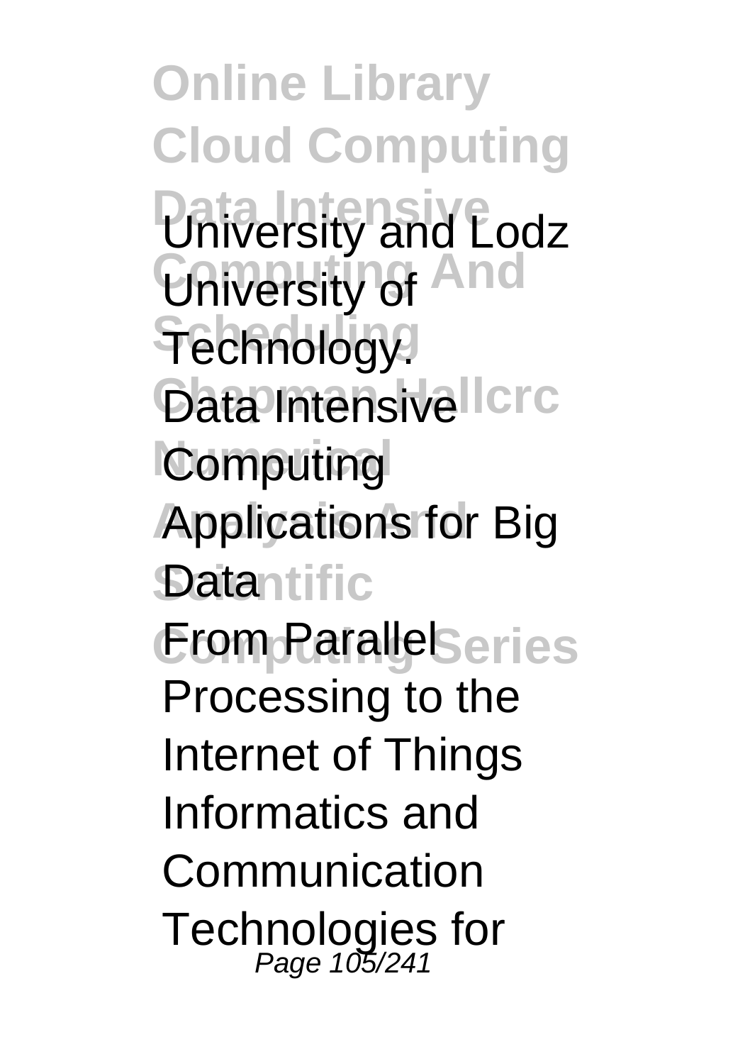University and Lodz University of Technology.

Data Intensive Computing Applications for Big Data

From Parallel Processing to the Internet of Things

Informatics and Communication Technologies for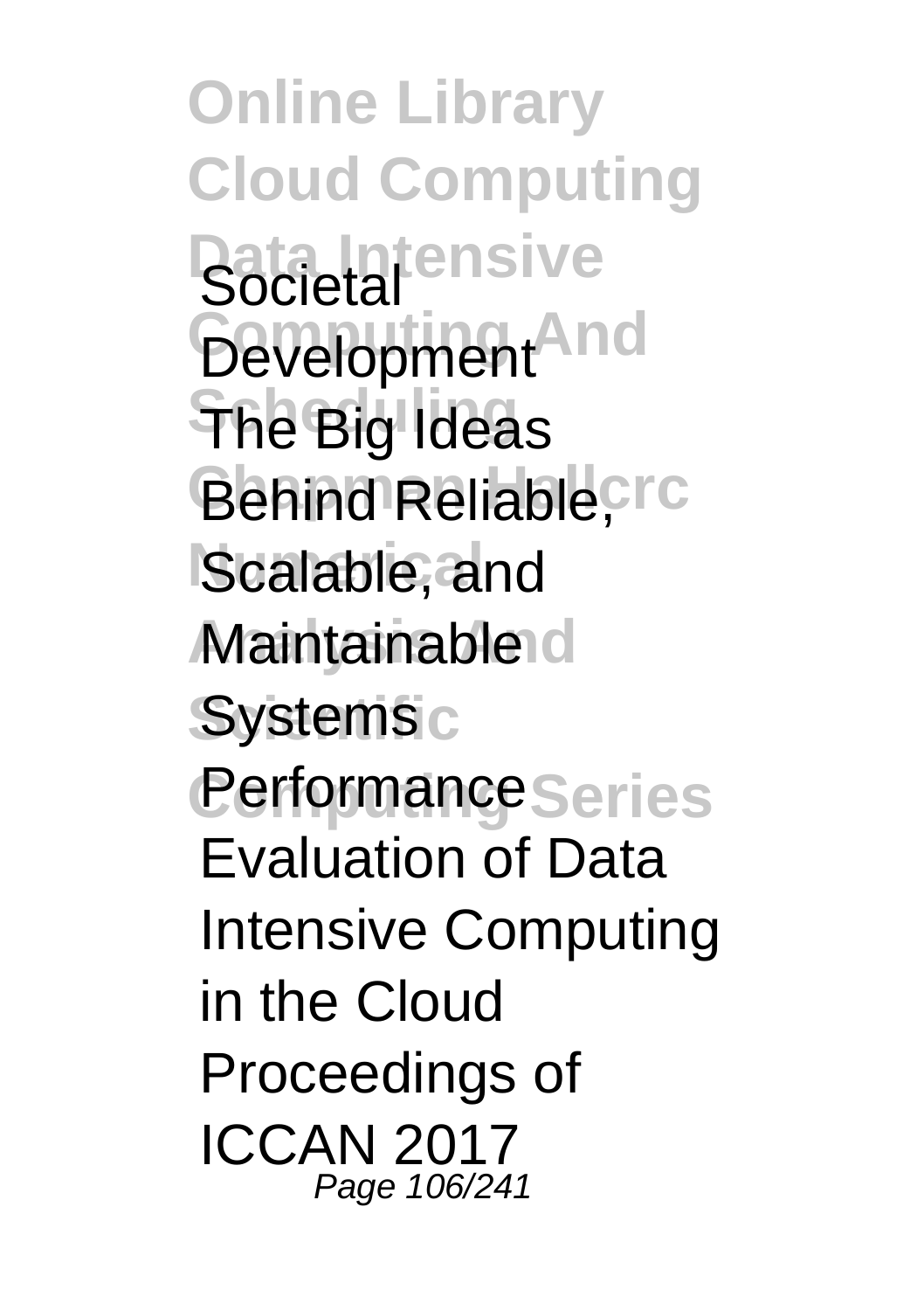Societal Development
The Big Ideas Behind Reliable, Scalable, and Maintainable Systems
Performance Evaluation of Data Intensive Computing in the Cloud
Proceedings of ICCAN 2017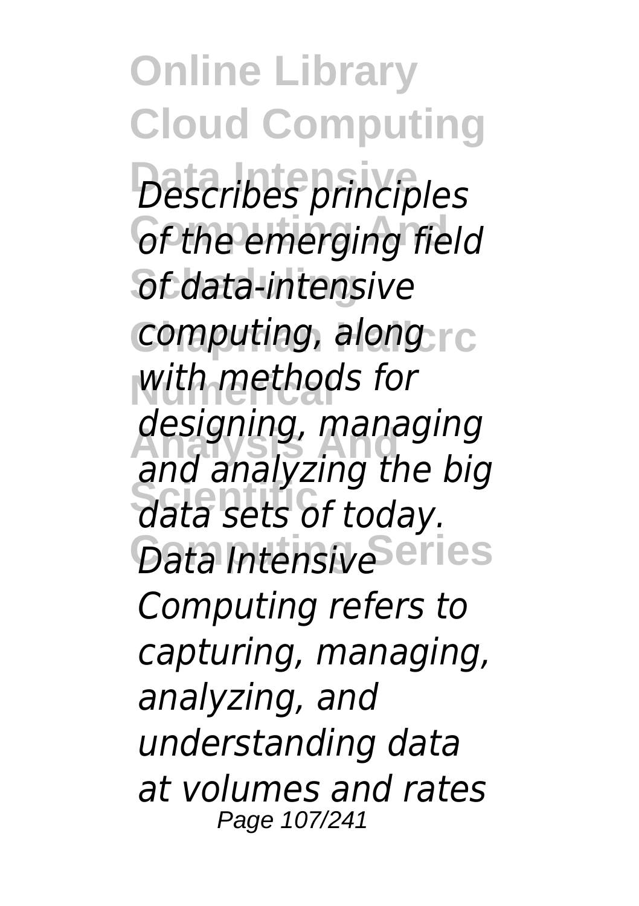*Describes principles of the emerging field of data-intensive computing, along with methods for designing, managing and analyzing the big data sets of today. Data Intensive Computing refers to capturing, managing, analyzing, and understanding data at volumes and rates*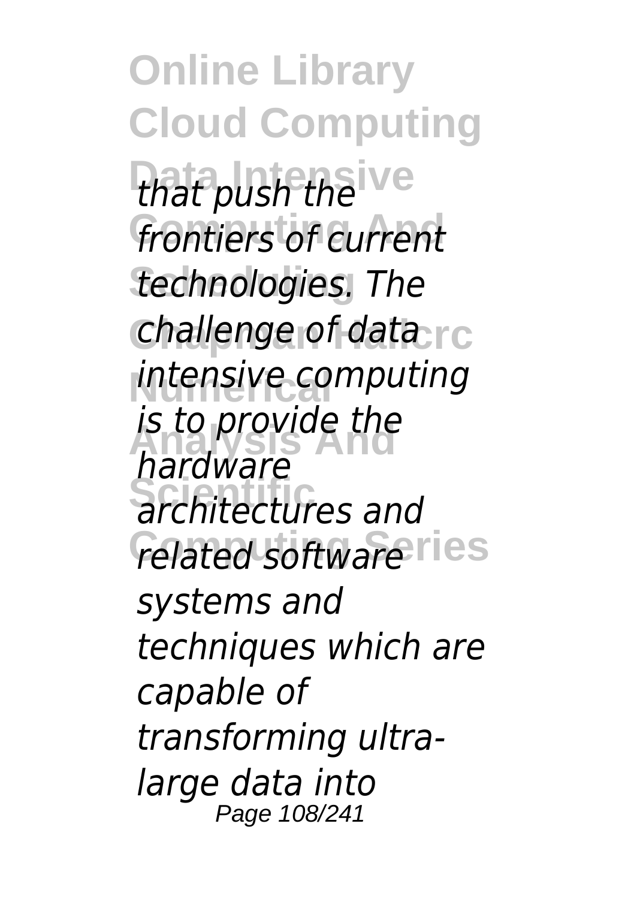*that push the frontiers of current technologies. The challenge of data intensive computing is to provide the hardware architectures and related software systems and techniques which are capable of transforming ultra-large data into*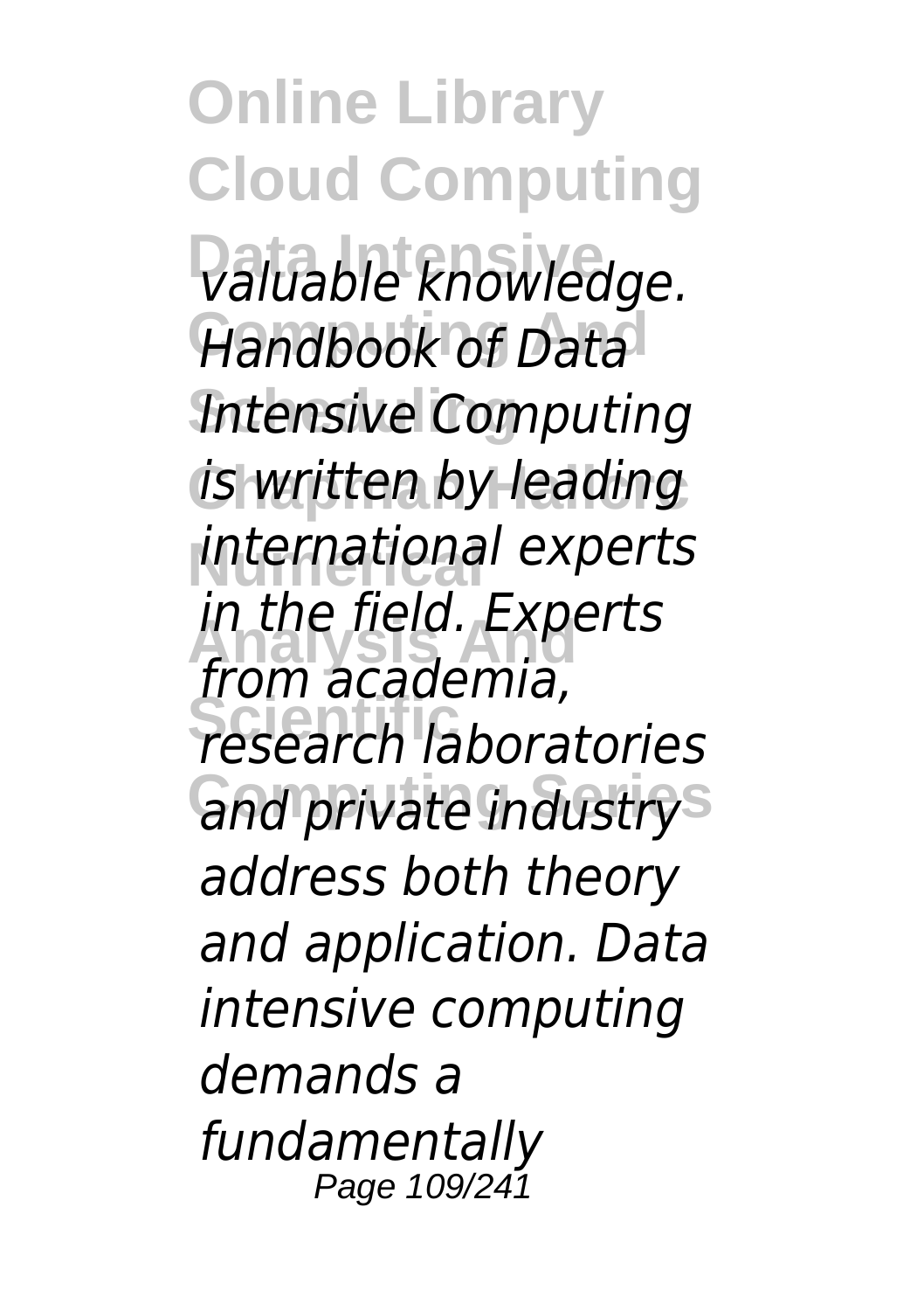*valuable knowledge. Handbook of Data Intensive Computing is written by leading international experts in the field. Experts from academia, research laboratories and private industry address both theory and application. Data intensive computing demands a fundamentally*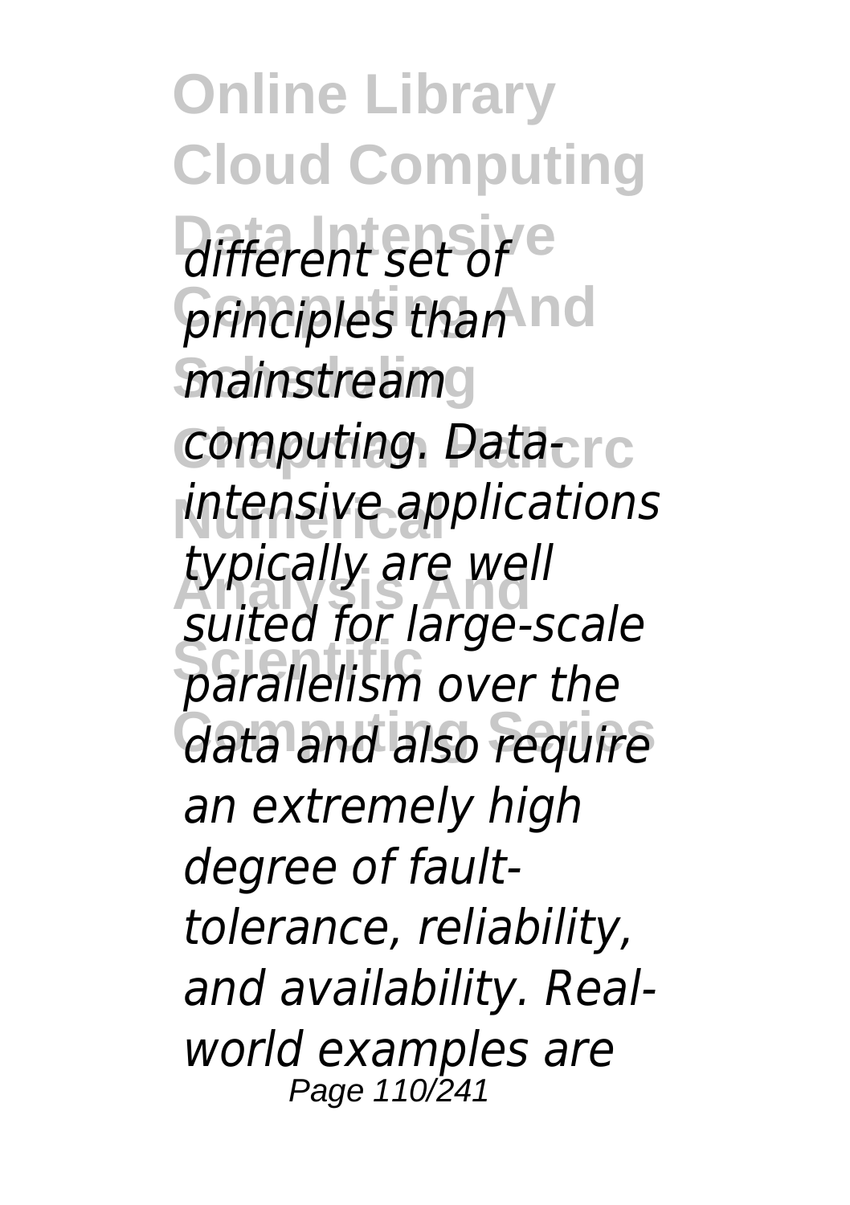*different set of principles than mainstream computing. Data-intensive applications typically are well suited for large-scale parallelism over the data and also require an extremely high degree of fault-tolerance, reliability, and availability. Real-world examples are*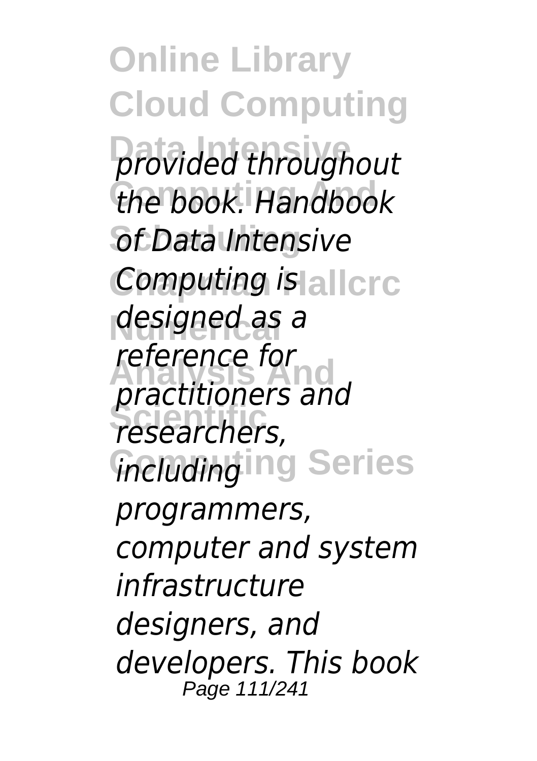*provided throughout the book. Handbook of Data Intensive Computing is designed as a reference for practitioners and researchers, including programmers, computer and system infrastructure designers, and developers. This book*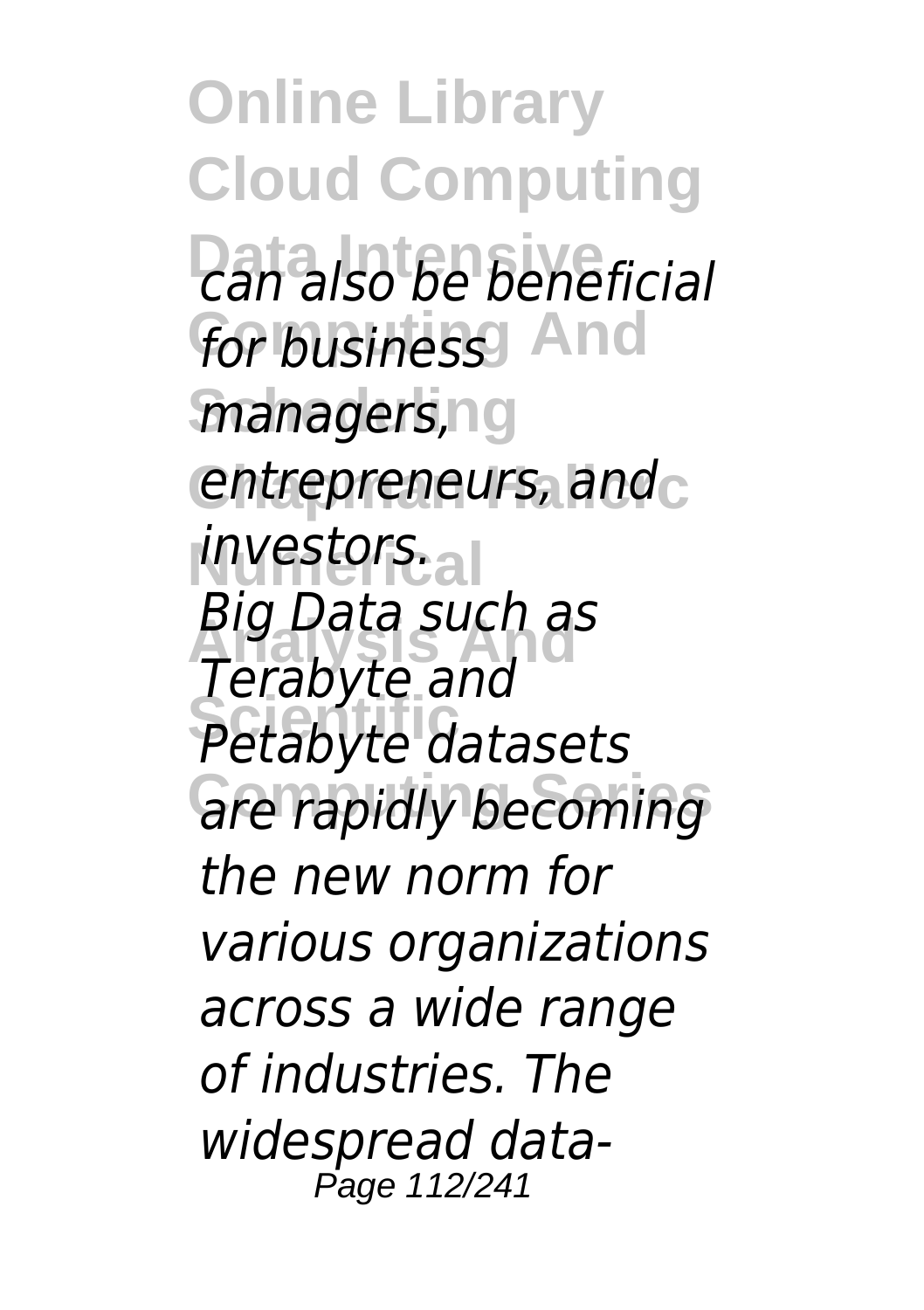*can also be beneficial for business managers, entrepreneurs, and investors.*

*Big Data such as Terabyte and Petabyte datasets are rapidly becoming the new norm for various organizations across a wide range of industries. The widespread data-*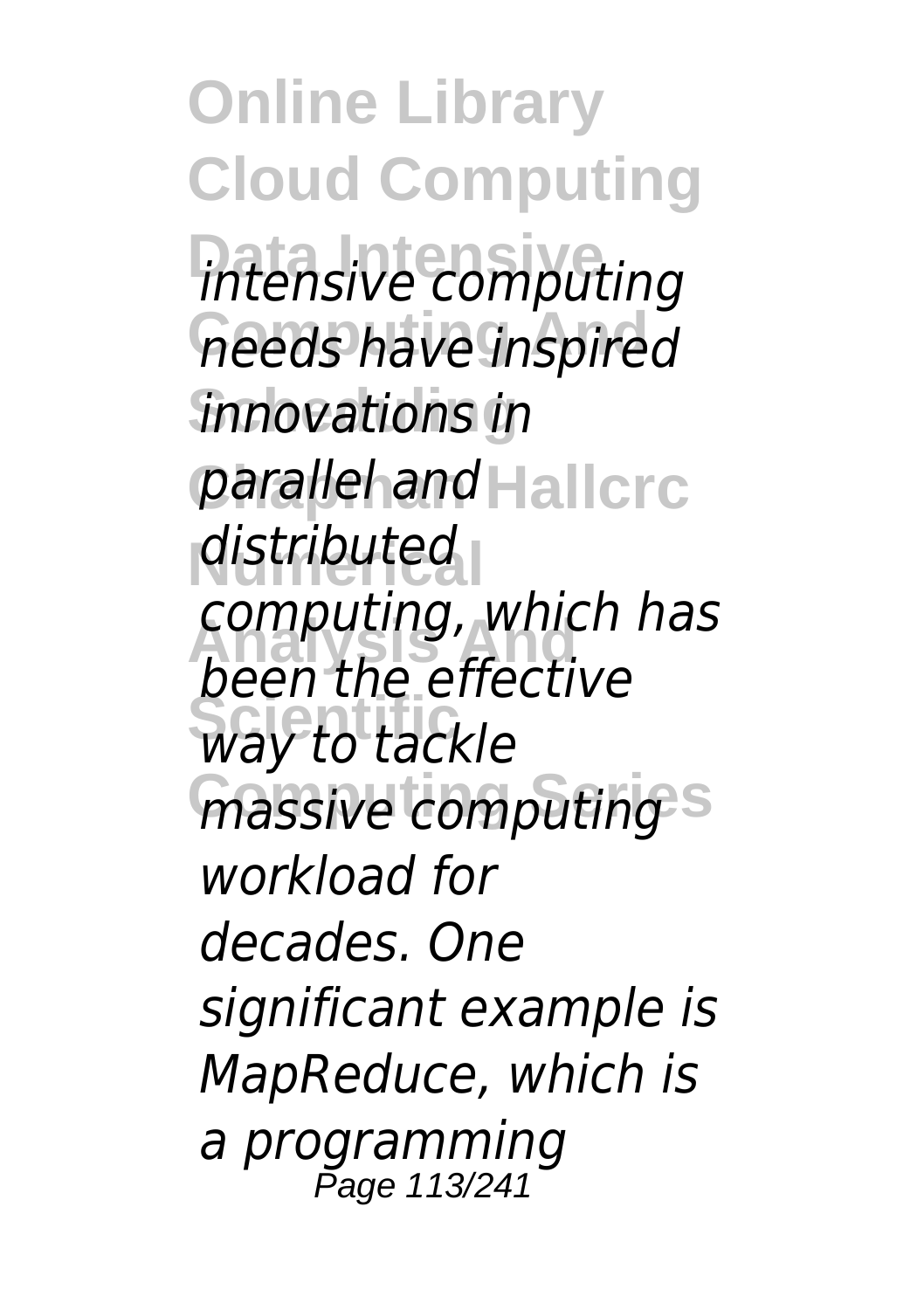*intensive computing needs have inspired innovations in parallel and distributed computing, which has been the effective way to tackle massive computing workload for decades. One significant example is MapReduce, which is a programming*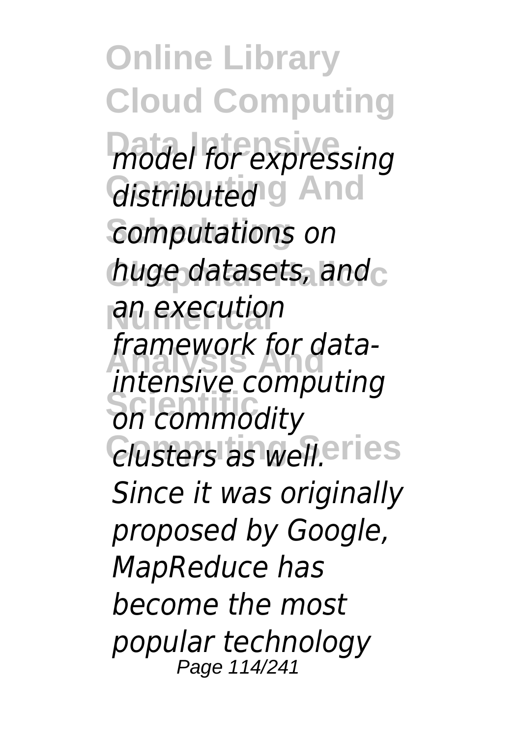*model for expressing distributed computations on huge datasets, and an execution framework for data-intensive computing on commodity clusters as well. Since it was originally proposed by Google, MapReduce has become the most popular technology*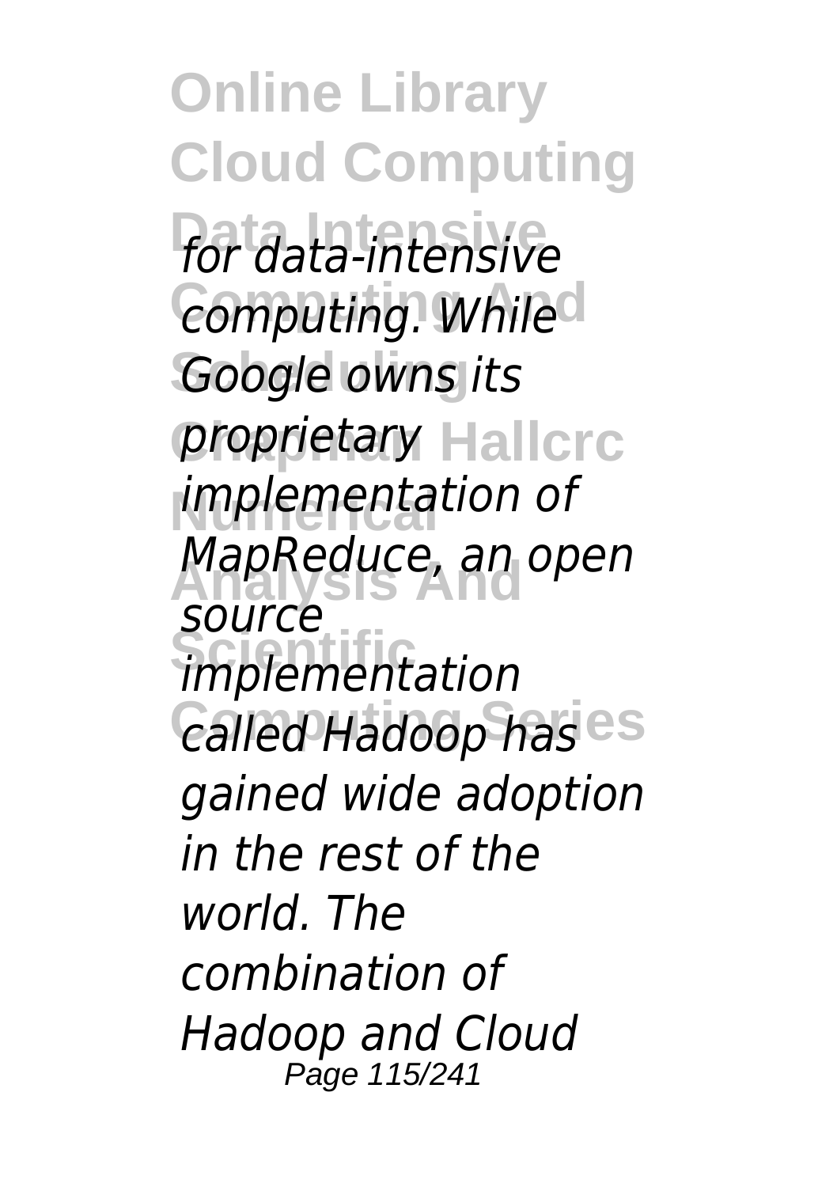*for data-intensive computing. While Google owns its proprietary implementation of MapReduce, an open source implementation called Hadoop has gained wide adoption in the rest of the world. The combination of Hadoop and Cloud*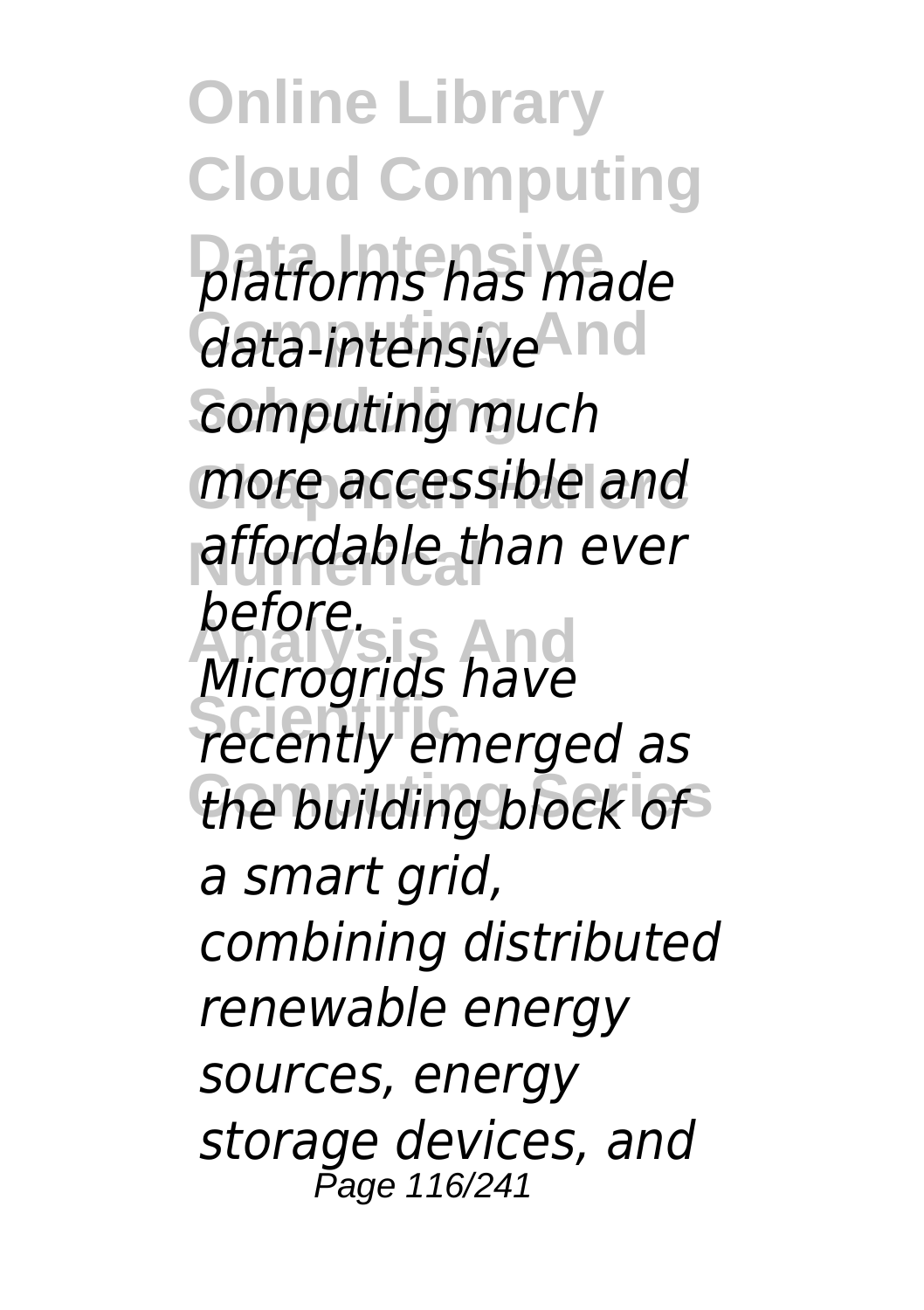*platforms has made data-intensive computing much more accessible and affordable than ever before.*

*Microgrids have recently emerged as the building block of a smart grid, combining distributed renewable energy sources, energy storage devices, and*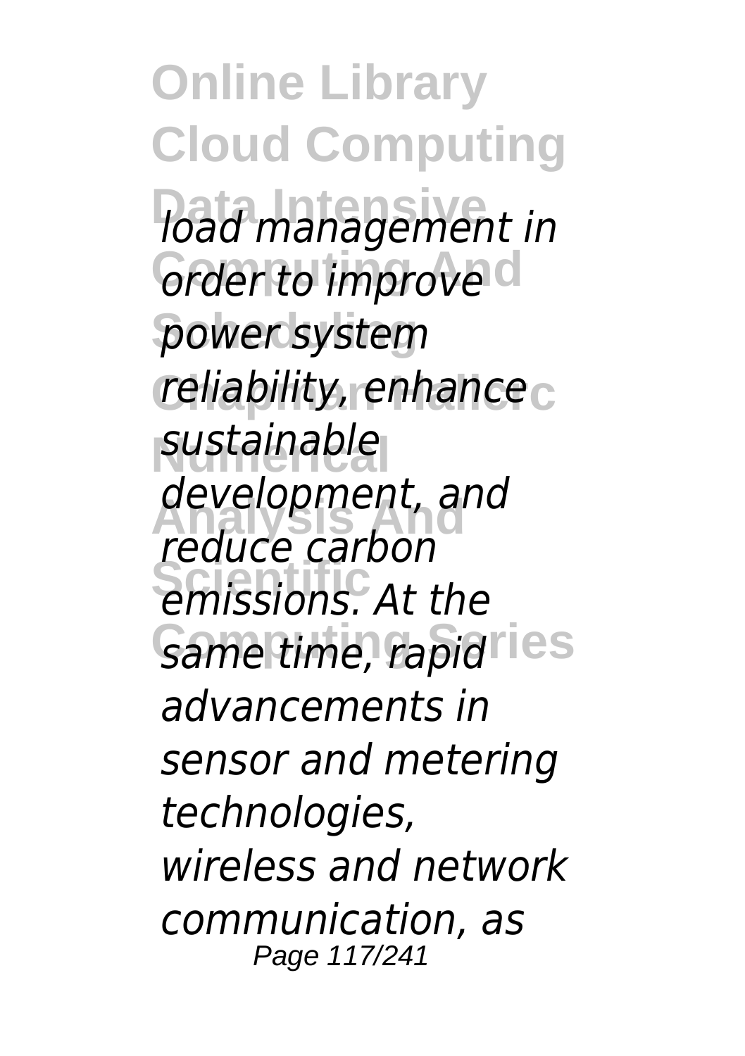*load management in order to improve power system reliability, enhance sustainable development, and reduce carbon emissions. At the same time, rapid advancements in sensor and metering technologies, wireless and network communication, as*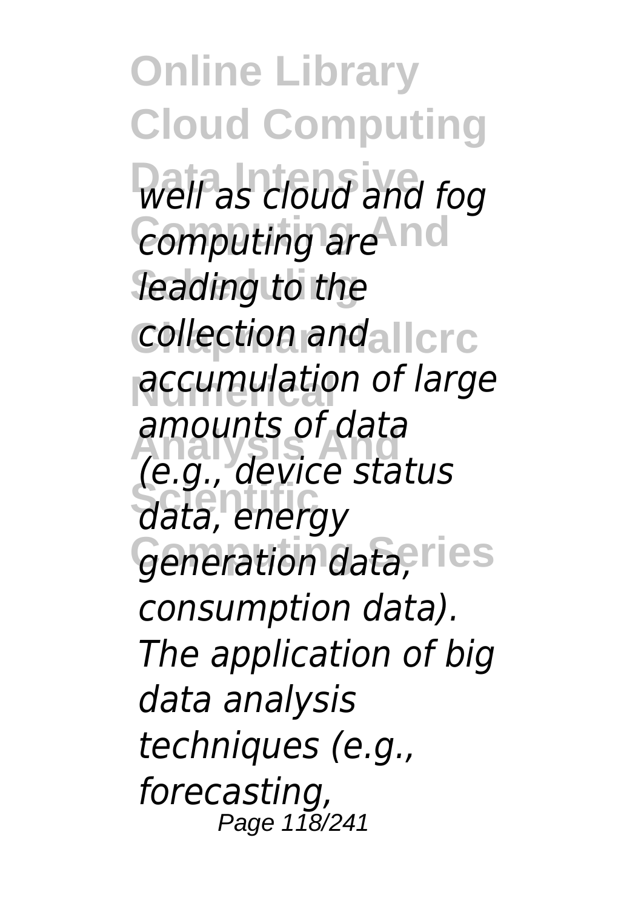*well as cloud and fog computing are leading to the collection and accumulation of large amounts of data (e.g., device status data, energy generation data, consumption data). The application of big data analysis techniques (e.g., forecasting,*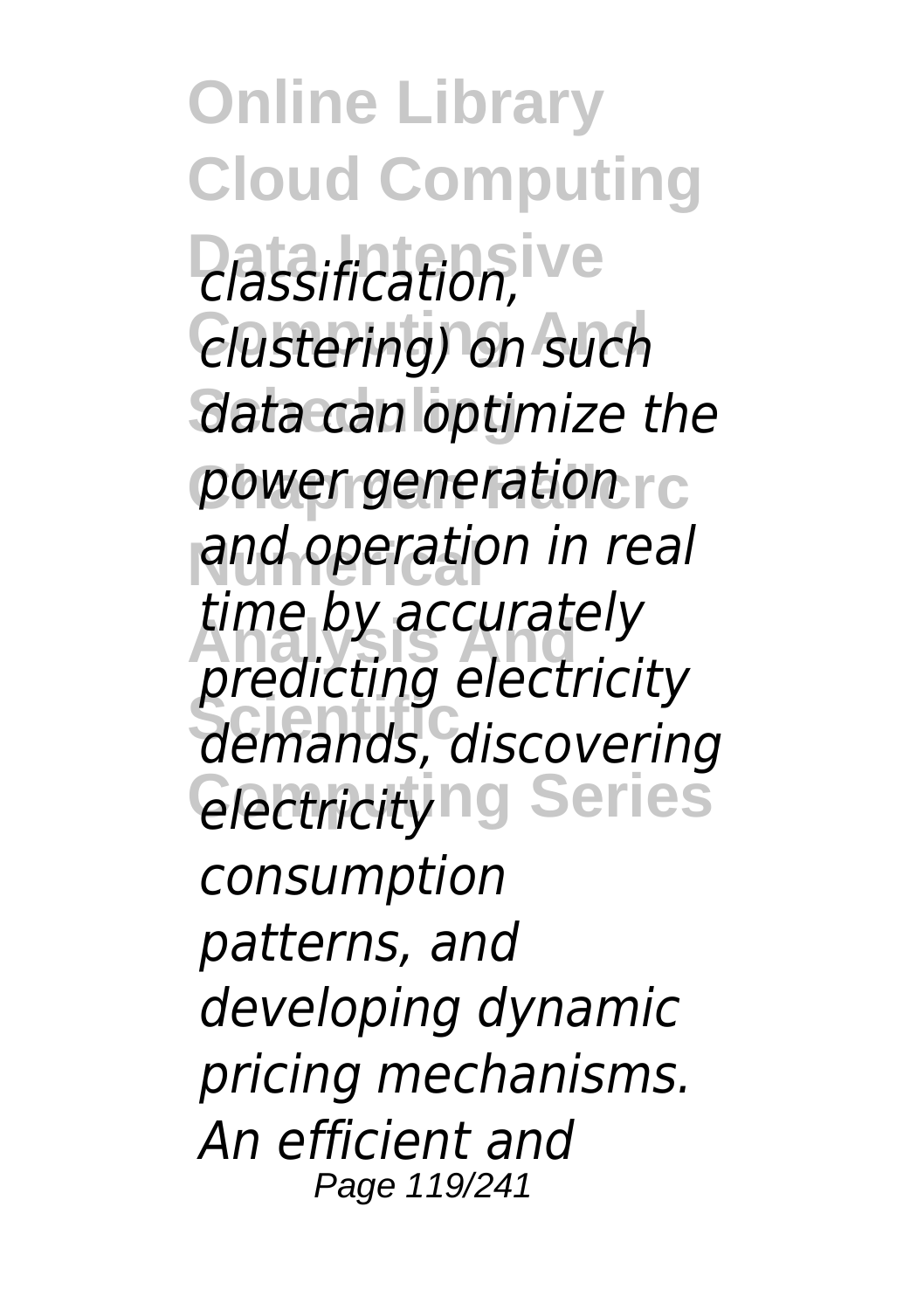*classification, clustering) on such data can optimize the power generation and operation in real time by accurately predicting electricity demands, discovering electricity consumption patterns, and developing dynamic pricing mechanisms. An efficient and*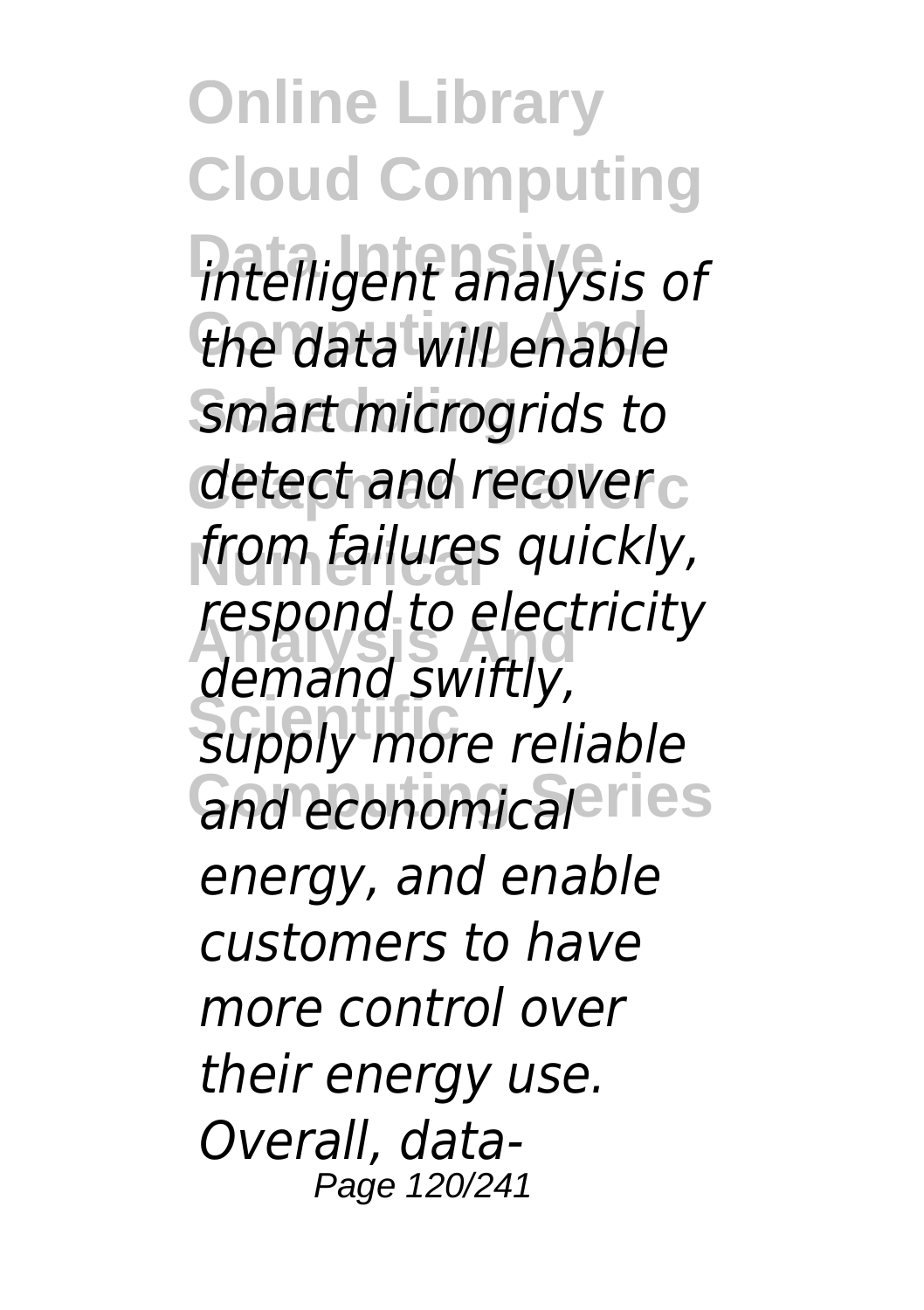*intelligent analysis of the data will enable smart microgrids to detect and recover from failures quickly, respond to electricity demand swiftly, supply more reliable and economical energy, and enable customers to have more control over their energy use. Overall, data-*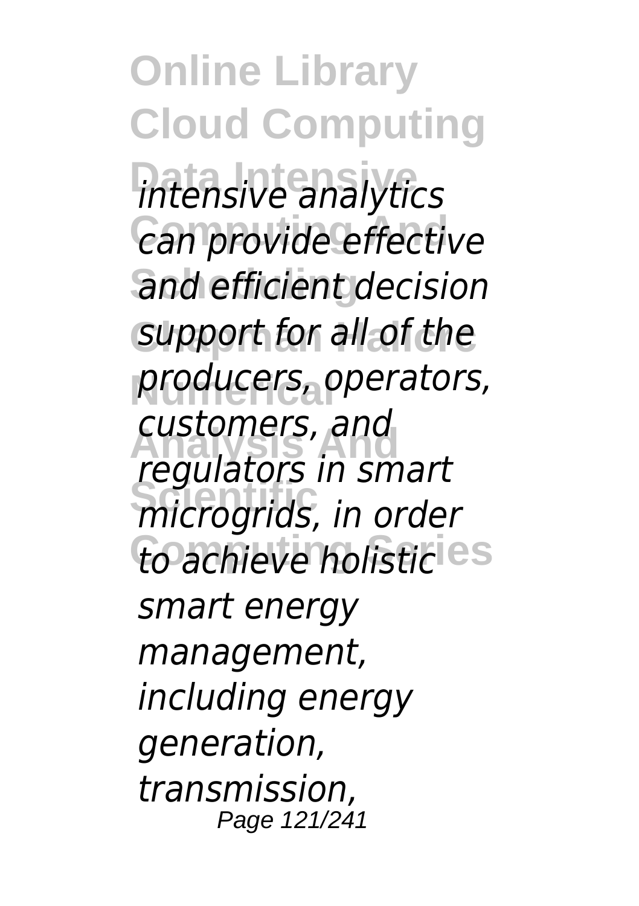*intensive analytics can provide effective and efficient decision support for all of the producers, operators, customers, and regulators in smart microgrids, in order to achieve holistic smart energy management, including energy generation, transmission,*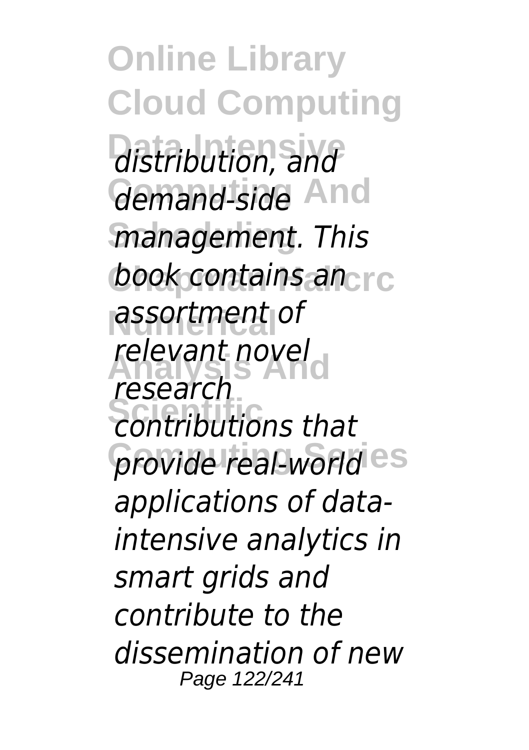*distribution, and demand-side management. This book contains an assortment of relevant novel research contributions that provide real-world applications of data-intensive analytics in smart grids and contribute to the dissemination of new*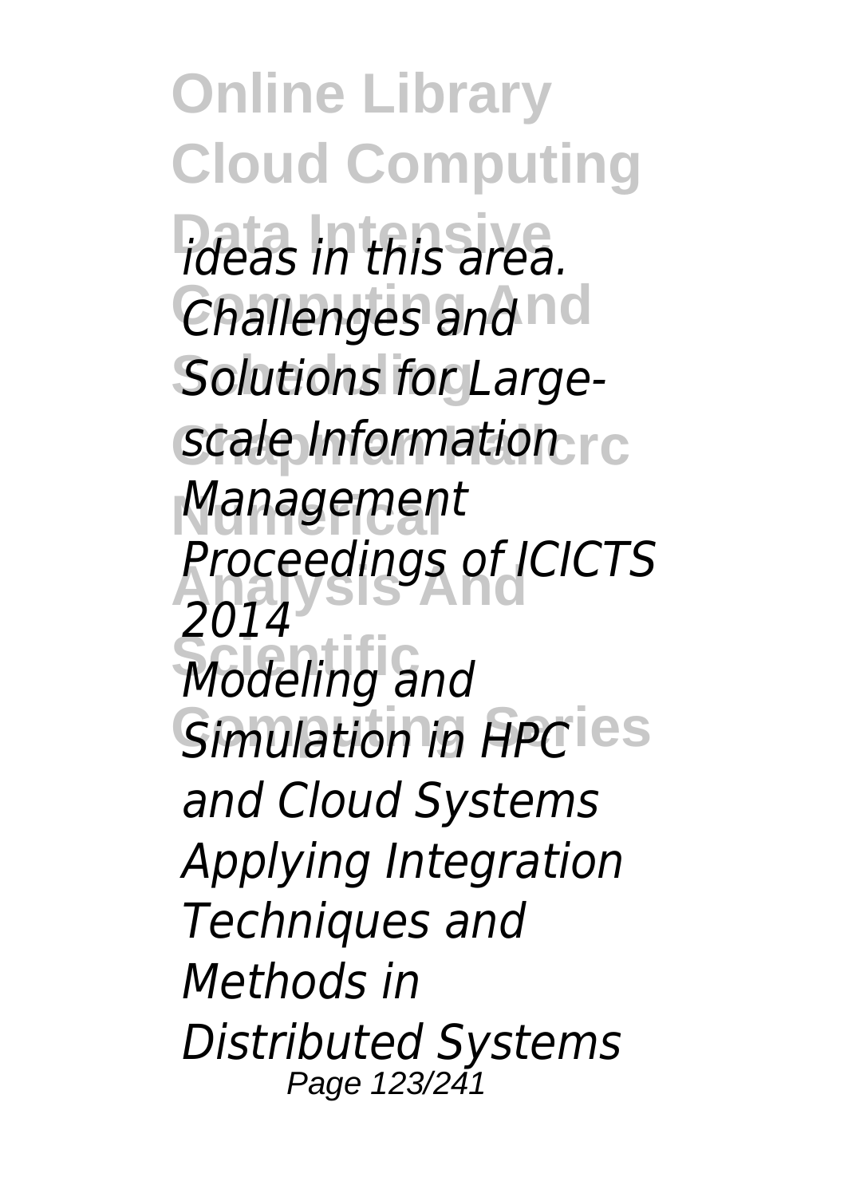*ideas in this area.*
*Challenges and Solutions for Large-scale Information Management*
*Proceedings of ICICTS 2014*
*Modeling and Simulation in HPC and Cloud Systems*
*Applying Integration Techniques and Methods in Distributed Systems*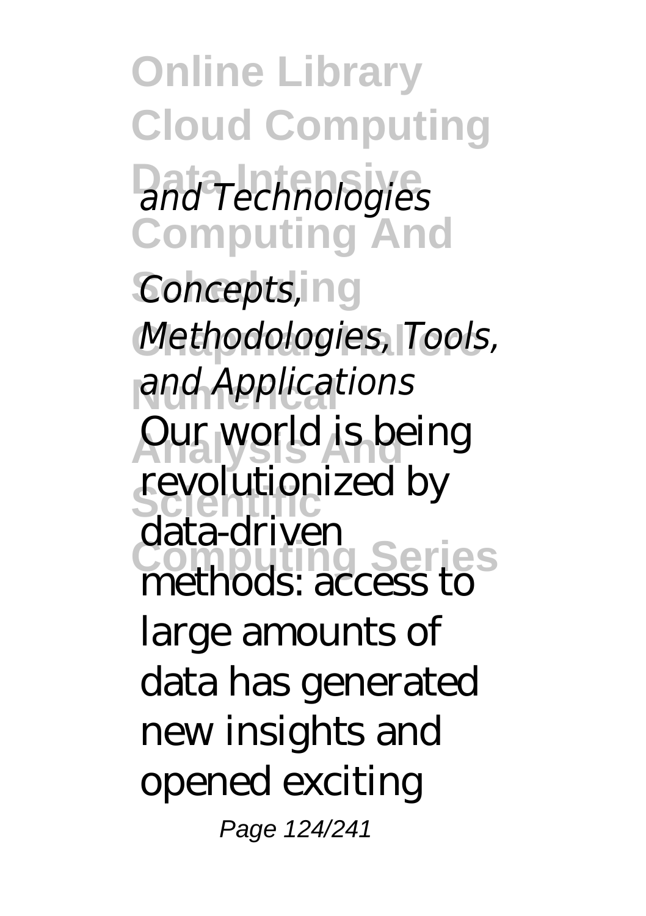*and Technologies*

*Concepts, Methodologies, Tools, and Applications*

Our world is being revolutionized by data-driven methods: access to large amounts of data has generated new insights and opened exciting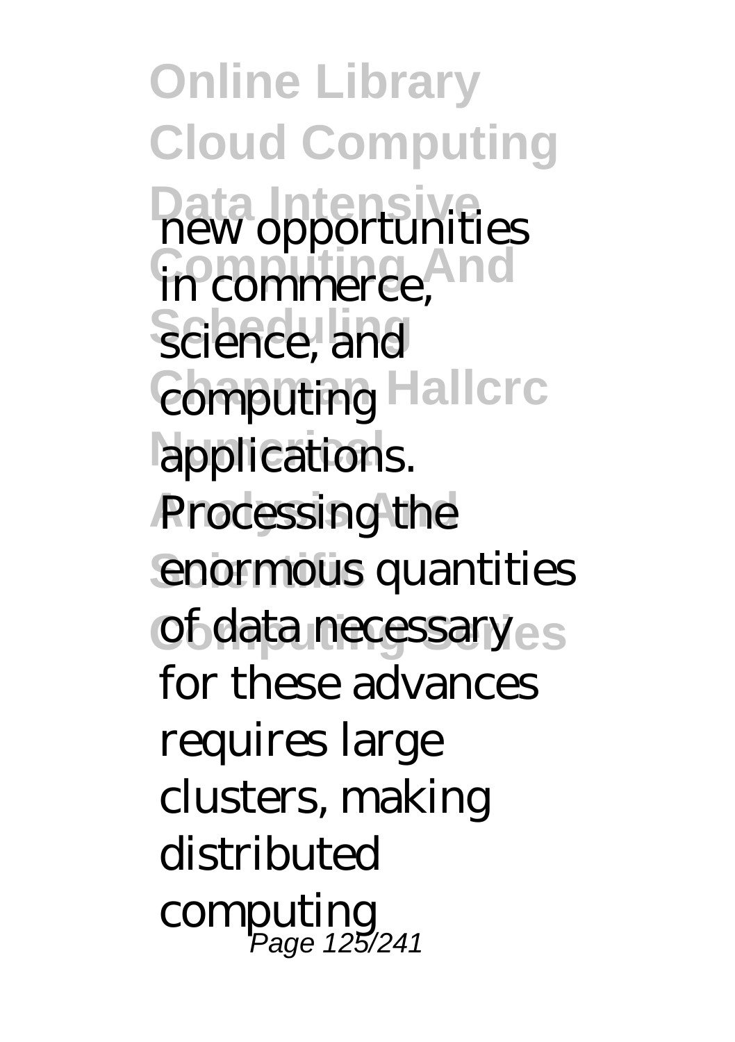new opportunities in commerce, science, and computing applications. Processing the enormous quantities of data necessary for these advances requires large clusters, making distributed computing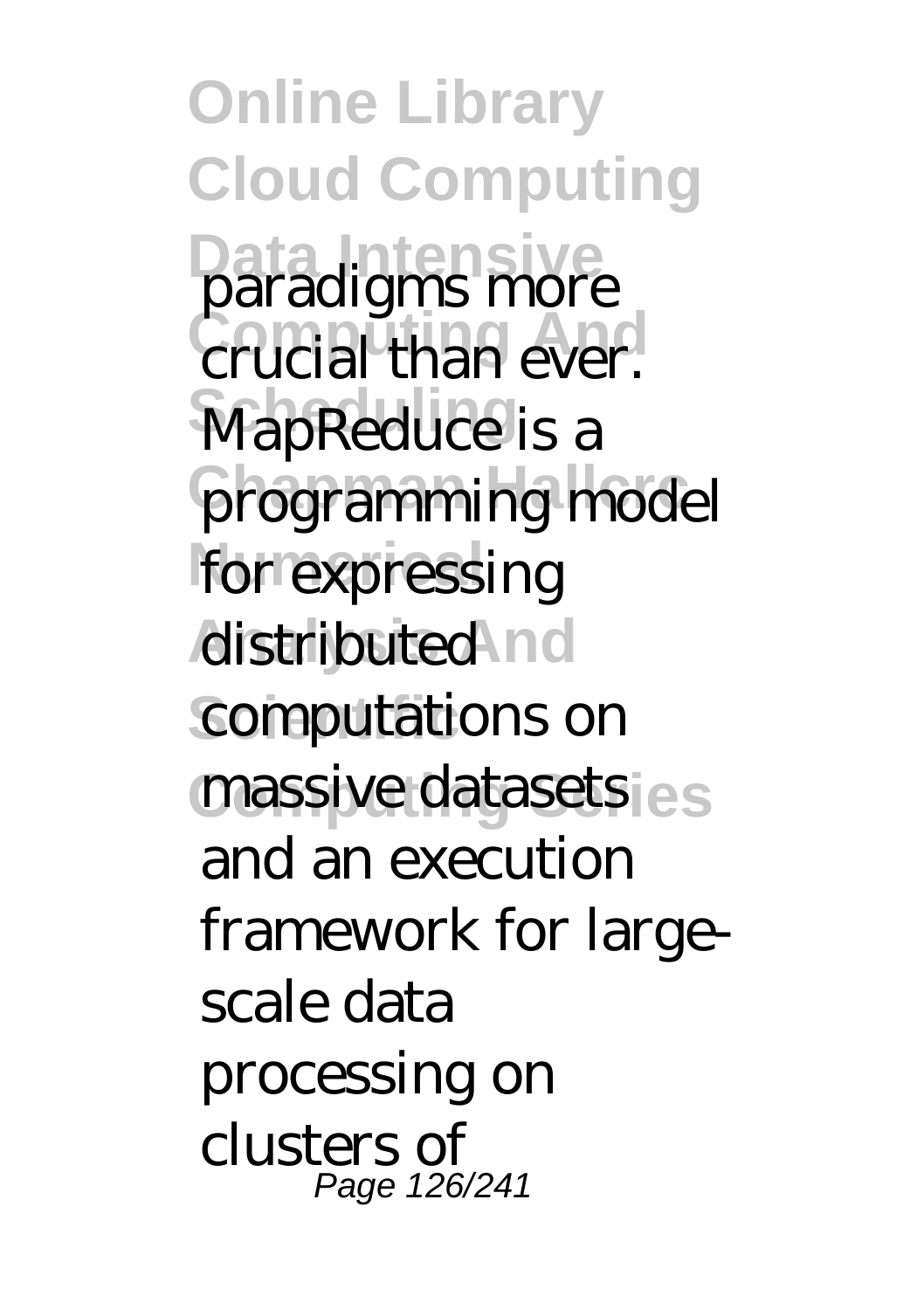paradigms more crucial than ever. MapReduce is a programming model for expressing distributed computations on massive datasets and an execution framework for large-scale data processing on clusters of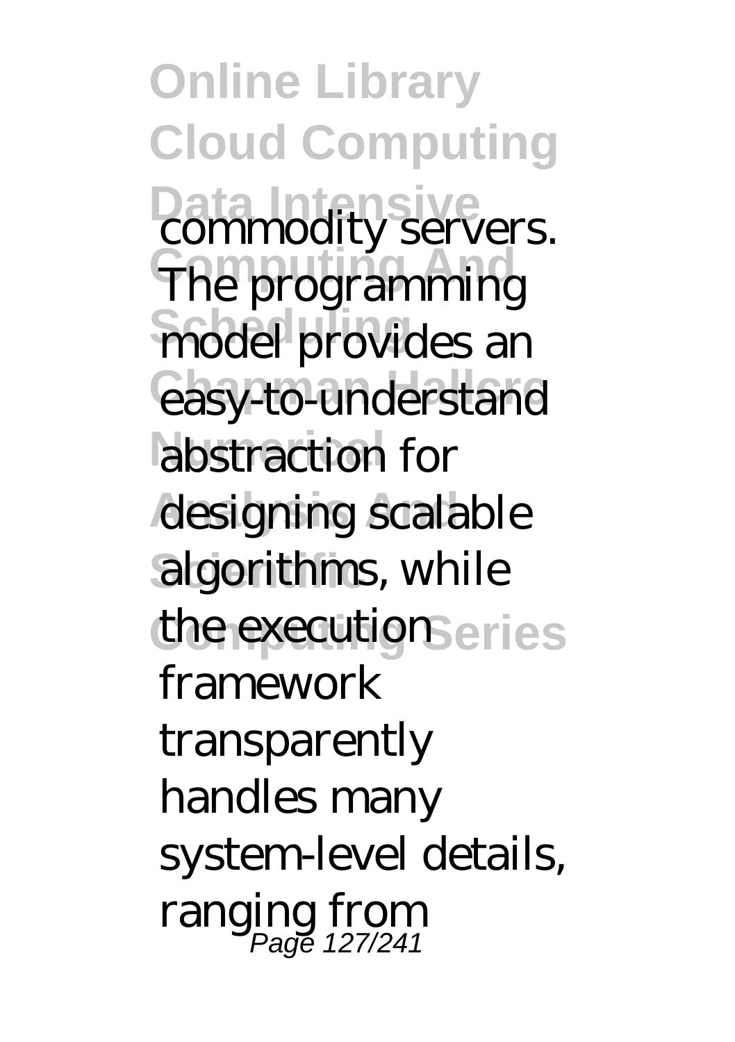commodity servers. The programming model provides an easy-to-understand abstraction for designing scalable algorithms, while the execution framework transparently handles many system-level details, ranging from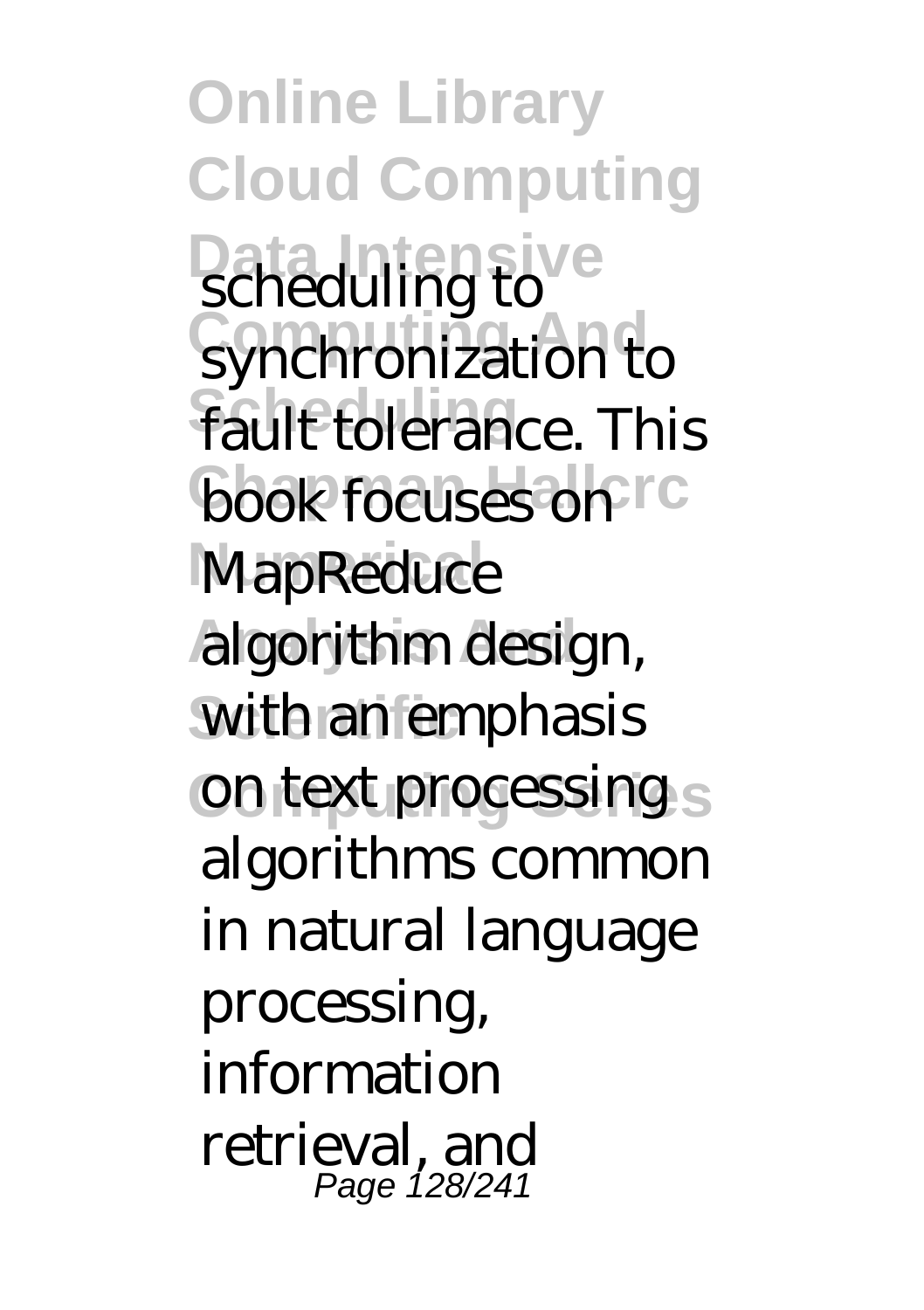scheduling to synchronization to fault tolerance. This book focuses on MapReduce algorithm design, with an emphasis on text processing algorithms common in natural language processing, information retrieval, and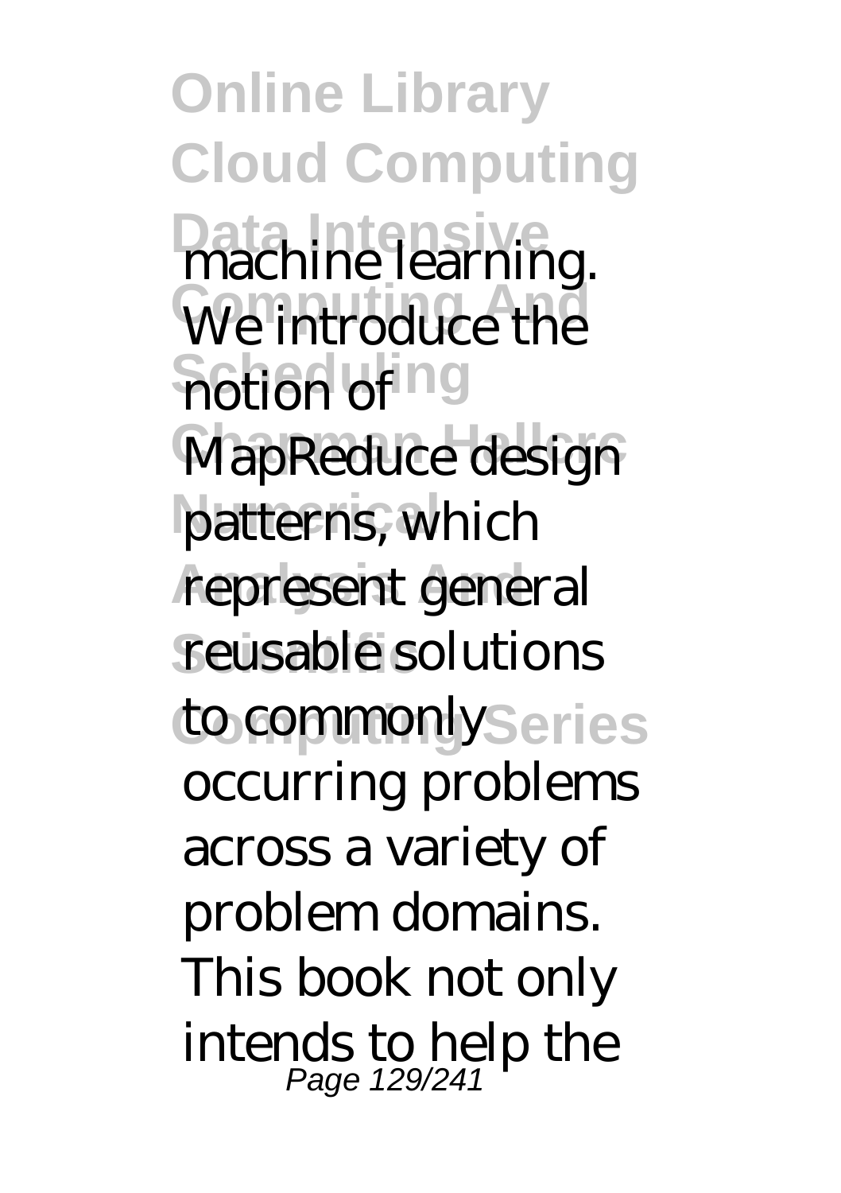machine learning. We introduce the notion of MapReduce design patterns, which represent general reusable solutions to commonly occurring problems across a variety of problem domains. This book not only intends to help the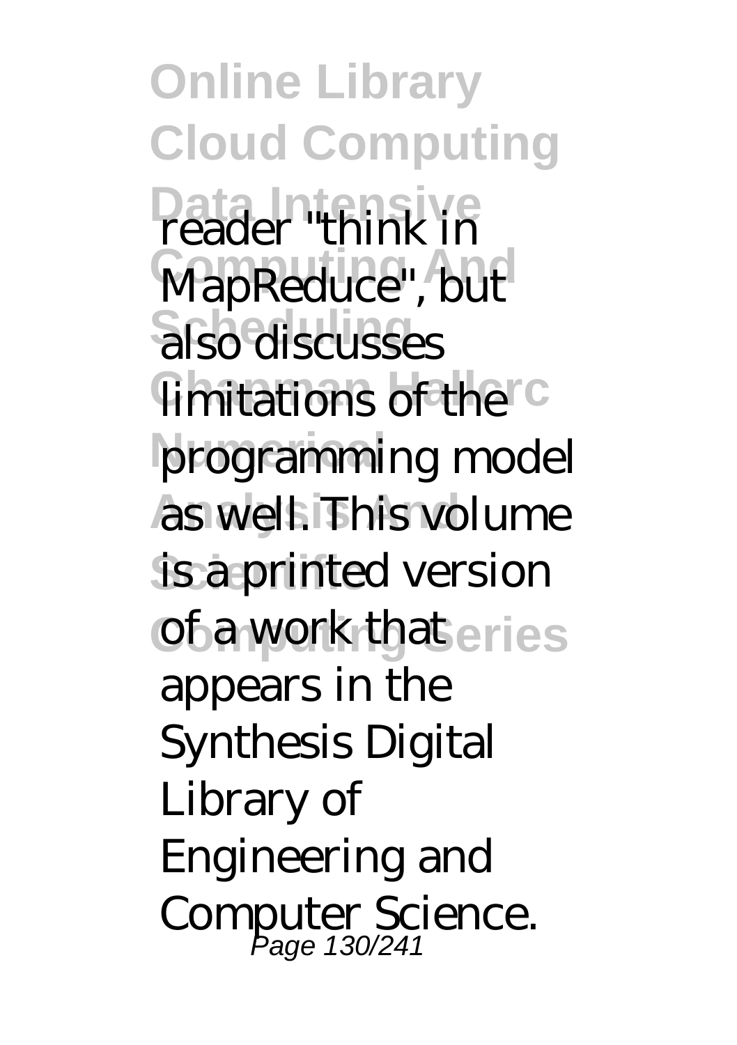reader "think in MapReduce", but also discusses limitations of the programming model as well. This volume is a printed version of a work that appears in the Synthesis Digital Library of Engineering and Computer Science.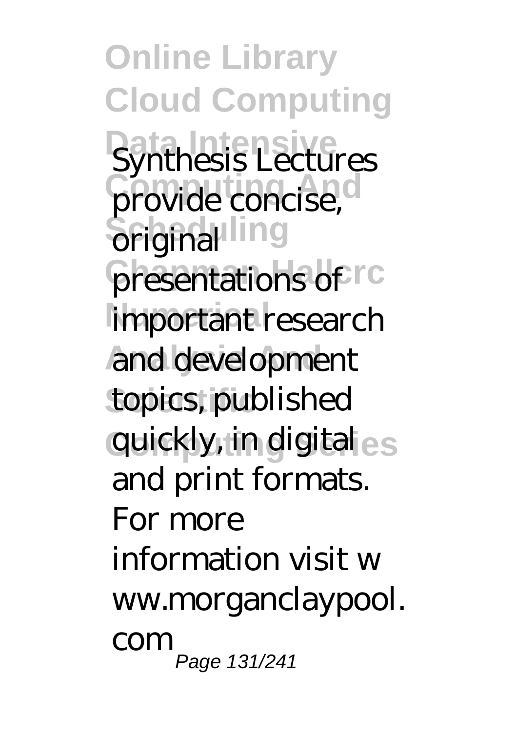Synthesis Lectures provide concise, original presentations of important research and development topics, published quickly, in digital and print formats. For more information visit www.morganclaypool.com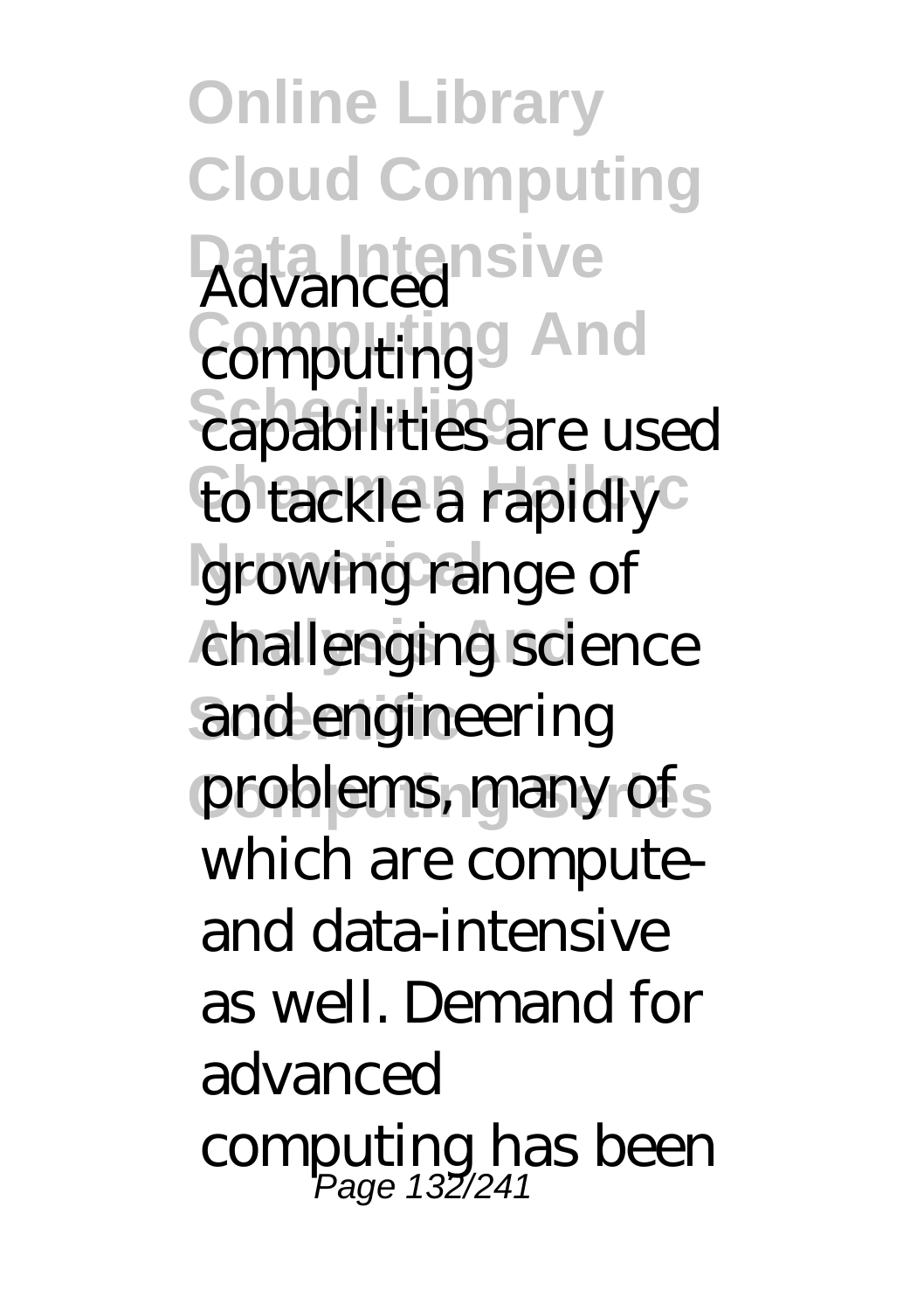Advanced computing capabilities are used to tackle a rapidly growing range of challenging science and engineering problems, many of which are compute- and data-intensive as well. Demand for advanced computing has been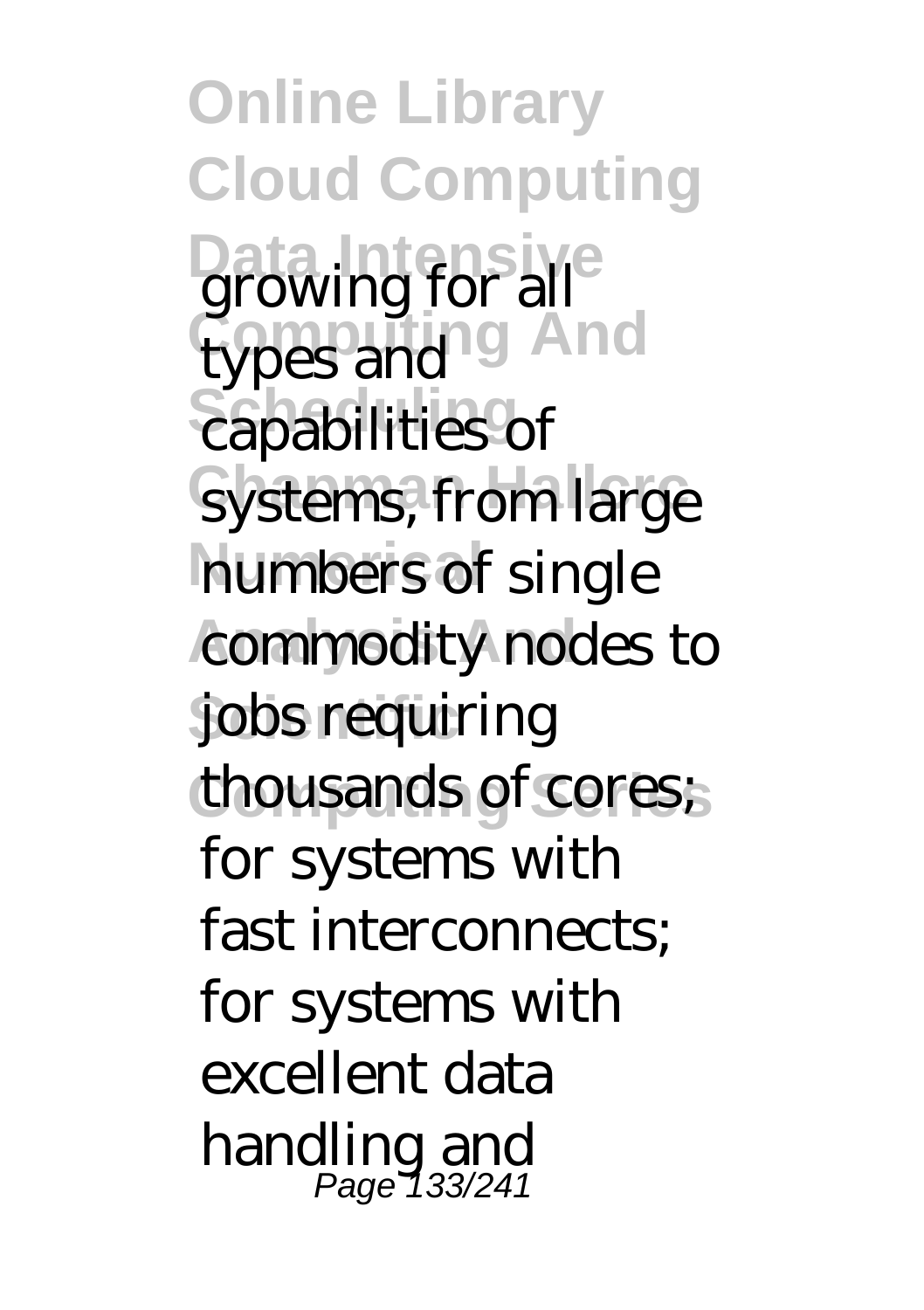growing for all types and capabilities of systems, from large numbers of single commodity nodes to jobs requiring thousands of cores; for systems with fast interconnects; for systems with excellent data handling and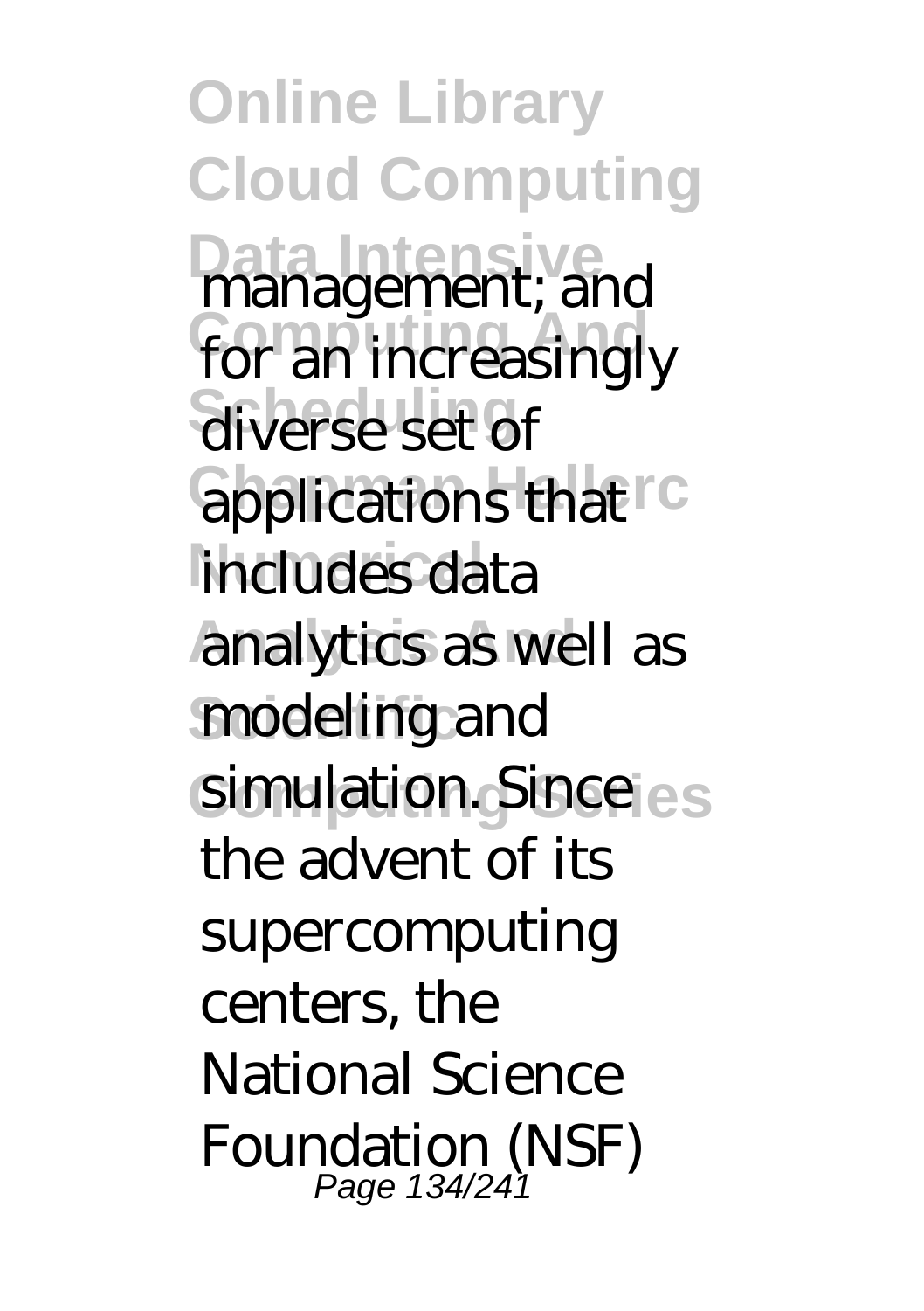management; and for an increasingly diverse set of applications that includes data analytics as well as modeling and simulation. Since the advent of its supercomputing centers, the National Science Foundation (NSF)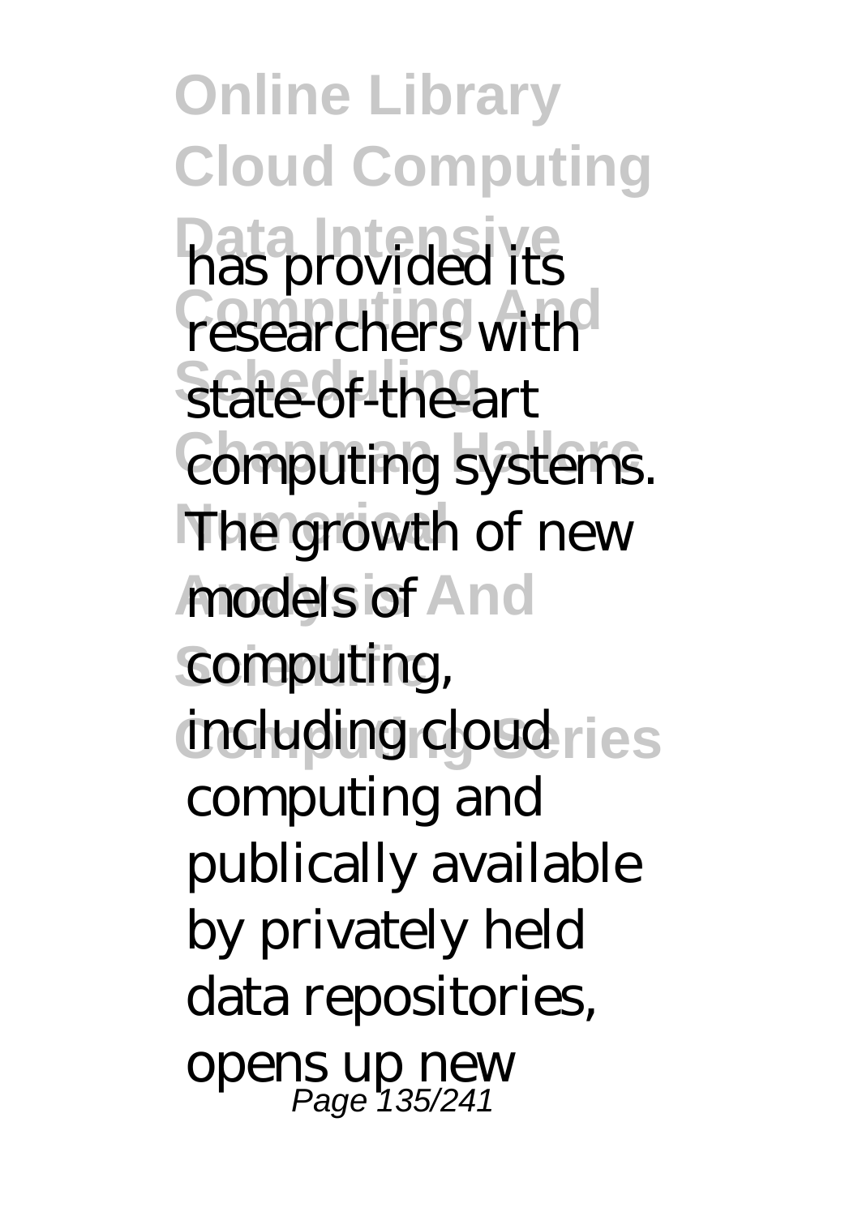has provided its researchers with state-of-the-art computing systems. The growth of new models of computing, including cloud computing and publically available by privately held data repositories, opens up new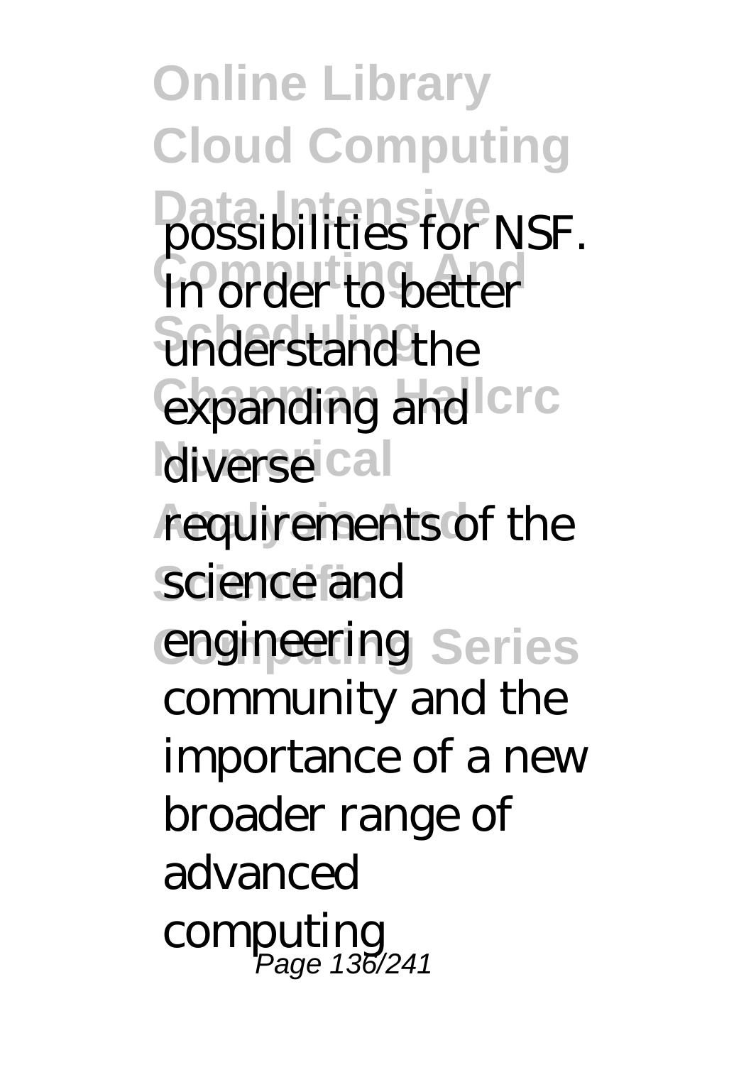possibilities for NSF. In order to better understand the expanding and diverse requirements of the science and engineering community and the importance of a new broader range of advanced computing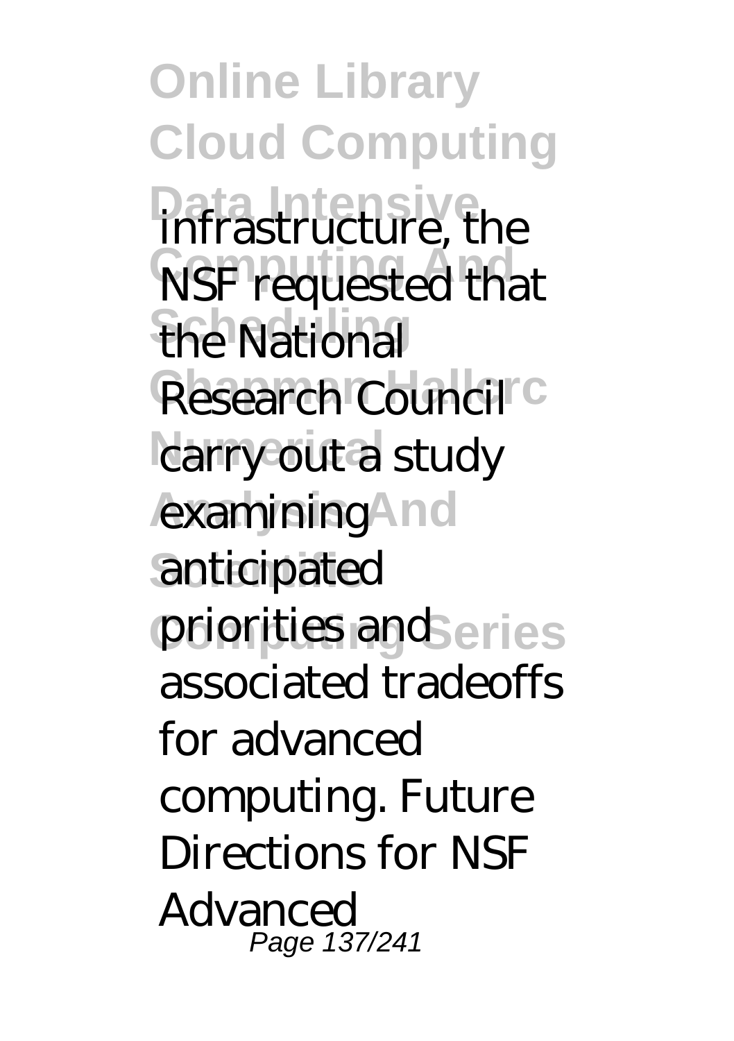infrastructure, the NSF requested that the National Research Council carry out a study examining anticipated priorities and associated tradeoffs for advanced computing. Future Directions for NSF Advanced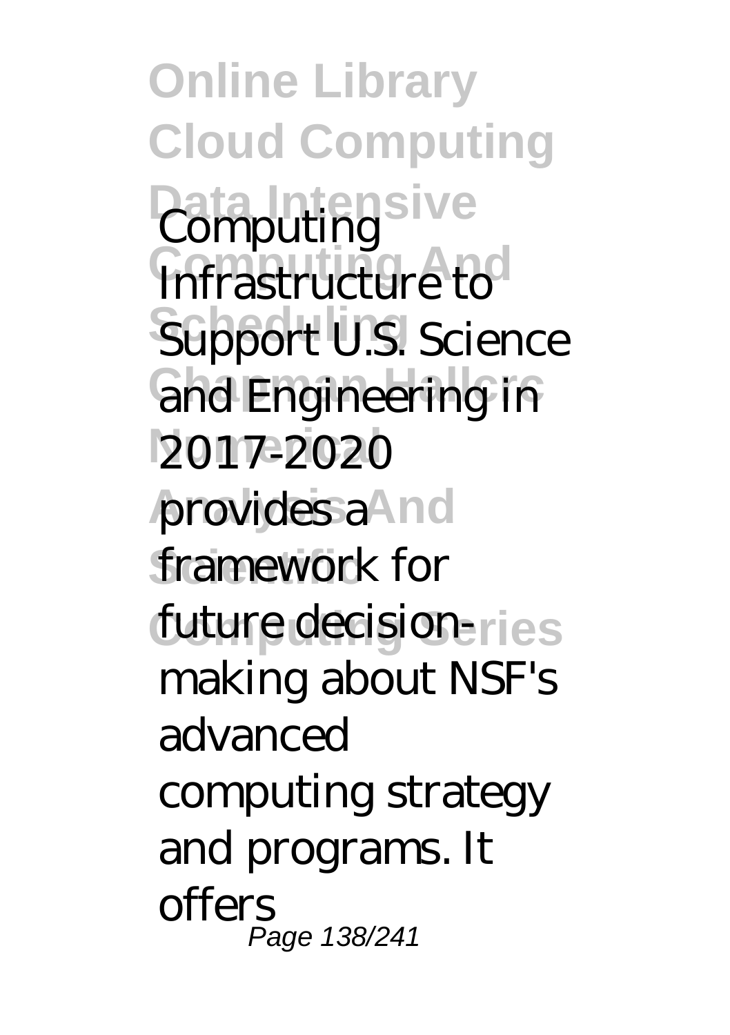Computing Infrastructure to Support U.S. Science and Engineering in 2017-2020 provides a framework for future decision-making about NSF's advanced computing strategy and programs. It offers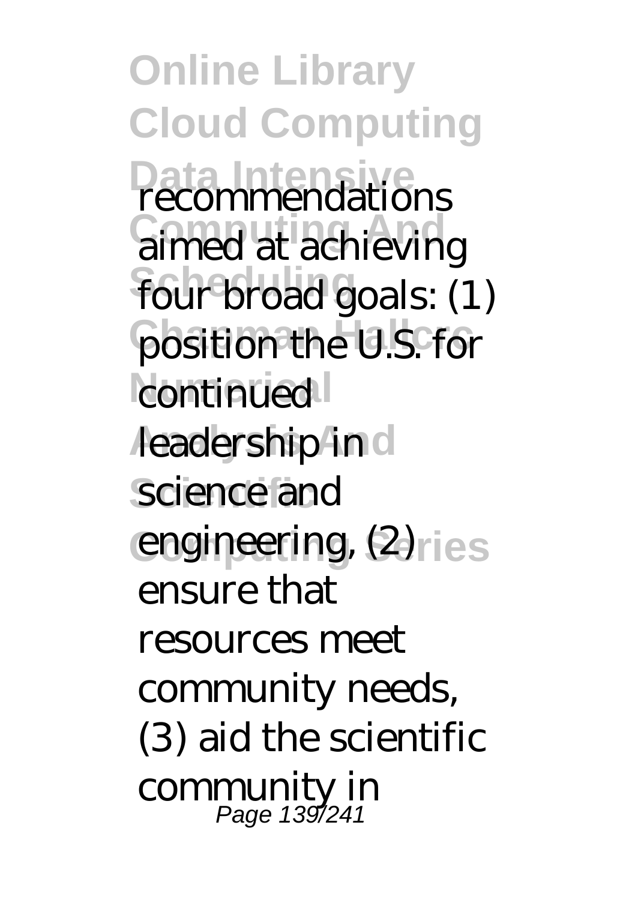recommendations aimed at achieving four broad goals: (1) position the U.S. for continued leadership in science and engineering, (2) ensure that resources meet community needs, (3) aid the scientific community in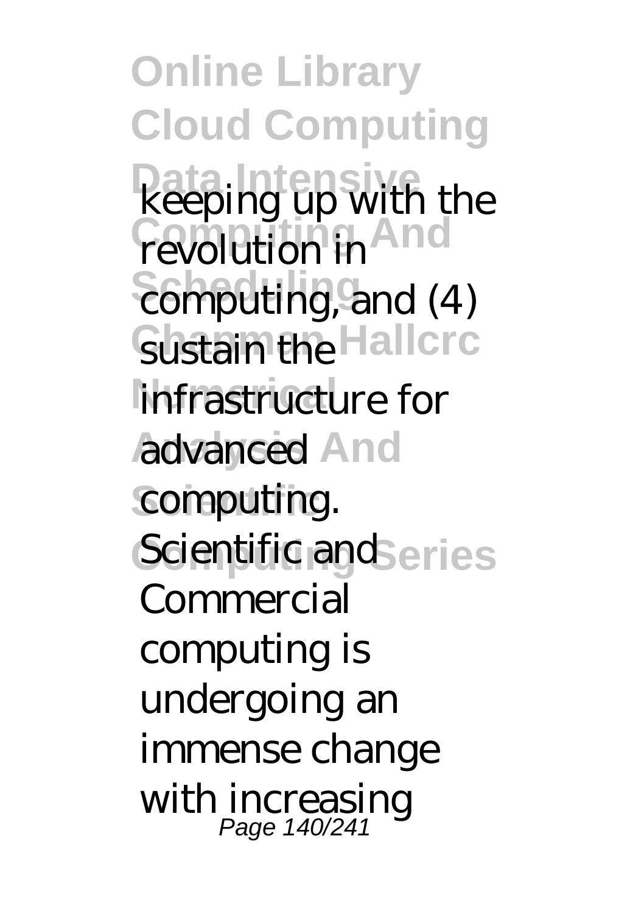keeping up with the revolution in computing, and (4) sustain the infrastructure for advanced computing. Scientific and Commercial computing is undergoing an immense change with increasing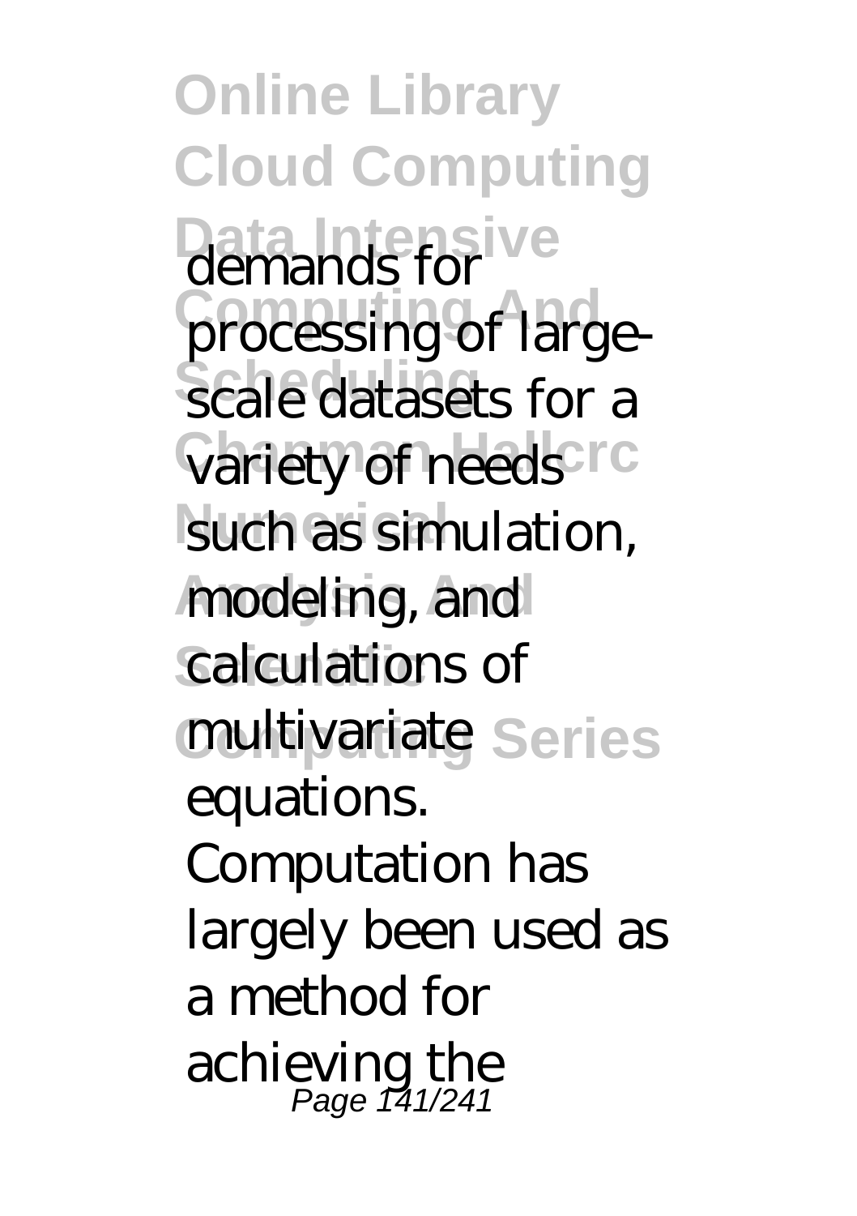demands for processing of large-scale datasets for a variety of needs such as simulation, modeling, and calculations of multivariate equations. Computation has largely been used as a method for achieving the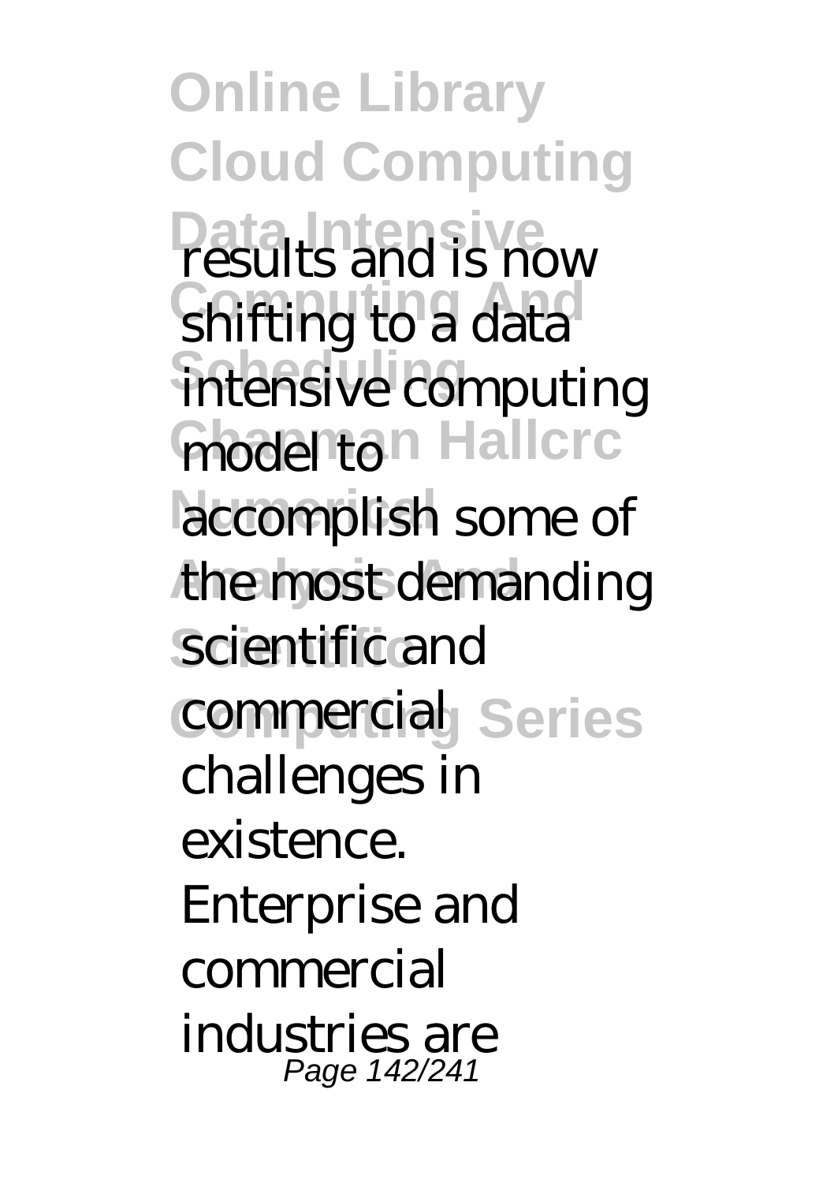results and is now shifting to a data intensive computing model to accomplish some of the most demanding scientific and commercial challenges in existence. Enterprise and commercial industries are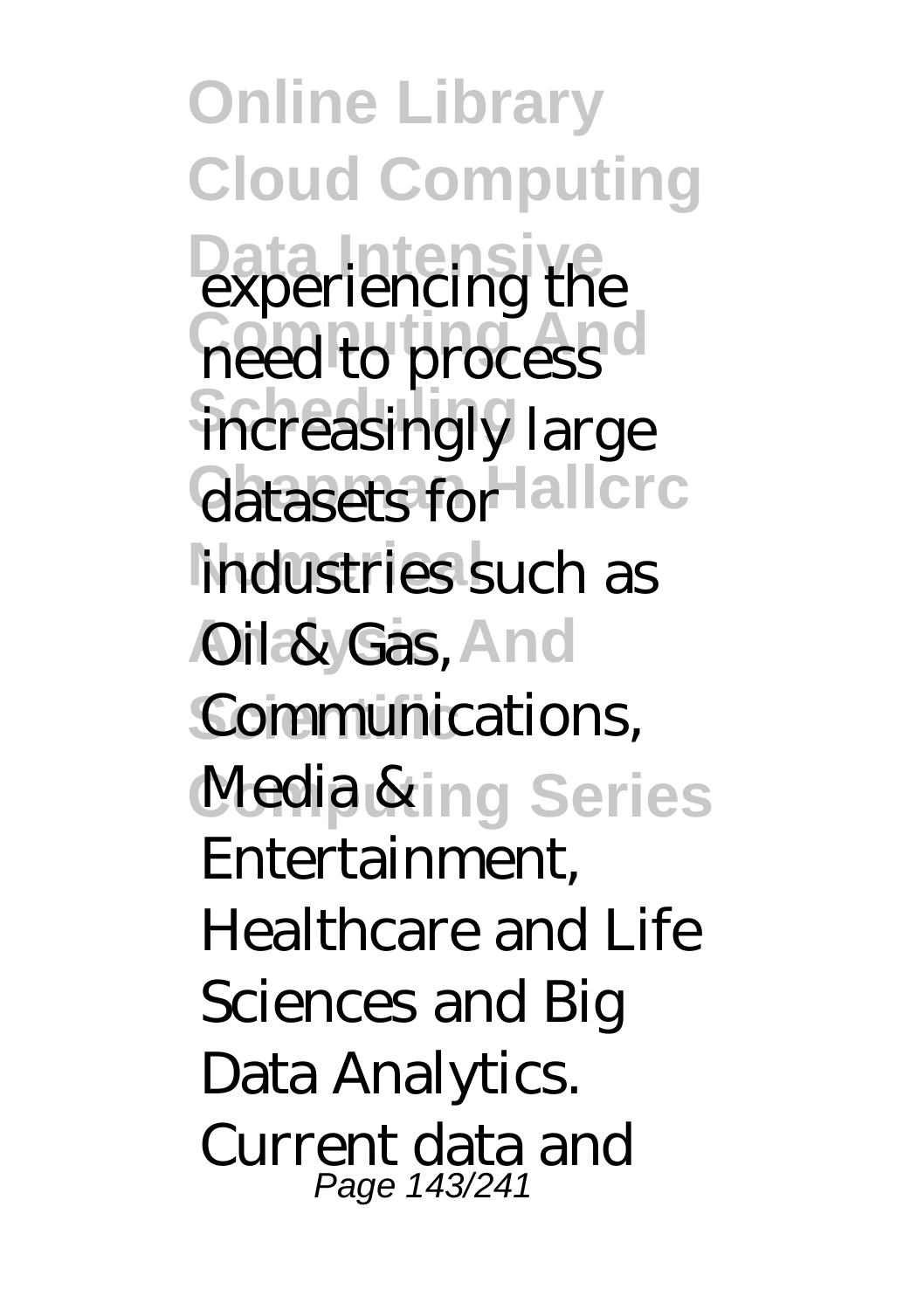experiencing the need to process increasingly large datasets for industries such as Oil & Gas, Communications, Media & Entertainment, Healthcare and Life Sciences and Big Data Analytics. Current data and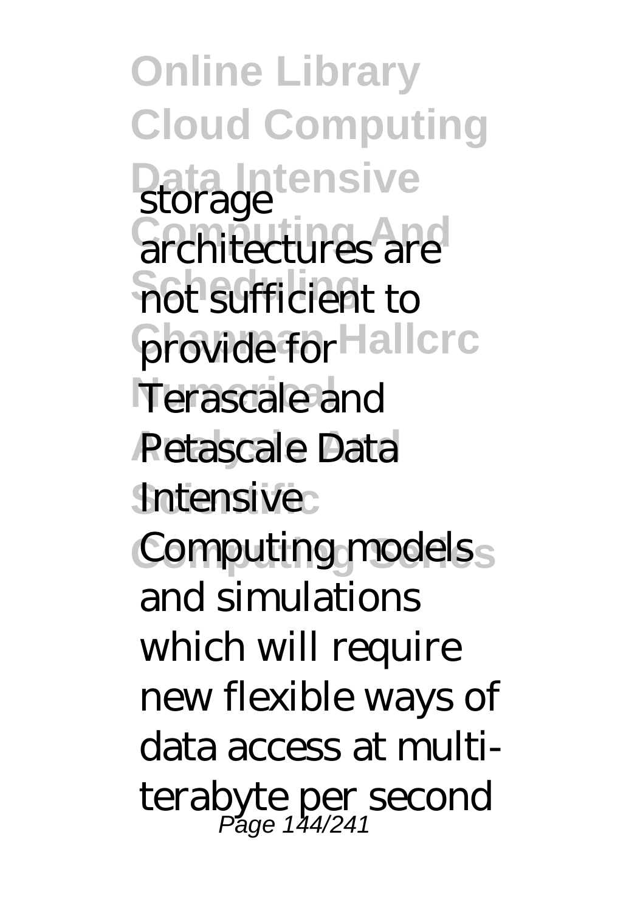storage architectures are not sufficient to provide for Terascale and Petascale Data Intensive Computing models and simulations which will require new flexible ways of data access at multi-terabyte per second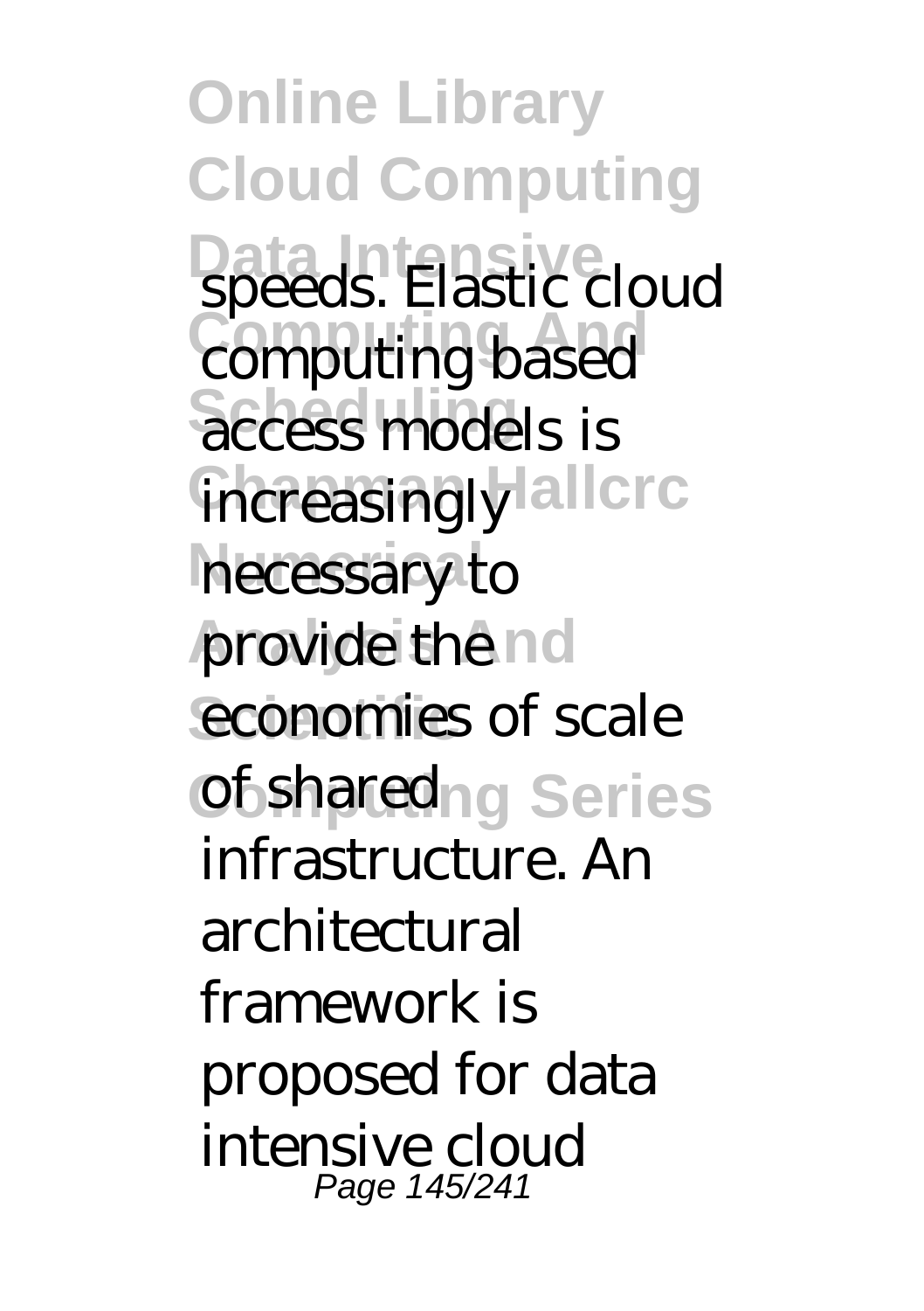speeds. Elastic cloud computing based access models is increasingly necessary to provide the economies of scale of shared infrastructure. An architectural framework is proposed for data intensive cloud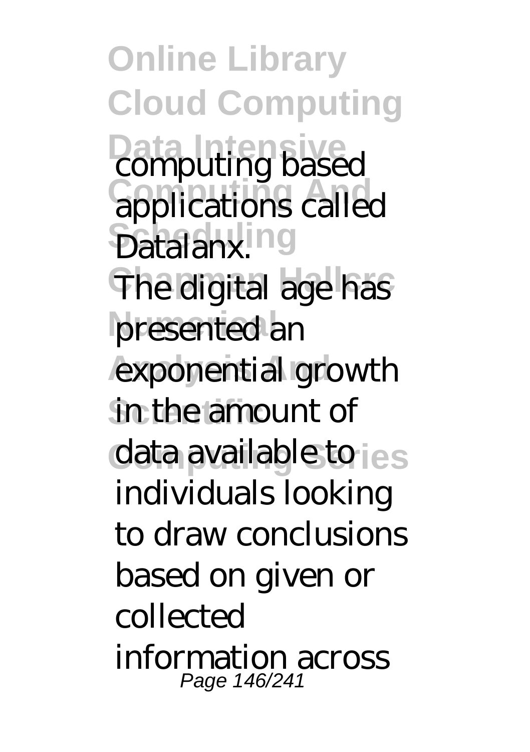computing based applications called Datalanx.

The digital age has presented an exponential growth in the amount of data available to individuals looking to draw conclusions based on given or collected information across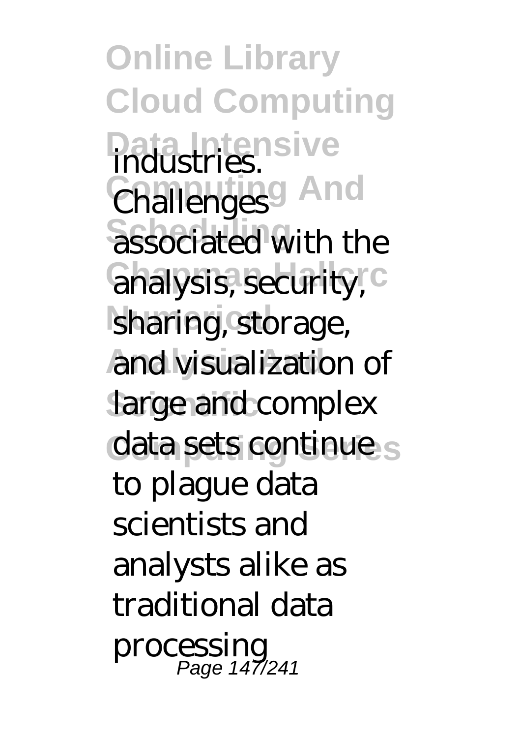industries. Challenges associated with the analysis, security, sharing, storage, and visualization of large and complex data sets continue to plague data scientists and analysts alike as traditional data processing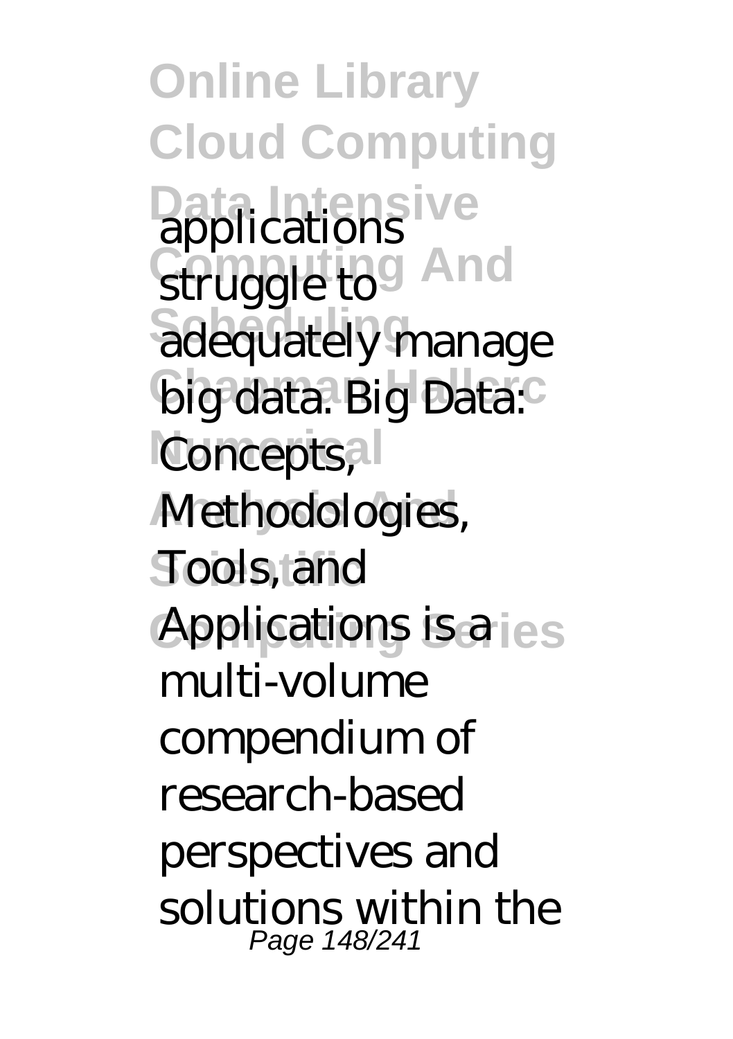applications struggle to adequately manage big data. Big Data: Concepts, Methodologies, Tools, and Applications is a multi-volume compendium of research-based perspectives and solutions within the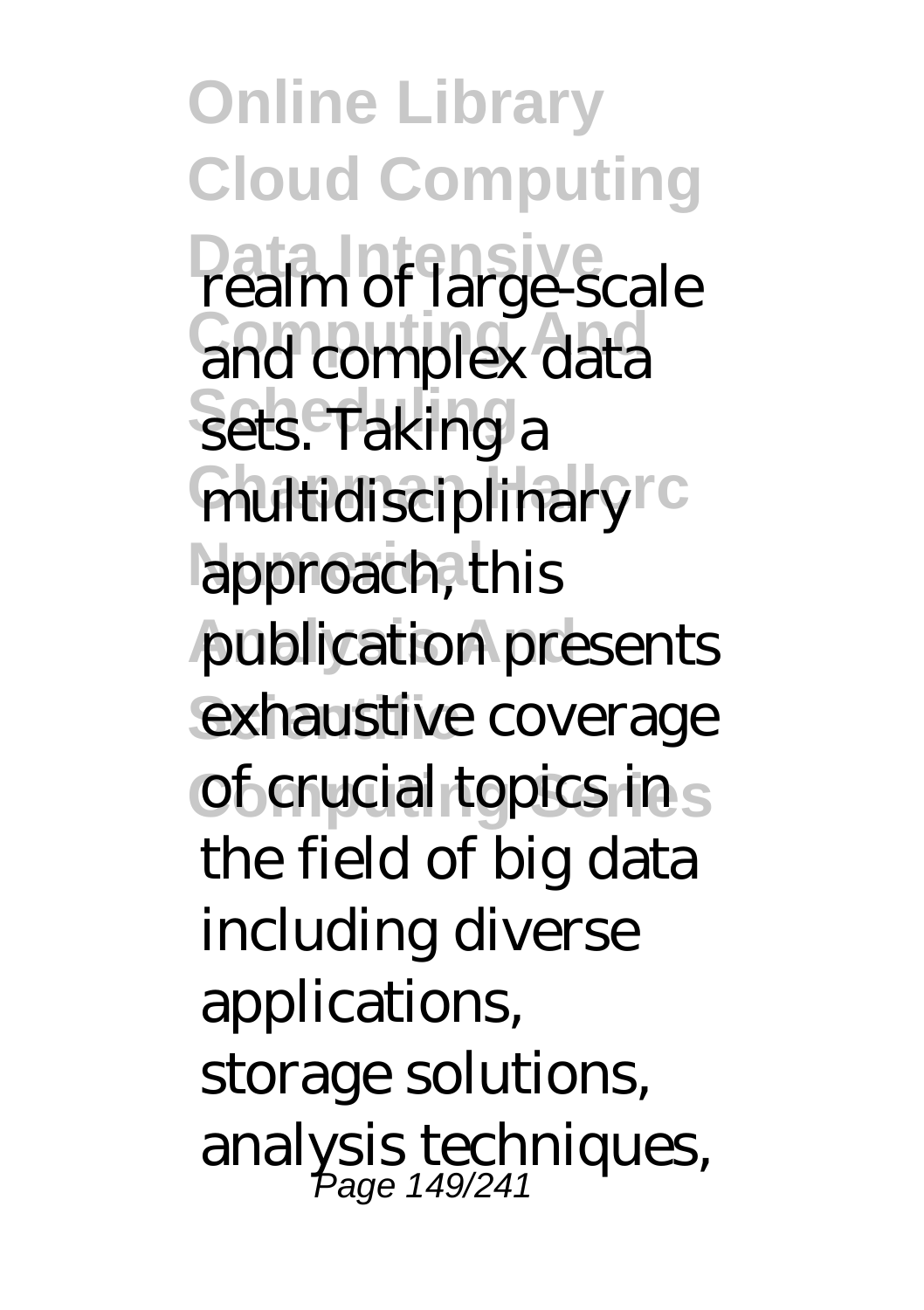realm of large-scale and complex data sets. Taking a multidisciplinary approach, this publication presents exhaustive coverage of crucial topics in the field of big data including diverse applications, storage solutions, analysis techniques,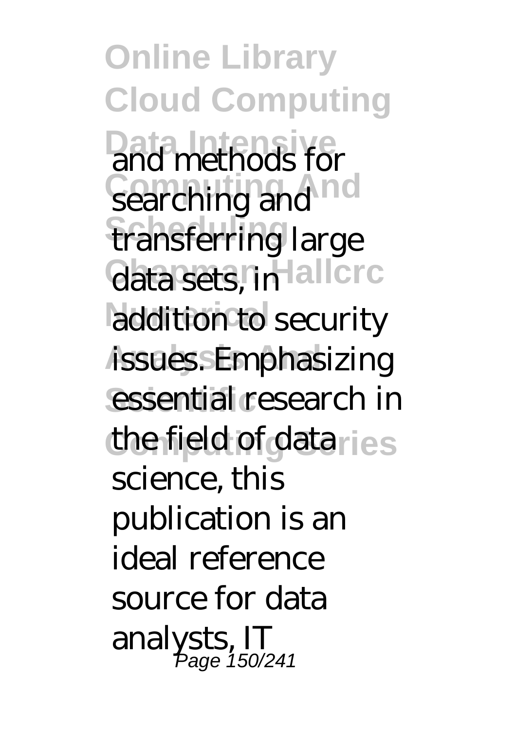and methods for searching and transferring large data sets, in addition to security issues. Emphasizing essential research in the field of data science, this publication is an ideal reference source for data analysts, IT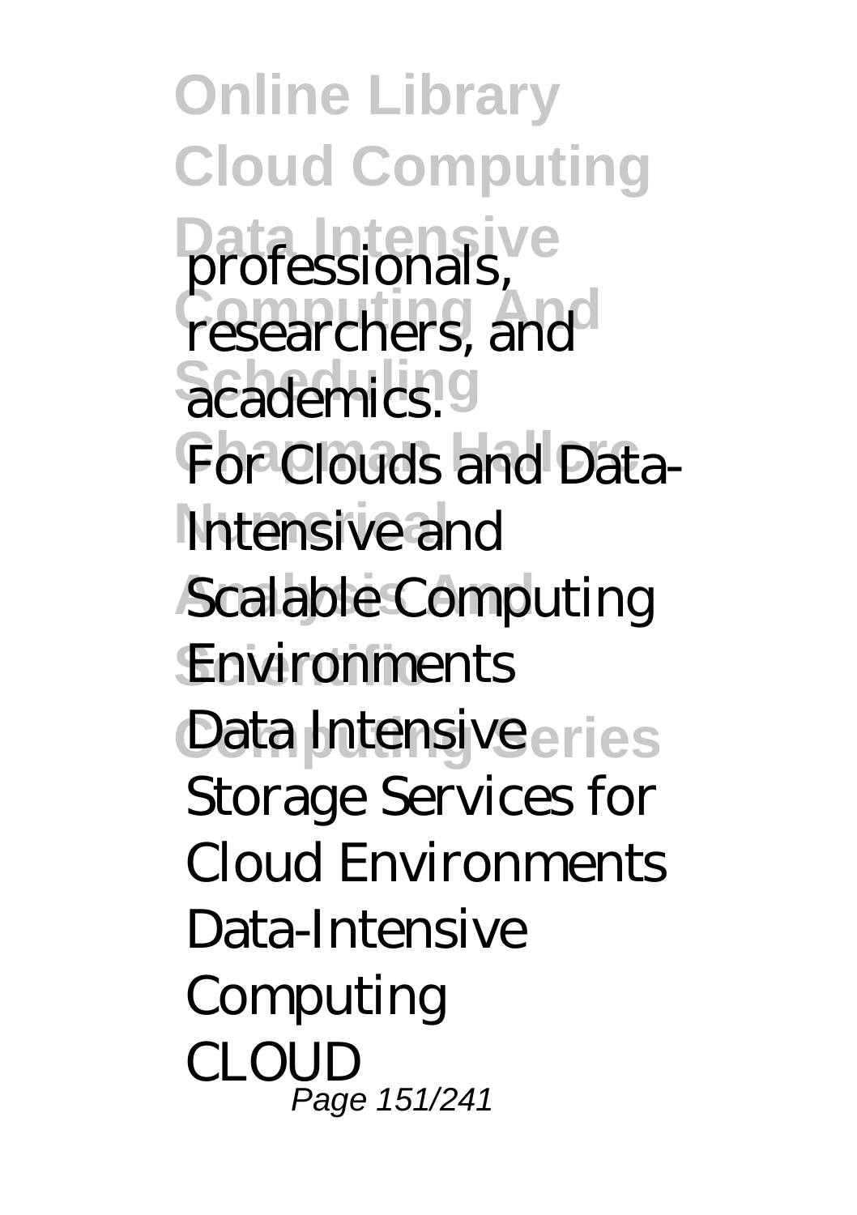professionals, researchers, and academics.

For Clouds and Data-Intensive and Scalable Computing Environments

Data Intensive

Storage Services for Cloud Environments

Data-Intensive Computing

CLOUD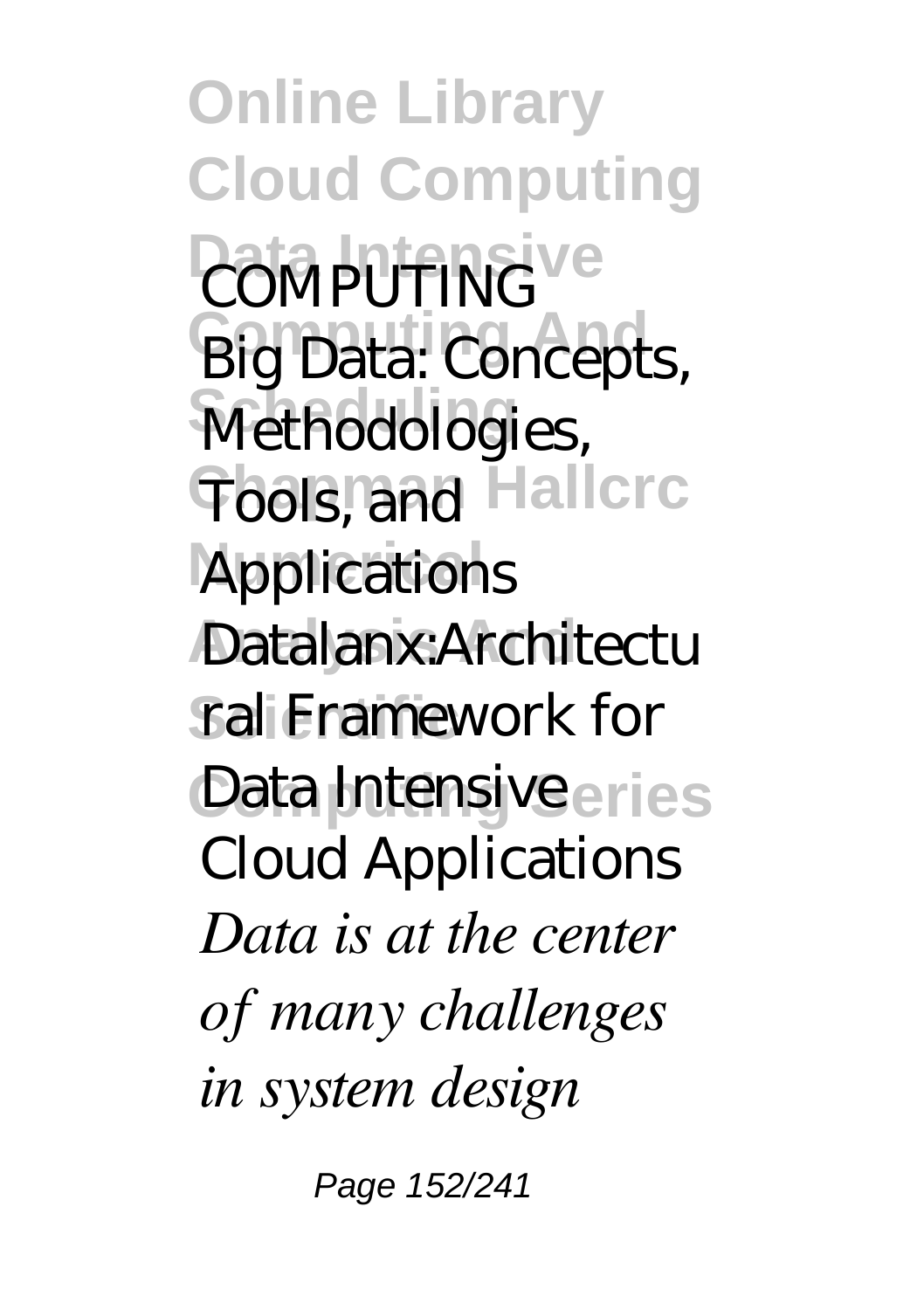COMPUTING

Big Data: Concepts, Methodologies, Tools, and Applications

Datalanx:Architectural Framework for Data Intensive Cloud Applications

*Data is at the center of many challenges in system design*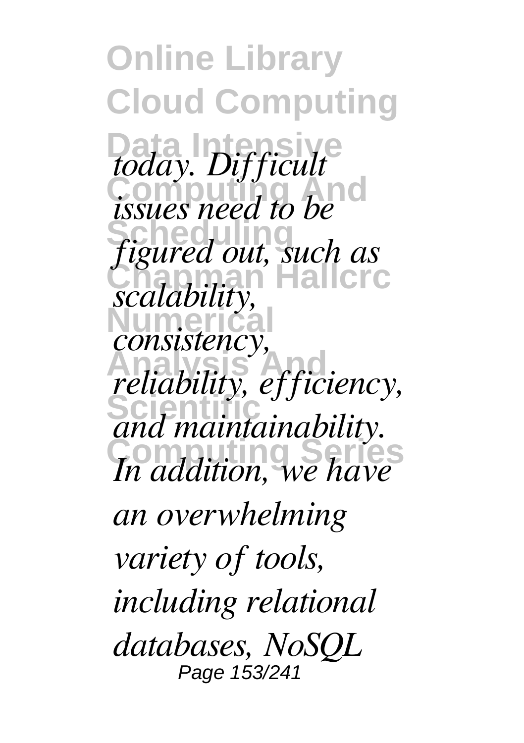*today. Difficult issues need to be figured out, such as scalability, consistency, reliability, efficiency, and maintainability. In addition, we have an overwhelming variety of tools, including relational databases, NoSQL*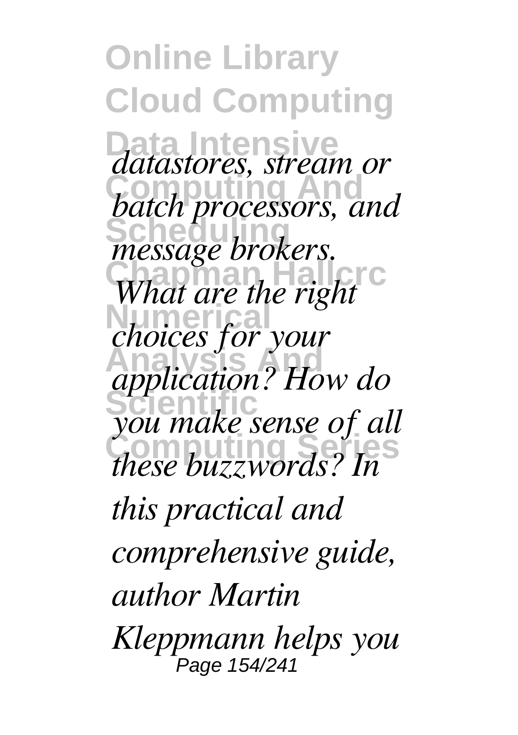*datastores, stream or batch processors, and message brokers. What are the right choices for your application? How do you make sense of all these buzzwords? In this practical and comprehensive guide, author Martin Kleppmann helps you*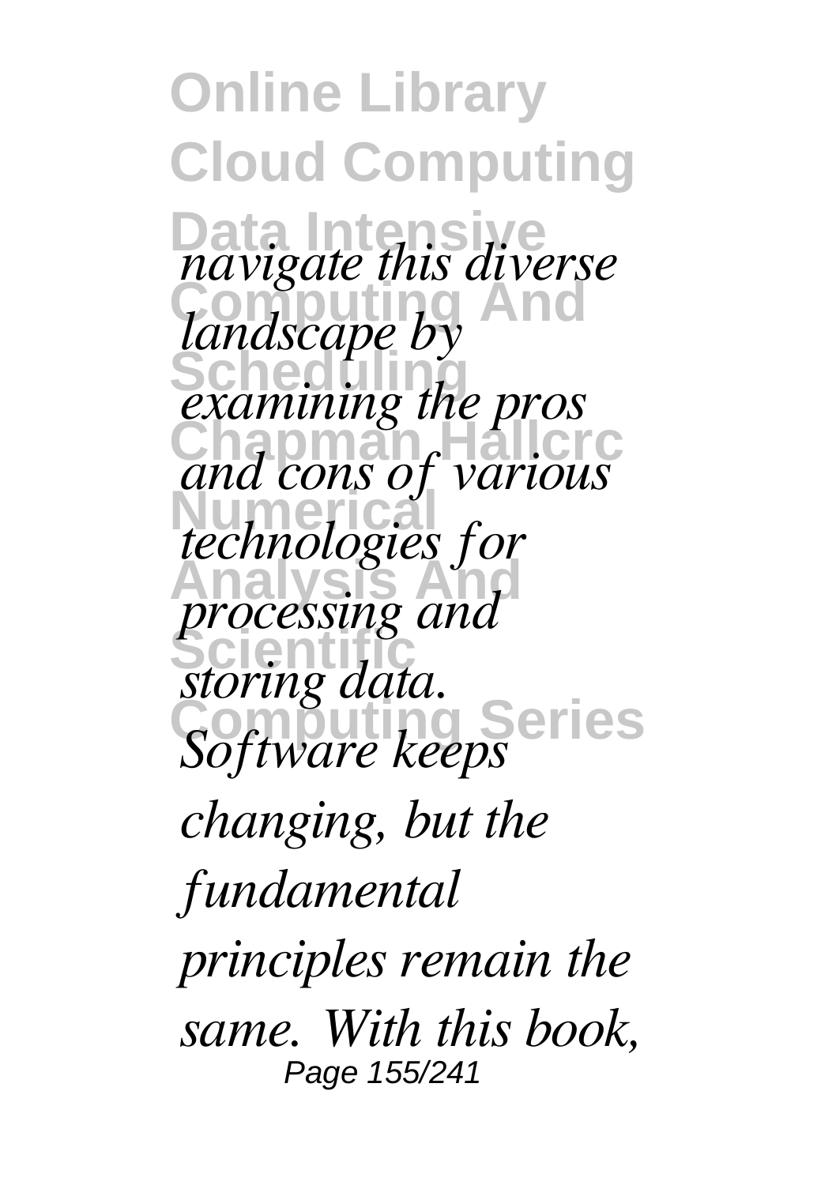*navigate this diverse landscape by examining the pros and cons of various technologies for processing and storing data. Software keeps changing, but the fundamental principles remain the same. With this book,*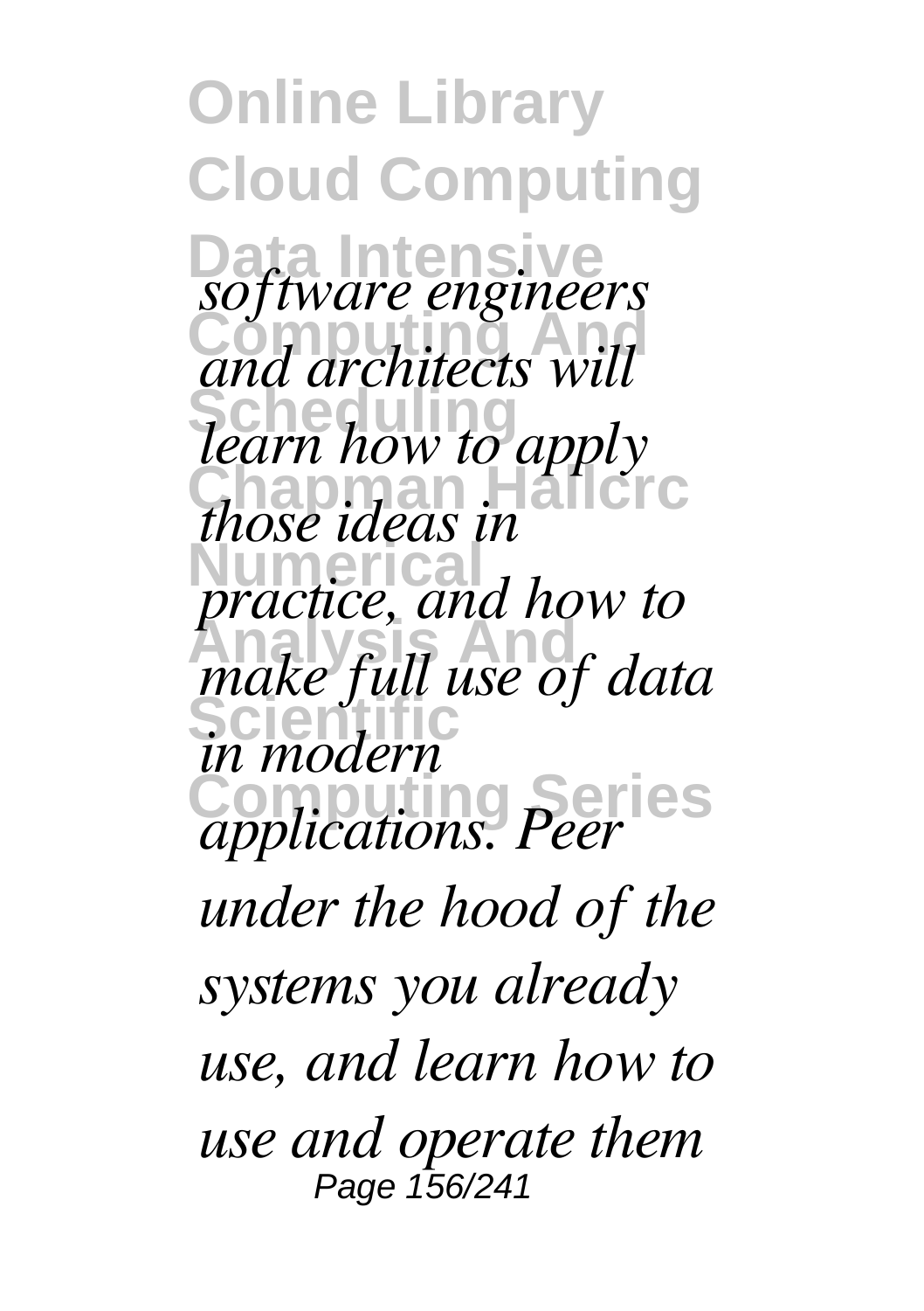*software engineers and architects will learn how to apply those ideas in practice, and how to make full use of data in modern applications. Peer under the hood of the systems you already use, and learn how to use and operate them*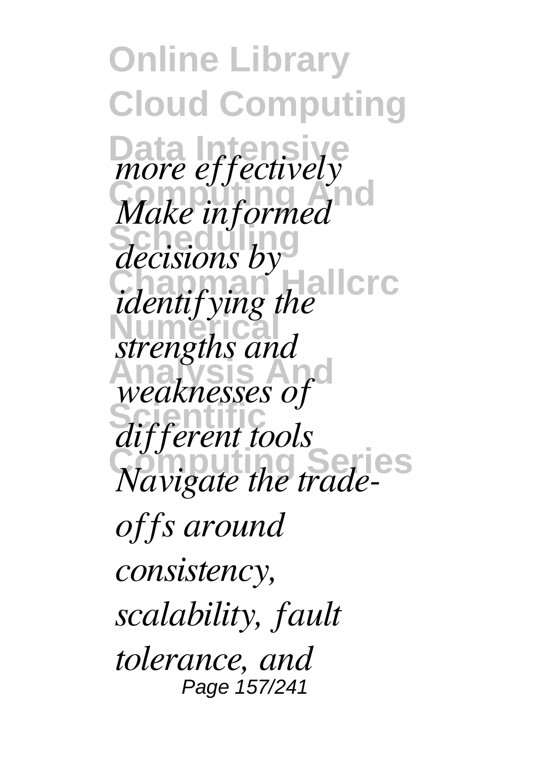*more effectively Make informed decisions by identifying the strengths and weaknesses of different tools Navigate the trade-offs around consistency, scalability, fault tolerance, and*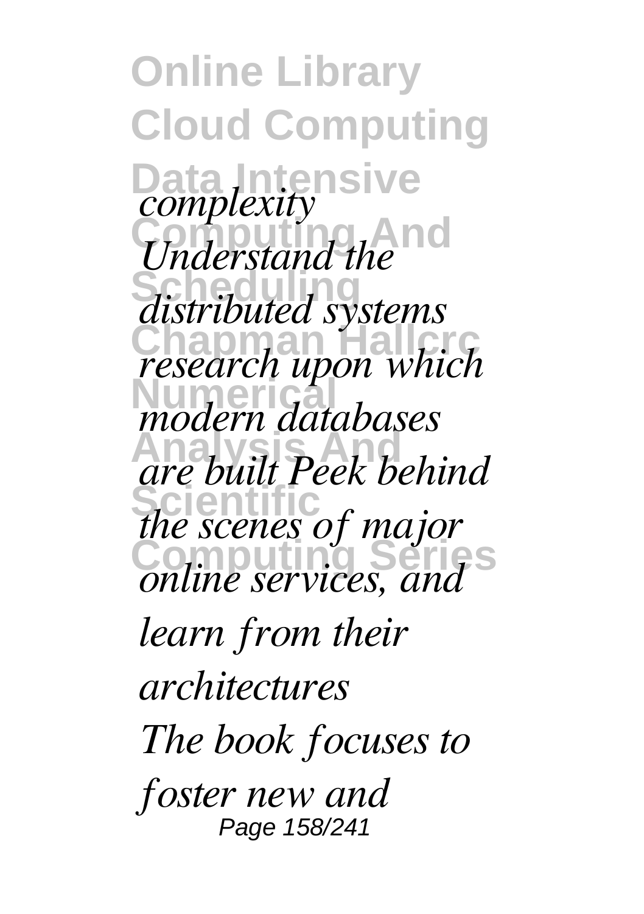*complexity Understand the distributed systems research upon which modern databases are built Peek behind the scenes of major online services, and learn from their architectures*

*The book focuses to foster new and*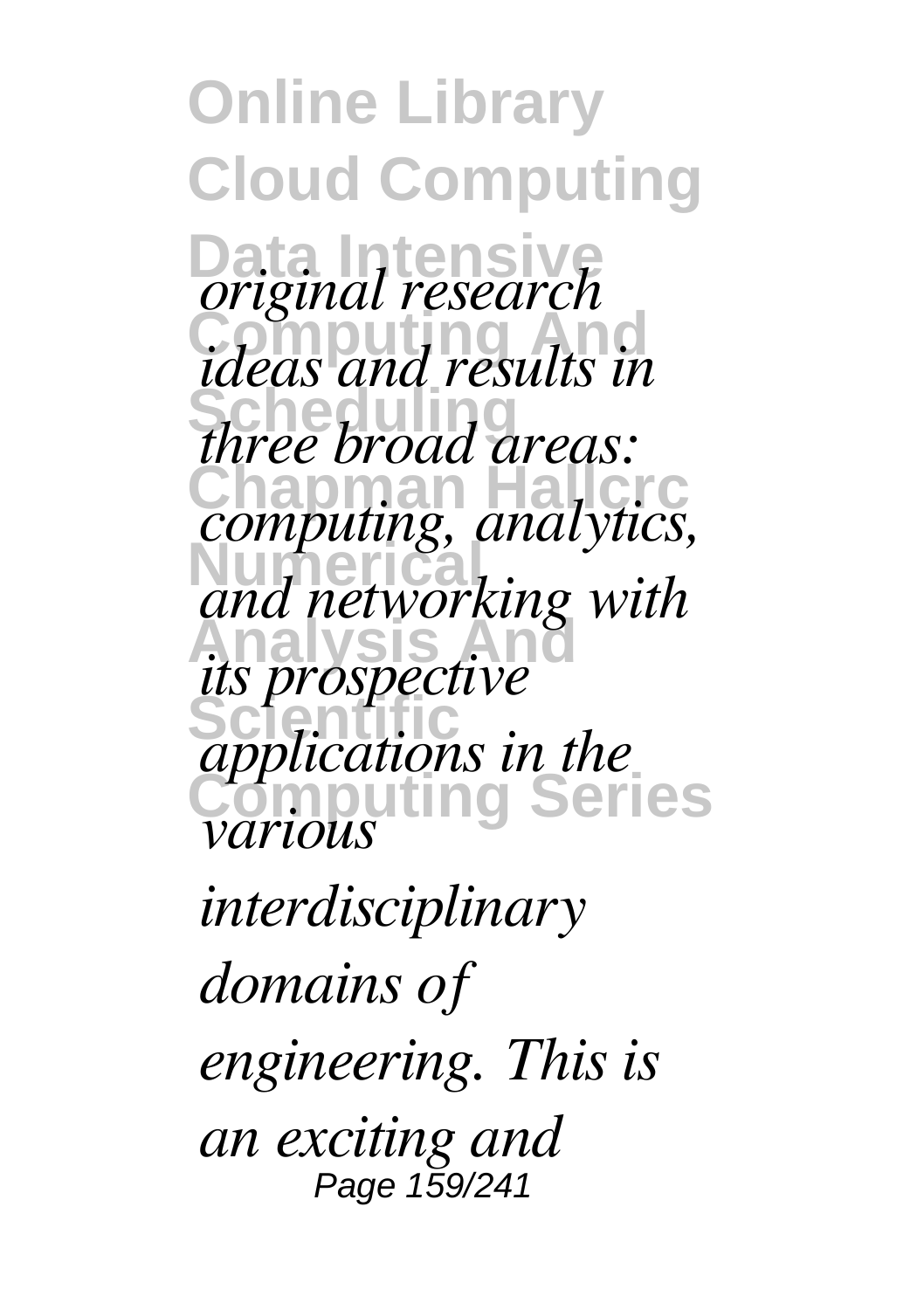*original research ideas and results in three broad areas: computing, analytics, and networking with its prospective applications in the various interdisciplinary domains of engineering. This is an exciting and*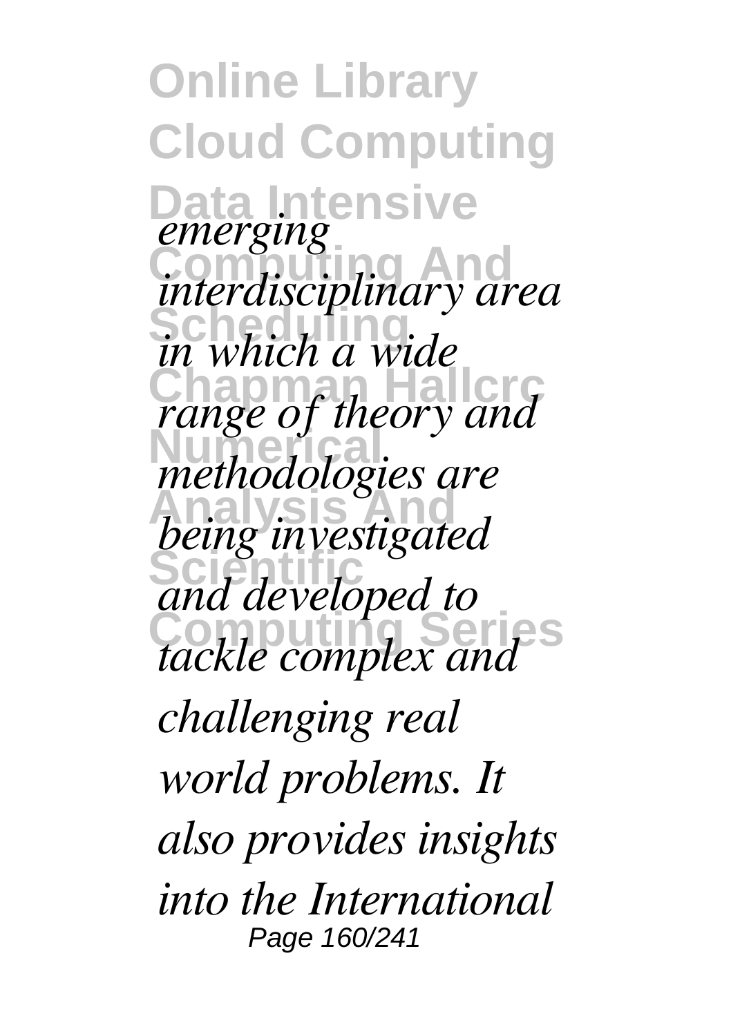*emerging interdisciplinary area in which a wide range of theory and methodologies are being investigated and developed to tackle complex and challenging real world problems. It also provides insights into the International*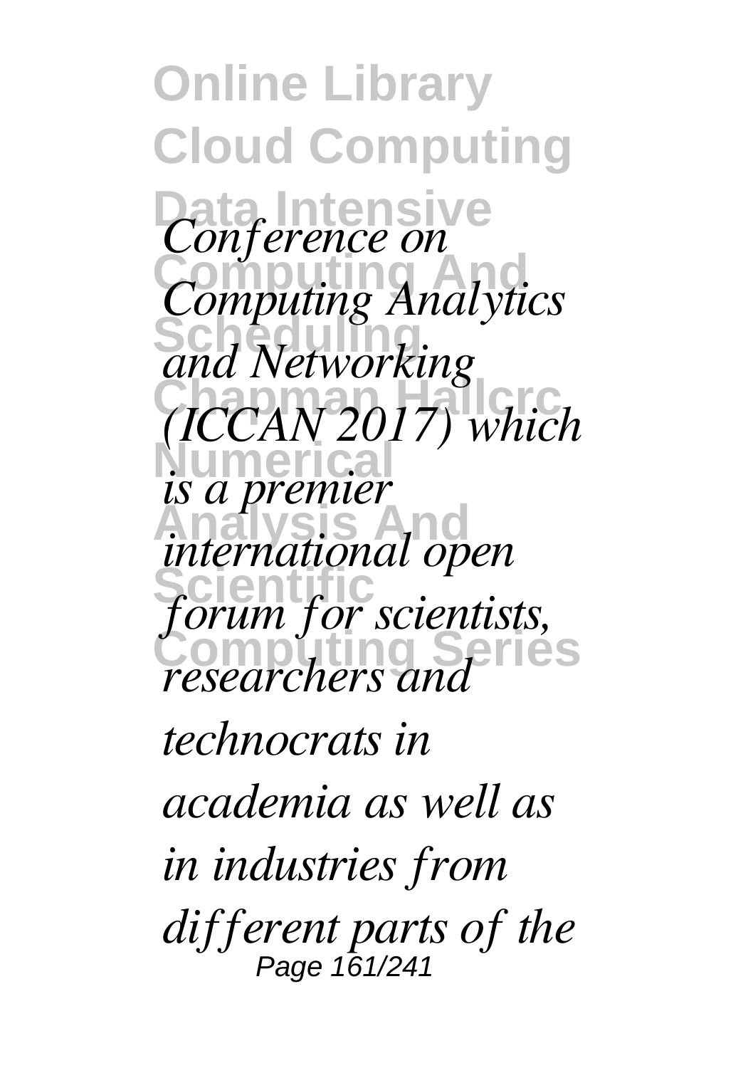*Conference on Computing Analytics and Networking (ICCAN 2017) which is a premier international open forum for scientists, researchers and technocrats in academia as well as in industries from different parts of the*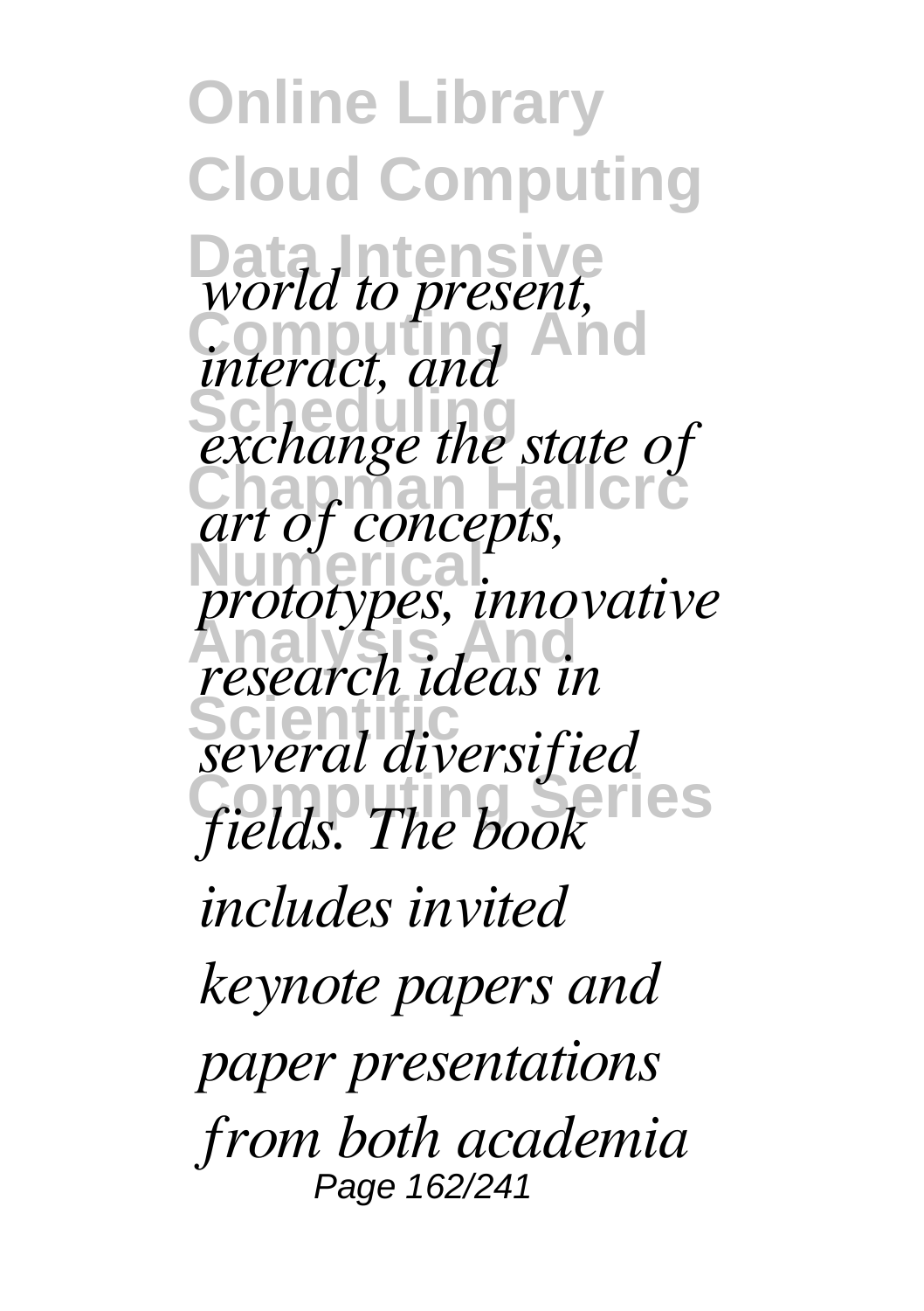*world to present, interact, and exchange the state of art of concepts, prototypes, innovative research ideas in several diversified fields. The book includes invited keynote papers and paper presentations from both academia*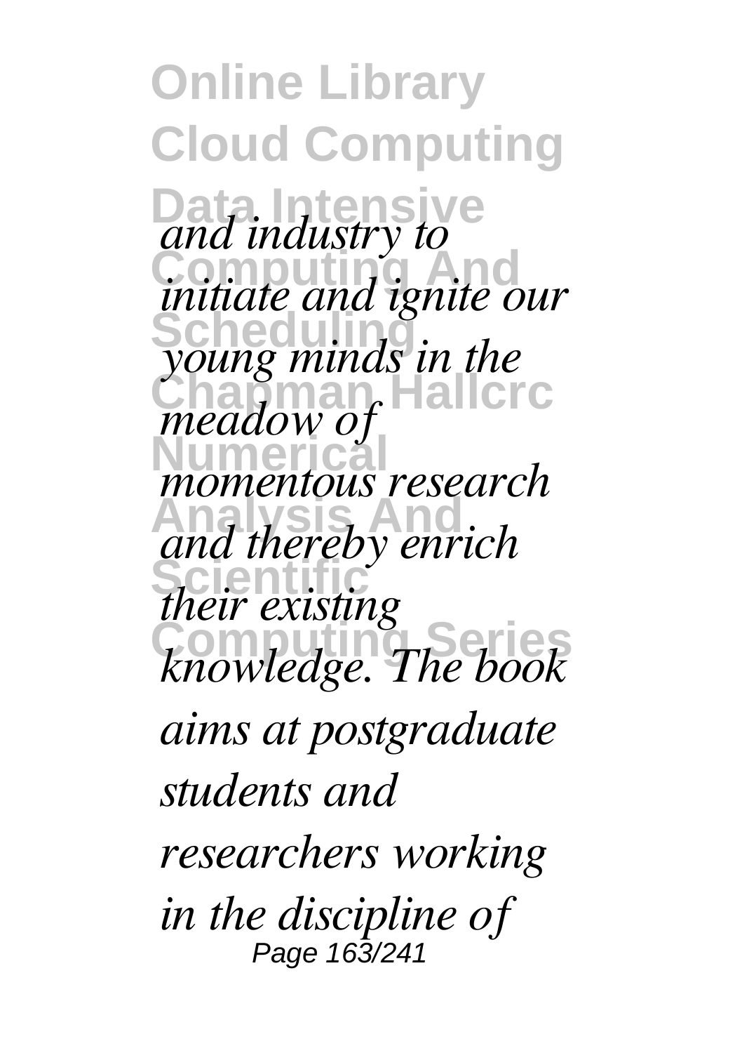*and industry to initiate and ignite our young minds in the meadow of momentous research and thereby enrich their existing knowledge. The book aims at postgraduate students and researchers working in the discipline of*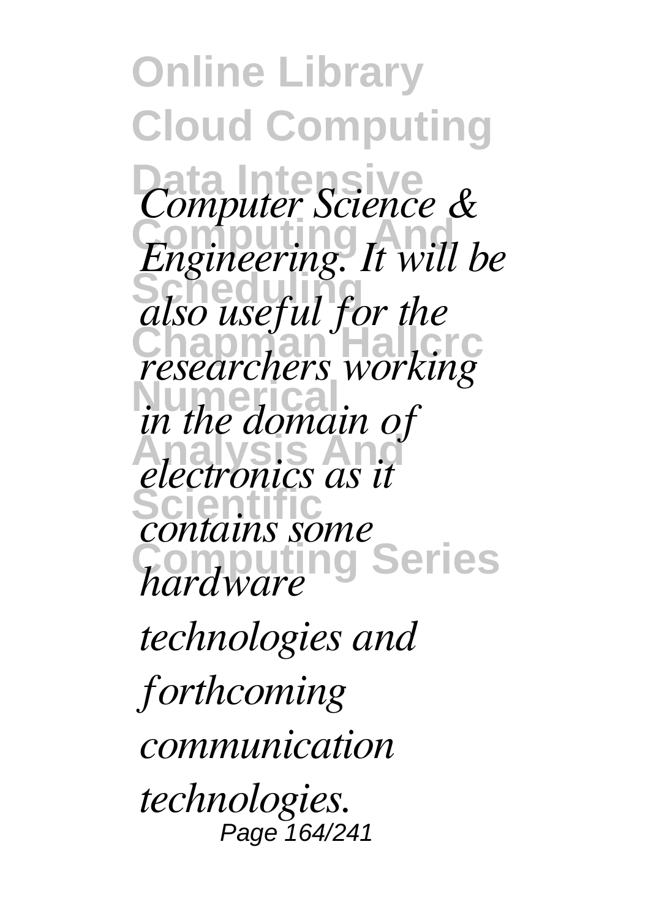*Computer Science & Engineering. It will be also useful for the researchers working in the domain of electronics as it contains some hardware technologies and forthcoming communication technologies.*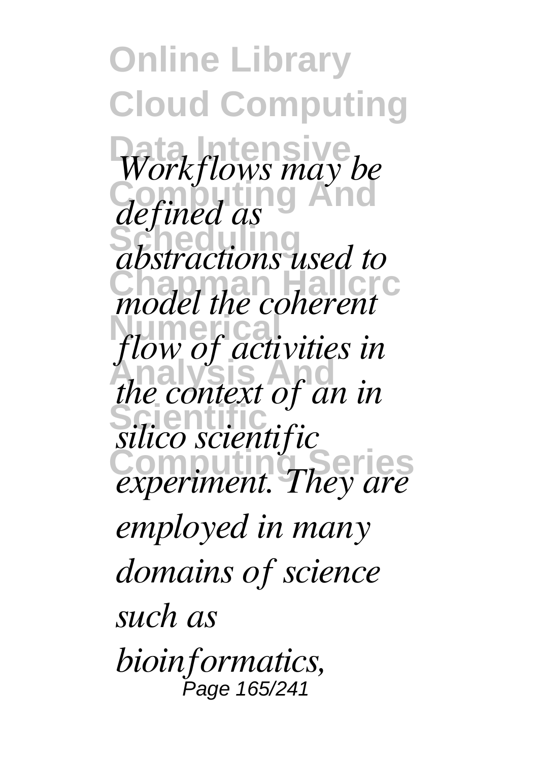*Workflows may be defined as abstractions used to model the coherent flow of activities in the context of an in silico scientific experiment. They are employed in many domains of science such as bioinformatics,*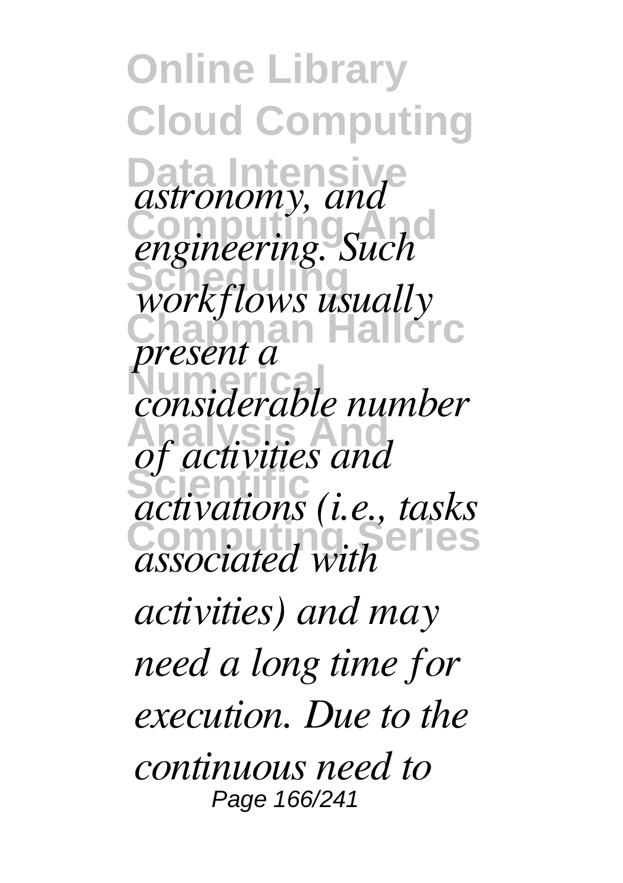*astronomy, and engineering. Such workflows usually present a considerable number of activities and activations (i.e., tasks associated with activities) and may need a long time for execution. Due to the continuous need to*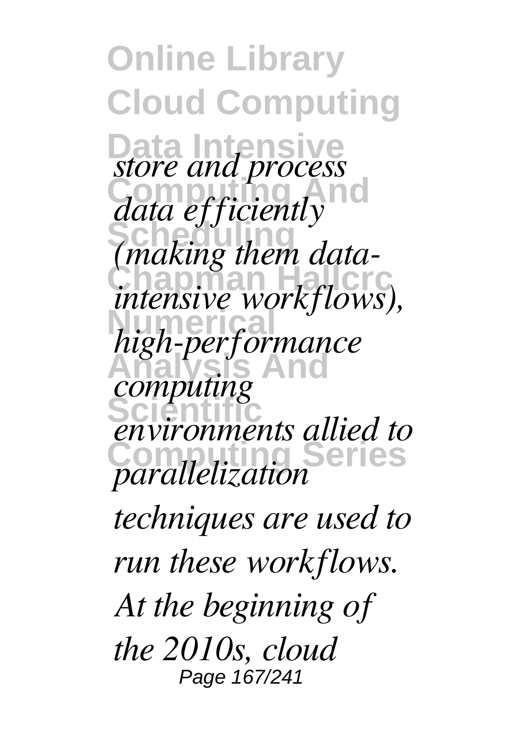*store and process data efficiently (making them data-intensive workflows), high-performance computing environments allied to parallelization techniques are used to run these workflows. At the beginning of the 2010s, cloud*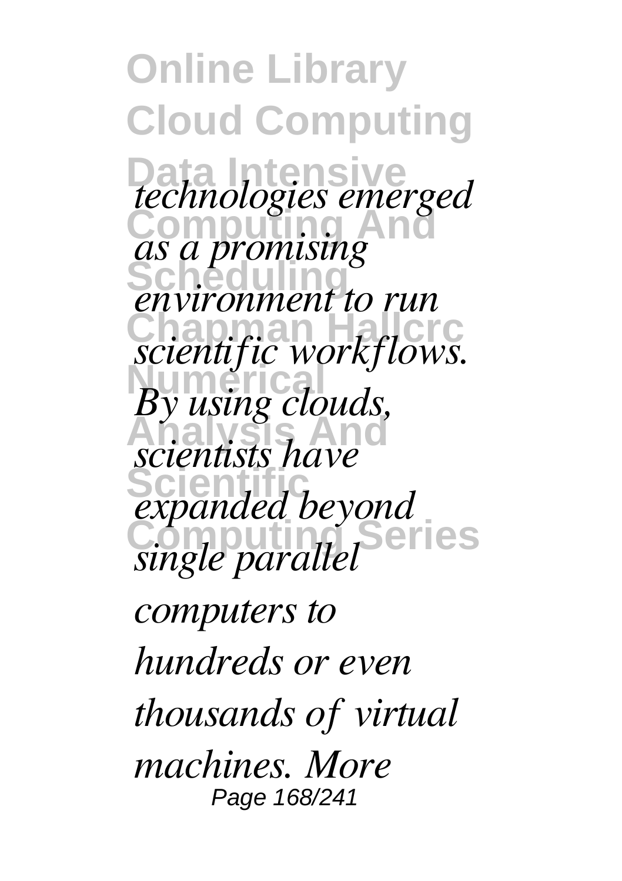*technologies emerged as a promising environment to run scientific workflows. By using clouds, scientists have expanded beyond single parallel computers to hundreds or even thousands of virtual machines. More*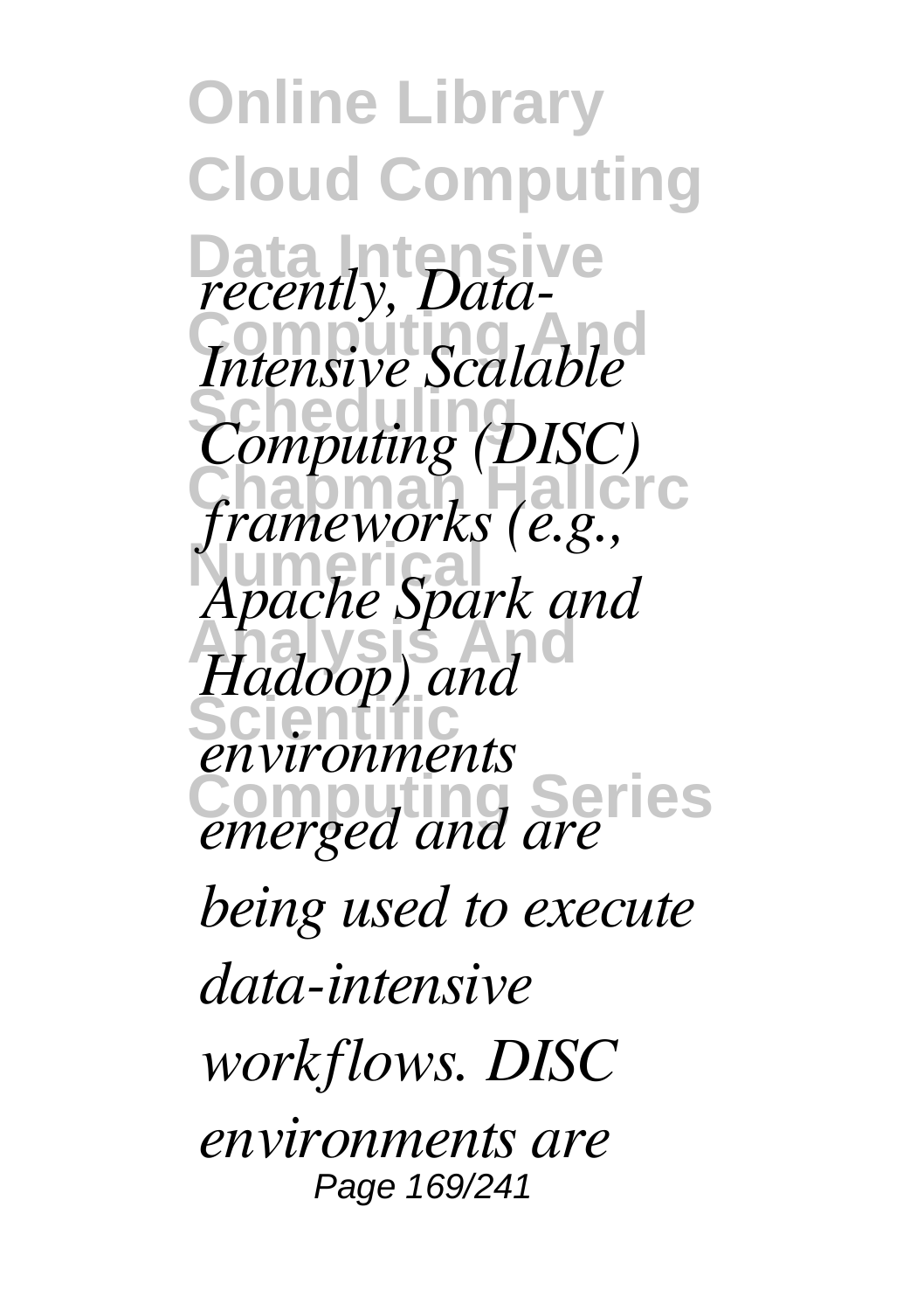*recently, Data-Intensive Scalable Computing (DISC) frameworks (e.g., Apache Spark and Hadoop) and environments emerged and are being used to execute data-intensive workflows. DISC environments are*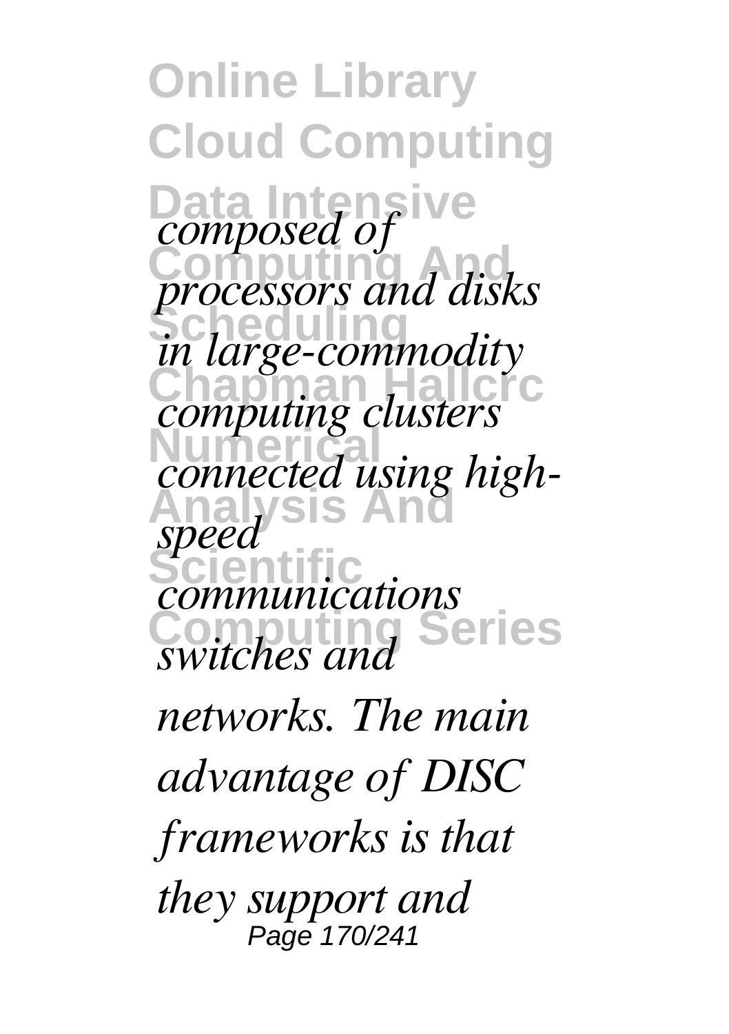*composed of processors and disks in large-commodity computing clusters connected using high-speed communications switches and networks. The main advantage of DISC frameworks is that they support and*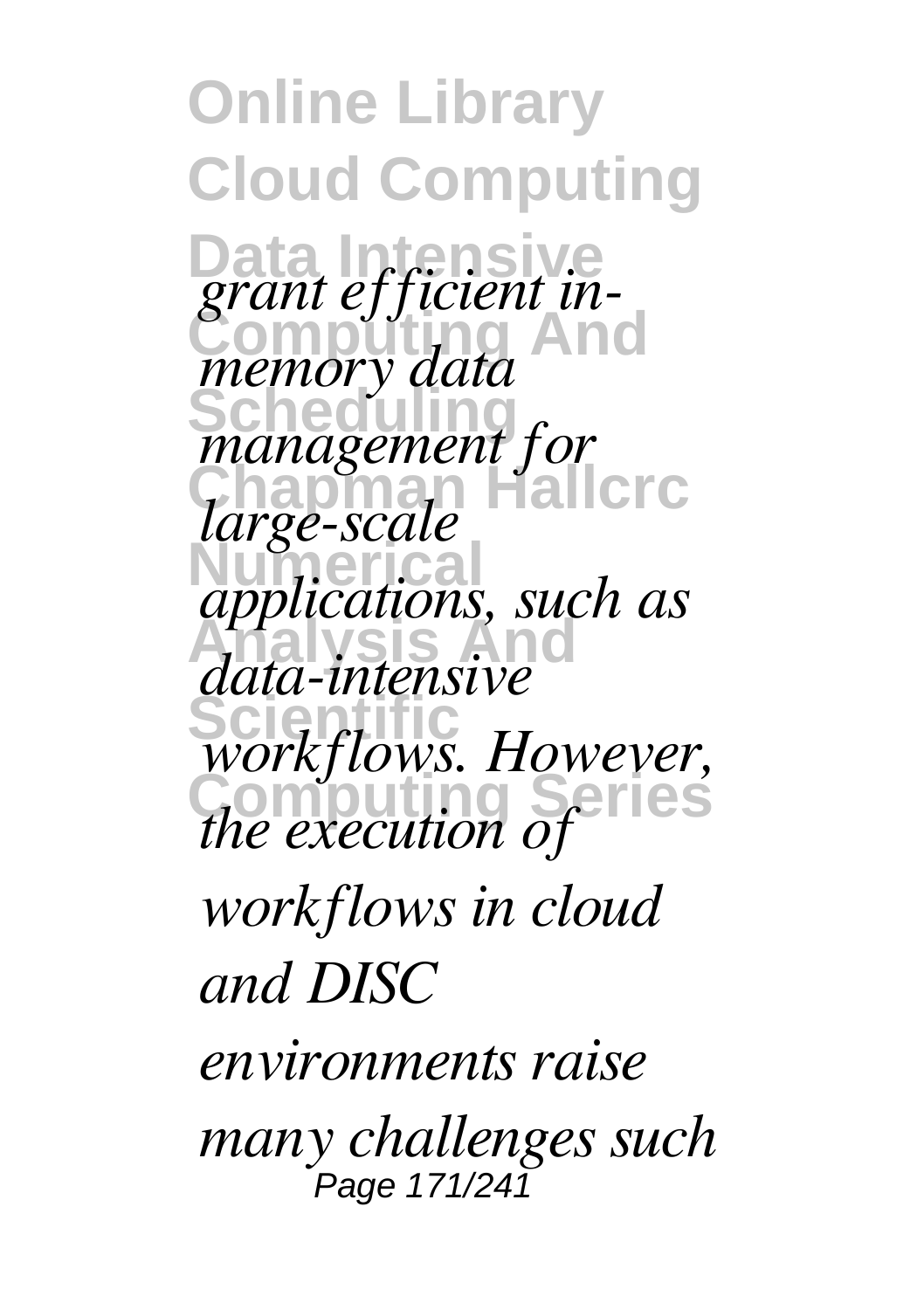*grant efficient in-memory data management for large-scale applications, such as data-intensive workflows. However, the execution of workflows in cloud and DISC environments raise many challenges such*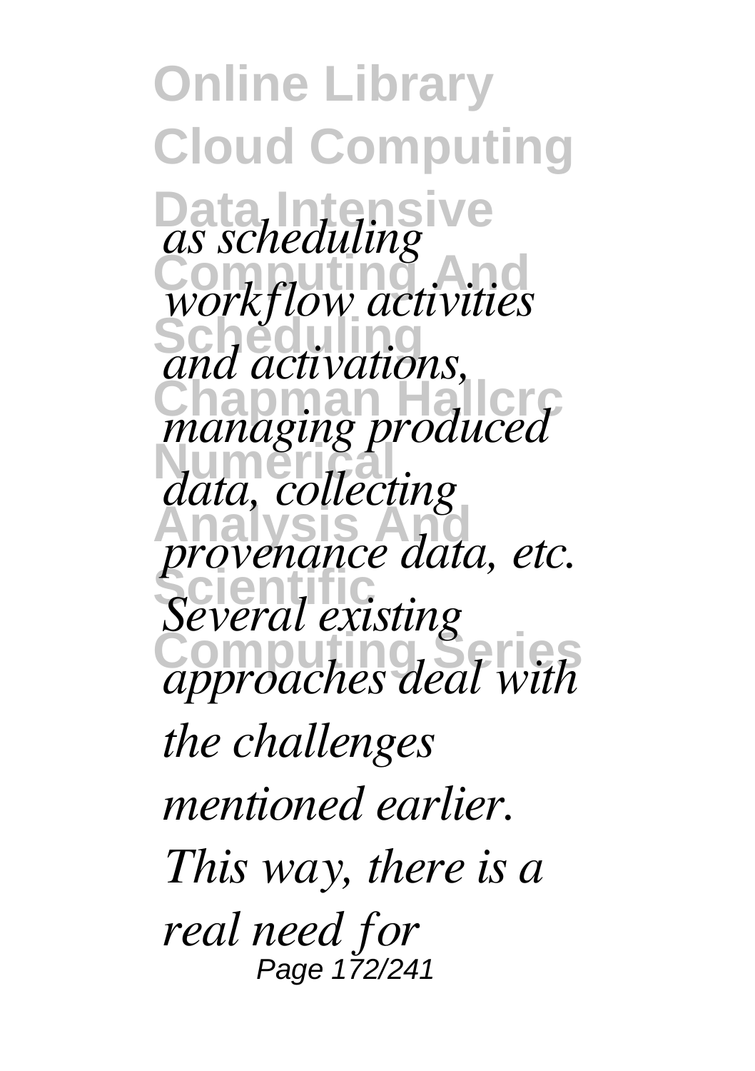*as scheduling workflow activities and activations, managing produced data, collecting provenance data, etc. Several existing approaches deal with the challenges mentioned earlier. This way, there is a real need for*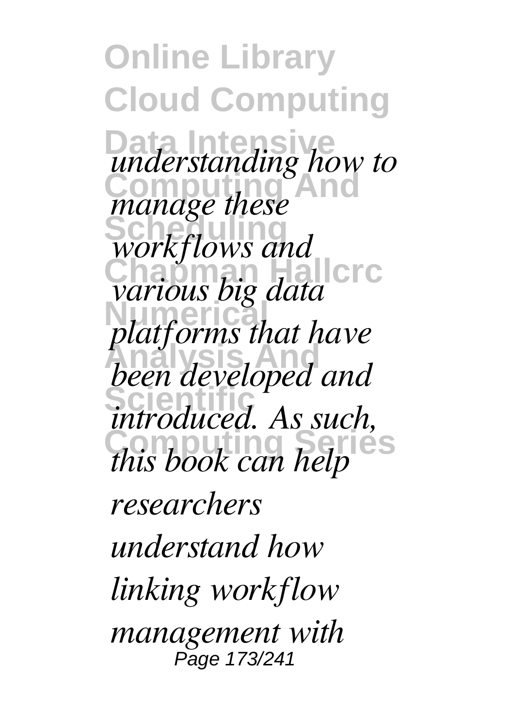*understanding how to manage these workflows and various big data platforms that have been developed and introduced. As such, this book can help researchers understand how linking workflow management with*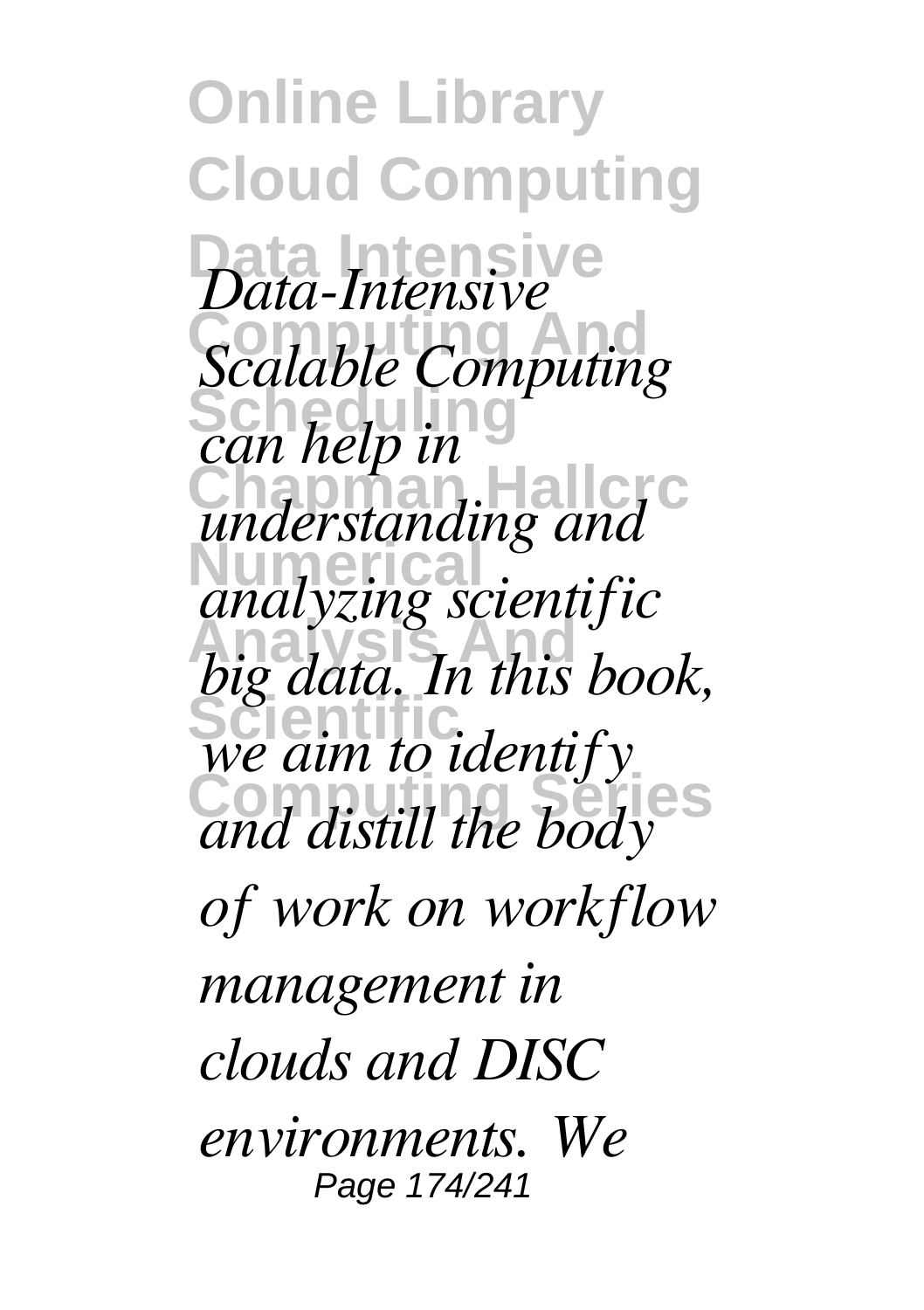*Data-Intensive Scalable Computing can help in understanding and analyzing scientific big data. In this book, we aim to identify and distill the body of work on workflow management in clouds and DISC environments. We*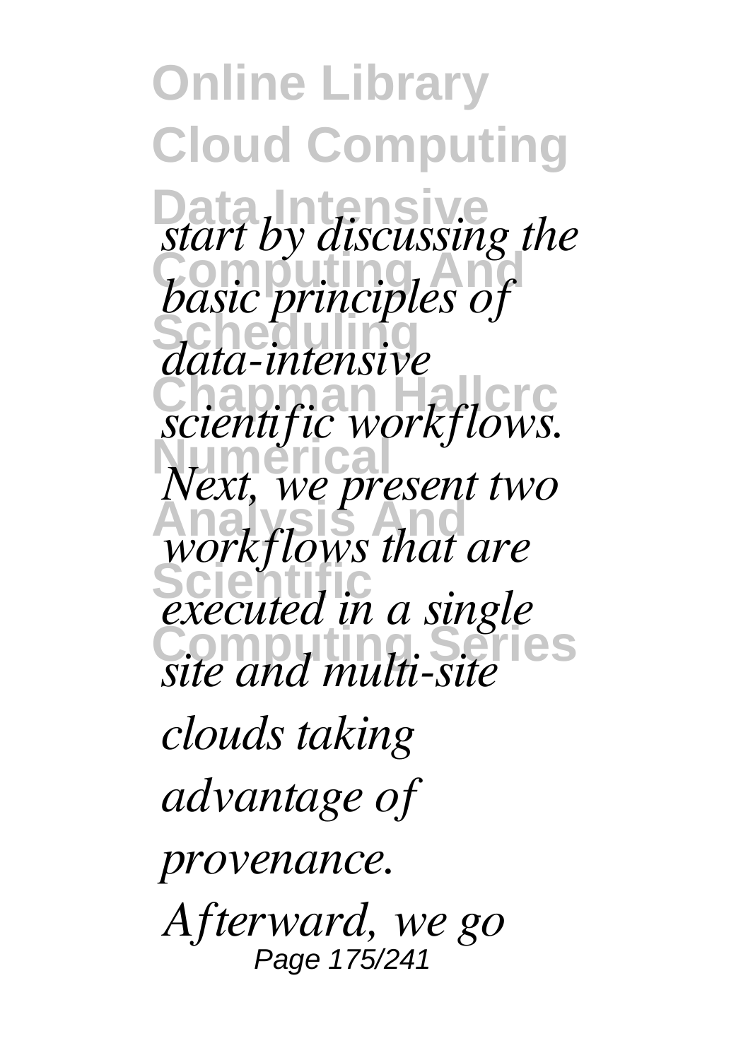*start by discussing the basic principles of data-intensive scientific workflows. Next, we present two workflows that are executed in a single site and multi-site clouds taking advantage of provenance. Afterward, we go*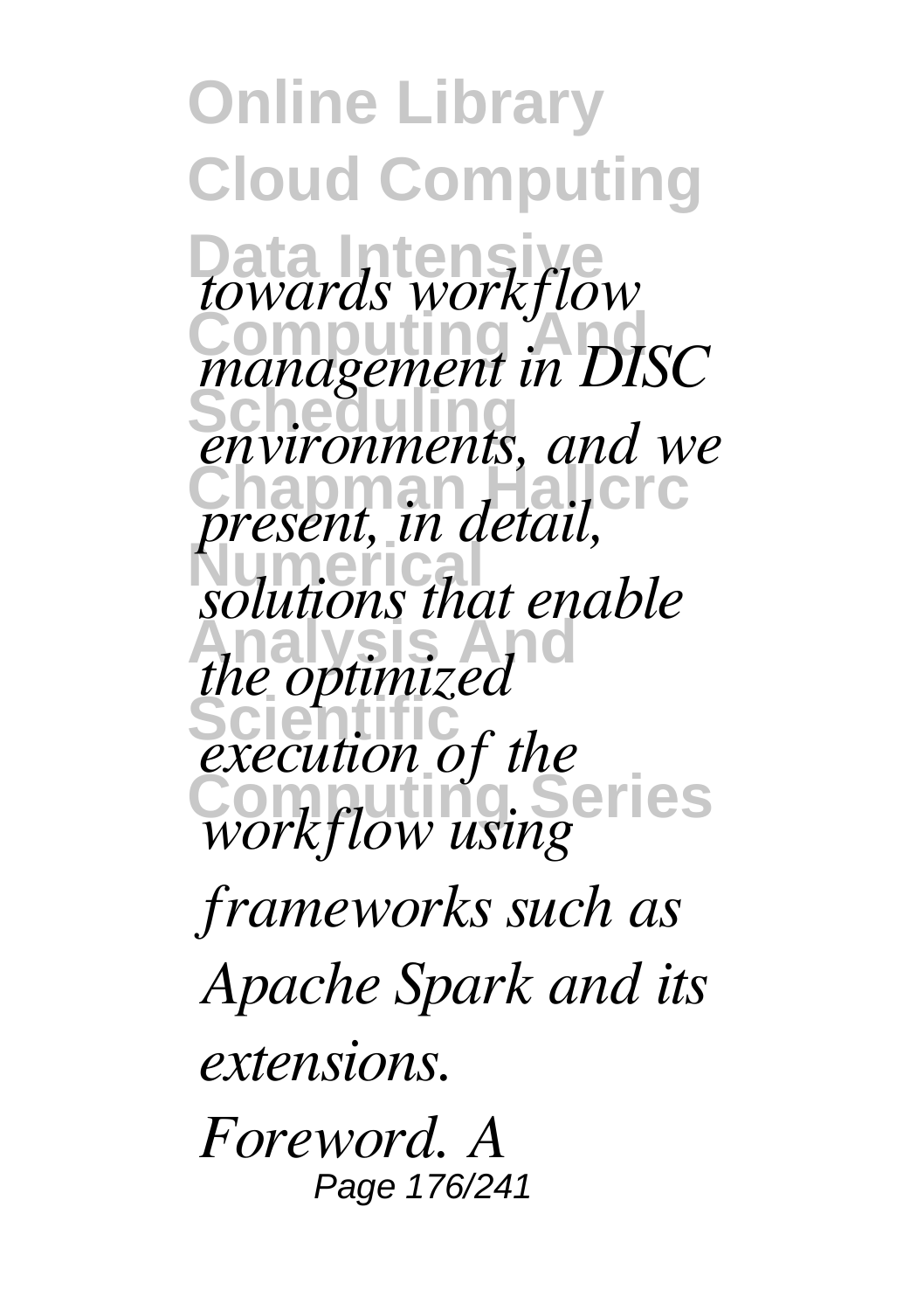*towards workflow management in DISC environments, and we present, in detail, solutions that enable the optimized execution of the workflow using frameworks such as Apache Spark and its extensions.*

*Foreword. A*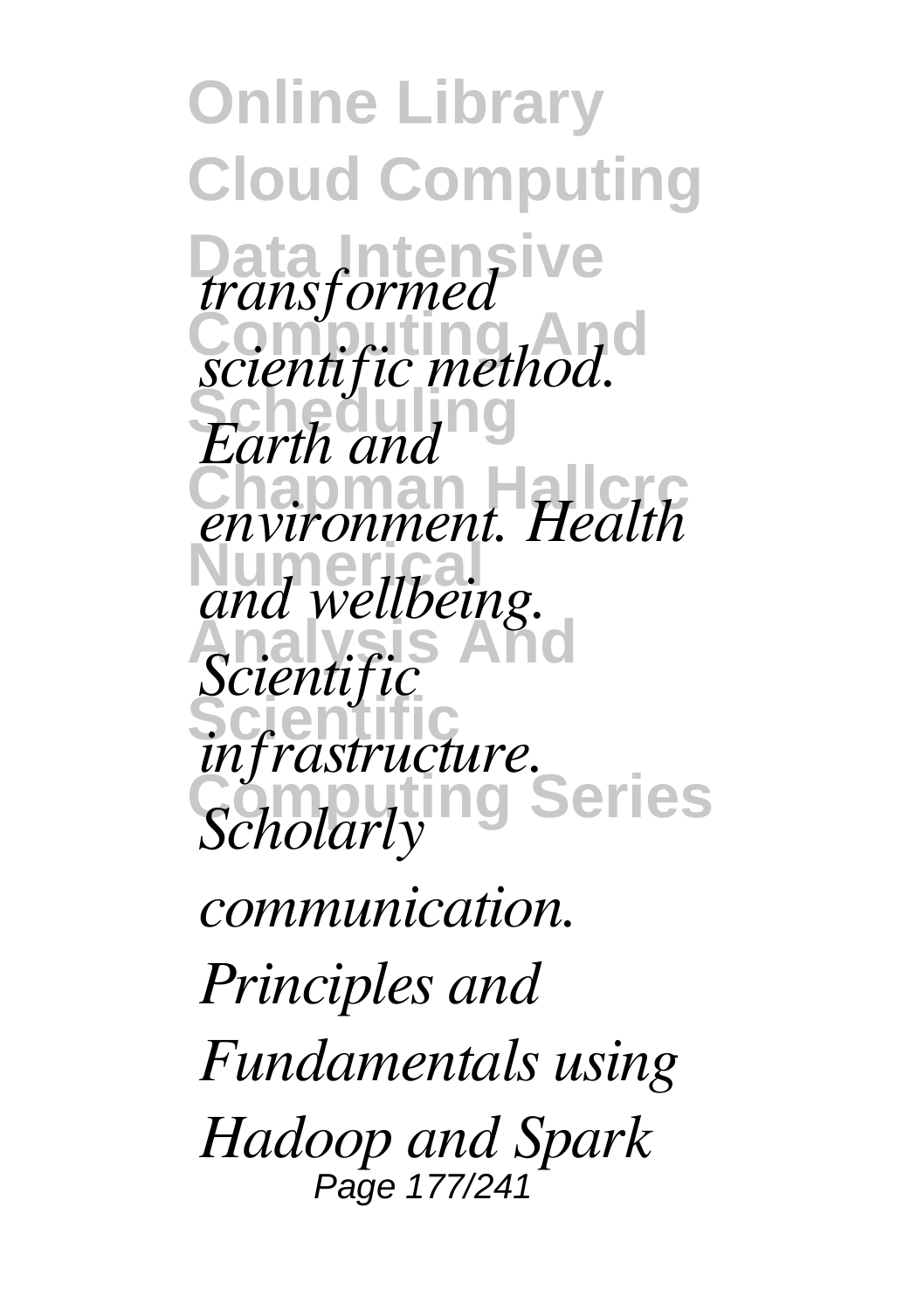*transformed scientific method. Earth and environment. Health and wellbeing. Scientific infrastructure. Scholarly communication.*

*Principles and Fundamentals using Hadoop and Spark*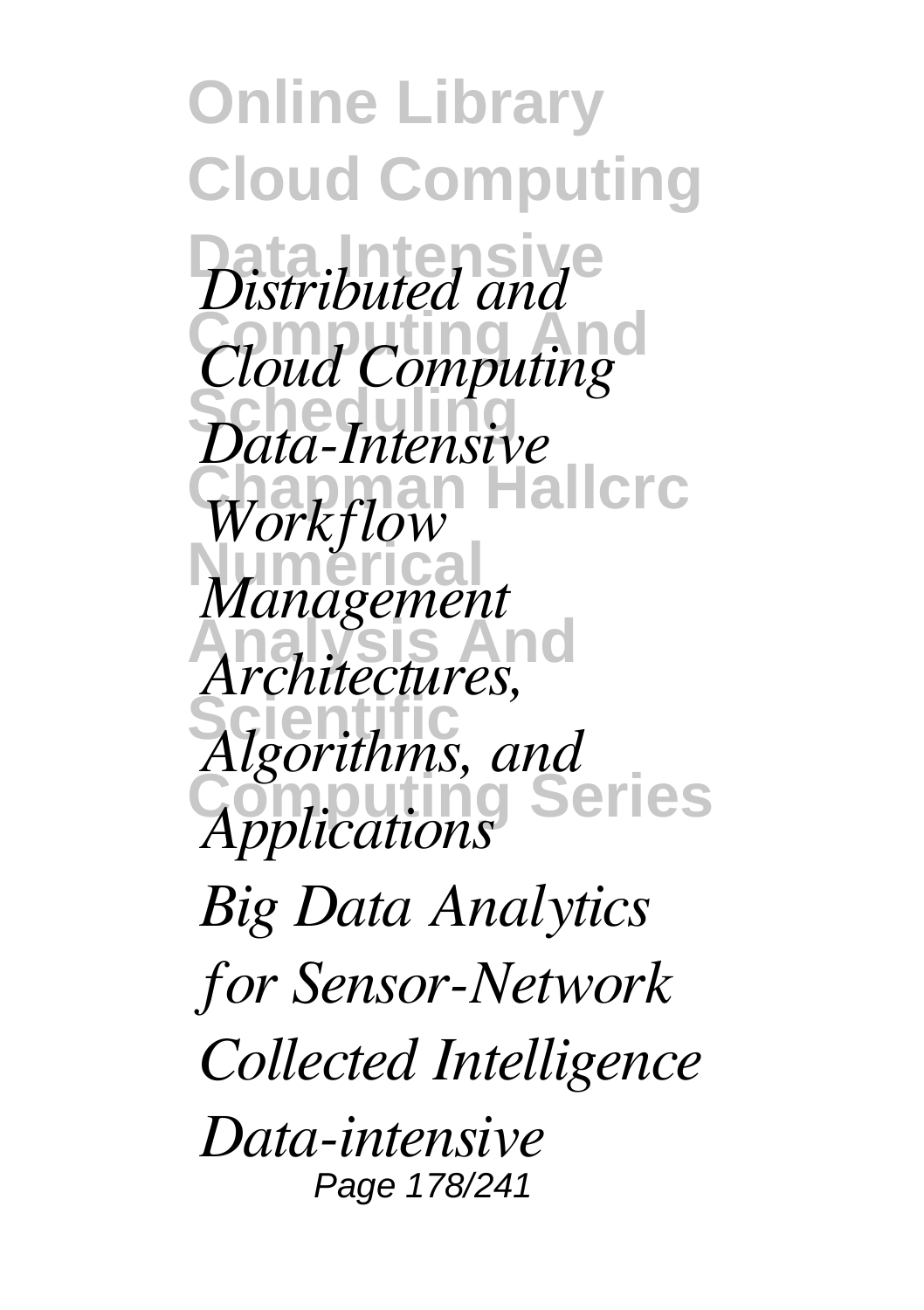*Distributed and Cloud Computing*

*Data-Intensive Workflow Management*

*Architectures, Algorithms, and Applications*

*Big Data Analytics for Sensor-Network Collected Intelligence*

*Data-intensive*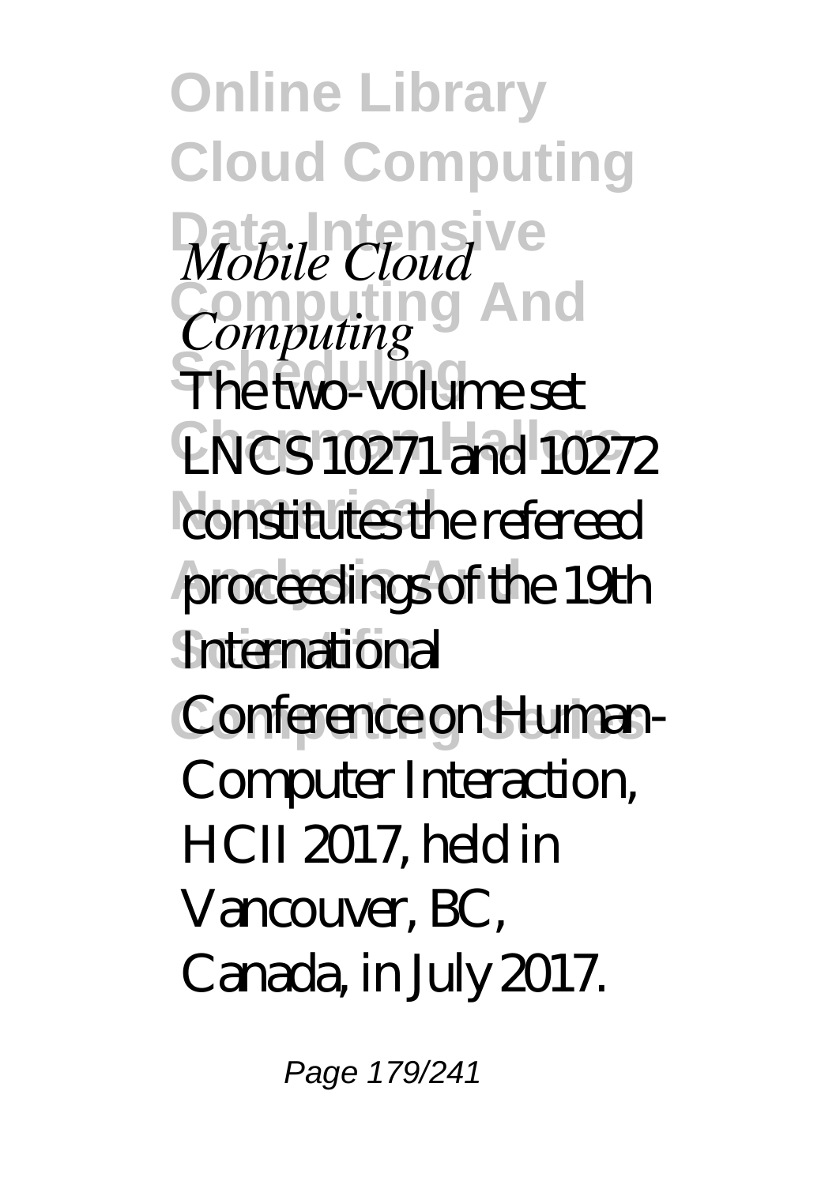*Mobile Cloud Computing*

The two-volume set LNCS 10271 and 10272 constitutes the refereed proceedings of the 19th International Conference on Human-Computer Interaction, HCII 2017, held in Vancouver, BC, Canada, in July 2017.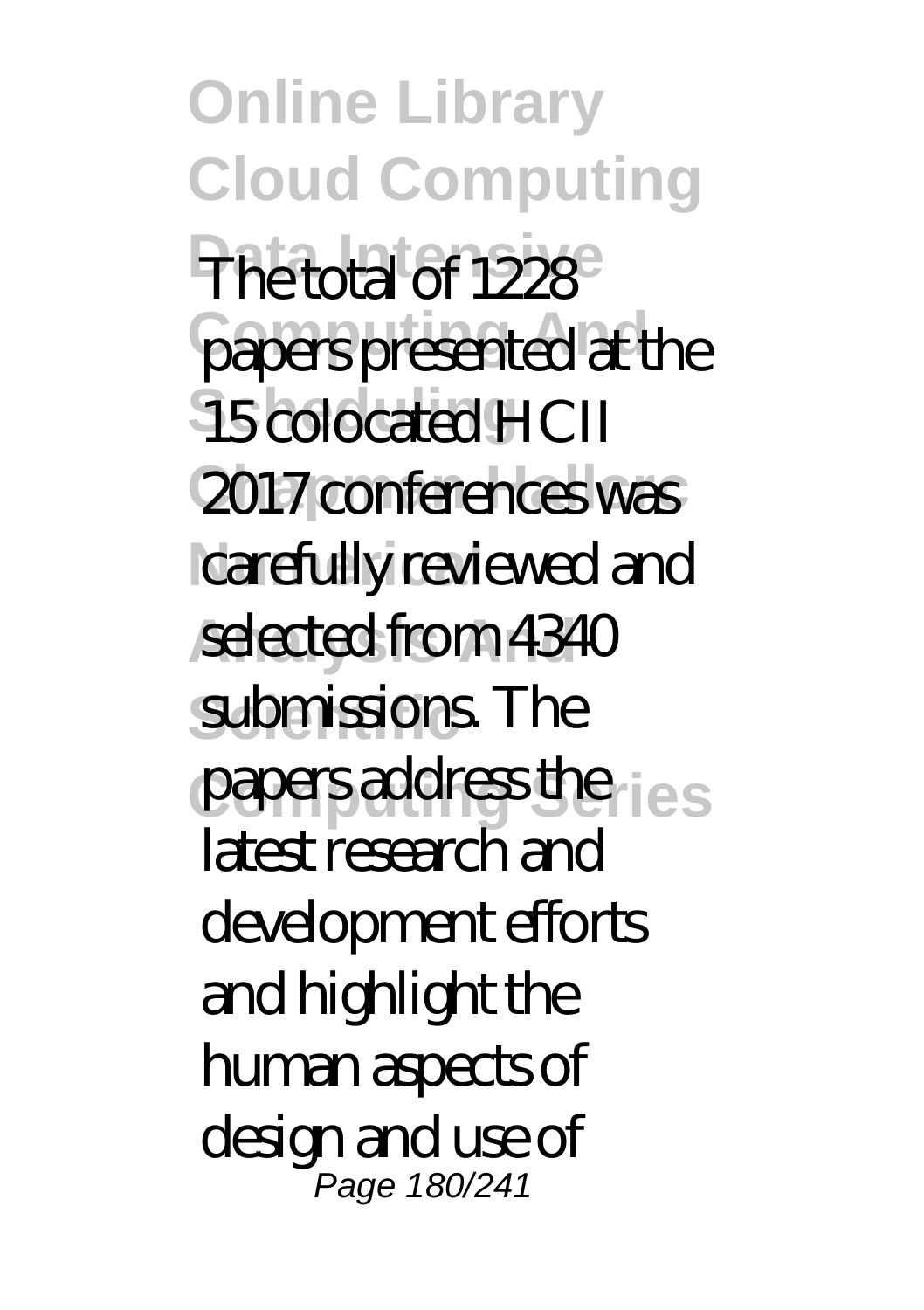The total of 1228 papers presented at the 15 colocated HCII 2017 conferences was carefully reviewed and selected from 4340 submissions. The papers address the latest research and development efforts and highlight the human aspects of design and use of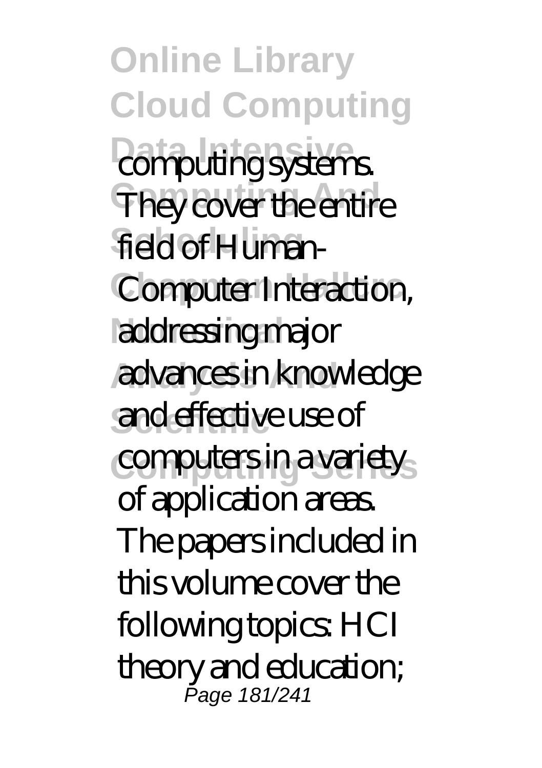computing systems. They cover the entire field of Human-Computer Interaction, addressing major advances in knowledge and effective use of computers in a variety of application areas. The papers included in this volume cover the following topics: HCI theory and education;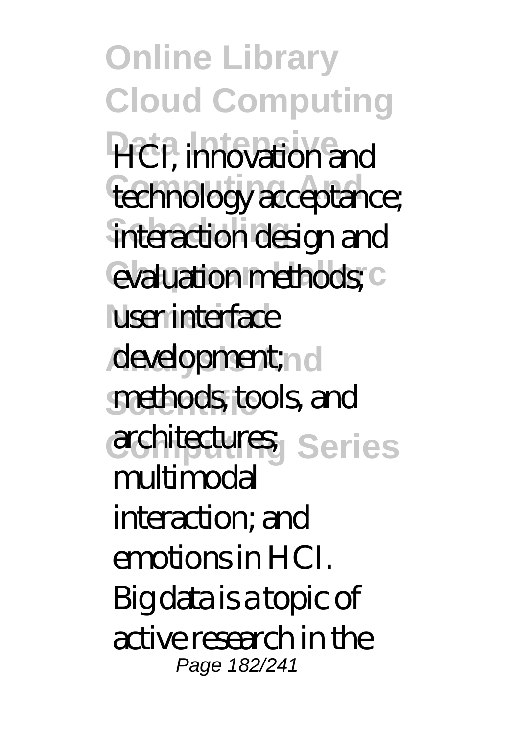HCI, innovation and technology acceptance; interaction design and evaluation methods; user interface development; methods, tools, and architectures; multimodal interaction; and emotions in HCI. Big data is a topic of active research in the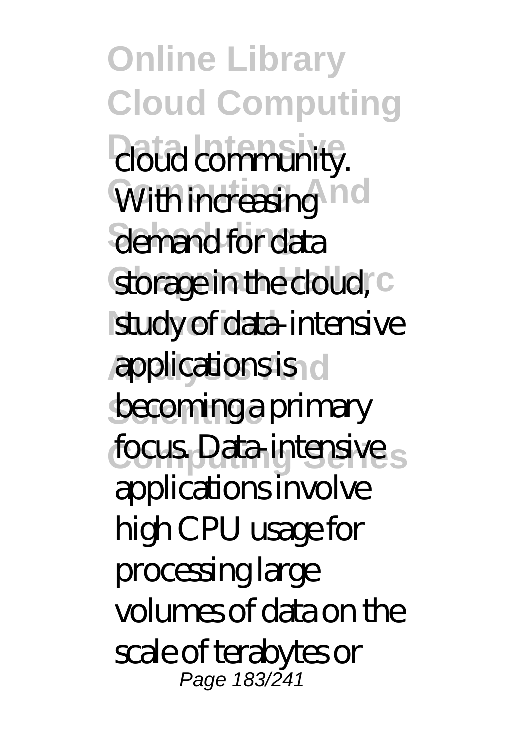cloud community. With increasing demand for data storage in the cloud, study of data-intensive applications is becoming a primary focus. Data-intensive applications involve high CPU usage for processing large volumes of data on the scale of terabytes or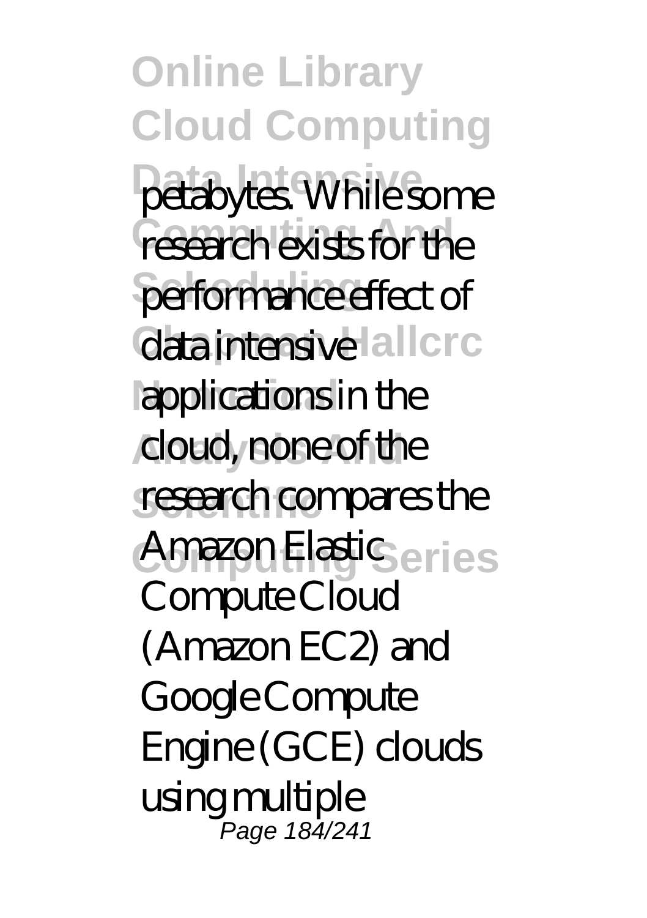petabytes. While some research exists for the performance effect of data intensive applications in the cloud, none of the research compares the Amazon Elastic Compute Cloud (Amazon EC2) and Google Compute Engine (GCE) clouds using multiple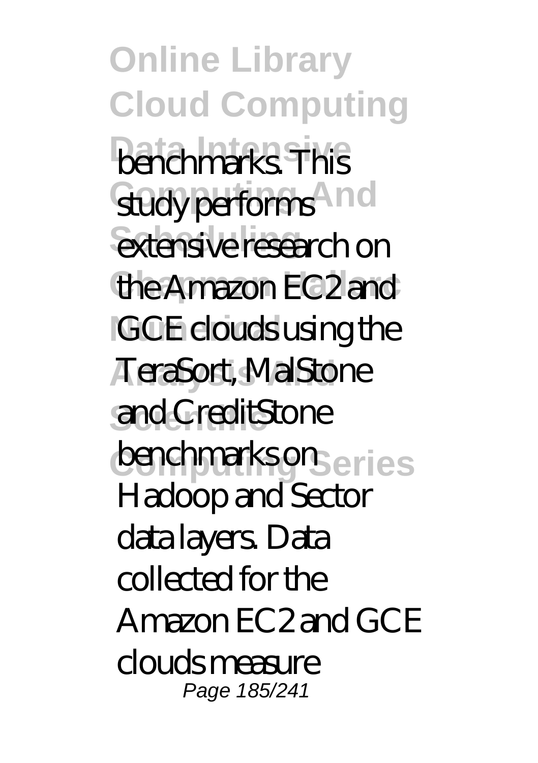benchmarks. This study performs extensive research on the Amazon EC2 and GCE clouds using the TeraSort, MalStone and CreditStone benchmarks on Hadoop and Sector data layers. Data collected for the Amazon EC2 and GCE clouds measure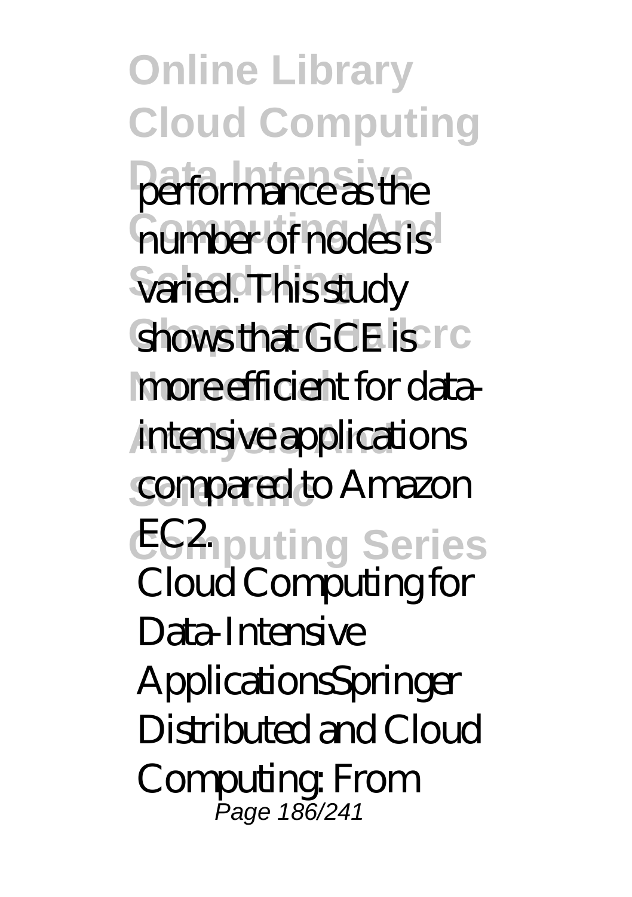performance as the number of nodes is varied. This study shows that GCE is more efficient for data-intensive applications compared to Amazon EC2.

Cloud Computing for Data-Intensive ApplicationsSpringer

Distributed and Cloud Computing: From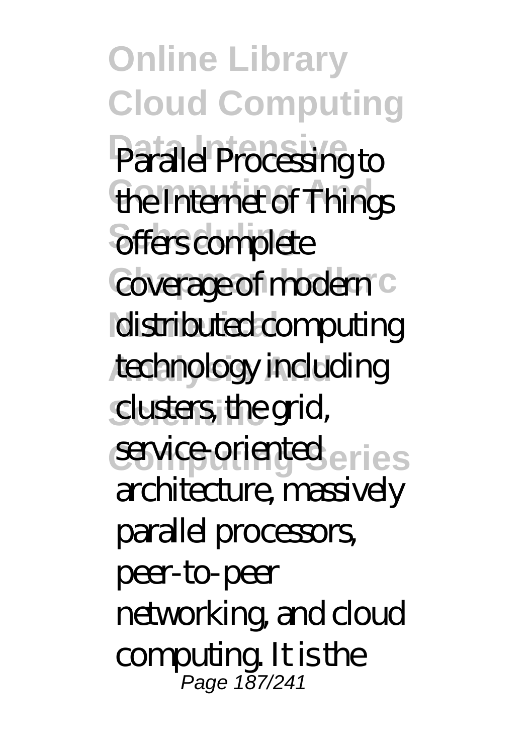Parallel Processing to the Internet of Things offers complete coverage of modern distributed computing technology including clusters, the grid, service-oriented architecture, massively parallel processors, peer-to-peer networking, and cloud computing. It is the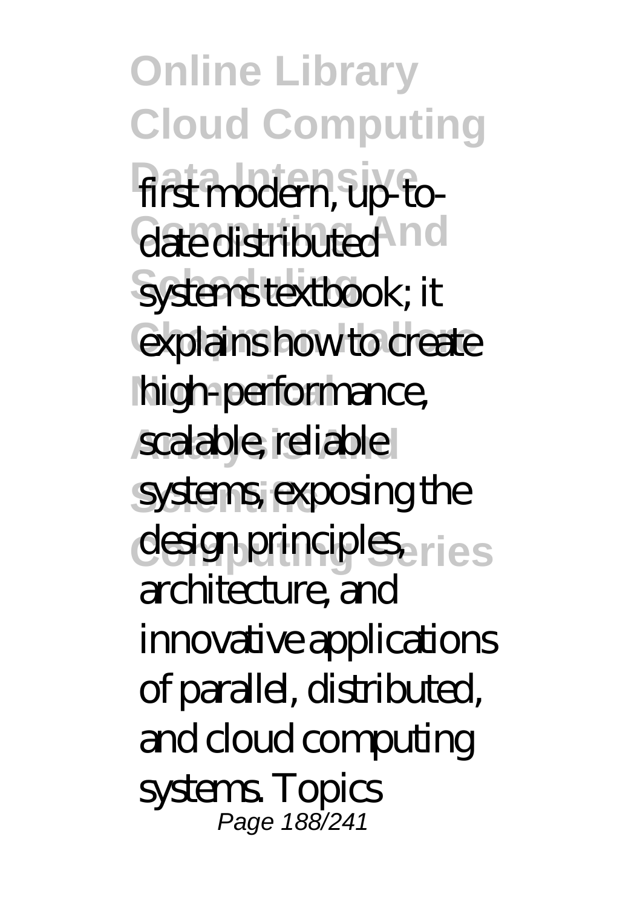first modern, up-to-date distributed systems textbook; it explains how to create high-performance, scalable, reliable systems, exposing the design principles, architecture, and innovative applications of parallel, distributed, and cloud computing systems. Topics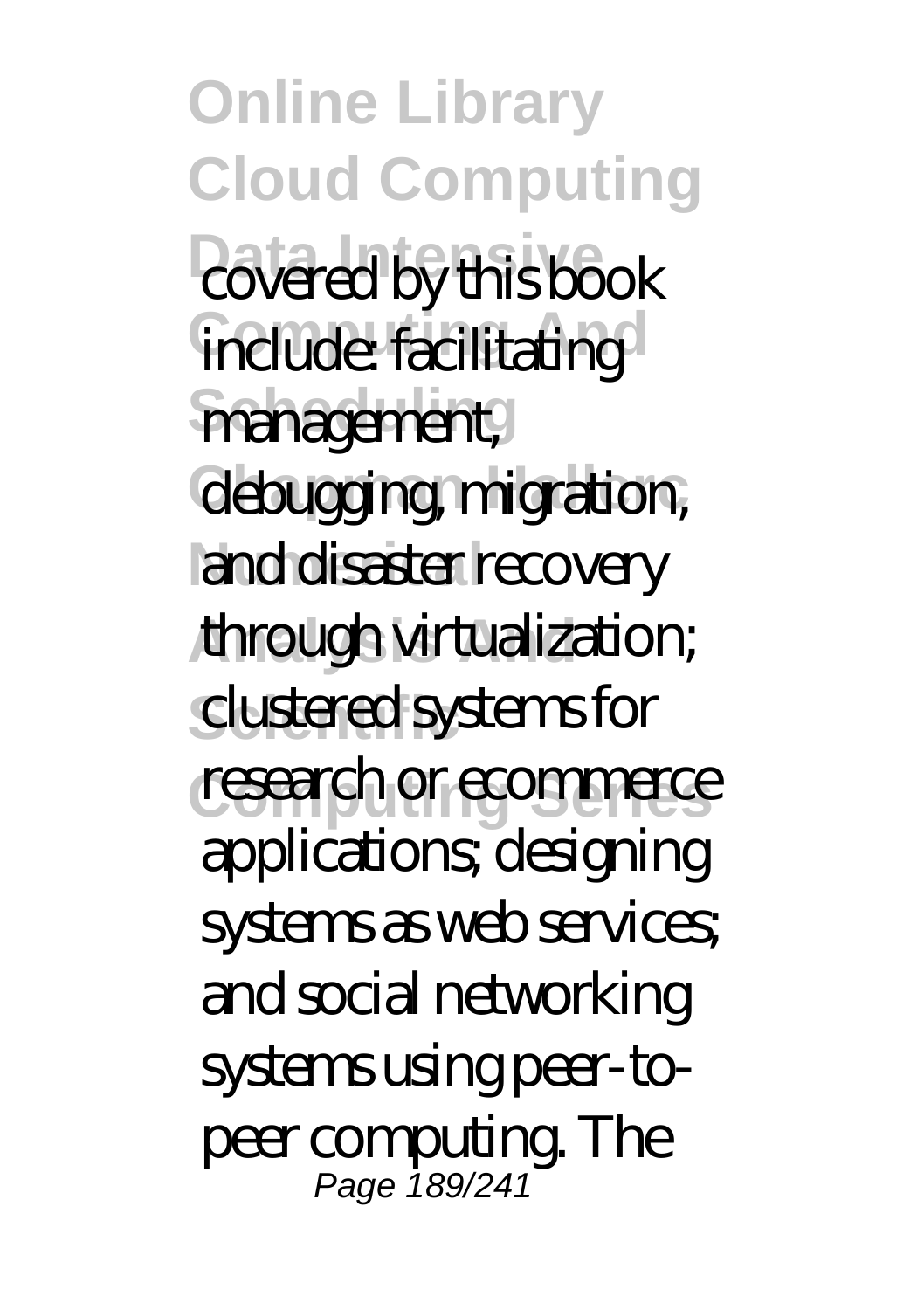covered by this book include: facilitating management, debugging, migration, and disaster recovery through virtualization; clustered systems for research or ecommerce applications; designing systems as web services; and social networking systems using peer-to-peer computing. The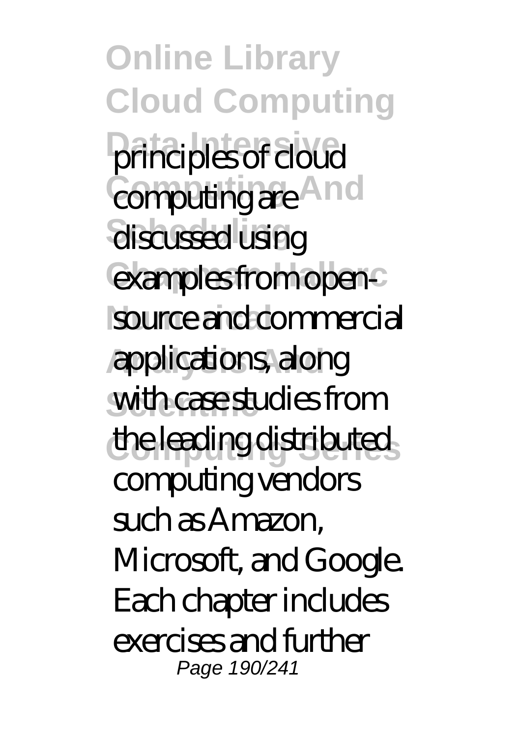principles of cloud computing are discussed using examples from open-source and commercial applications, along with case studies from the leading distributed computing vendors such as Amazon, Microsoft, and Google. Each chapter includes exercises and further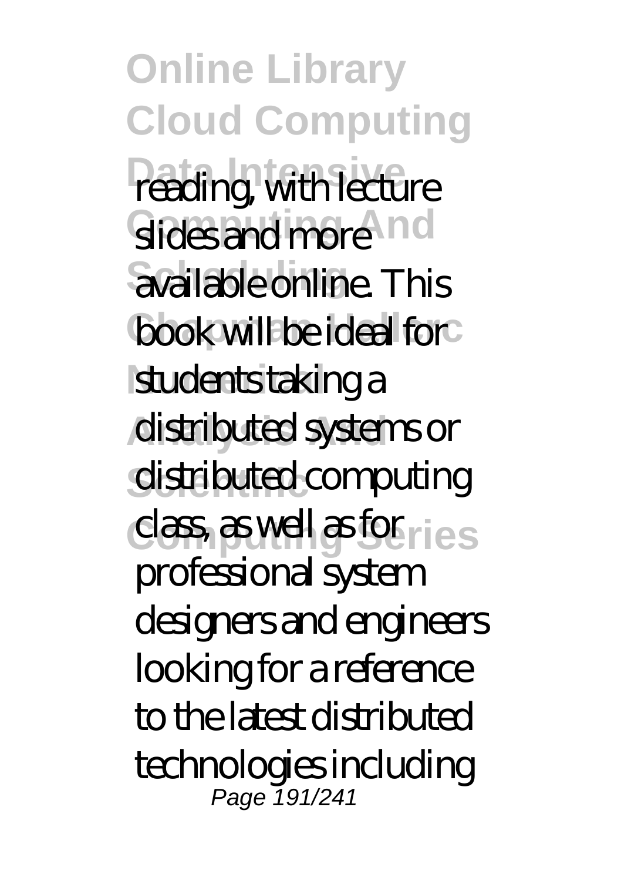reading, with lecture slides and more available online. This book will be ideal for students taking a distributed systems or distributed computing class, as well as for professional system designers and engineers looking for a reference to the latest distributed technologies including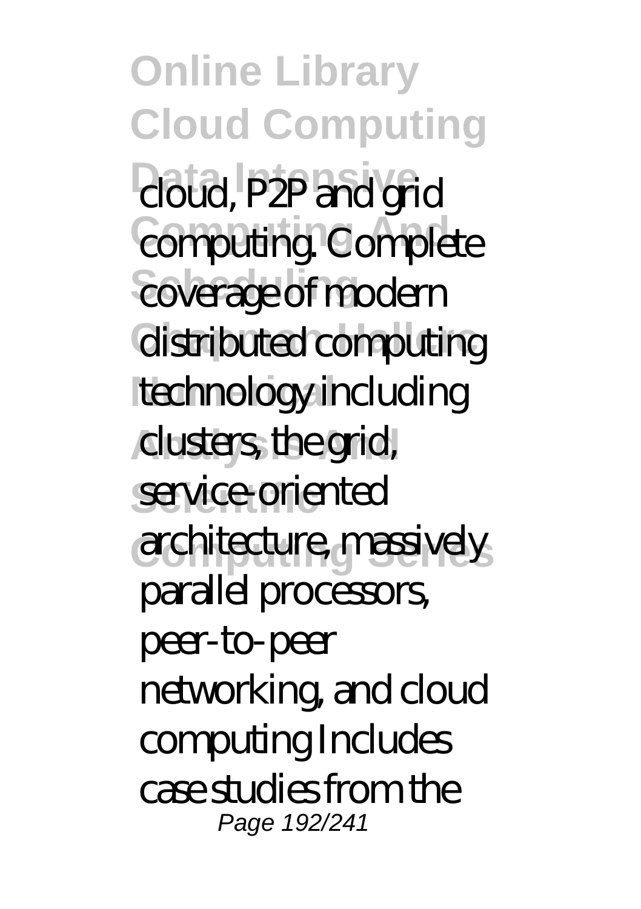cloud, P2P and grid computing. Complete coverage of modern distributed computing technology including clusters, the grid, service-oriented architecture, massively parallel processors, peer-to-peer networking, and cloud computing Includes case studies from the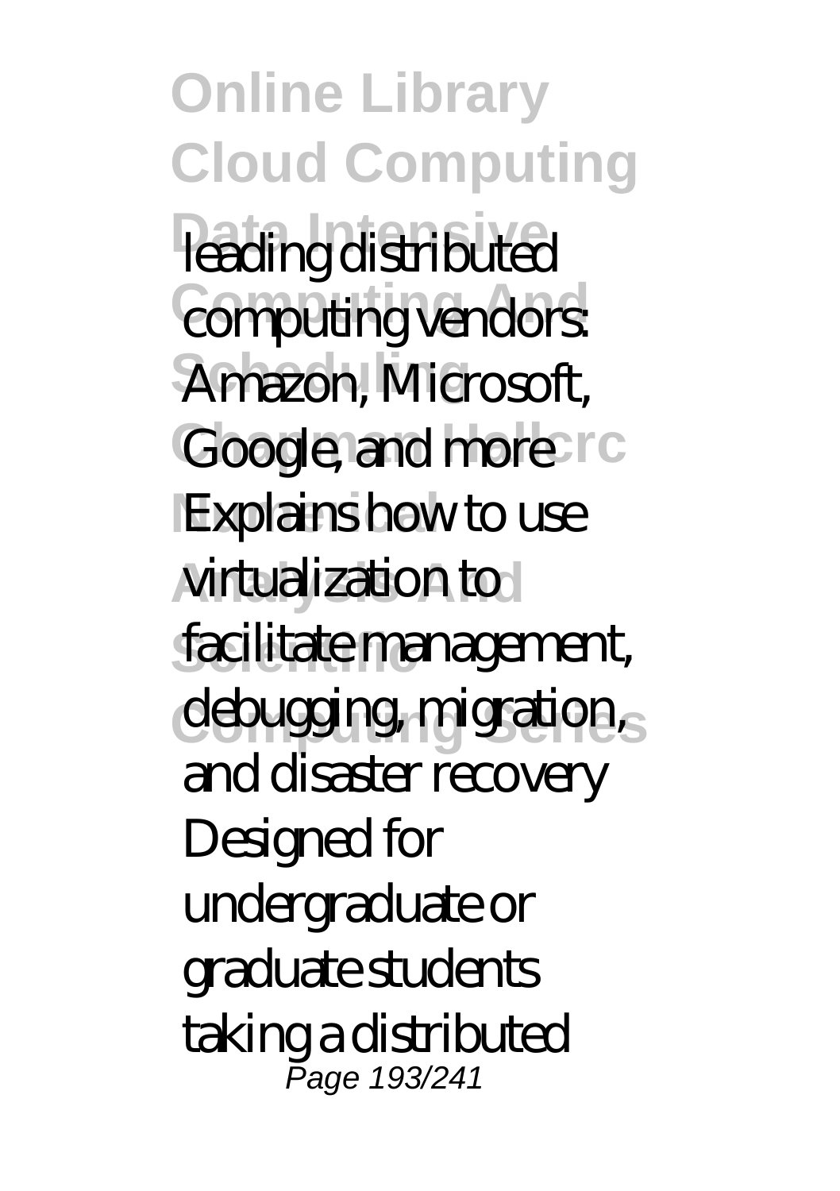leading distributed computing vendors: Amazon, Microsoft, Google, and more Explains how to use virtualization to facilitate management, debugging, migration, and disaster recovery Designed for undergraduate or graduate students taking a distributed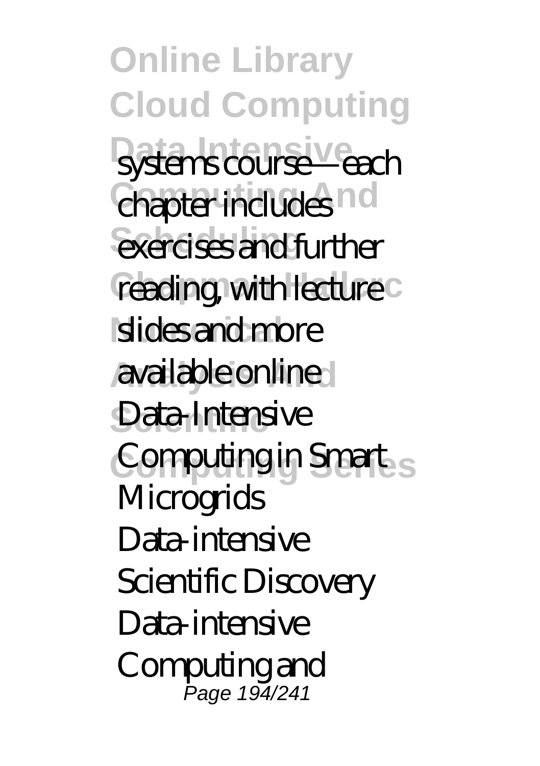systems course—each chapter includes exercises and further reading, with lecture slides and more available online

Data-Intensive Computing in Smart Microgrids

Data-intensive Scientific Discovery

Data-intensive Computing and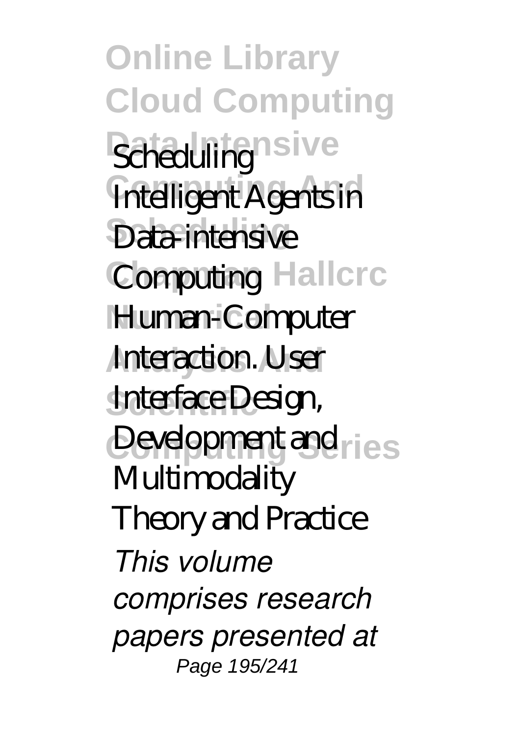Scheduling
Intelligent Agents in Data-intensive Computing
Human-Computer Interaction. User Interface Design, Development and Multimodality
Theory and Practice

*This volume comprises research papers presented at*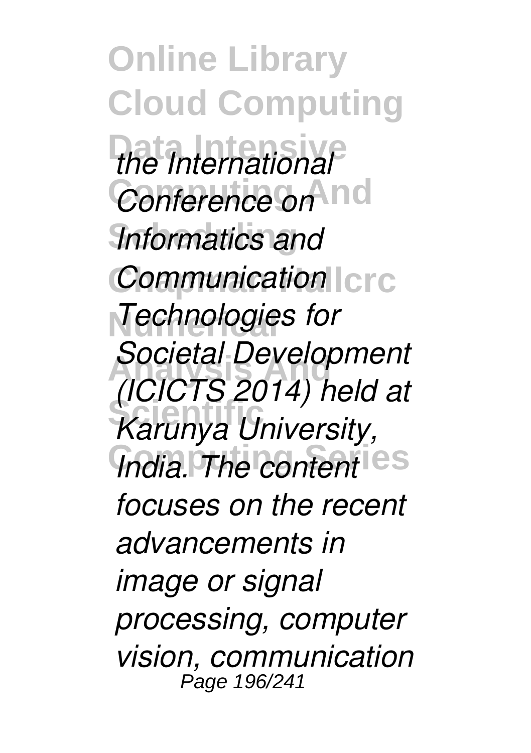*the International Conference on Informatics and Communication Technologies for Societal Development (ICICTS 2014) held at Karunya University, India. The content focuses on the recent advancements in image or signal processing, computer vision, communication*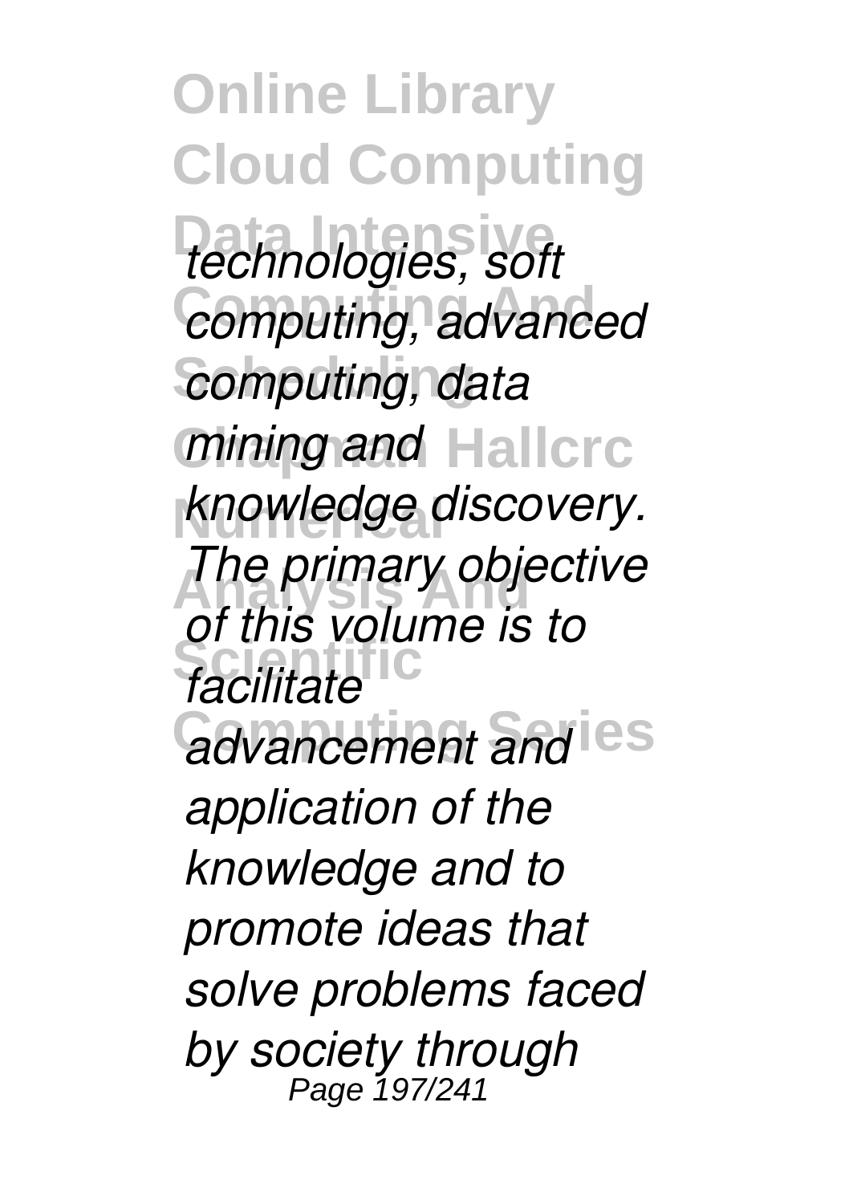*technologies, soft computing, advanced computing, data mining and knowledge discovery. The primary objective of this volume is to facilitate advancement and application of the knowledge and to promote ideas that solve problems faced by society through*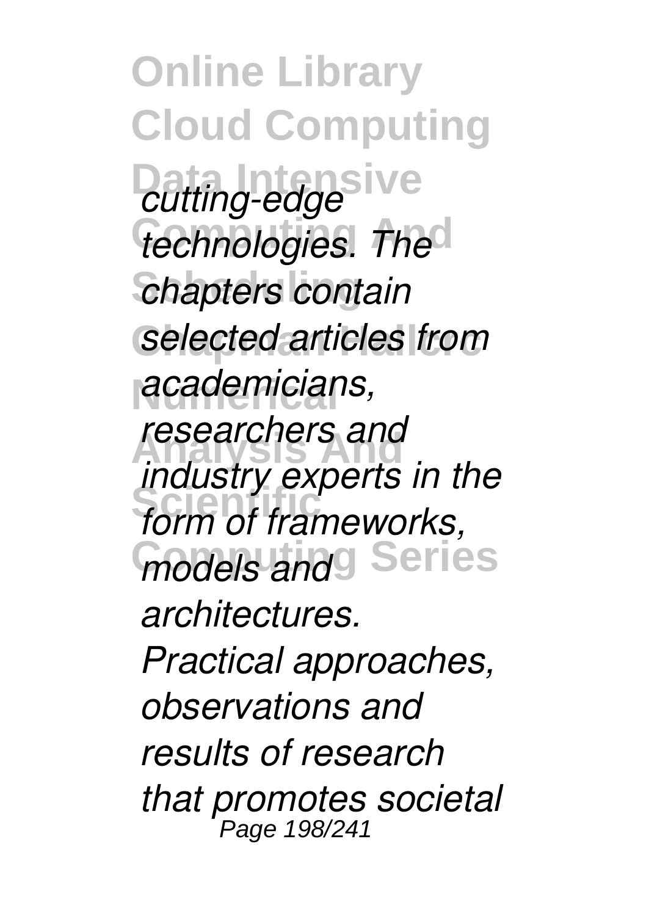*cutting-edge technologies. The chapters contain selected articles from academicians, researchers and industry experts in the form of frameworks, models and architectures. Practical approaches, observations and results of research that promotes societal*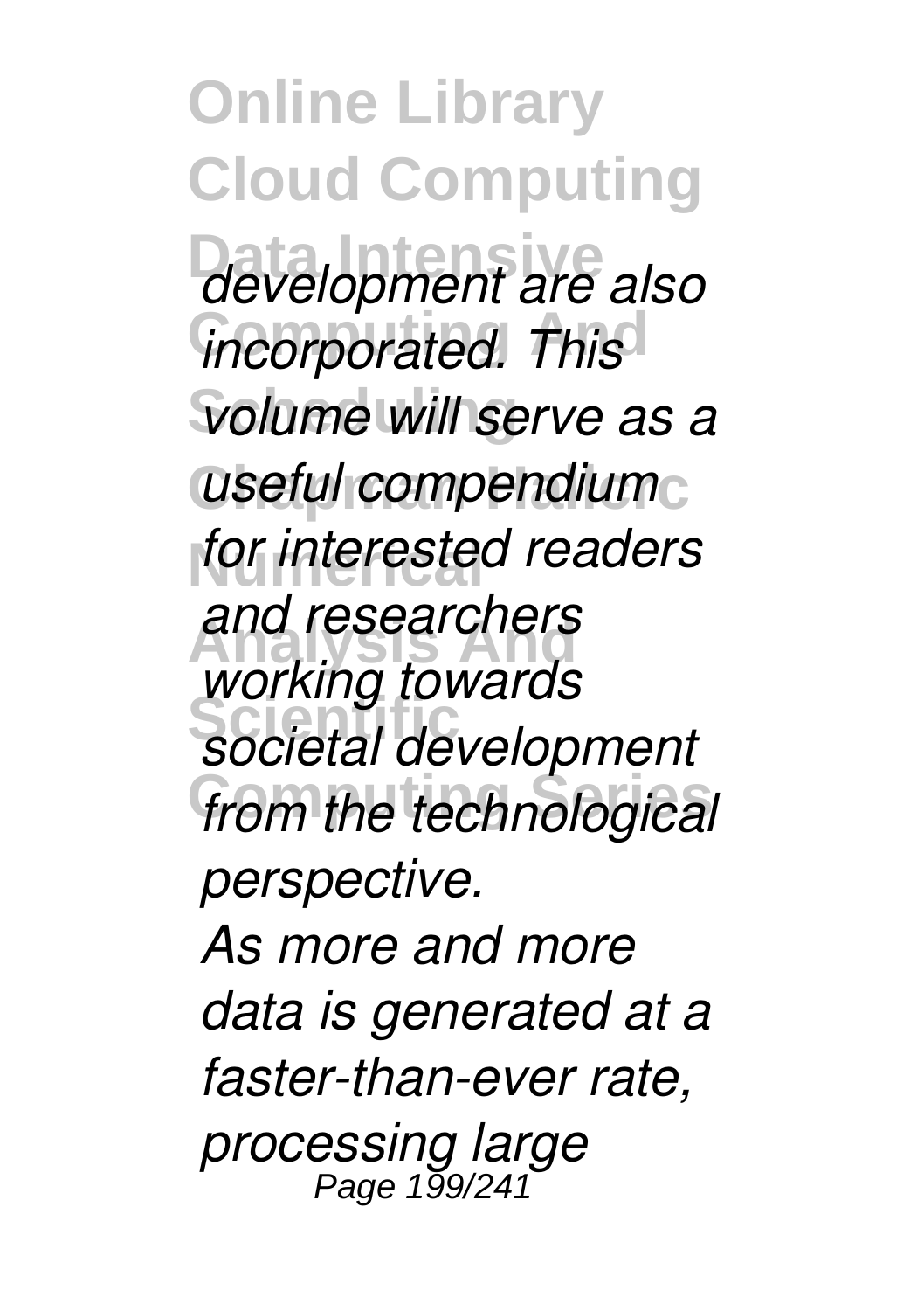*development are also incorporated. This volume will serve as a useful compendium for interested readers and researchers working towards societal development from the technological perspective.*

*As more and more data is generated at a faster-than-ever rate, processing large*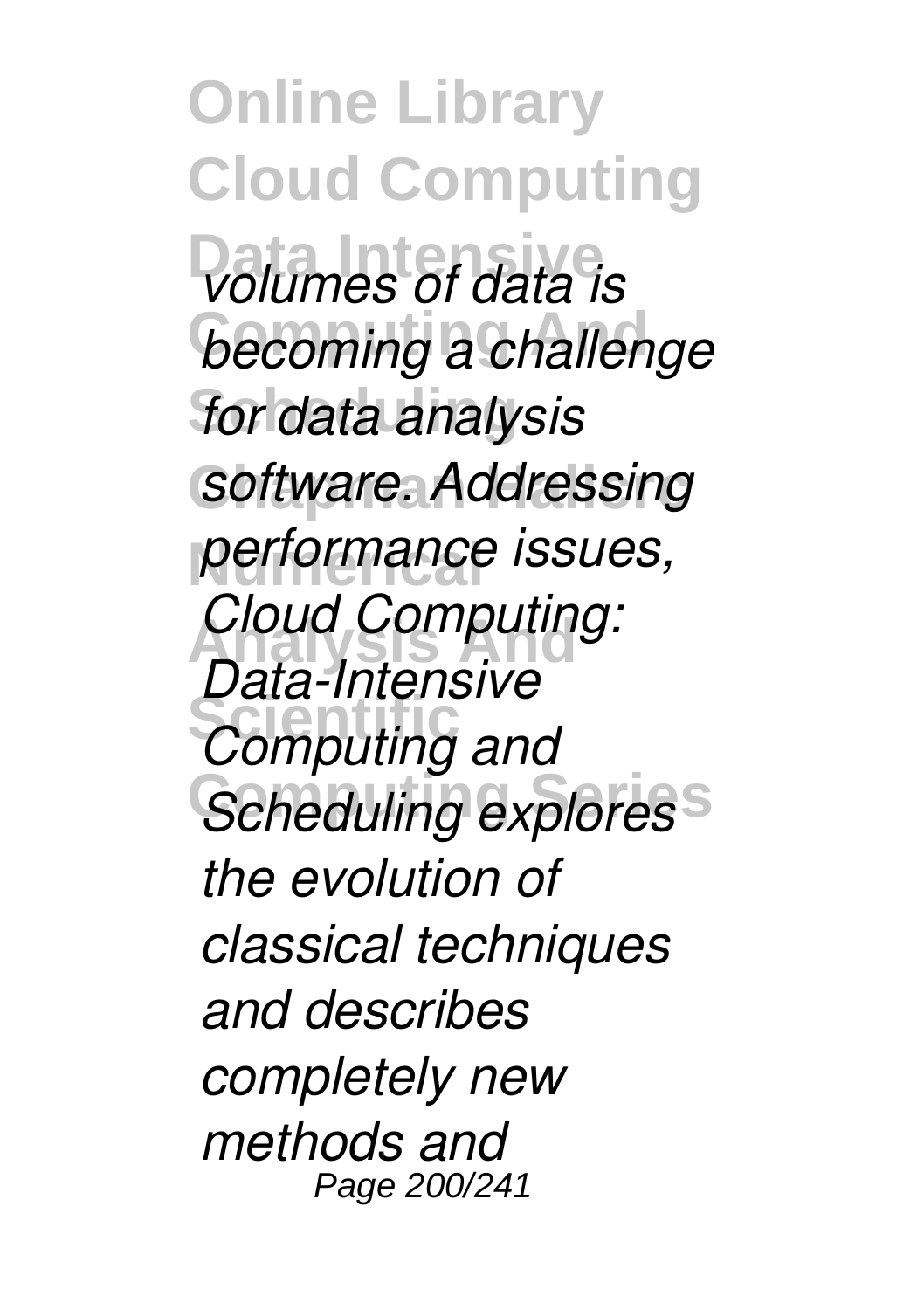*volumes of data is becoming a challenge for data analysis software. Addressing performance issues, Cloud Computing: Data-Intensive Computing and Scheduling explores the evolution of classical techniques and describes completely new methods and*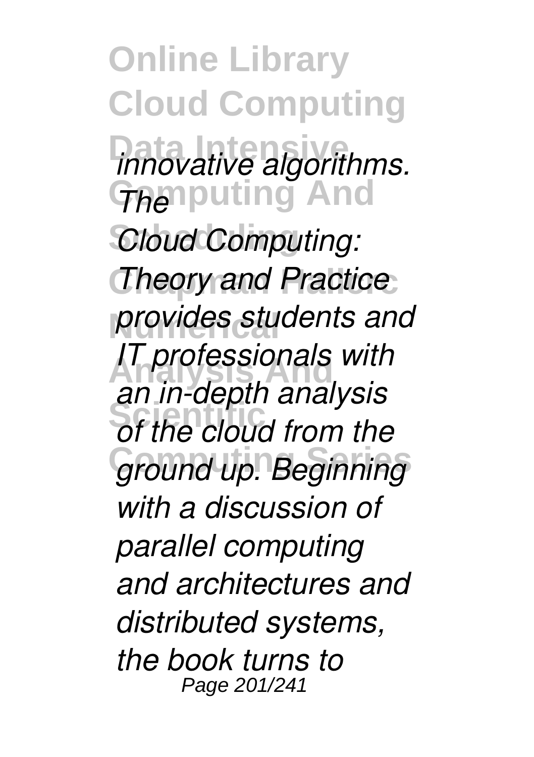*innovative algorithms. The Cloud Computing: Theory and Practice provides students and IT professionals with an in-depth analysis of the cloud from the ground up. Beginning with a discussion of parallel computing and architectures and distributed systems, the book turns to*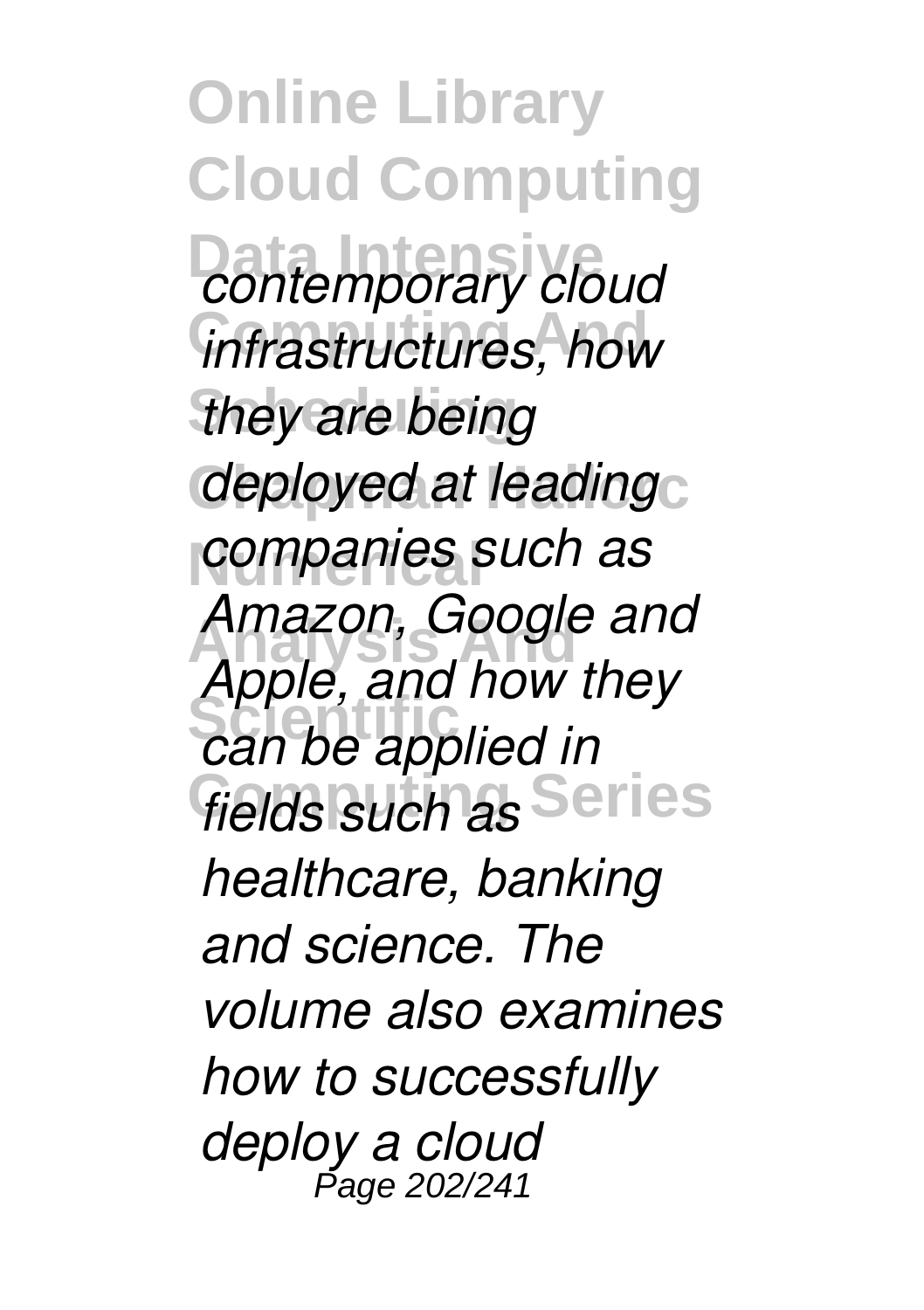*contemporary cloud infrastructures, how they are being deployed at leading companies such as Amazon, Google and Apple, and how they can be applied in fields such as healthcare, banking and science. The volume also examines how to successfully deploy a cloud*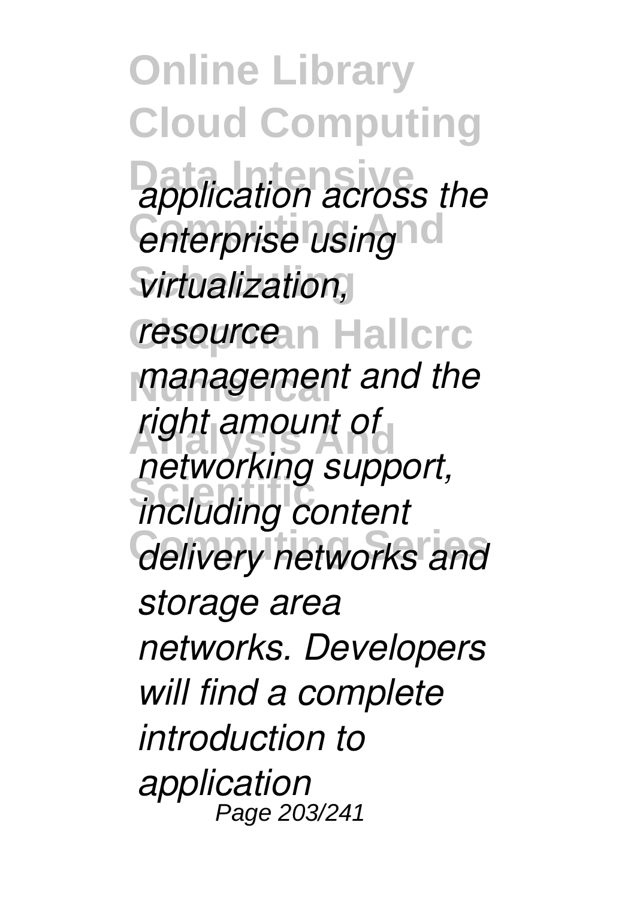*application across the enterprise using virtualization, resource management and the right amount of networking support, including content delivery networks and storage area networks. Developers will find a complete introduction to application*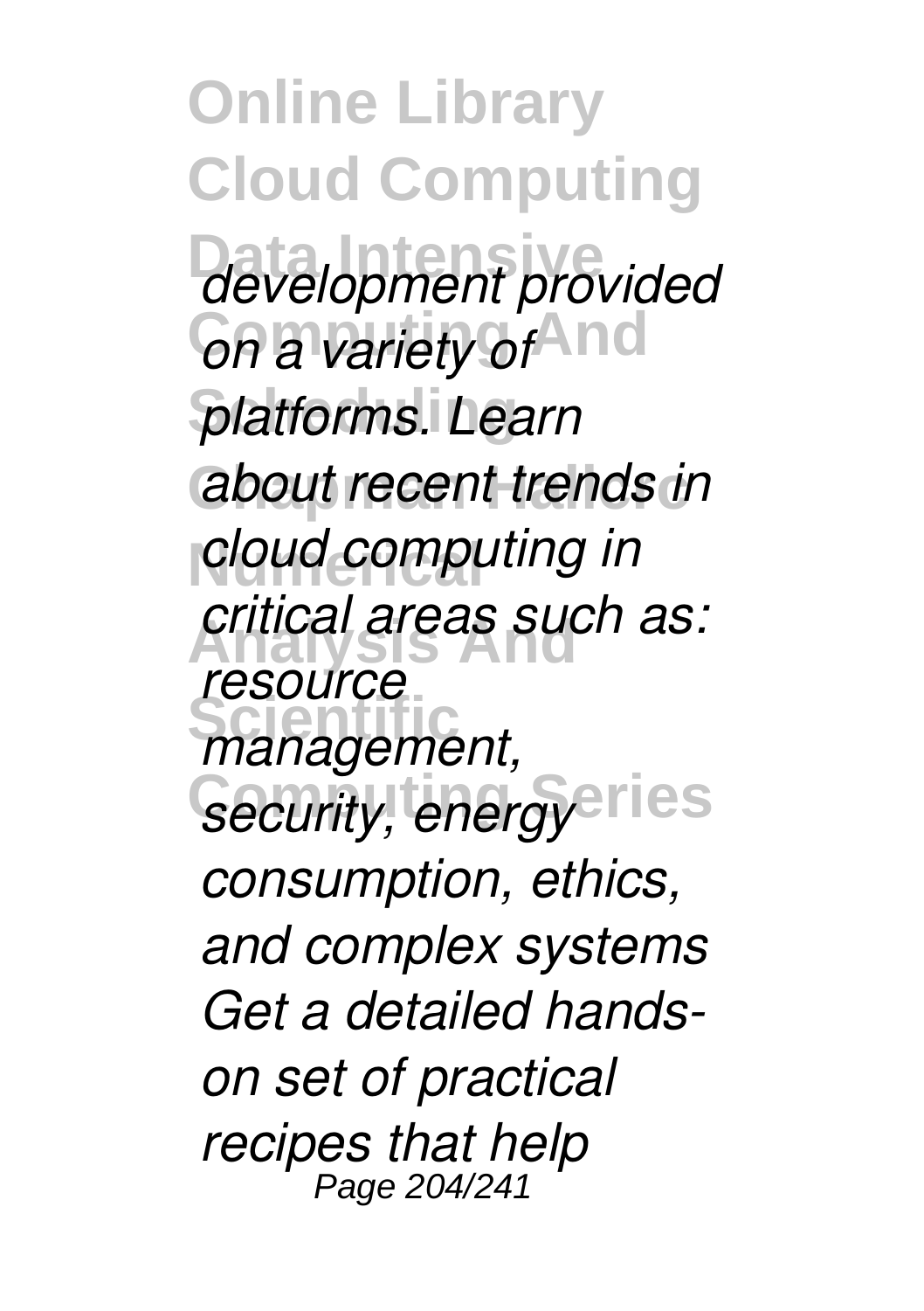*development provided on a variety of platforms. Learn about recent trends in cloud computing in critical areas such as: resource management, security, energy consumption, ethics, and complex systems Get a detailed hands-on set of practical recipes that help*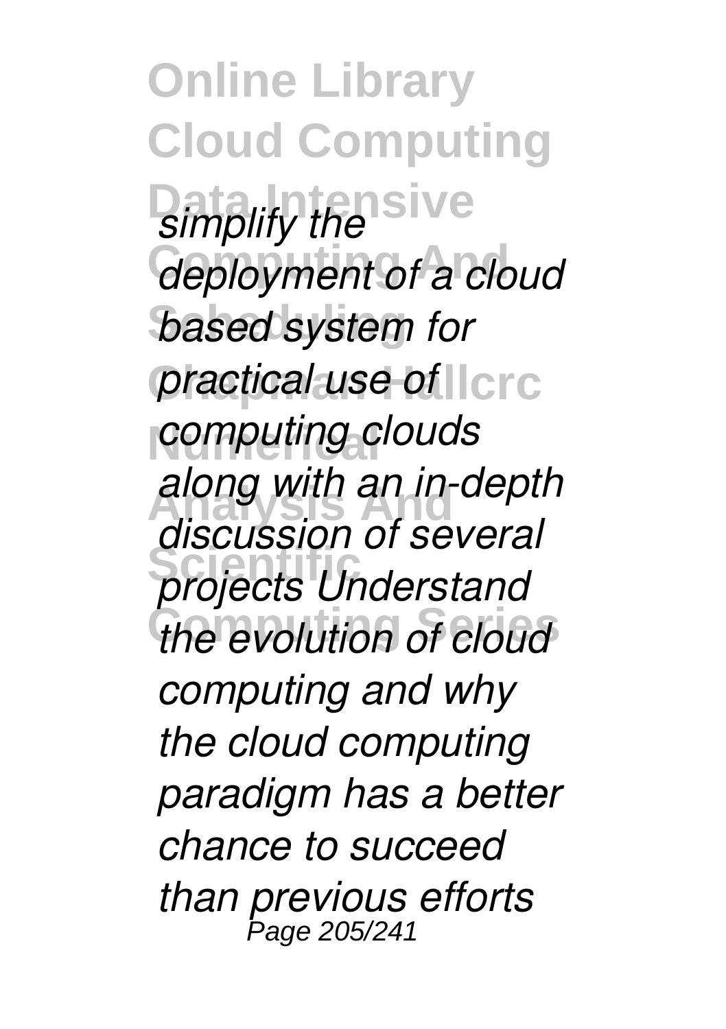*simplify the deployment of a cloud based system for practical use of computing clouds along with an in-depth discussion of several projects Understand the evolution of cloud computing and why the cloud computing paradigm has a better chance to succeed than previous efforts*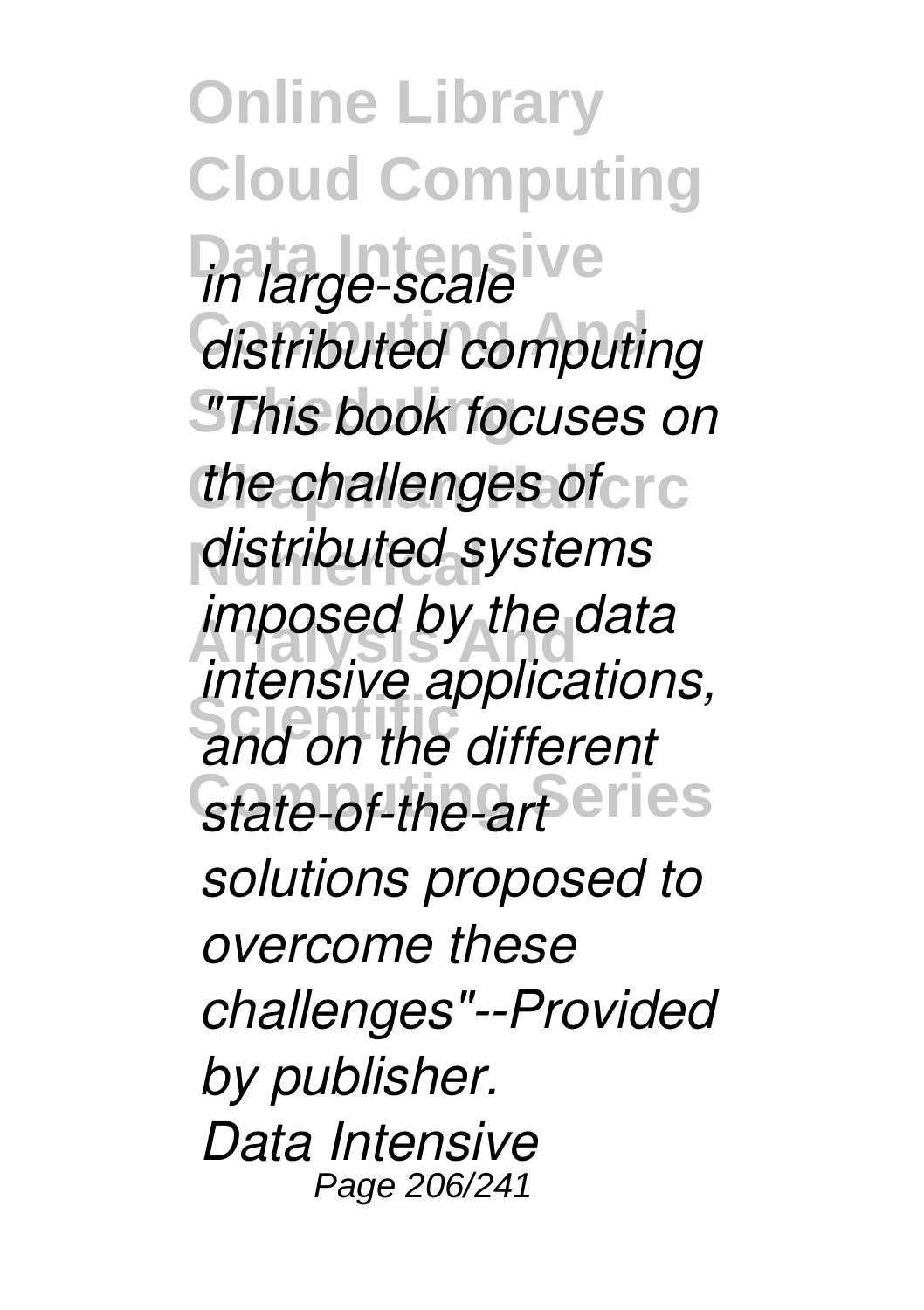*in large-scale distributed computing "This book focuses on the challenges of distributed systems imposed by the data intensive applications, and on the different state-of-the-art solutions proposed to overcome these challenges"--Provided by publisher.*

*Data Intensive*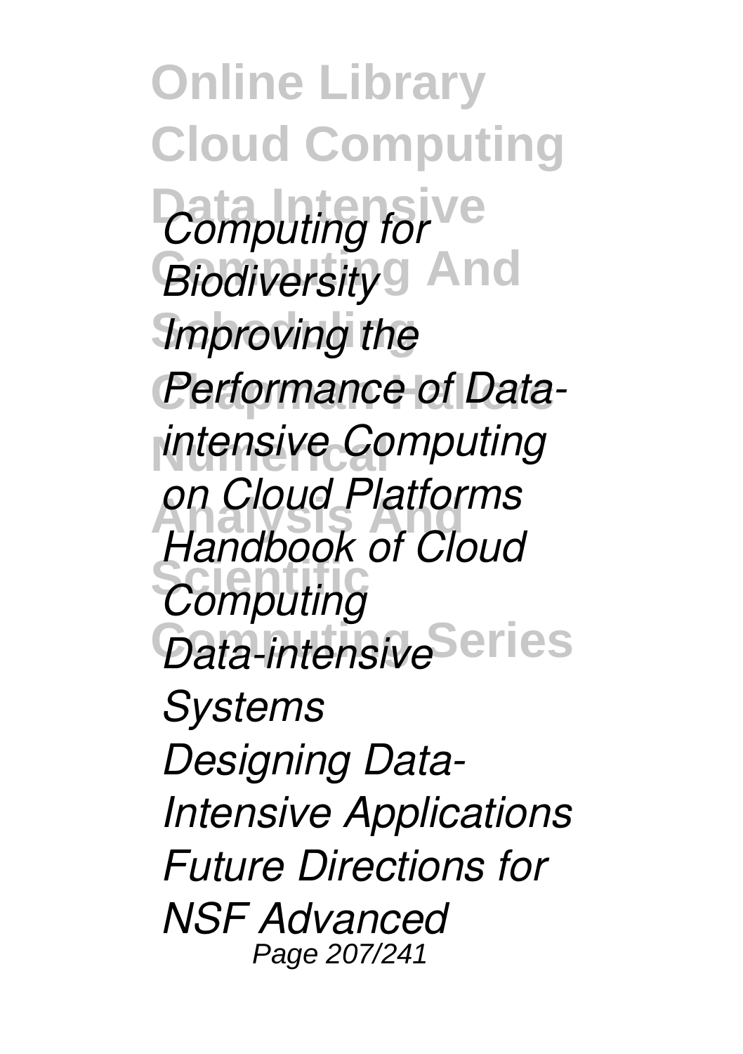*Computing for Biodiversity*
*Improving the Performance of Data-intensive Computing on Cloud Platforms*
*Handbook of Cloud Computing*
*Data-intensive Systems*
*Designing Data-Intensive Applications*
*Future Directions for NSF Advanced*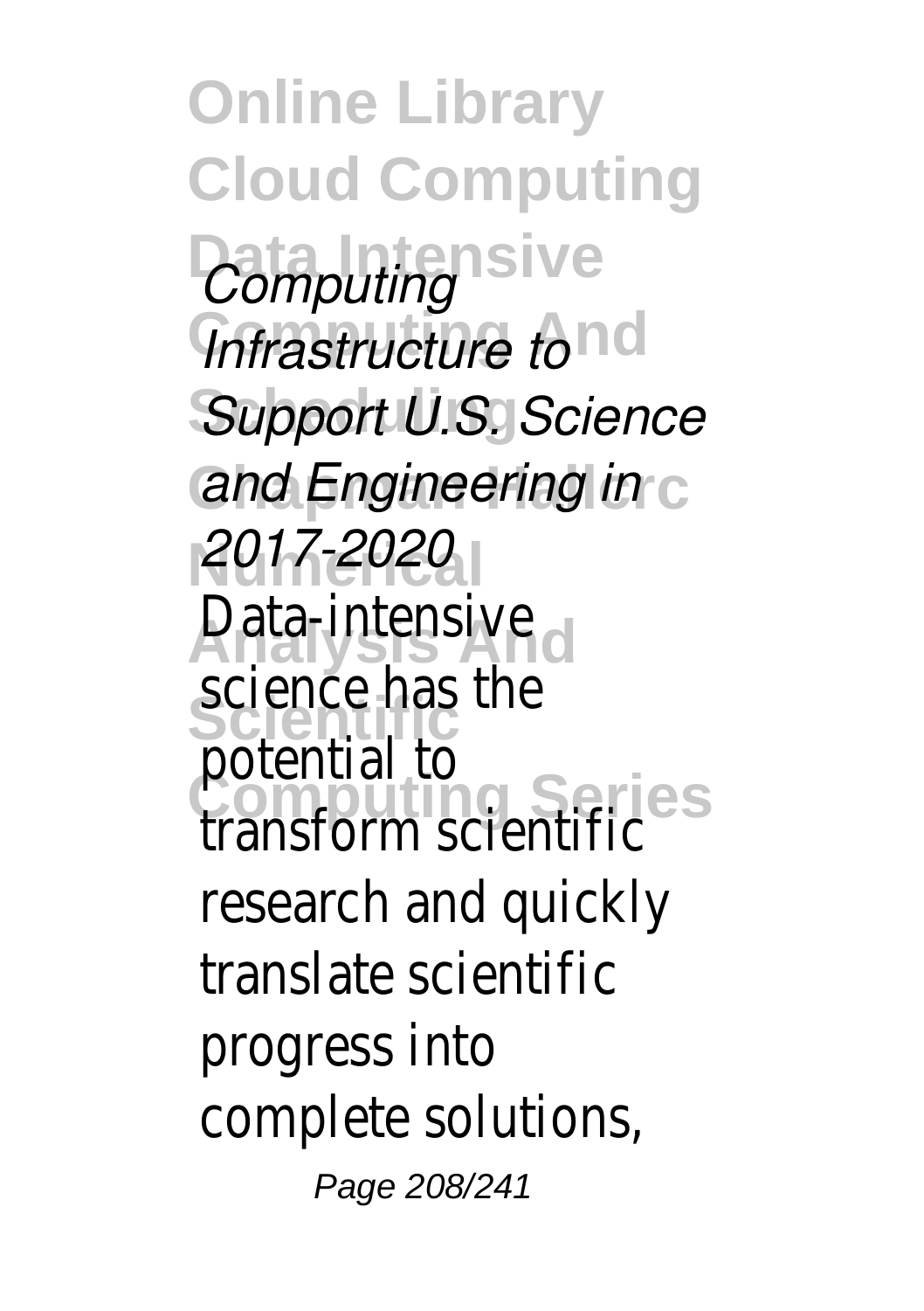*Computing Infrastructure to Support U.S. Science and Engineering in 2017-2020*

Data-intensive science has the potential to transform scientific research and quickly translate scientific progress into complete solutions,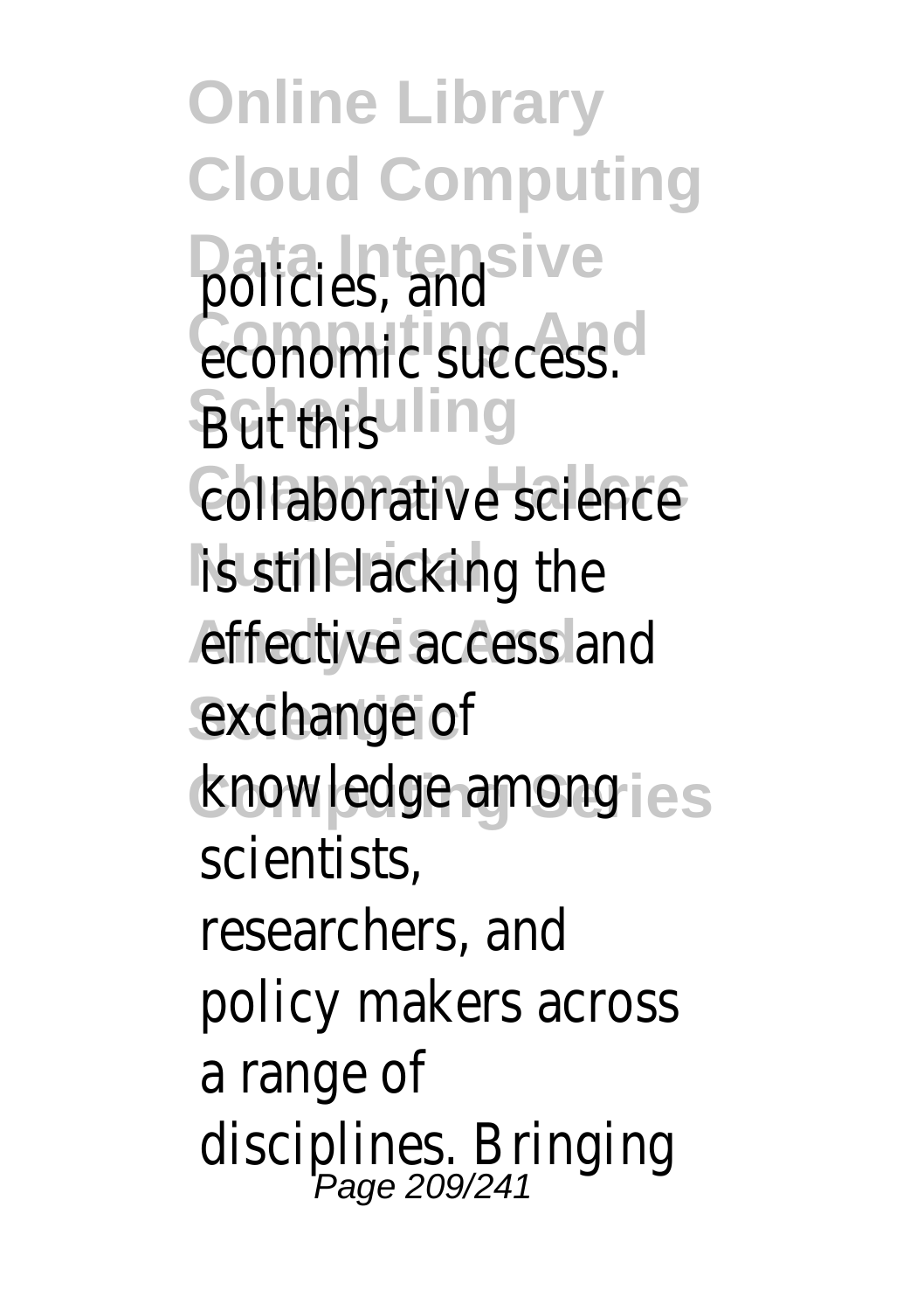policies, and economic success. But this collaborative science is still lacking the effective access and exchange of knowledge among scientists, researchers, and policy makers across a range of disciplines. Bringing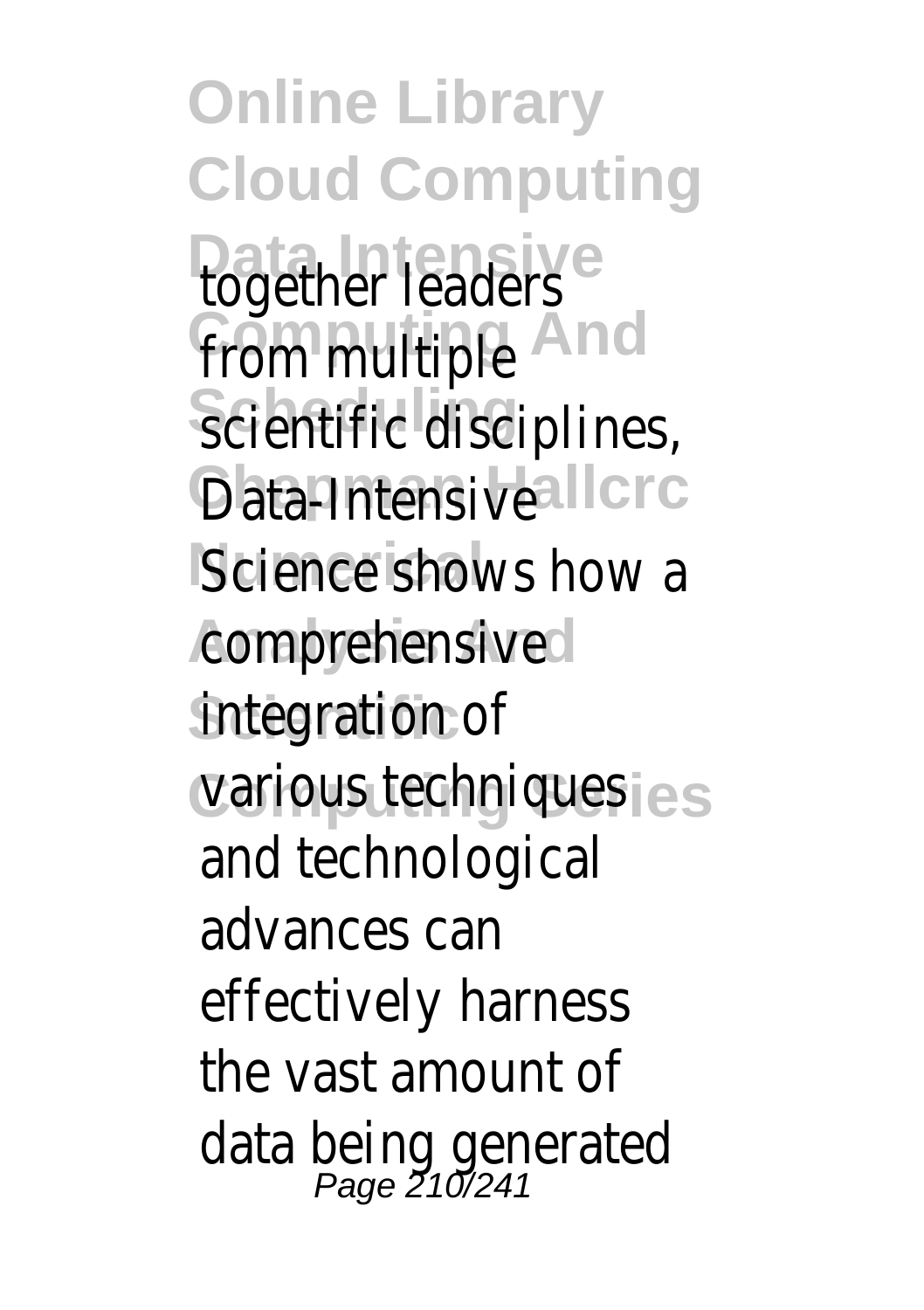together leaders from multiple scientific disciplines, Data-Intensive Science shows how a comprehensive integration of various techniques and technological advances can effectively harness the vast amount of data being generated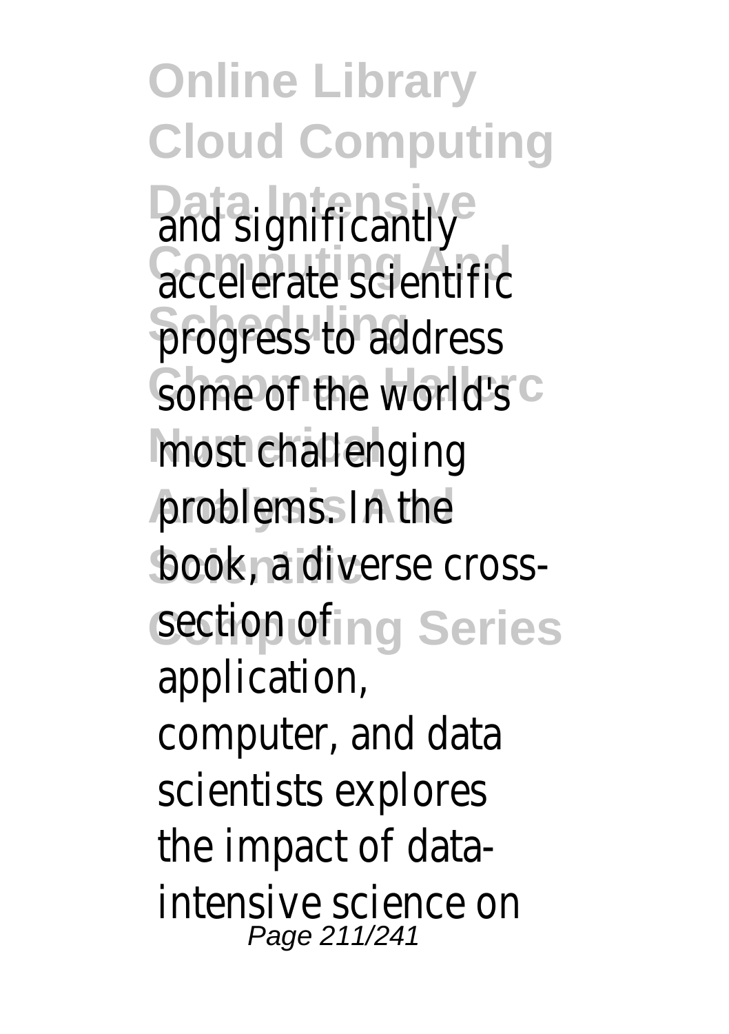and significantly accelerate scientific progress to address some of the world's most challenging problems. In the book, a diverse cross-section of application, computer, and data scientists explores the impact of data-intensive science on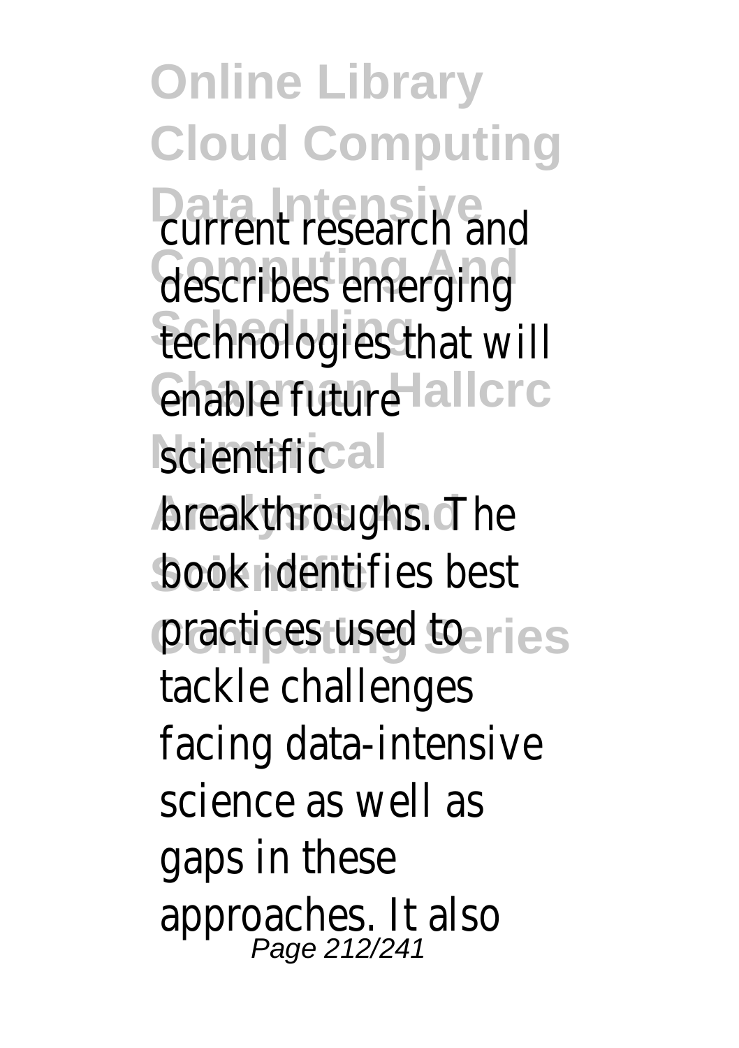current research and describes emerging technologies that will enable future scientific breakthroughs. The book identifies best practices used to tackle challenges facing data-intensive science as well as gaps in these approaches. It also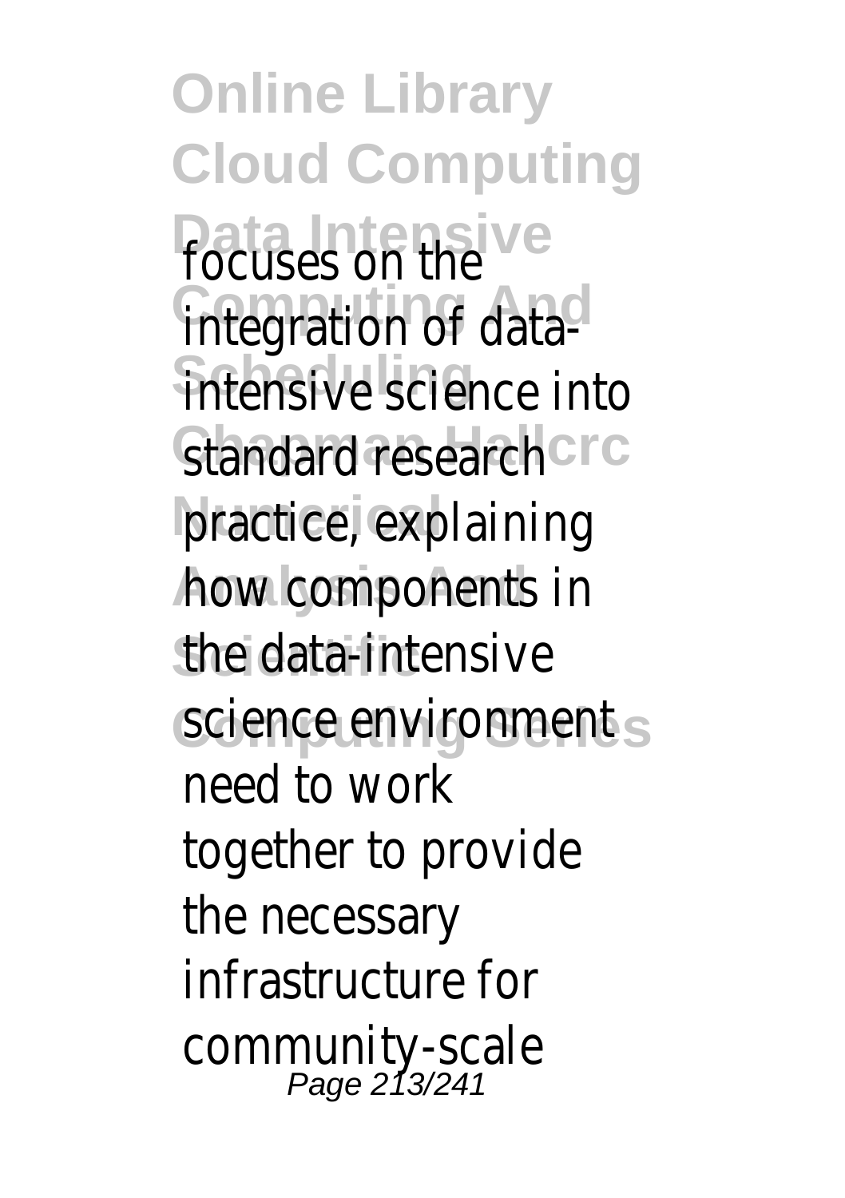focuses on the integration of data-intensive science into standard research practice, explaining how components in the data-intensive science environment need to work together to provide the necessary infrastructure for community-scale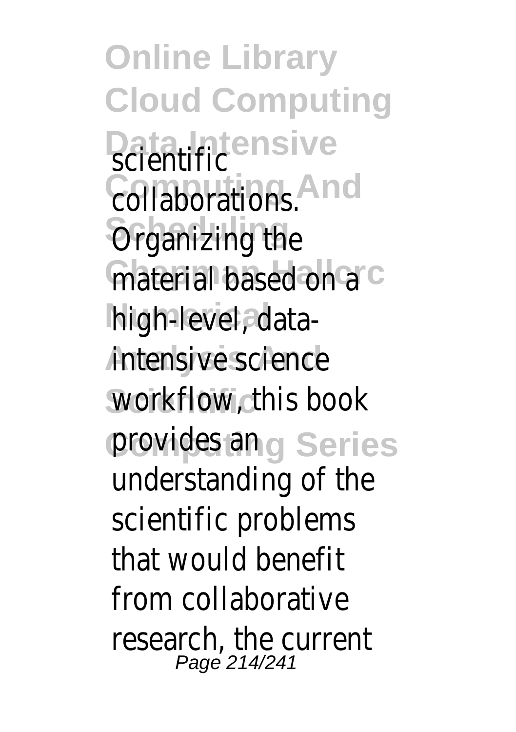scientific collaborations. Organizing the material based on a high-level, data-intensive science workflow, this book provides an understanding of the scientific problems that would benefit from collaborative research, the current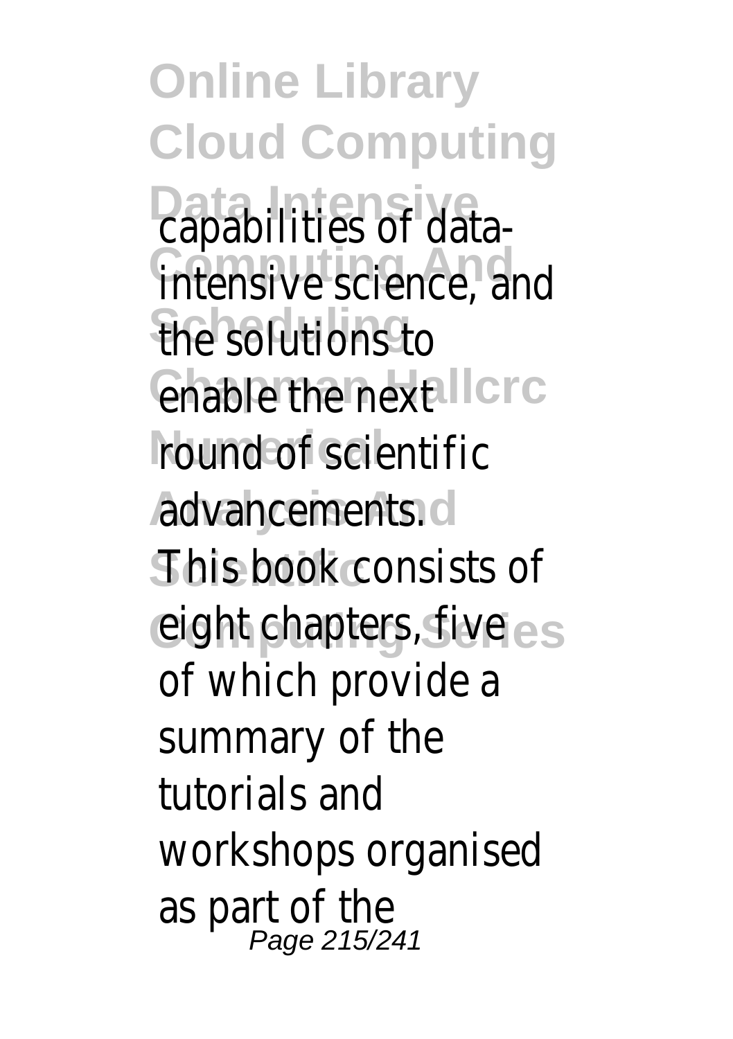capabilities of data-intensive science, and the solutions to enable the next round of scientific advancements.

This book consists of eight chapters, five of which provide a summary of the tutorials and workshops organised as part of the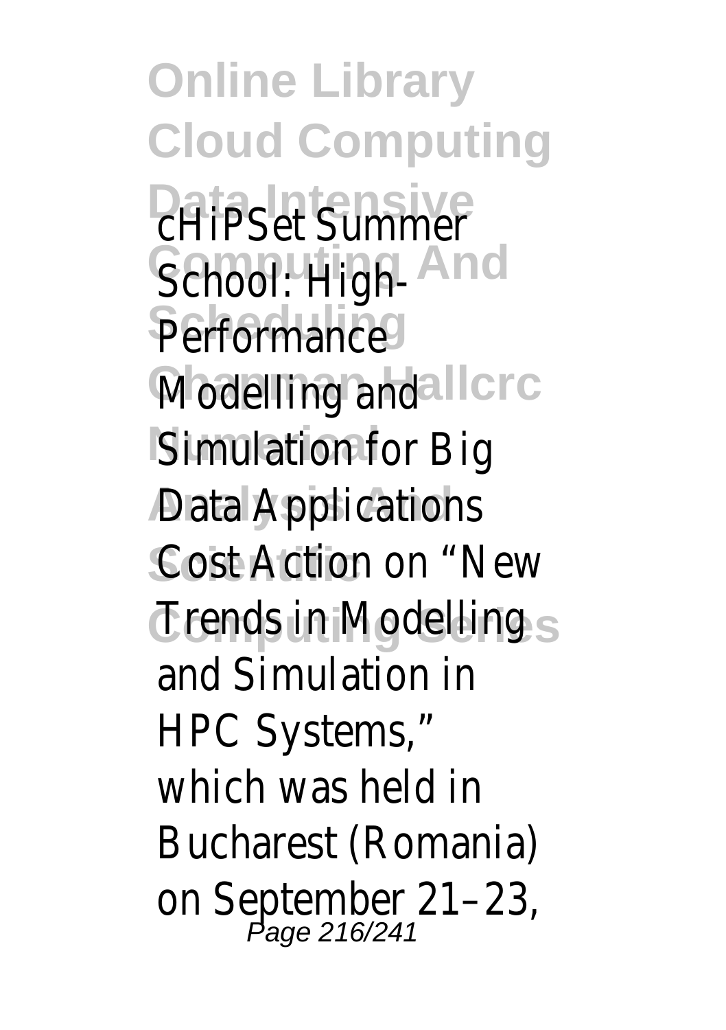cHiPSet Summer School: High-Performance Modelling and Simulation for Big Data Applications Cost Action on “New Trends in Modelling and Simulation in HPC Systems,” which was held in Bucharest (Romania) on September 21–23,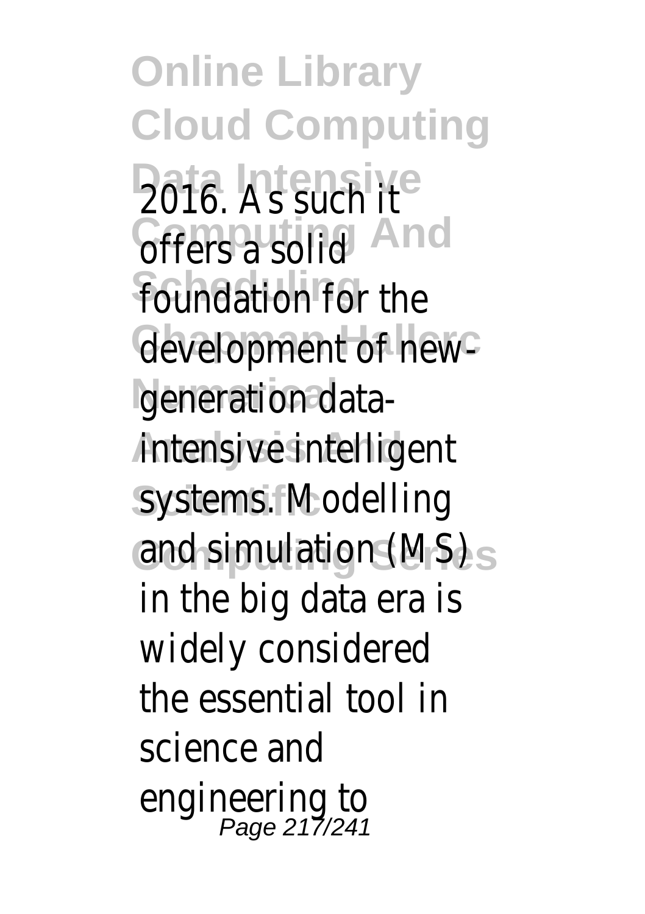2016. As such it offers a solid foundation for the development of new-generation data-intensive intelligent systems. Modelling and simulation (MS) in the big data era is widely considered the essential tool in science and engineering to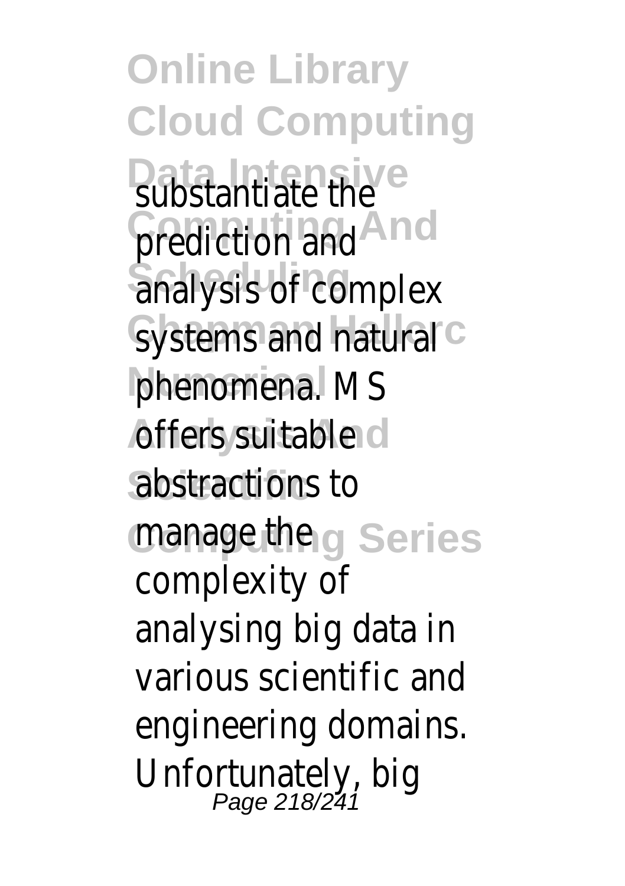substantiate the prediction and analysis of complex systems and natural phenomena. MS offers suitable abstractions to manage the complexity of analysing big data in various scientific and engineering domains. Unfortunately, big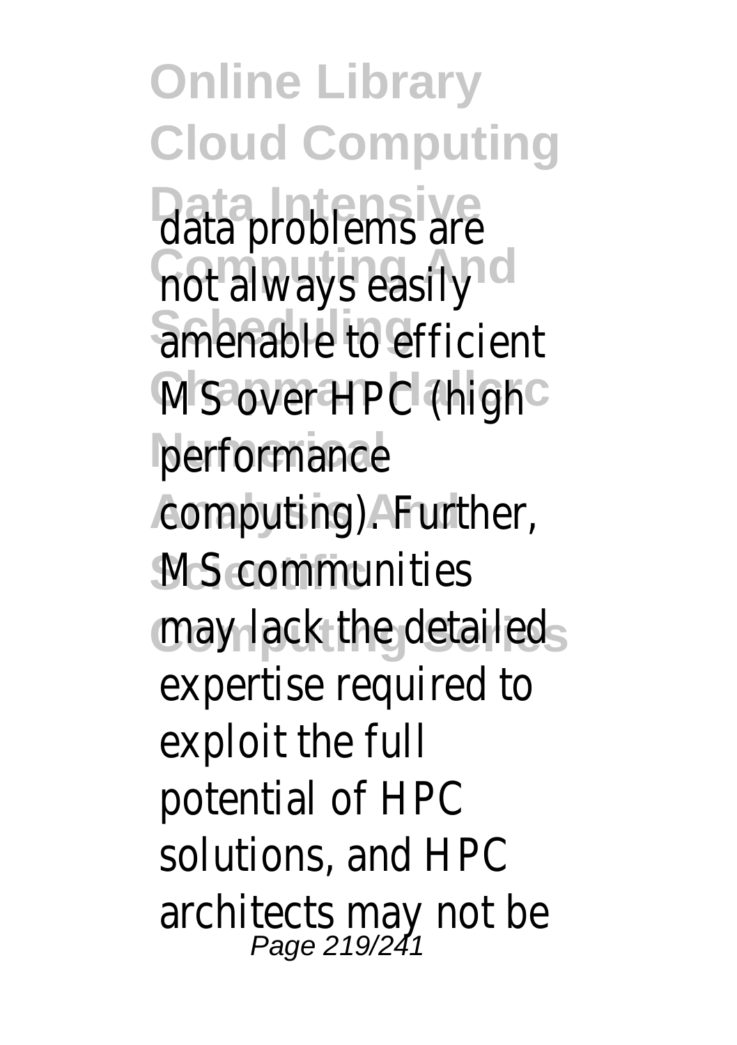data problems are not always easily amenable to efficient MS over HPC (high performance computing). Further, MS communities may lack the detailed expertise required to exploit the full potential of HPC solutions, and HPC architects may not be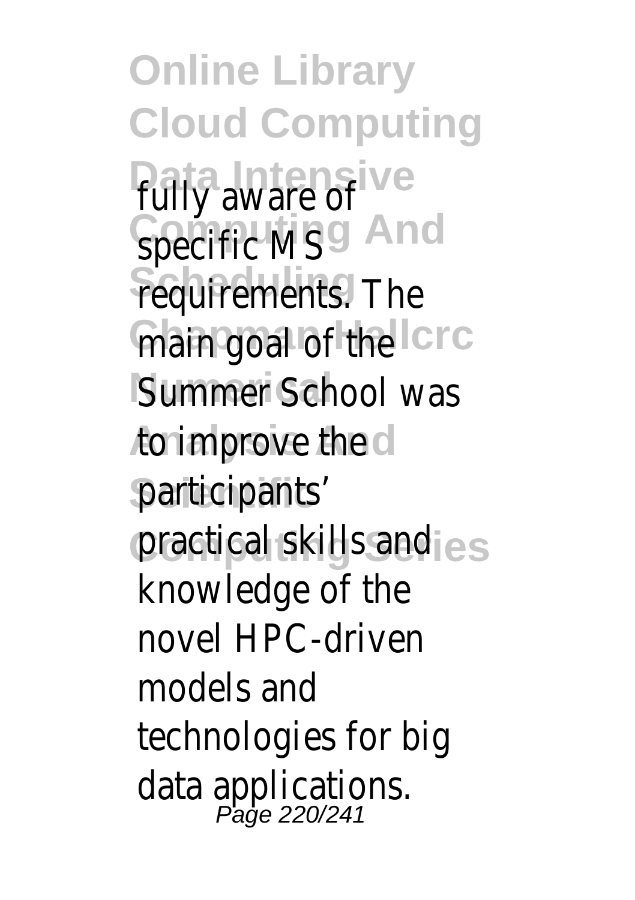fully aware of specific MS requirements. The main goal of the Summer School was to improve the participants' practical skills and knowledge of the novel HPC-driven models and technologies for big data applications.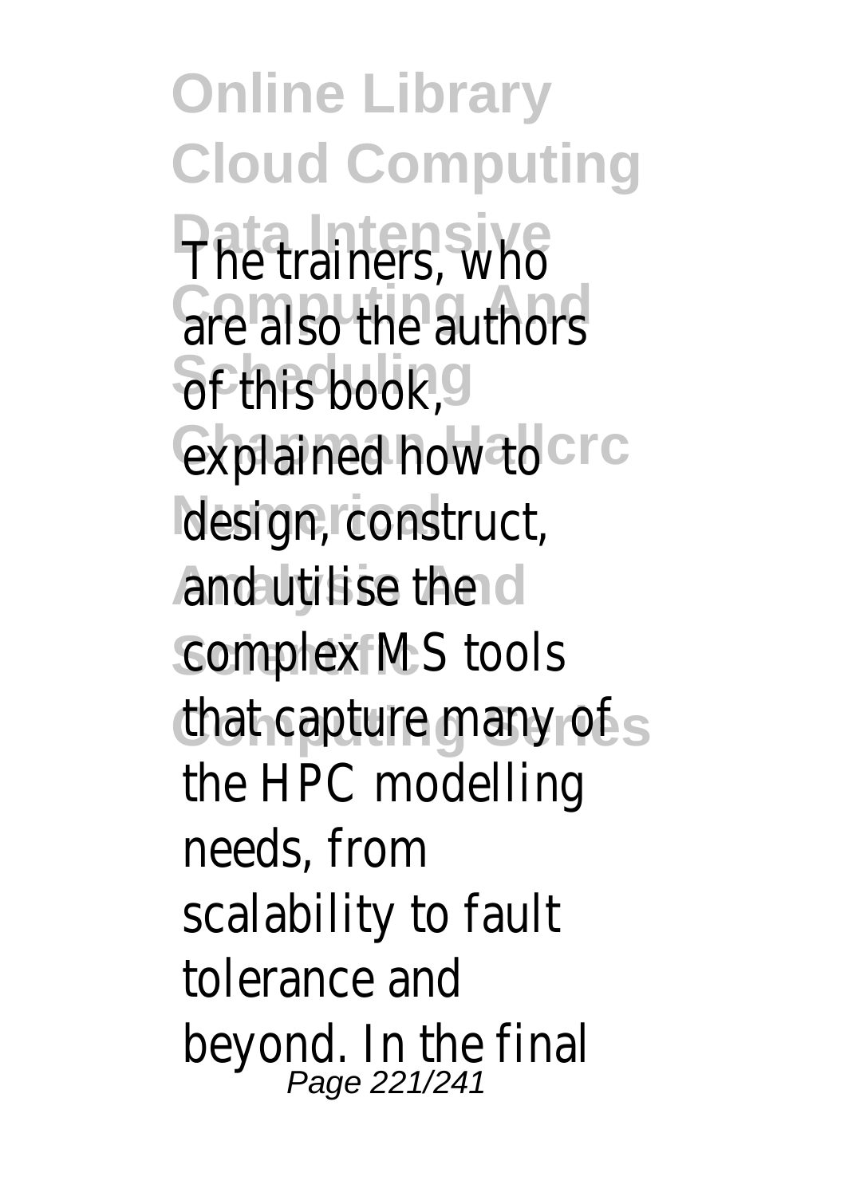The trainers, who are also the authors of this book, explained how to design, construct, and utilise the complex MS tools that capture many of the HPC modelling needs, from scalability to fault tolerance and beyond. In the final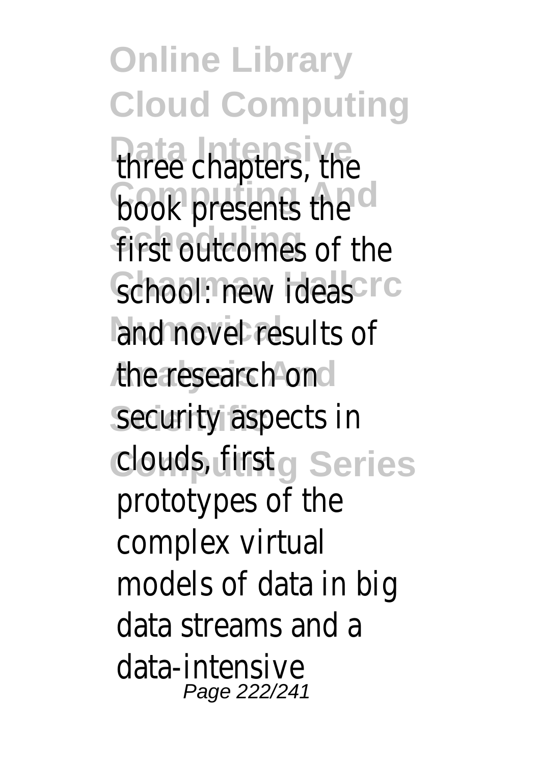three chapters, the book presents the first outcomes of the school: new ideas and novel results of the research on security aspects in clouds, first prototypes of the complex virtual models of data in big data streams and a data-intensive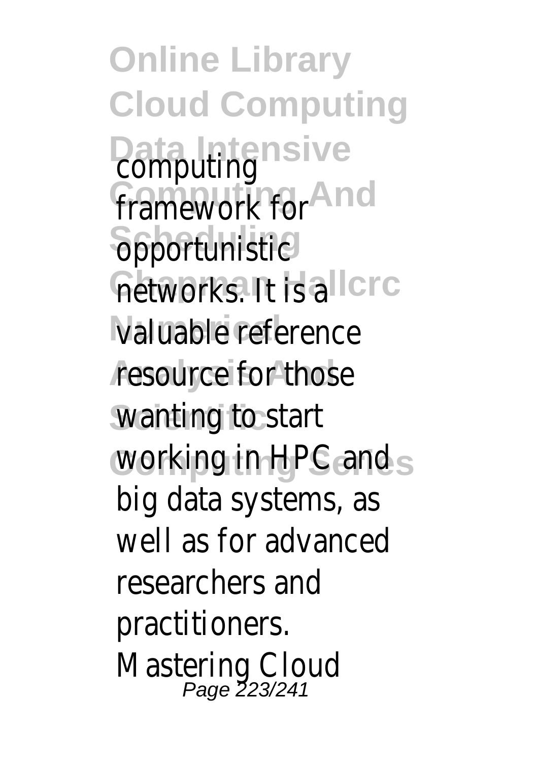computing framework for opportunistic networks. It is a valuable reference resource for those wanting to start working in HPC and big data systems, as well as for advanced researchers and practitioners.

Mastering Cloud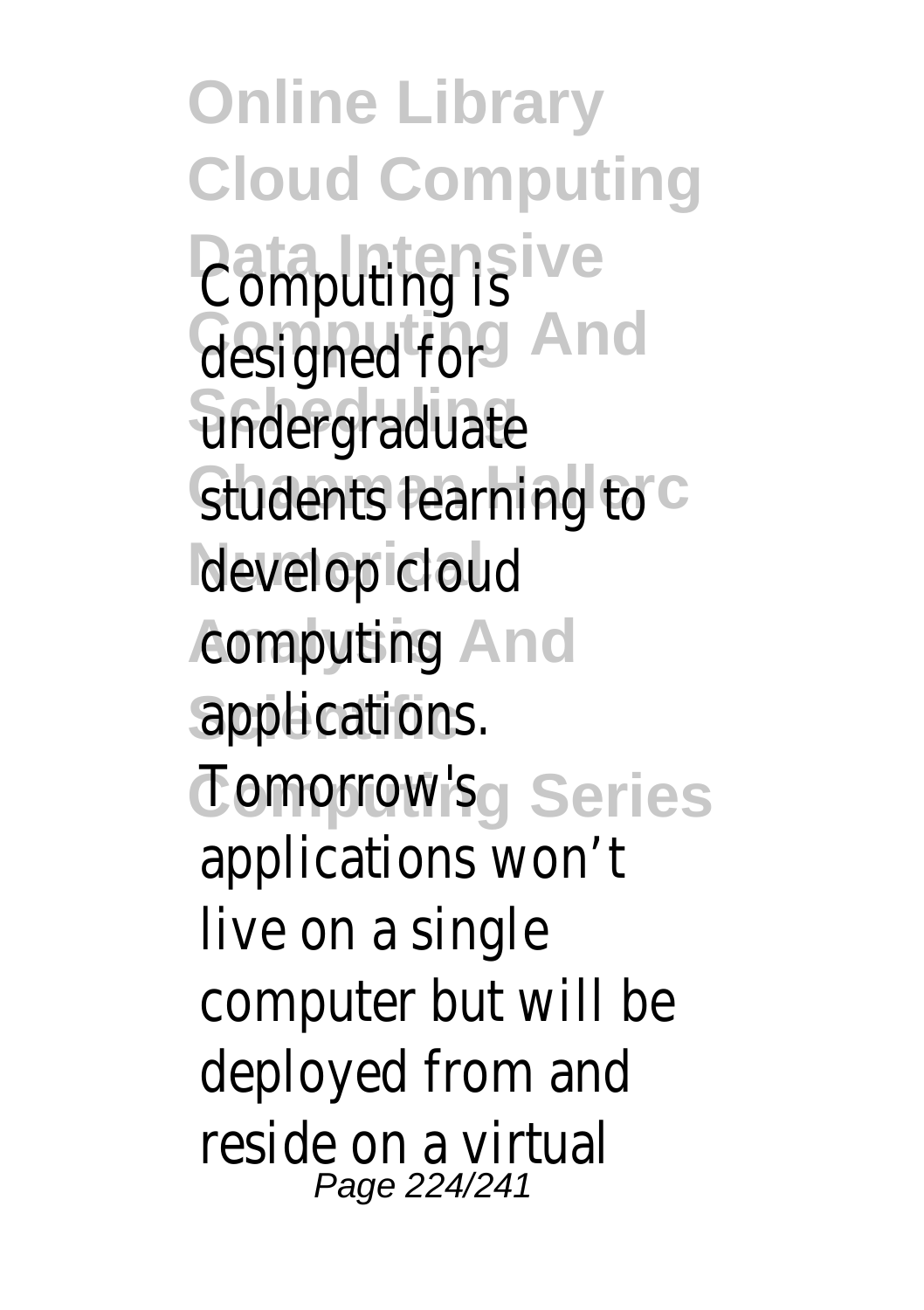Computing is designed for undergraduate students learning to develop cloud computing applications. Tomorrow's applications won't live on a single computer but will be deployed from and reside on a virtual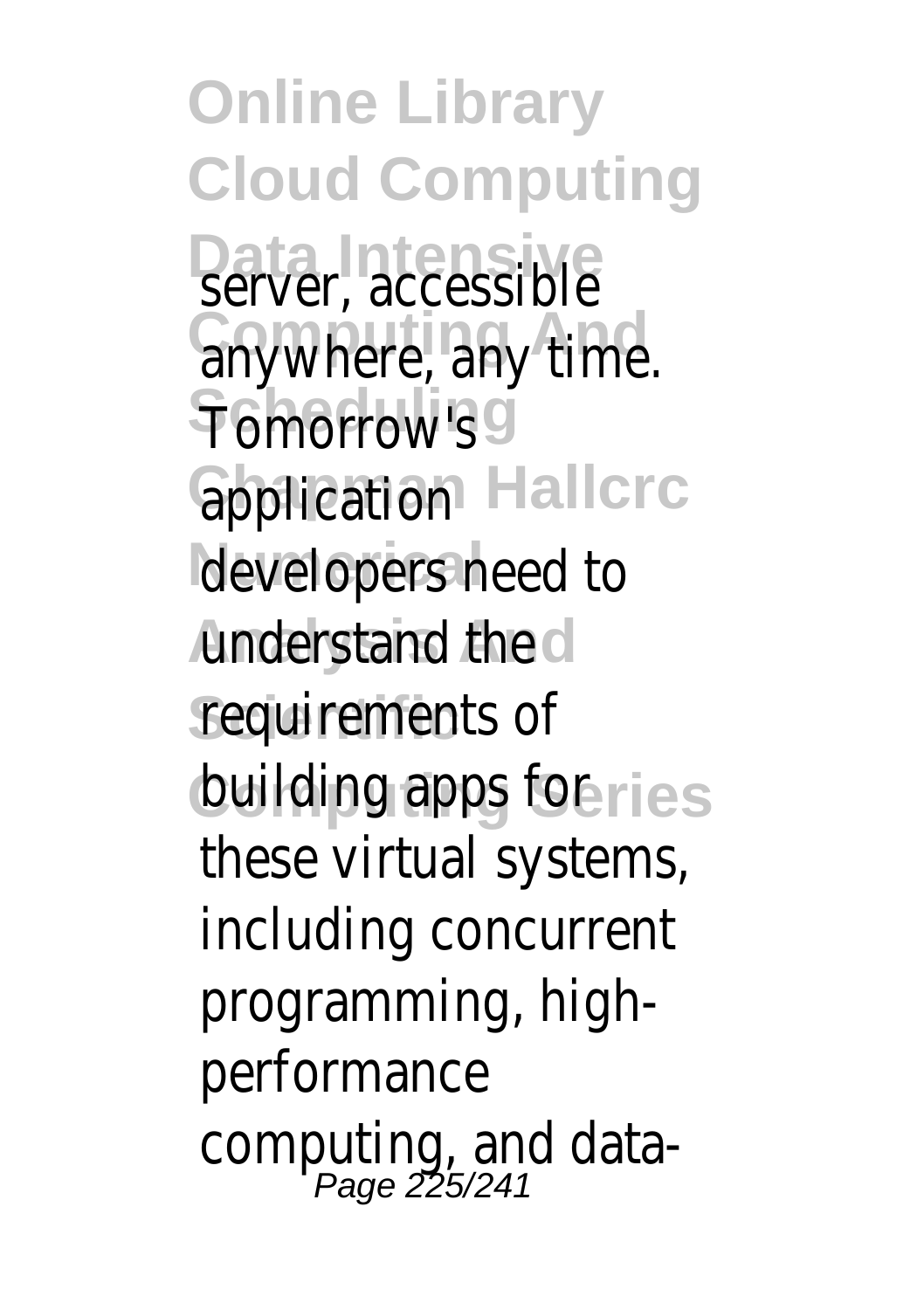server, accessible anywhere, any time. Tomorrow's application developers need to understand the requirements of building apps for these virtual systems, including concurrent programming, high-performance computing, and data-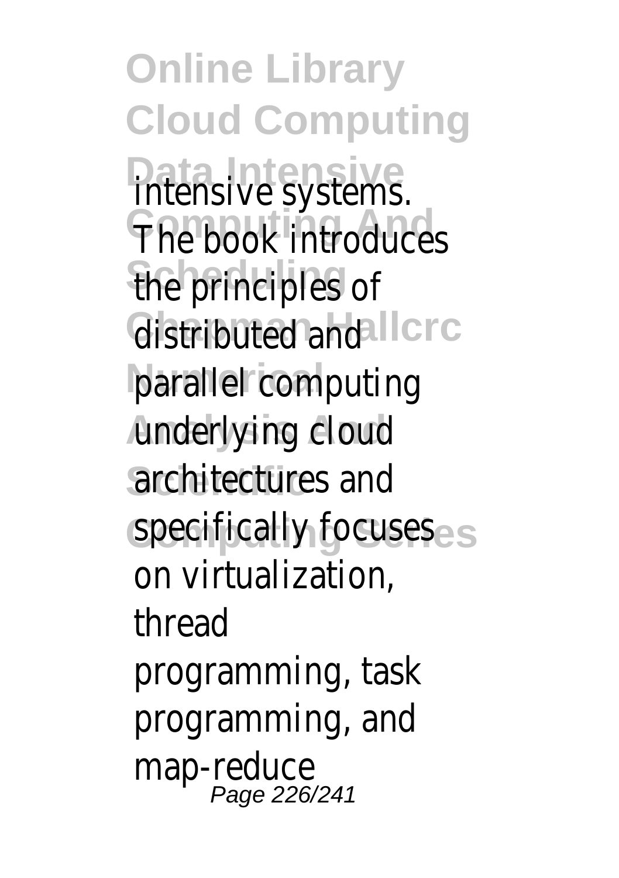intensive systems. The book introduces the principles of distributed and parallel computing underlying cloud architectures and specifically focuses on virtualization, thread programming, task programming, and map-reduce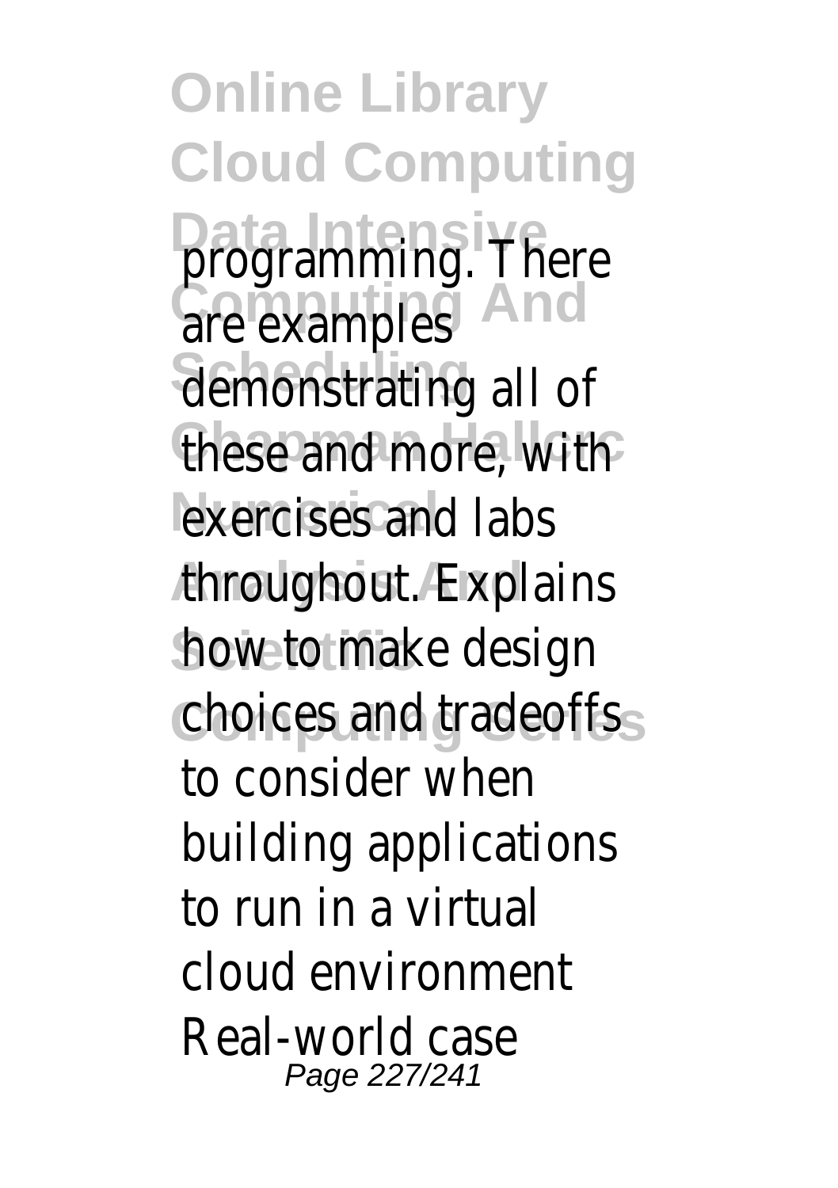programming. There are examples demonstrating all of these and more, with exercises and labs throughout. Explains how to make design choices and tradeoffs to consider when building applications to run in a virtual cloud environment Real-world case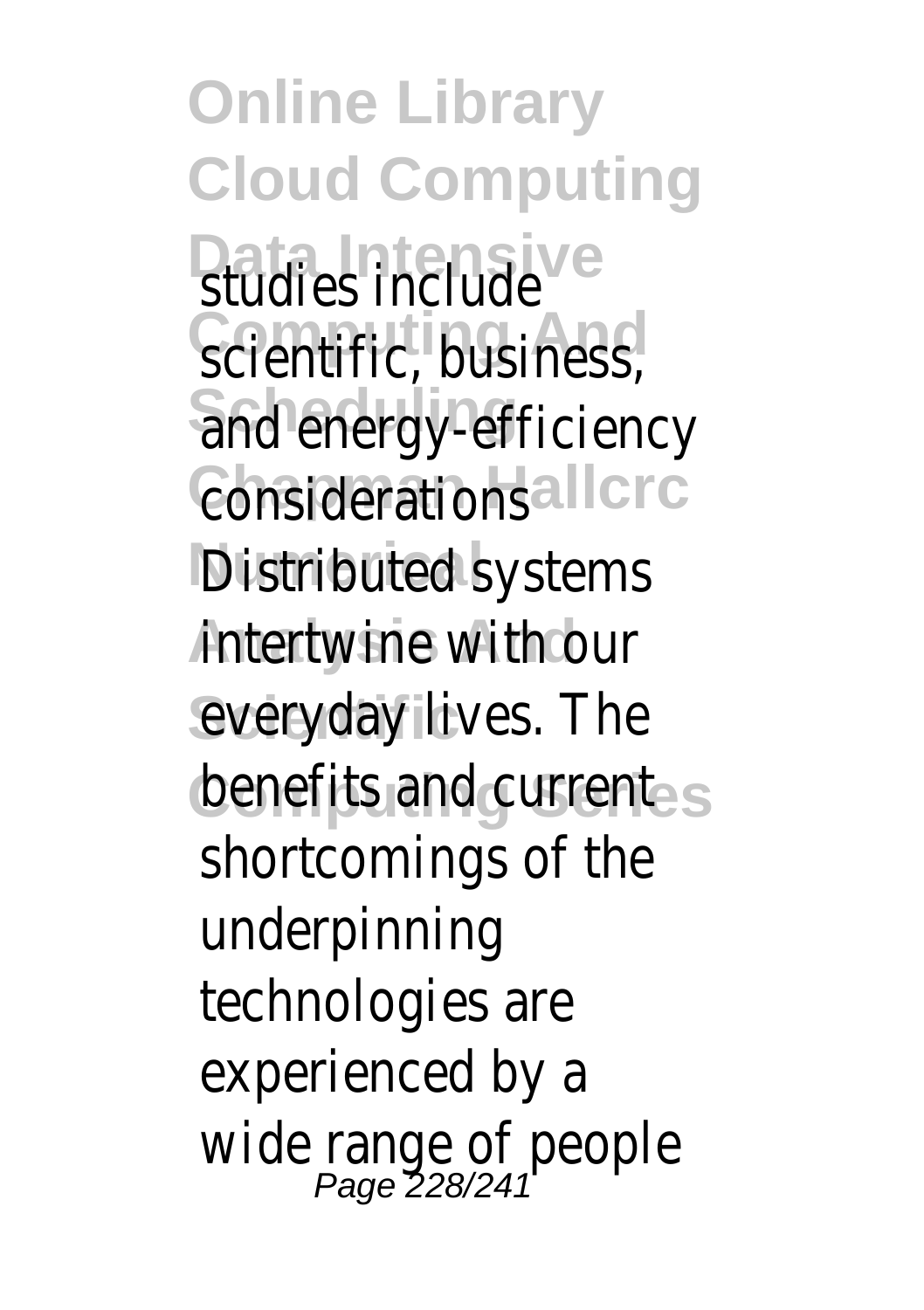studies include scientific, business, and energy-efficiency considerations Distributed systems intertwine with our everyday lives. The benefits and current shortcomings of the underpinning technologies are experienced by a wide range of people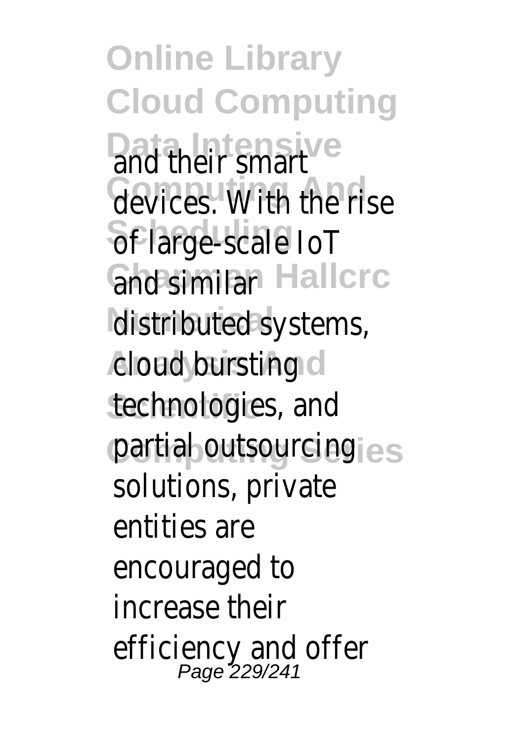and their smart devices. With the rise of large-scale IoT and similar distributed systems, cloud bursting technologies, and partial outsourcing solutions, private entities are encouraged to increase their efficiency and offer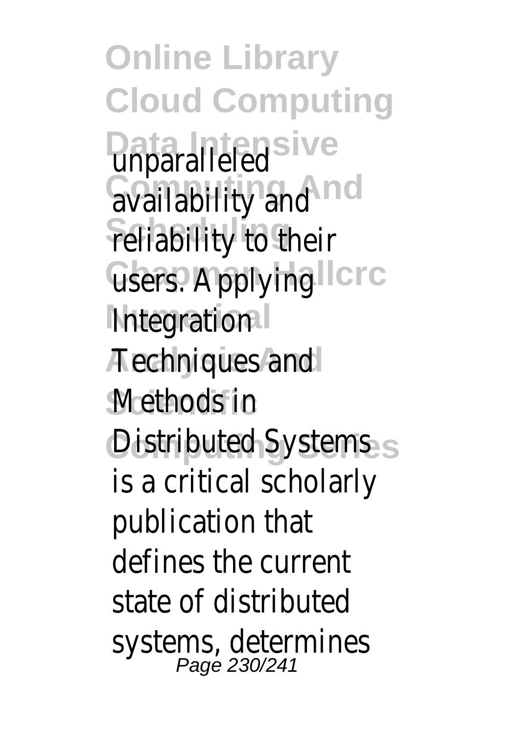unparalleled availability and reliability to their users. Applying Integration Techniques and Methods in Distributed Systems is a critical scholarly publication that defines the current state of distributed systems, determines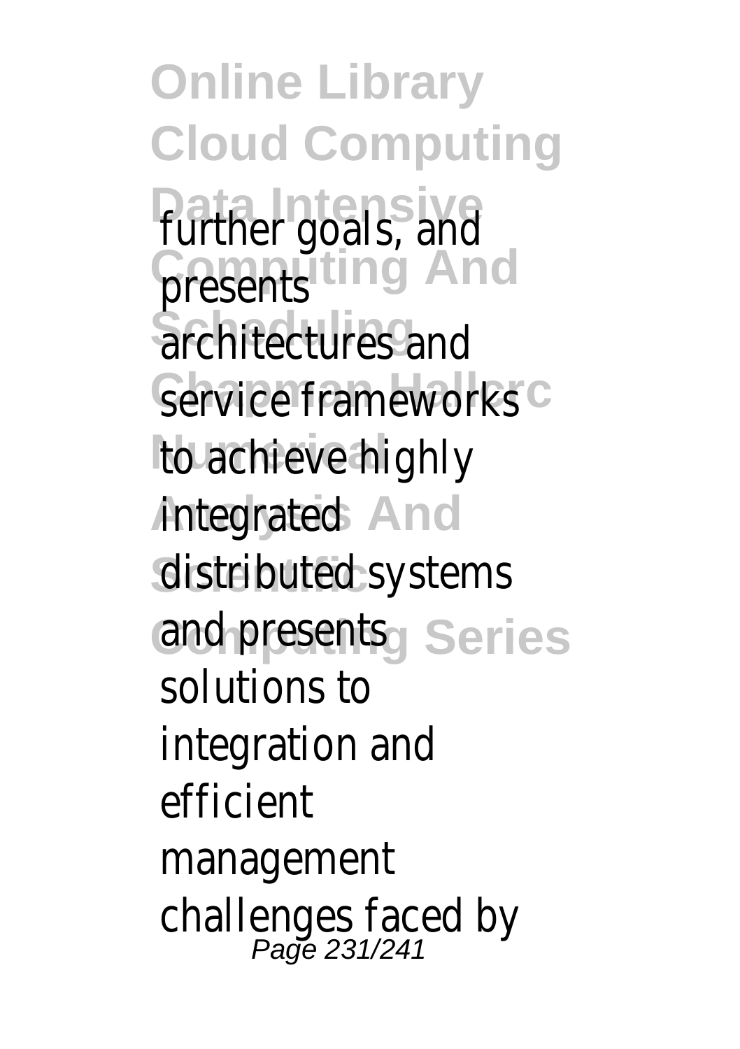further goals, and presents architectures and service frameworks to achieve highly integrated distributed systems and presents solutions to integration and efficient management challenges faced by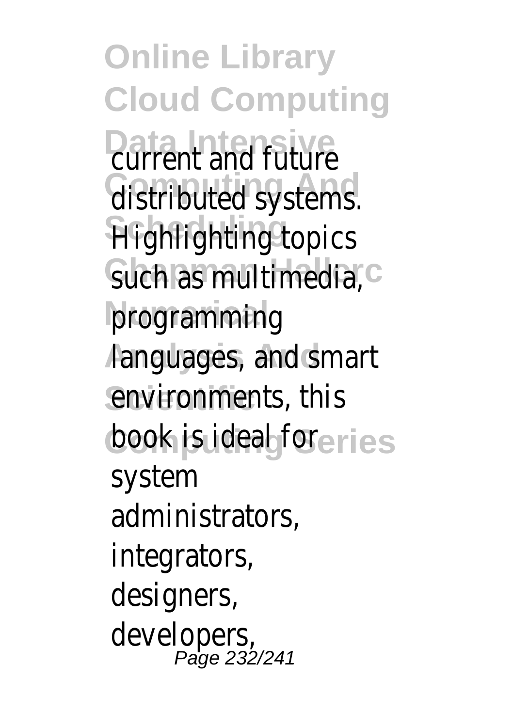current and future distributed systems. Highlighting topics such as multimedia, programming languages, and smart environments, this book is ideal for system administrators, integrators, designers, developers,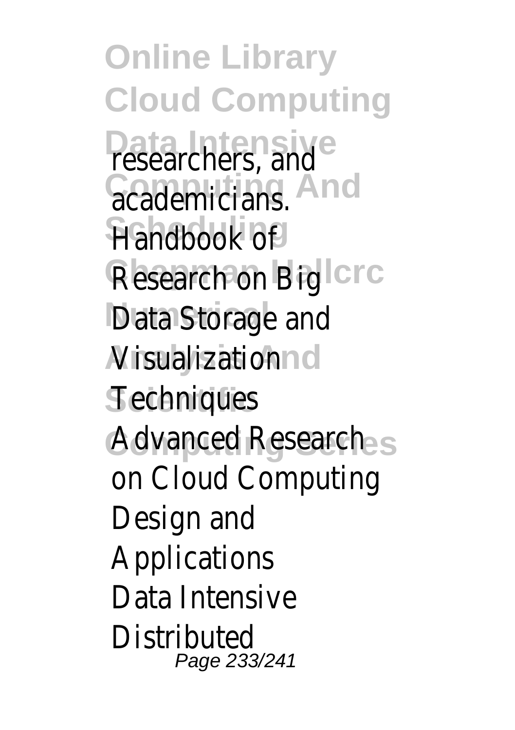researchers, and academicians.

Handbook of Research on Big Data Storage and Visualization Techniques

Advanced Research on Cloud Computing Design and Applications

Data Intensive Distributed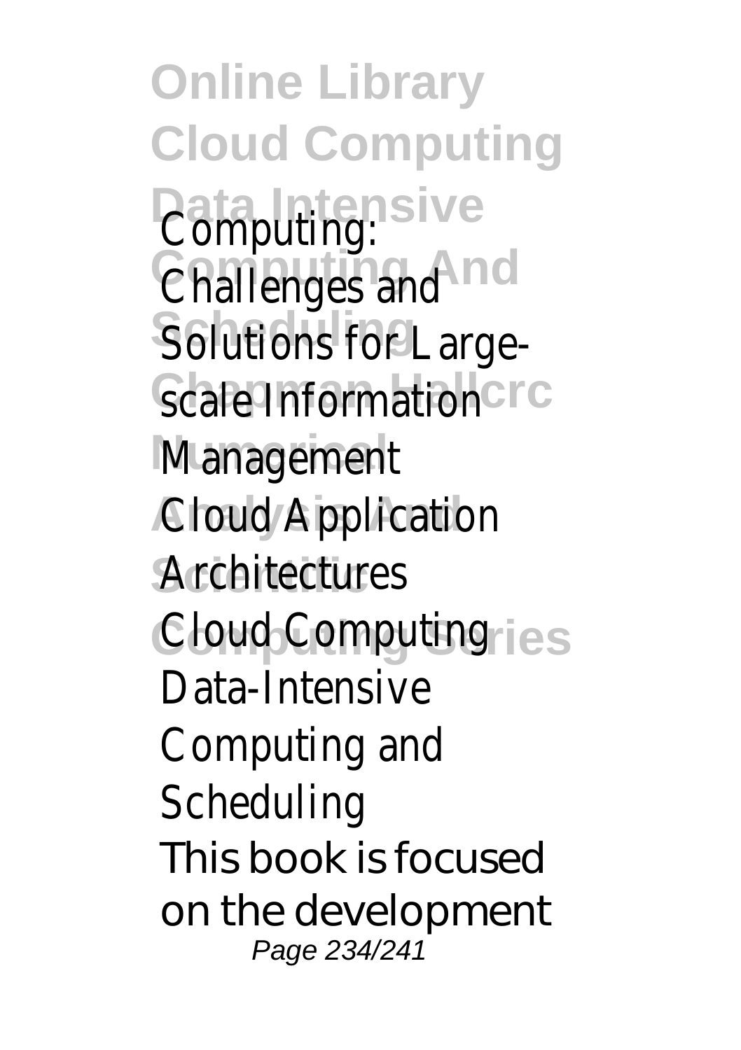Computing: Challenges and Solutions for Large-scale Information Management

Cloud Application Architectures

Cloud Computing

Data-Intensive Computing and Scheduling

This book is focused on the development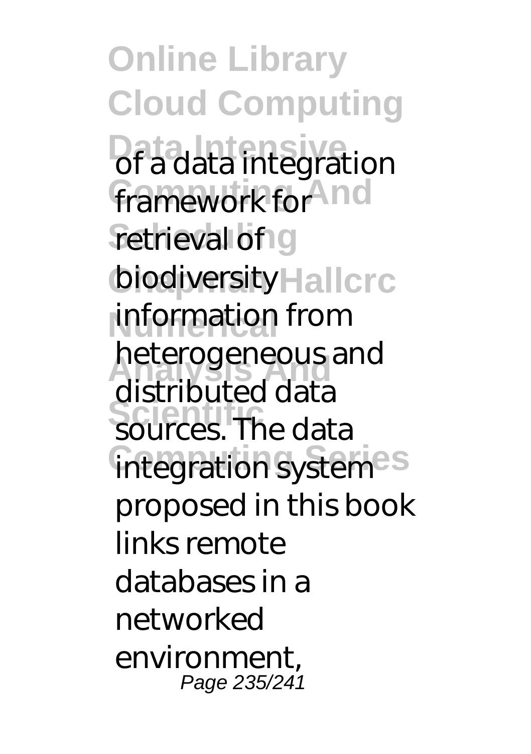of a data integration framework for retrieval of biodiversity information from heterogeneous and distributed data sources. The data integration system proposed in this book links remote databases in a networked environment,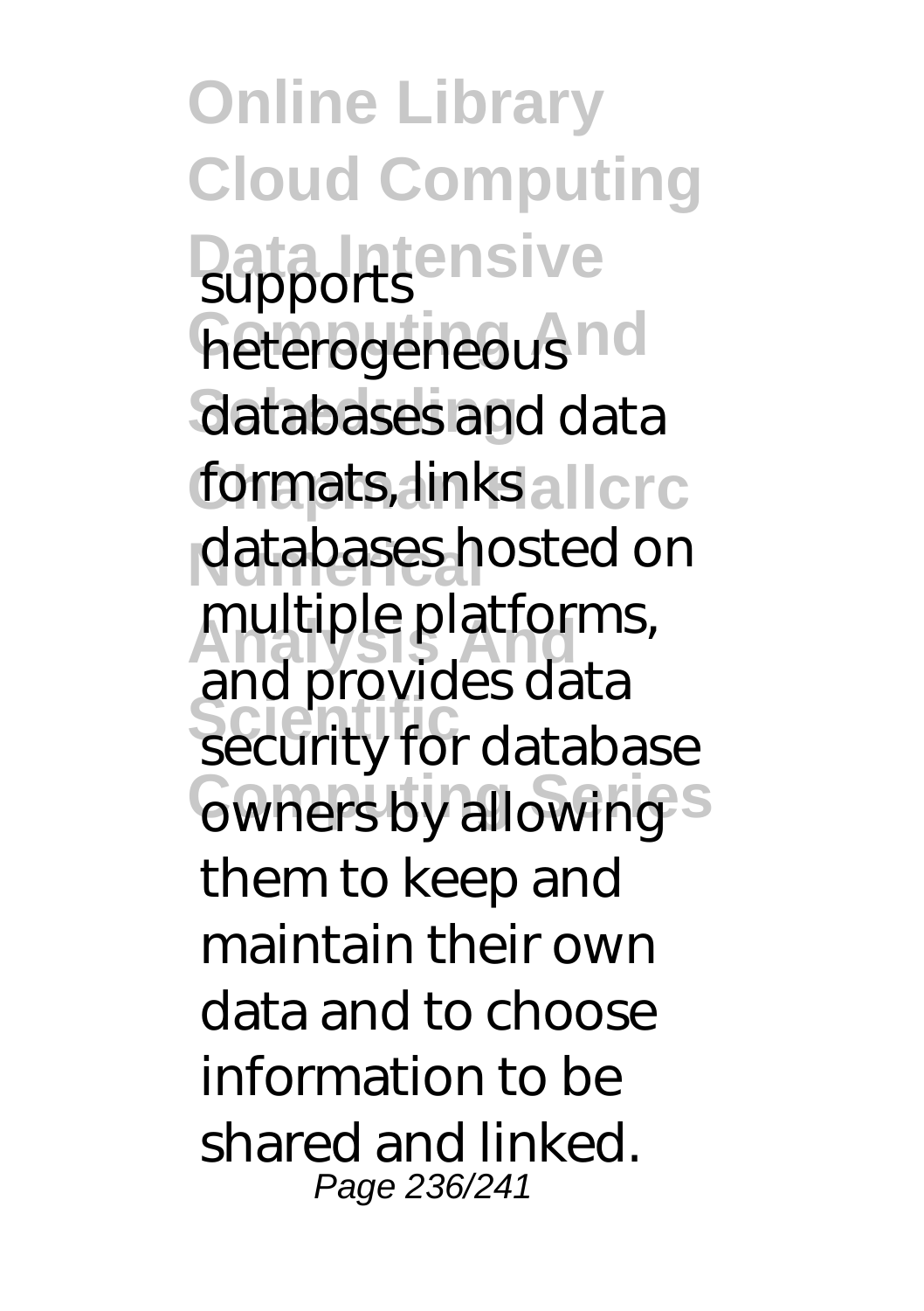supports heterogeneous databases and data formats, links databases hosted on multiple platforms, and provides data security for database owners by allowing them to keep and maintain their own data and to choose information to be shared and linked.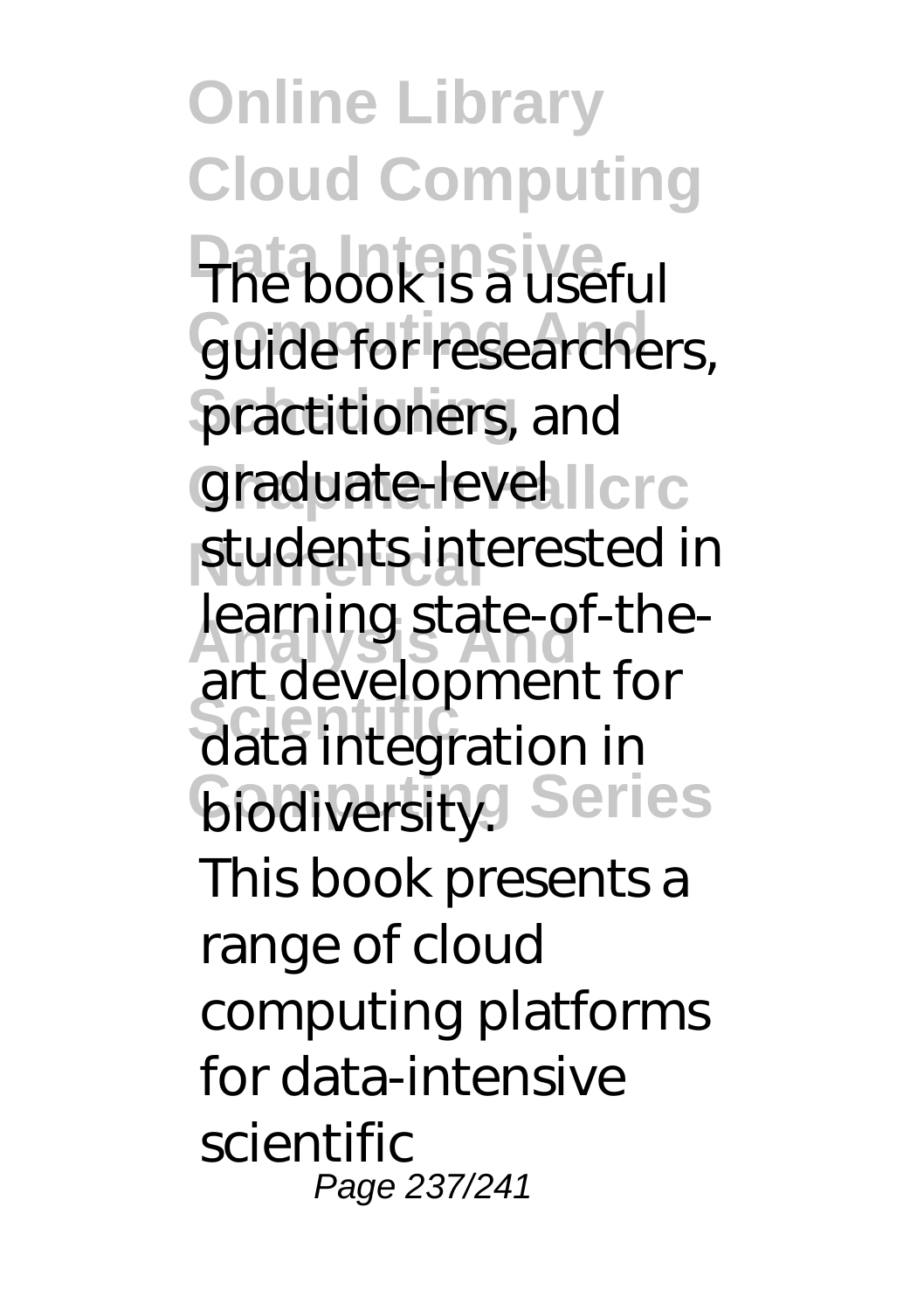The book is a useful guide for researchers, practitioners, and graduate-level students interested in learning state-of-the-art development for data integration in biodiversity.

This book presents a range of cloud computing platforms for data-intensive scientific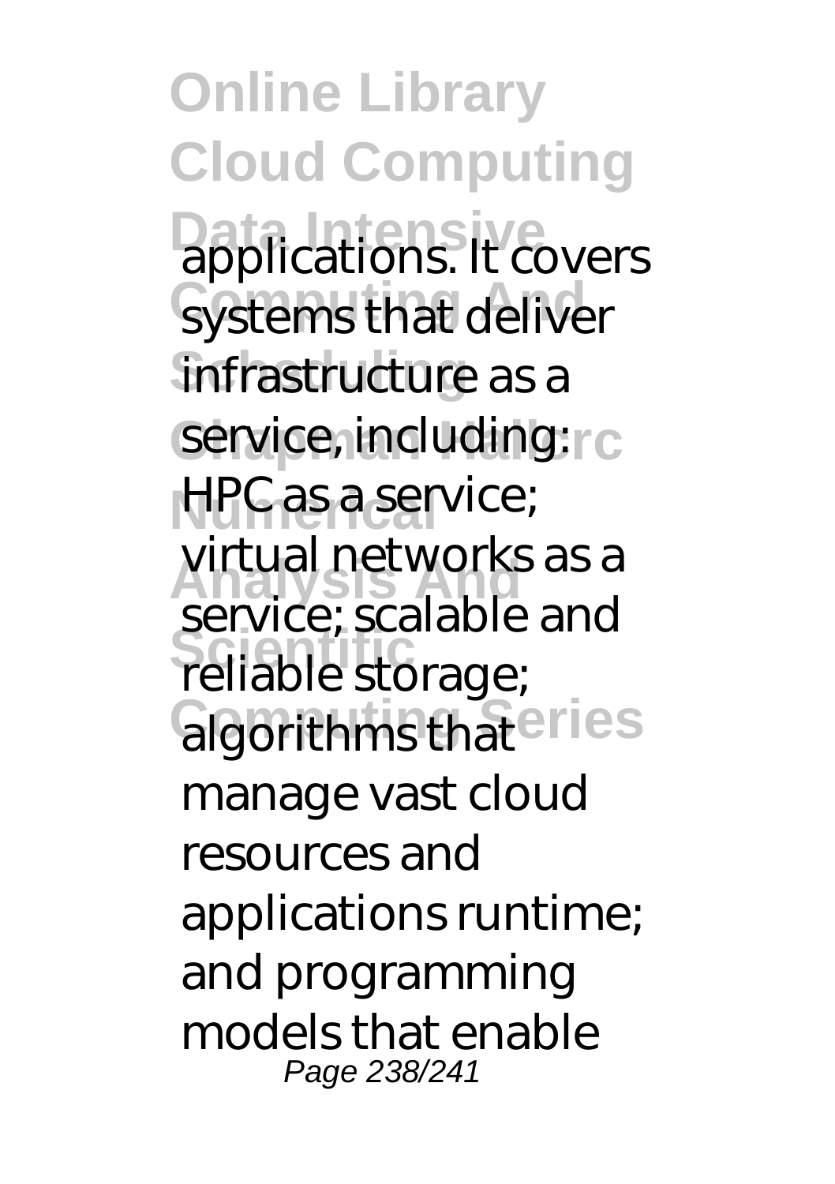applications. It covers systems that deliver infrastructure as a service, including: HPC as a service; virtual networks as a service; scalable and reliable storage; algorithms that manage vast cloud resources and applications runtime; and programming models that enable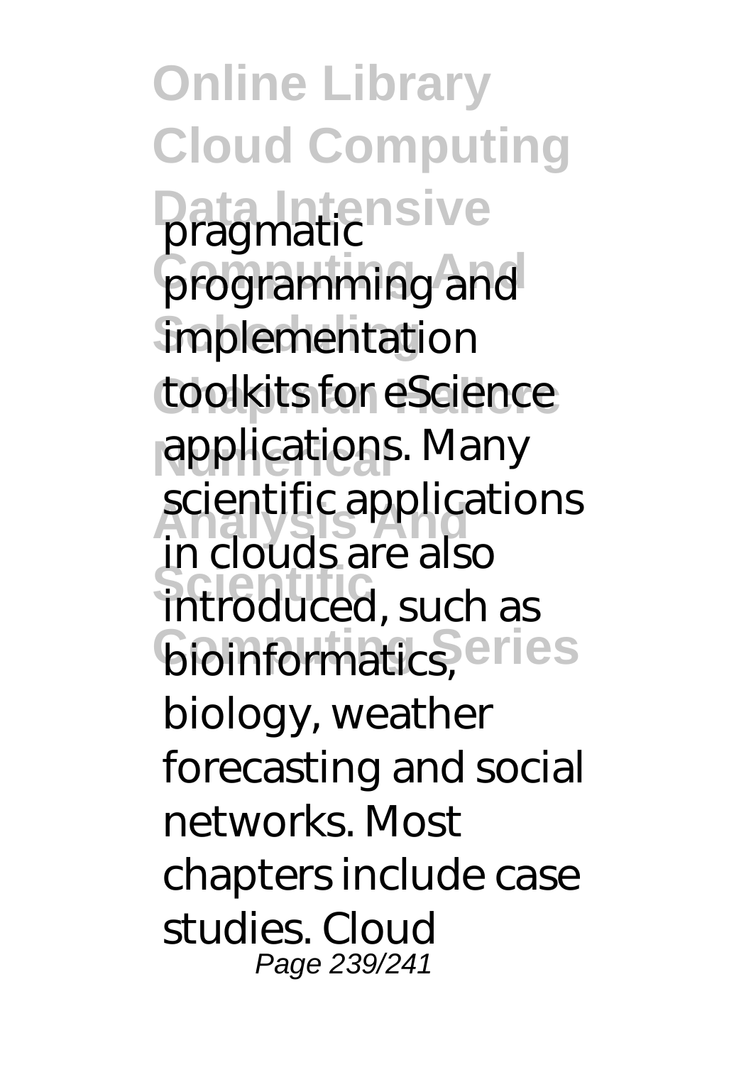pragmatic programming and implementation toolkits for eScience applications. Many scientific applications in clouds are also introduced, such as bioinformatics, biology, weather forecasting and social networks. Most chapters include case studies. Cloud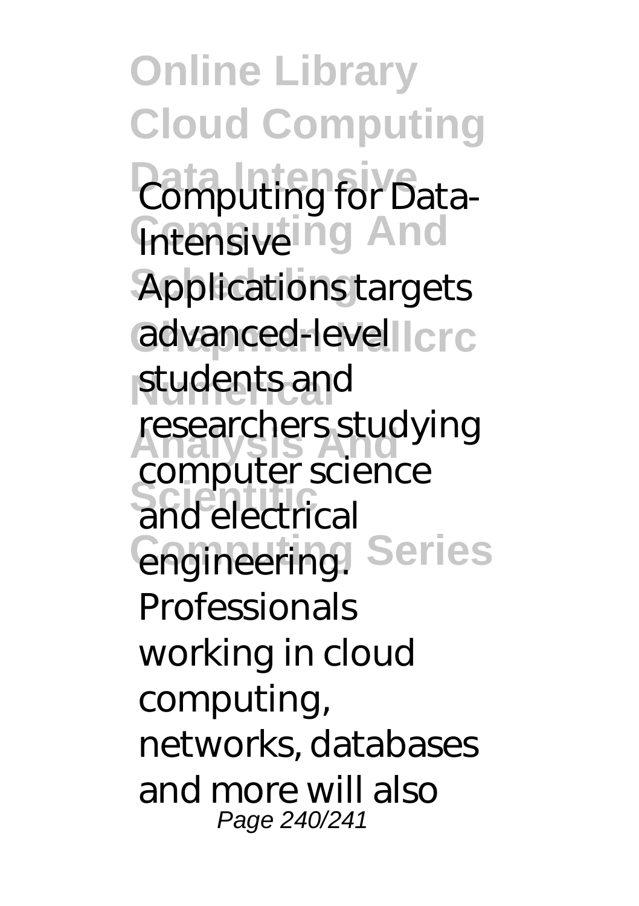Computing for Data-Intensive Applications targets advanced-level students and researchers studying computer science and electrical engineering. Professionals working in cloud computing, networks, databases and more will also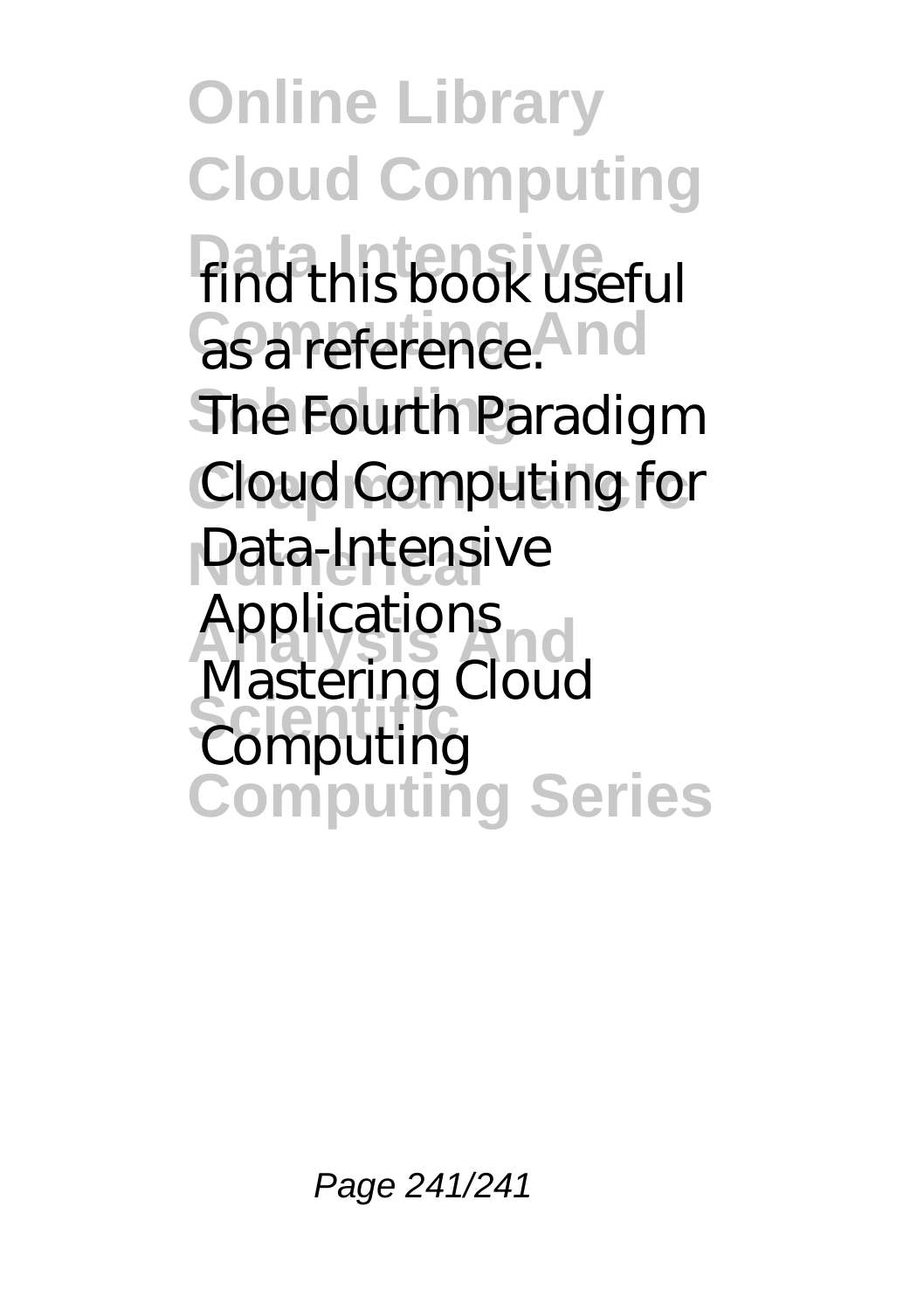find this book useful as a reference.
The Fourth Paradigm
Cloud Computing for Data-Intensive Applications
Mastering Cloud Computing